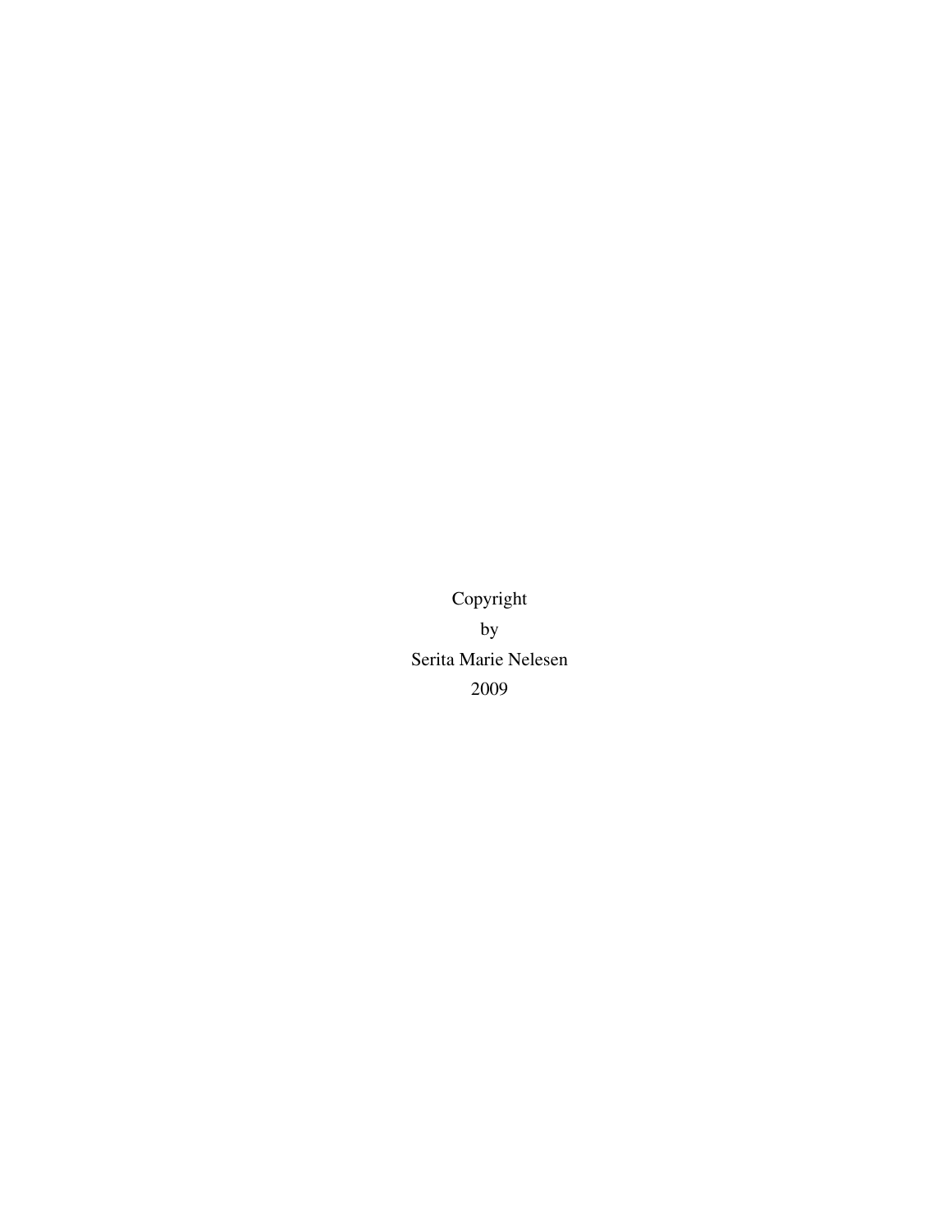Copyright

by

Serita Marie Nelesen

2009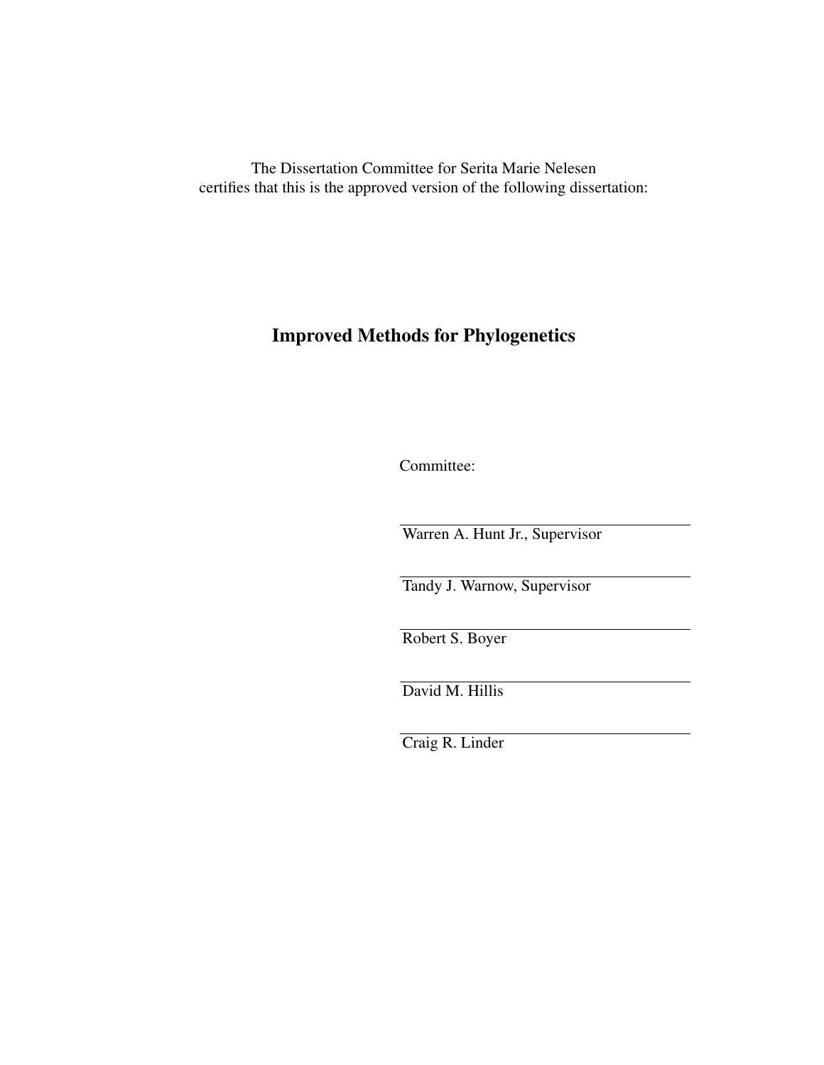The Dissertation Committee for Serita Marie Nelesen
certifies that this is the approved version of the following dissertation:

# Improved Methods for Phylogenetics

Committee:

Warren A. Hunt Jr., Supervisor

Tandy J. Warnow, Supervisor

Robert S. Boyer

David M. Hillis

Craig R. Linder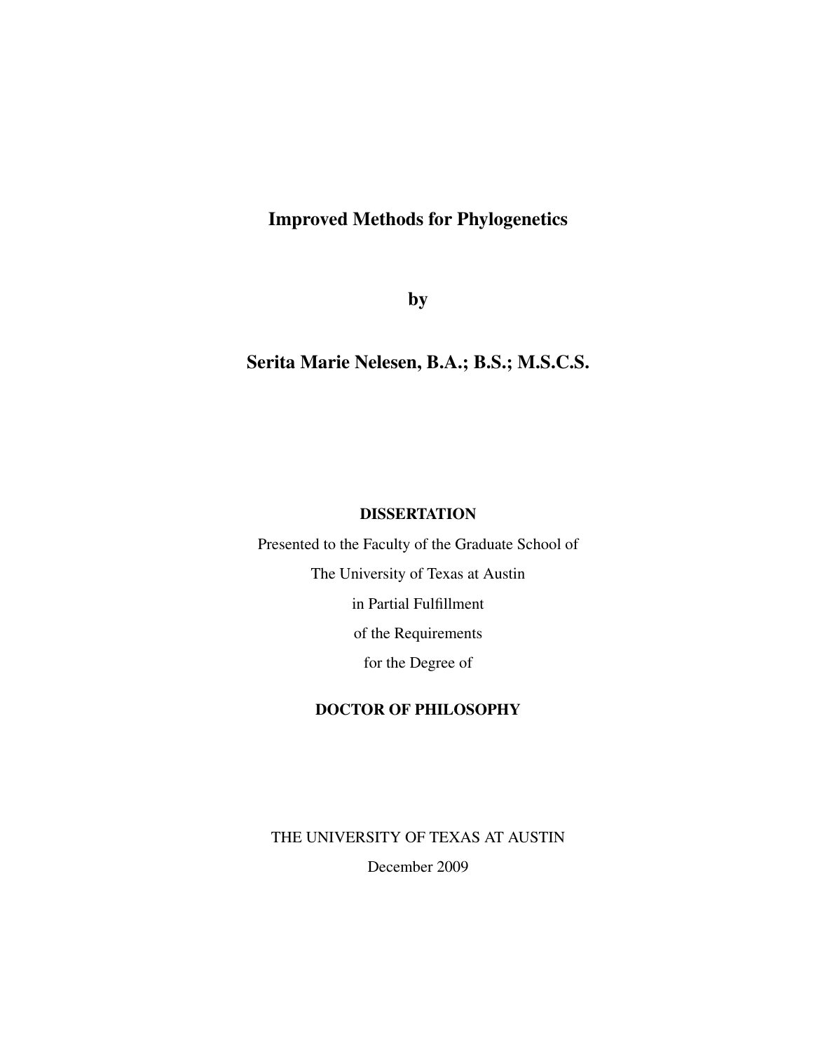# Improved Methods for Phylogenetics

**by**

**Serita Marie Nelesen, B.A.; B.S.; M.S.C.S.**

**DISSERTATION**

Presented to the Faculty of the Graduate School of

The University of Texas at Austin

in Partial Fulfillment

of the Requirements

for the Degree of

**DOCTOR OF PHILOSOPHY**

THE UNIVERSITY OF TEXAS AT AUSTIN

December 2009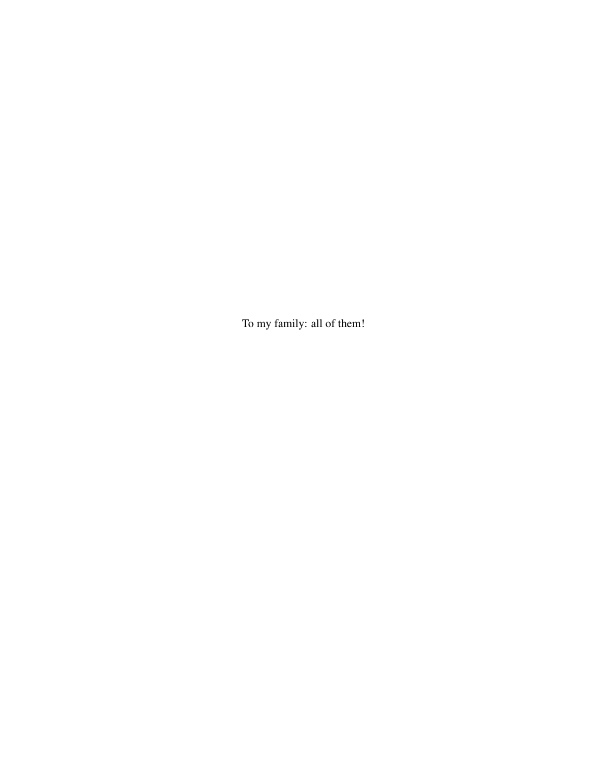To my family: all of them!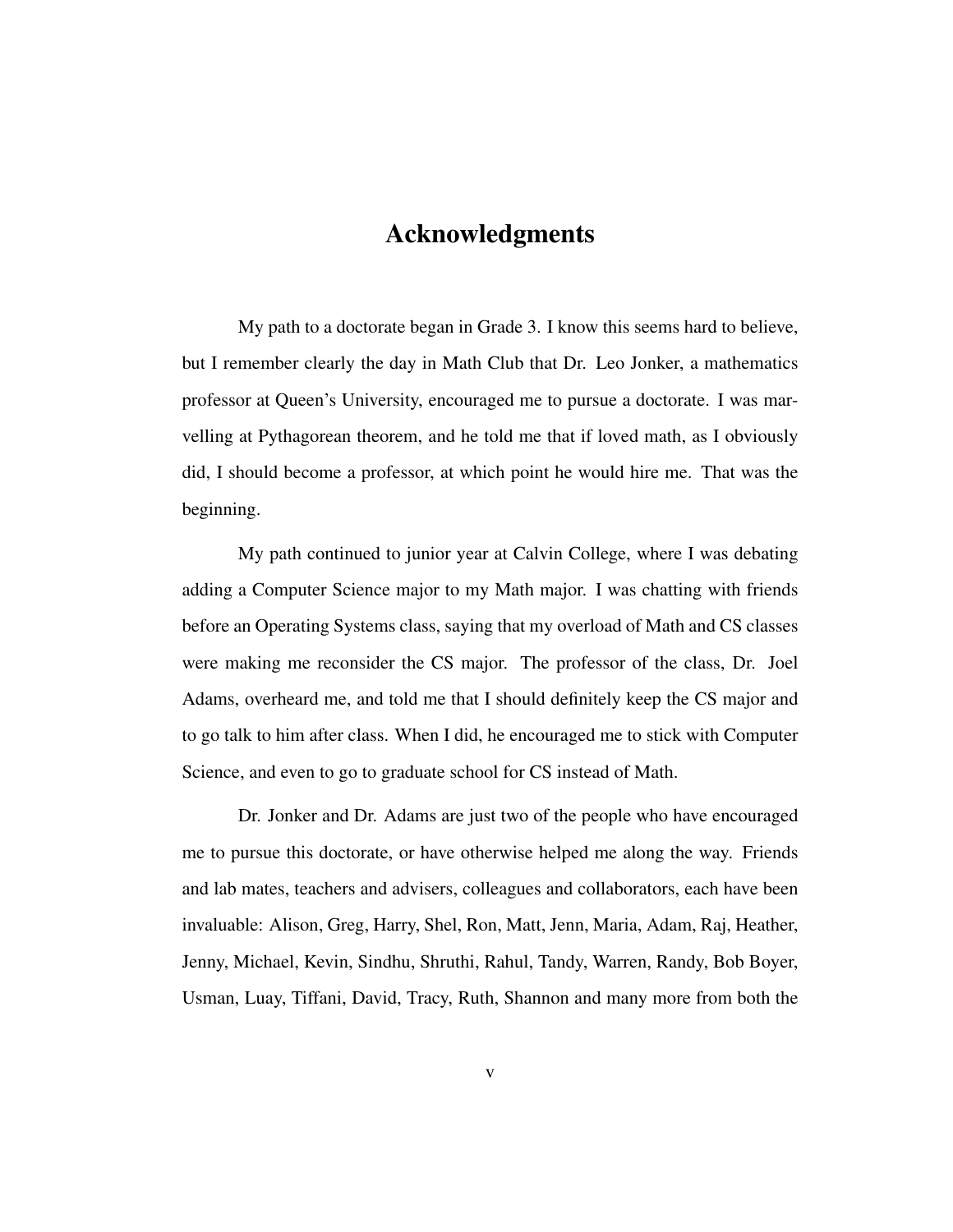# Acknowledgments

My path to a doctorate began in Grade 3. I know this seems hard to believe, but I remember clearly the day in Math Club that Dr. Leo Jonker, a mathematics professor at Queen's University, encouraged me to pursue a doctorate. I was marvelling at Pythagorean theorem, and he told me that if loved math, as I obviously did, I should become a professor, at which point he would hire me. That was the beginning.

My path continued to junior year at Calvin College, where I was debating adding a Computer Science major to my Math major. I was chatting with friends before an Operating Systems class, saying that my overload of Math and CS classes were making me reconsider the CS major. The professor of the class, Dr. Joel Adams, overheard me, and told me that I should definitely keep the CS major and to go talk to him after class. When I did, he encouraged me to stick with Computer Science, and even to go to graduate school for CS instead of Math.

Dr. Jonker and Dr. Adams are just two of the people who have encouraged me to pursue this doctorate, or have otherwise helped me along the way. Friends and lab mates, teachers and advisers, colleagues and collaborators, each have been invaluable: Alison, Greg, Harry, Shel, Ron, Matt, Jenn, Maria, Adam, Raj, Heather, Jenny, Michael, Kevin, Sindhu, Shruthi, Rahul, Tandy, Warren, Randy, Bob Boyer, Usman, Luay, Tiffani, David, Tracy, Ruth, Shannon and many more from both the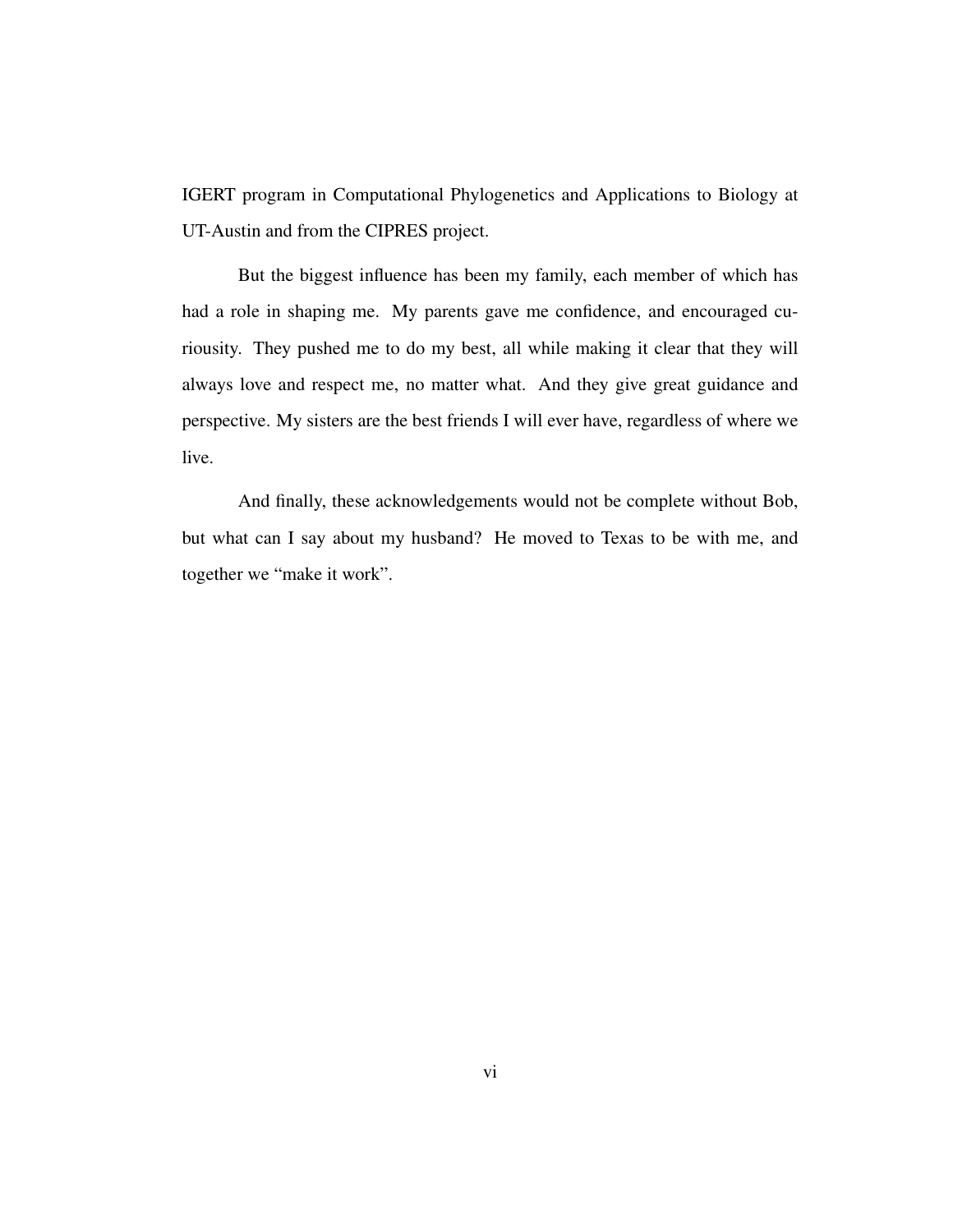IGERT program in Computational Phylogenetics and Applications to Biology at UT-Austin and from the CIPRES project.

But the biggest influence has been my family, each member of which has had a role in shaping me. My parents gave me confidence, and encouraged curiousity. They pushed me to do my best, all while making it clear that they will always love and respect me, no matter what. And they give great guidance and perspective. My sisters are the best friends I will ever have, regardless of where we live.

And finally, these acknowledgements would not be complete without Bob, but what can I say about my husband? He moved to Texas to be with me, and together we "make it work".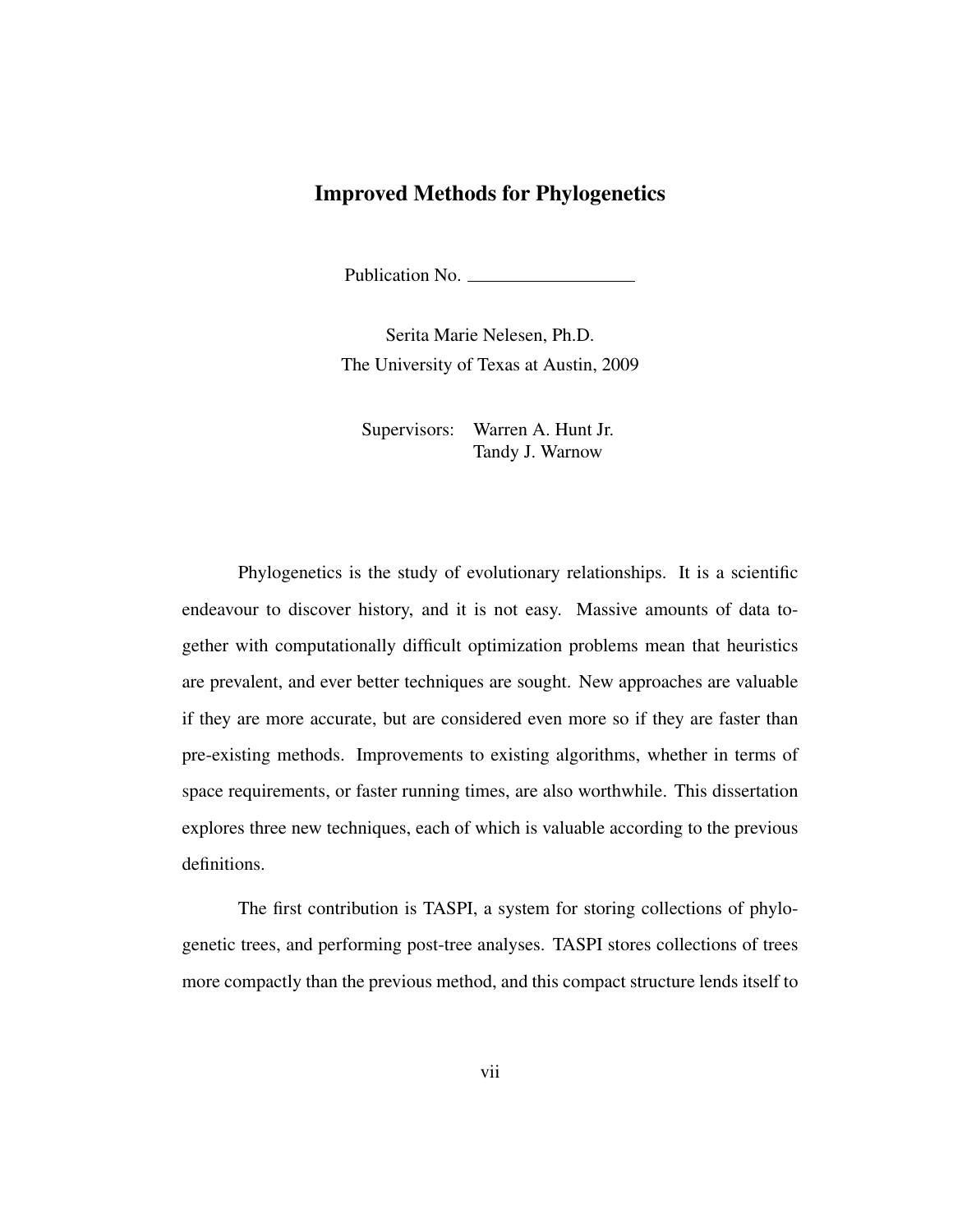## Improved Methods for Phylogenetics

Publication No. \_\_\_\_\_\_\_\_\_\_\_\_\_\_\_\_\_\_\_\_

Serita Marie Nelesen, Ph.D.
The University of Texas at Austin, 2009

Supervisors: Warren A. Hunt Jr.
Tandy J. Warnow

Phylogenetics is the study of evolutionary relationships. It is a scientific endeavour to discover history, and it is not easy. Massive amounts of data together with computationally difficult optimization problems mean that heuristics are prevalent, and ever better techniques are sought. New approaches are valuable if they are more accurate, but are considered even more so if they are faster than pre-existing methods. Improvements to existing algorithms, whether in terms of space requirements, or faster running times, are also worthwhile. This dissertation explores three new techniques, each of which is valuable according to the previous definitions.

The first contribution is TASPI, a system for storing collections of phylogenetic trees, and performing post-tree analyses. TASPI stores collections of trees more compactly than the previous method, and this compact structure lends itself to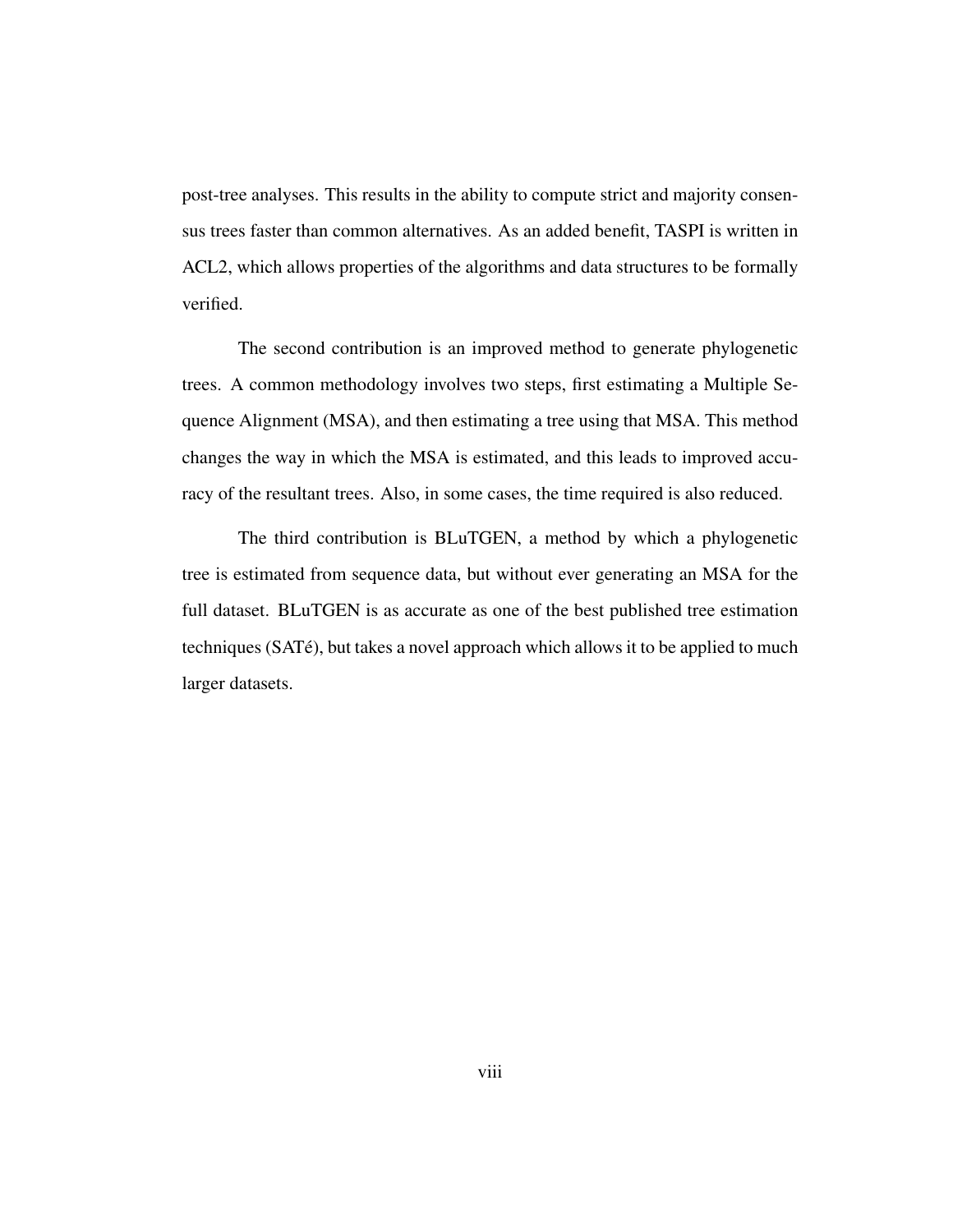post-tree analyses. This results in the ability to compute strict and majority consensus trees faster than common alternatives. As an added benefit, TASPI is written in ACL2, which allows properties of the algorithms and data structures to be formally verified.

The second contribution is an improved method to generate phylogenetic trees. A common methodology involves two steps, first estimating a Multiple Sequence Alignment (MSA), and then estimating a tree using that MSA. This method changes the way in which the MSA is estimated, and this leads to improved accuracy of the resultant trees. Also, in some cases, the time required is also reduced.

The third contribution is BLuTGEN, a method by which a phylogenetic tree is estimated from sequence data, but without ever generating an MSA for the full dataset. BLuTGEN is as accurate as one of the best published tree estimation techniques (SATé), but takes a novel approach which allows it to be applied to much larger datasets.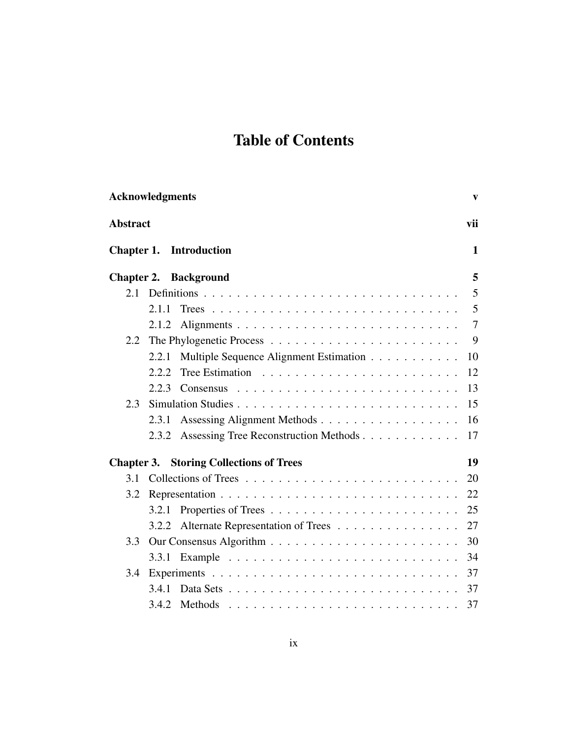# Table of Contents

**Acknowledgments** **v**

**Abstract** **vii**

**Chapter 1. Introduction** **1**

**Chapter 2. Background** **5**

- 2.1 Definitions . . . . . . . . . . . . . . . . . . . . . . . . . . . . . . . 5
  - 2.1.1 Trees . . . . . . . . . . . . . . . . . . . . . . . . . . . . . 5
  - 2.1.2 Alignments . . . . . . . . . . . . . . . . . . . . . . . . . . 7
- 2.2 The Phylogenetic Process . . . . . . . . . . . . . . . . . . . . . . . 9
  - 2.2.1 Multiple Sequence Alignment Estimation . . . . . . . . . . . 10
  - 2.2.2 Tree Estimation . . . . . . . . . . . . . . . . . . . . . . . 12
  - 2.2.3 Consensus . . . . . . . . . . . . . . . . . . . . . . . . . . 13
- 2.3 Simulation Studies . . . . . . . . . . . . . . . . . . . . . . . . . . 15
  - 2.3.1 Assessing Alignment Methods . . . . . . . . . . . . . . . . . 16
  - 2.3.2 Assessing Tree Reconstruction Methods . . . . . . . . . . . . 17

**Chapter 3. Storing Collections of Trees** **19**

- 3.1 Collections of Trees . . . . . . . . . . . . . . . . . . . . . . . . . 20
- 3.2 Representation . . . . . . . . . . . . . . . . . . . . . . . . . . . . 22
  - 3.2.1 Properties of Trees . . . . . . . . . . . . . . . . . . . . . . 25
  - 3.2.2 Alternate Representation of Trees . . . . . . . . . . . . . . . 27
- 3.3 Our Consensus Algorithm . . . . . . . . . . . . . . . . . . . . . . . 30
  - 3.3.1 Example . . . . . . . . . . . . . . . . . . . . . . . . . . . 34
- 3.4 Experiments . . . . . . . . . . . . . . . . . . . . . . . . . . . . . 37
  - 3.4.1 Data Sets . . . . . . . . . . . . . . . . . . . . . . . . . . . 37
  - 3.4.2 Methods . . . . . . . . . . . . . . . . . . . . . . . . . . . 37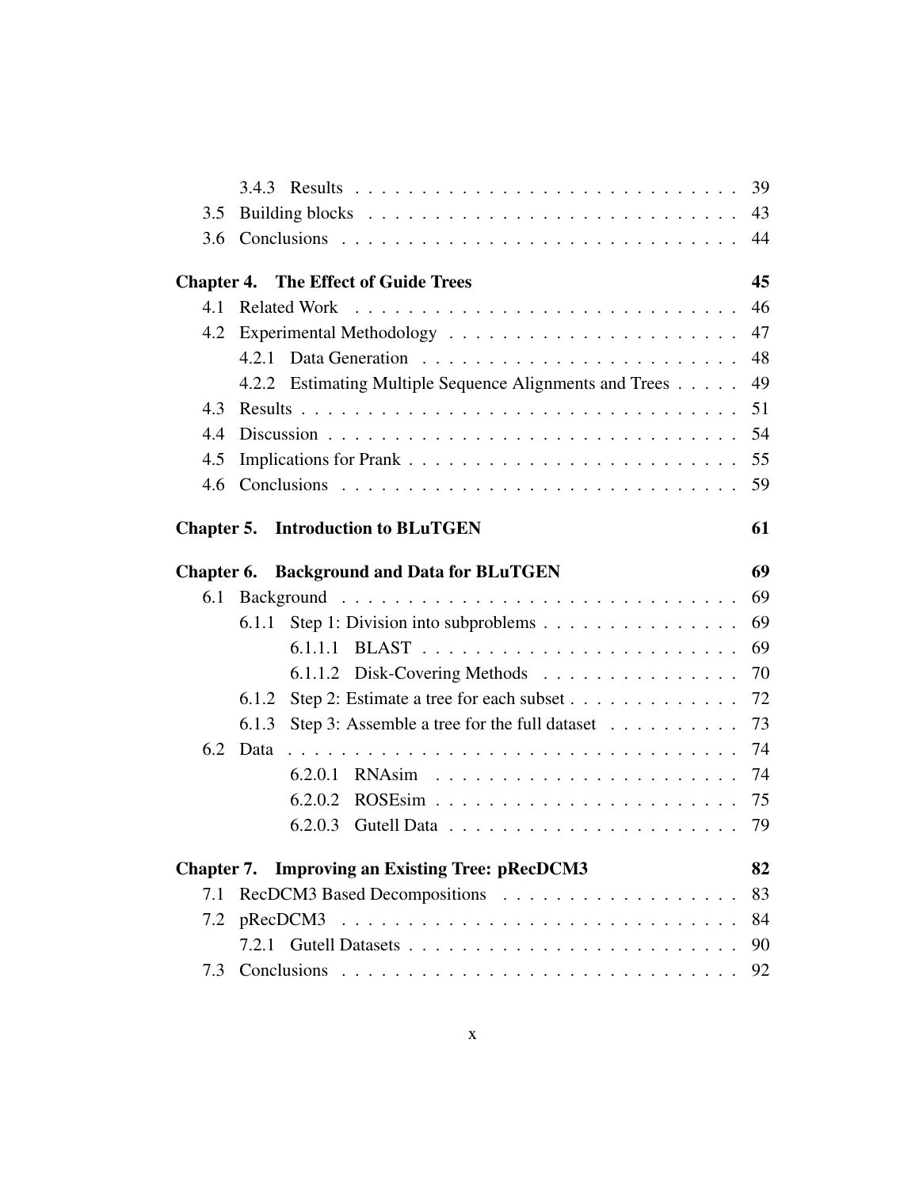3.4.3 Results . . . . . . . . . . . . . . . . . . . . . . . . . . . 39

3.5 Building blocks . . . . . . . . . . . . . . . . . . . . . . . . . . . 43

3.6 Conclusions . . . . . . . . . . . . . . . . . . . . . . . . . . . . 44

**Chapter 4. The Effect of Guide Trees 45**

4.1 Related Work . . . . . . . . . . . . . . . . . . . . . . . . . . . 46

4.2 Experimental Methodology . . . . . . . . . . . . . . . . . . . . . 47

4.2.1 Data Generation . . . . . . . . . . . . . . . . . . . . . . 48

4.2.2 Estimating Multiple Sequence Alignments and Trees . . . . . 49

4.3 Results . . . . . . . . . . . . . . . . . . . . . . . . . . . . . . . 51

4.4 Discussion . . . . . . . . . . . . . . . . . . . . . . . . . . . . . 54

4.5 Implications for Prank . . . . . . . . . . . . . . . . . . . . . . . 55

4.6 Conclusions . . . . . . . . . . . . . . . . . . . . . . . . . . . . 59

**Chapter 5. Introduction to BLuTGEN 61**

**Chapter 6. Background and Data for BLuTGEN 69**

6.1 Background . . . . . . . . . . . . . . . . . . . . . . . . . . . . 69

6.1.1 Step 1: Division into subproblems . . . . . . . . . . . . . . 69

6.1.1.1 BLAST . . . . . . . . . . . . . . . . . . . . . . . 69

6.1.1.2 Disk-Covering Methods . . . . . . . . . . . . . . . 70

6.1.2 Step 2: Estimate a tree for each subset . . . . . . . . . . . . 72

6.1.3 Step 3: Assemble a tree for the full dataset . . . . . . . . . . 73

6.2 Data . . . . . . . . . . . . . . . . . . . . . . . . . . . . . . . . 74

6.2.0.1 RNAsim . . . . . . . . . . . . . . . . . . . . . . . 74

6.2.0.2 ROSEsim . . . . . . . . . . . . . . . . . . . . . . . 75

6.2.0.3 Gutell Data . . . . . . . . . . . . . . . . . . . . . . 79

**Chapter 7. Improving an Existing Tree: pRecDCM3 82**

7.1 RecDCM3 Based Decompositions . . . . . . . . . . . . . . . . . 83

7.2 pRecDCM3 . . . . . . . . . . . . . . . . . . . . . . . . . . . . . 84

7.2.1 Gutell Datasets . . . . . . . . . . . . . . . . . . . . . . . . 90

7.3 Conclusions . . . . . . . . . . . . . . . . . . . . . . . . . . . . 92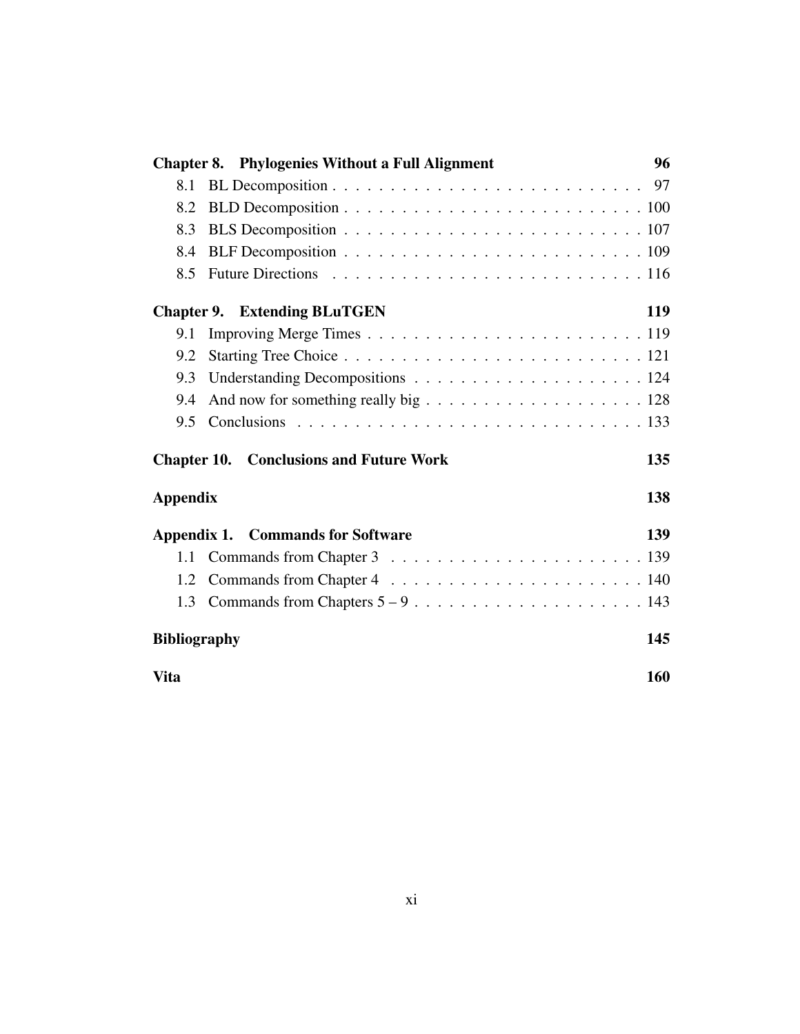**Chapter 8. Phylogenies Without a Full Alignment** **96**

8.1 BL Decomposition . . . . . . . . . . . . . . . . . . . . . . . . . . 97

8.2 BLD Decomposition . . . . . . . . . . . . . . . . . . . . . . . . . 100

8.3 BLS Decomposition . . . . . . . . . . . . . . . . . . . . . . . . . 107

8.4 BLF Decomposition . . . . . . . . . . . . . . . . . . . . . . . . . 109

8.5 Future Directions . . . . . . . . . . . . . . . . . . . . . . . . . . 116

**Chapter 9. Extending BLuTGEN** **119**

9.1 Improving Merge Times . . . . . . . . . . . . . . . . . . . . . . . 119

9.2 Starting Tree Choice . . . . . . . . . . . . . . . . . . . . . . . . . 121

9.3 Understanding Decompositions . . . . . . . . . . . . . . . . . . . 124

9.4 And now for something really big . . . . . . . . . . . . . . . . . . 128

9.5 Conclusions . . . . . . . . . . . . . . . . . . . . . . . . . . . . . 133

**Chapter 10. Conclusions and Future Work** **135**

**Appendix** **138**

**Appendix 1. Commands for Software** **139**

1.1 Commands from Chapter 3 . . . . . . . . . . . . . . . . . . . . . 139

1.2 Commands from Chapter 4 . . . . . . . . . . . . . . . . . . . . . 140

1.3 Commands from Chapters 5 – 9 . . . . . . . . . . . . . . . . . . . 143

**Bibliography** **145**

**Vita** **160**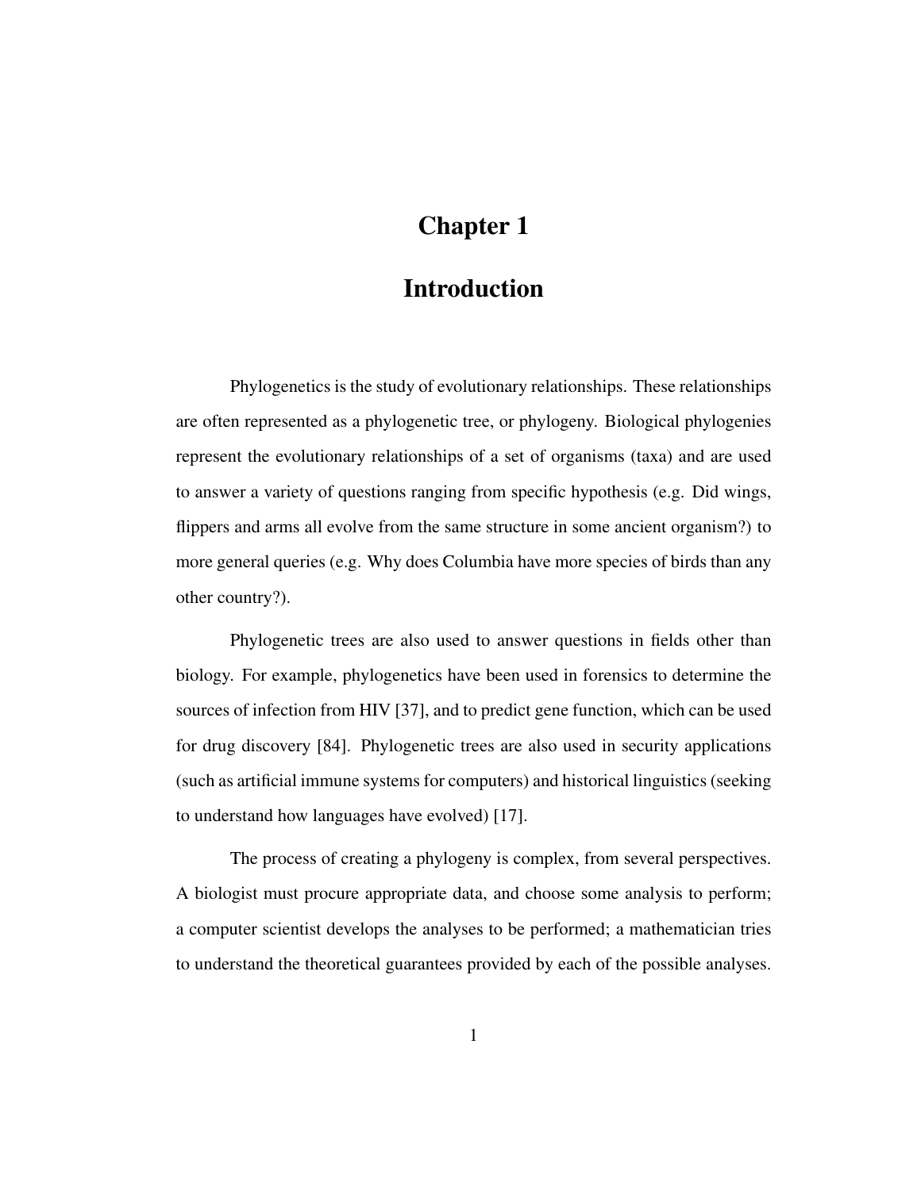# Chapter 1

# Introduction

Phylogenetics is the study of evolutionary relationships. These relationships are often represented as a phylogenetic tree, or phylogeny. Biological phylogenies represent the evolutionary relationships of a set of organisms (taxa) and are used to answer a variety of questions ranging from specific hypothesis (e.g. Did wings, flippers and arms all evolve from the same structure in some ancient organism?) to more general queries (e.g. Why does Columbia have more species of birds than any other country?).

Phylogenetic trees are also used to answer questions in fields other than biology. For example, phylogenetics have been used in forensics to determine the sources of infection from HIV [37], and to predict gene function, which can be used for drug discovery [84]. Phylogenetic trees are also used in security applications (such as artificial immune systems for computers) and historical linguistics (seeking to understand how languages have evolved) [17].

The process of creating a phylogeny is complex, from several perspectives. A biologist must procure appropriate data, and choose some analysis to perform; a computer scientist develops the analyses to be performed; a mathematician tries to understand the theoretical guarantees provided by each of the possible analyses.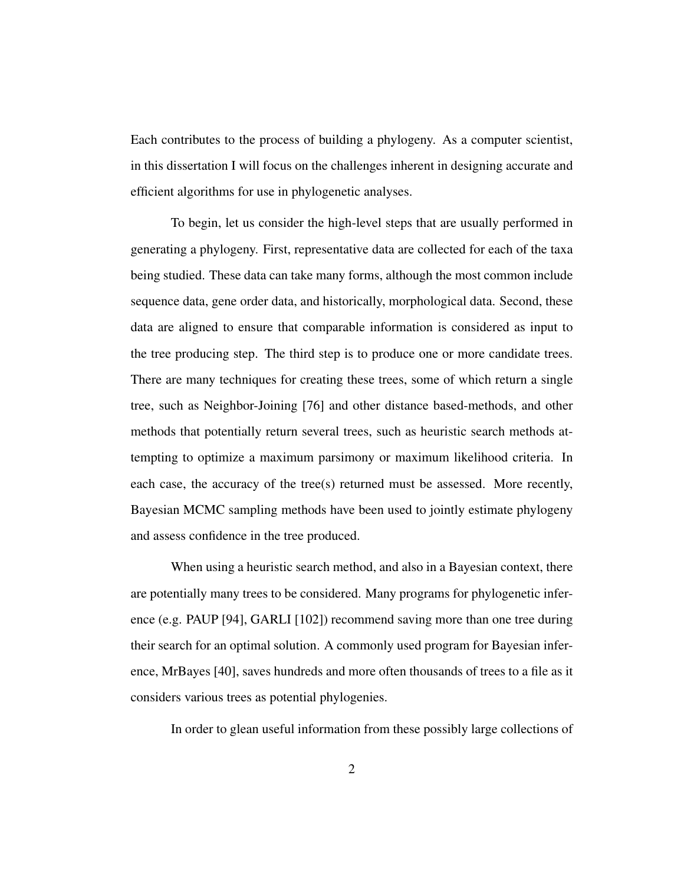Each contributes to the process of building a phylogeny. As a computer scientist, in this dissertation I will focus on the challenges inherent in designing accurate and efficient algorithms for use in phylogenetic analyses.

To begin, let us consider the high-level steps that are usually performed in generating a phylogeny. First, representative data are collected for each of the taxa being studied. These data can take many forms, although the most common include sequence data, gene order data, and historically, morphological data. Second, these data are aligned to ensure that comparable information is considered as input to the tree producing step. The third step is to produce one or more candidate trees. There are many techniques for creating these trees, some of which return a single tree, such as Neighbor-Joining [76] and other distance based-methods, and other methods that potentially return several trees, such as heuristic search methods attempting to optimize a maximum parsimony or maximum likelihood criteria. In each case, the accuracy of the tree(s) returned must be assessed. More recently, Bayesian MCMC sampling methods have been used to jointly estimate phylogeny and assess confidence in the tree produced.

When using a heuristic search method, and also in a Bayesian context, there are potentially many trees to be considered. Many programs for phylogenetic inference (e.g. PAUP [94], GARLI [102]) recommend saving more than one tree during their search for an optimal solution. A commonly used program for Bayesian inference, MrBayes [40], saves hundreds and more often thousands of trees to a file as it considers various trees as potential phylogenies.

In order to glean useful information from these possibly large collections of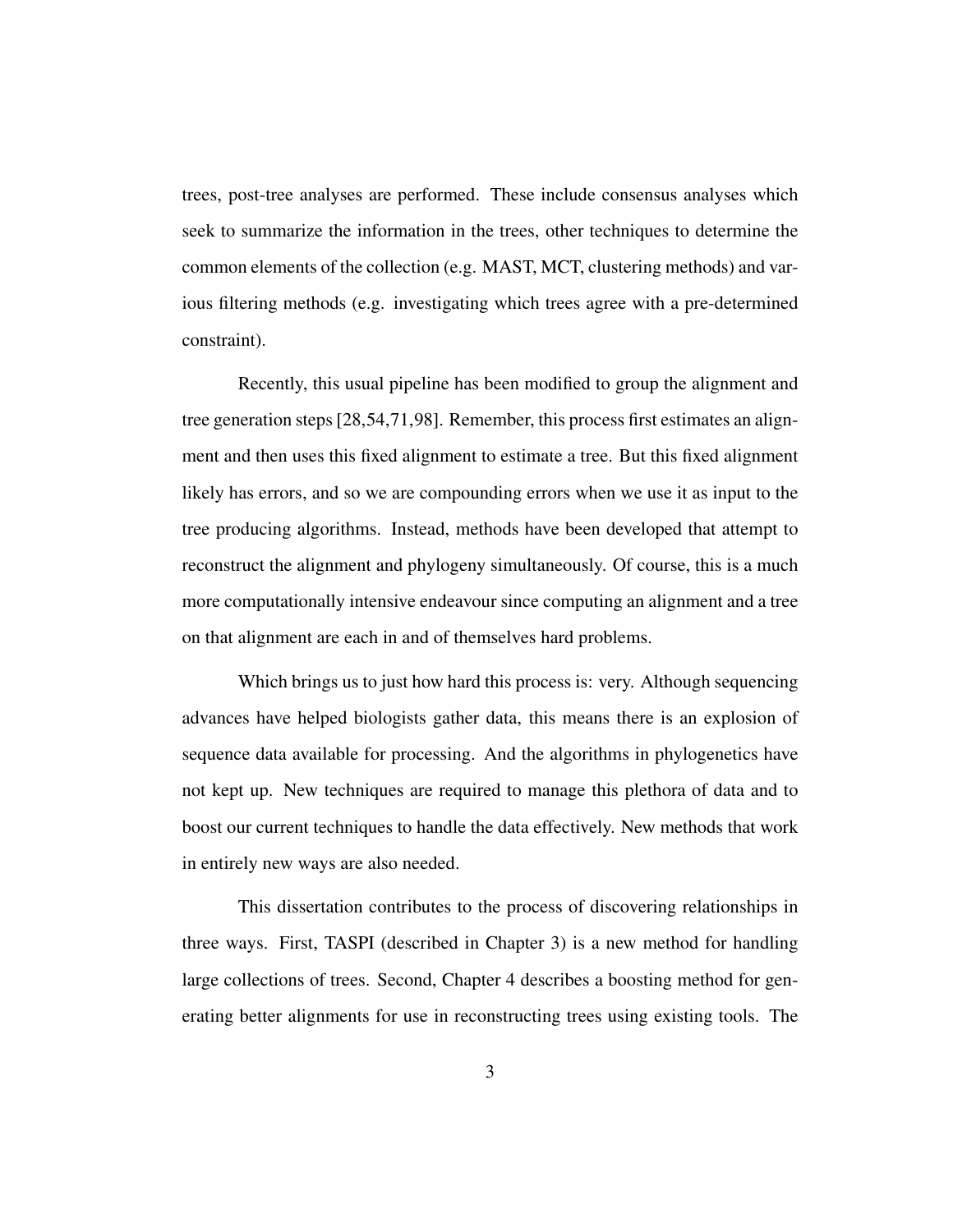trees, post-tree analyses are performed. These include consensus analyses which seek to summarize the information in the trees, other techniques to determine the common elements of the collection (e.g. MAST, MCT, clustering methods) and various filtering methods (e.g. investigating which trees agree with a pre-determined constraint).

Recently, this usual pipeline has been modified to group the alignment and tree generation steps [28,54,71,98]. Remember, this process first estimates an alignment and then uses this fixed alignment to estimate a tree. But this fixed alignment likely has errors, and so we are compounding errors when we use it as input to the tree producing algorithms. Instead, methods have been developed that attempt to reconstruct the alignment and phylogeny simultaneously. Of course, this is a much more computationally intensive endeavour since computing an alignment and a tree on that alignment are each in and of themselves hard problems.

Which brings us to just how hard this process is: very. Although sequencing advances have helped biologists gather data, this means there is an explosion of sequence data available for processing. And the algorithms in phylogenetics have not kept up. New techniques are required to manage this plethora of data and to boost our current techniques to handle the data effectively. New methods that work in entirely new ways are also needed.

This dissertation contributes to the process of discovering relationships in three ways. First, TASPI (described in Chapter 3) is a new method for handling large collections of trees. Second, Chapter 4 describes a boosting method for generating better alignments for use in reconstructing trees using existing tools. The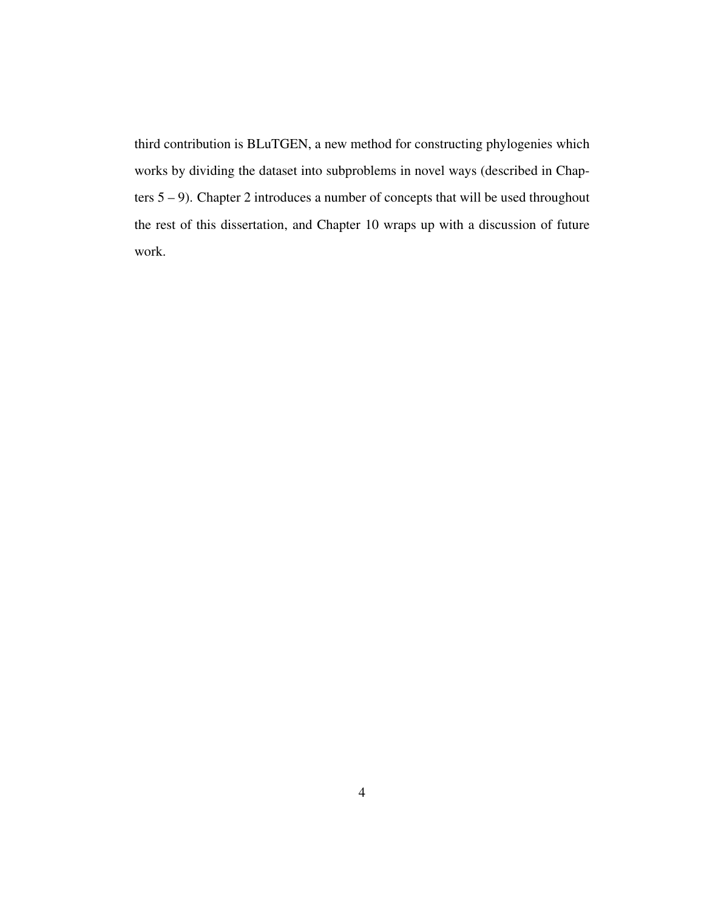third contribution is BLuTGEN, a new method for constructing phylogenies which works by dividing the dataset into subproblems in novel ways (described in Chapters 5 – 9). Chapter 2 introduces a number of concepts that will be used throughout the rest of this dissertation, and Chapter 10 wraps up with a discussion of future work.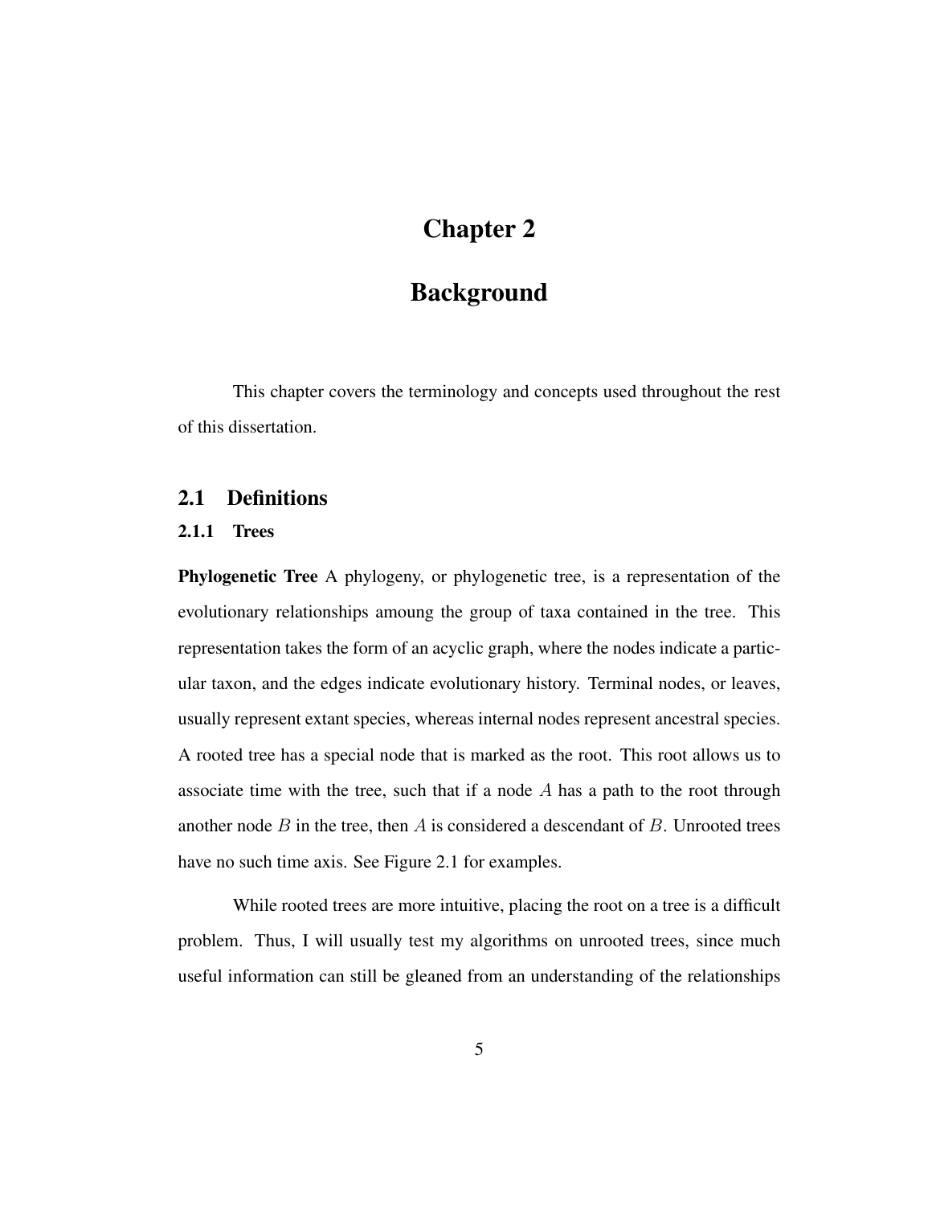# Chapter 2

# Background

This chapter covers the terminology and concepts used throughout the rest of this dissertation.

## 2.1 Definitions

### 2.1.1 Trees

**Phylogenetic Tree** A phylogeny, or phylogenetic tree, is a representation of the evolutionary relationships amoung the group of taxa contained in the tree. This representation takes the form of an acyclic graph, where the nodes indicate a particular taxon, and the edges indicate evolutionary history. Terminal nodes, or leaves, usually represent extant species, whereas internal nodes represent ancestral species. A rooted tree has a special node that is marked as the root. This root allows us to associate time with the tree, such that if a node $A$ has a path to the root through another node $B$ in the tree, then $A$ is considered a descendant of $B$. Unrooted trees have no such time axis. See Figure 2.1 for examples.

While rooted trees are more intuitive, placing the root on a tree is a difficult problem. Thus, I will usually test my algorithms on unrooted trees, since much useful information can still be gleaned from an understanding of the relationships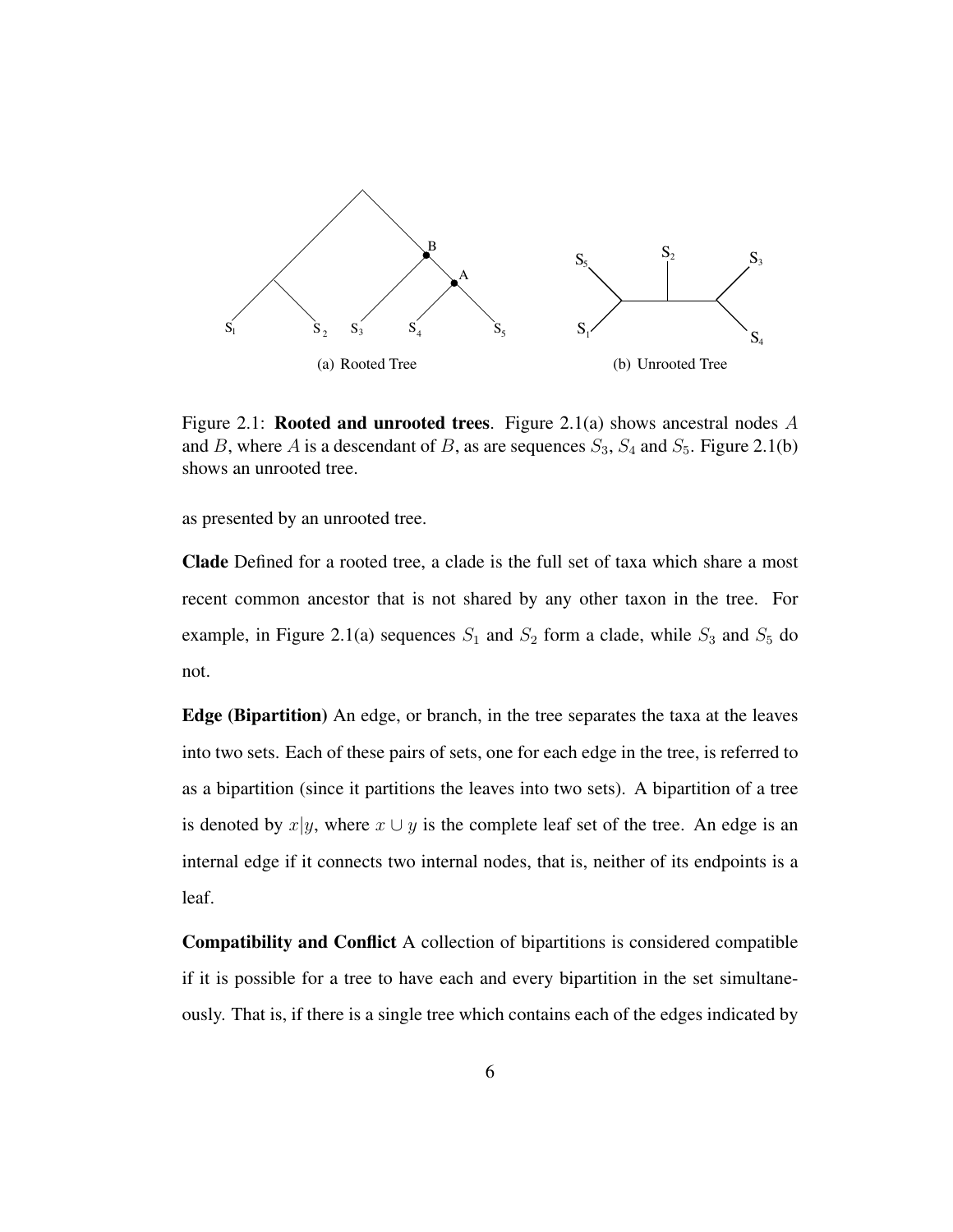(a) Rooted Tree

(b) Unrooted Tree

Figure 2.1: **Rooted and unrooted trees**. Figure 2.1(a) shows ancestral nodes $A$ and $B$, where $A$ is a descendant of $B$, as are sequences $S_3$, $S_4$ and $S_5$. Figure 2.1(b) shows an unrooted tree.

as presented by an unrooted tree.

**Clade** Defined for a rooted tree, a clade is the full set of taxa which share a most recent common ancestor that is not shared by any other taxon in the tree. For example, in Figure 2.1(a) sequences $S_1$ and $S_2$ form a clade, while $S_3$ and $S_5$ do not.

**Edge (Bipartition)** An edge, or branch, in the tree separates the taxa at the leaves into two sets. Each of these pairs of sets, one for each edge in the tree, is referred to as a bipartition (since it partitions the leaves into two sets). A bipartition of a tree is denoted by $x|y$, where $x \cup y$ is the complete leaf set of the tree. An edge is an internal edge if it connects two internal nodes, that is, neither of its endpoints is a leaf.

**Compatibility and Conflict** A collection of bipartitions is considered compatible if it is possible for a tree to have each and every bipartition in the set simultaneously. That is, if there is a single tree which contains each of the edges indicated by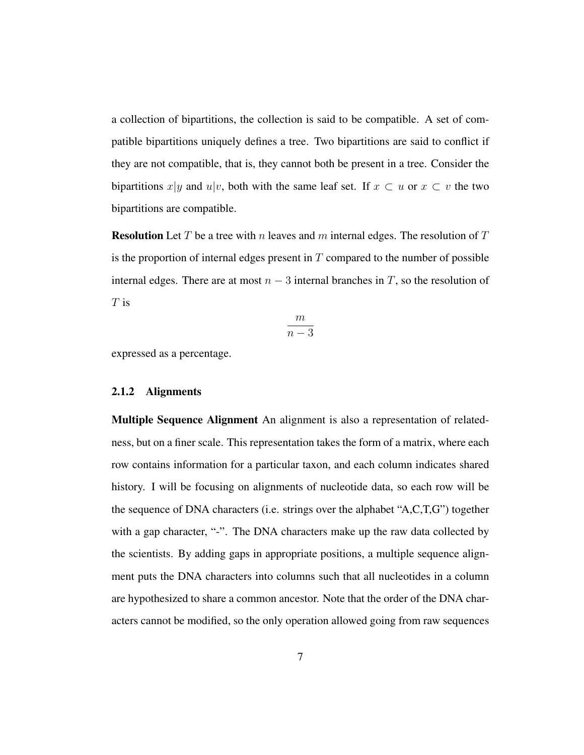a collection of bipartitions, the collection is said to be compatible. A set of compatible bipartitions uniquely defines a tree. Two bipartitions are said to conflict if they are not compatible, that is, they cannot both be present in a tree. Consider the bipartitions $x|y$ and $u|v$, both with the same leaf set. If $x \subset u$ or $x \subset v$ the two bipartitions are compatible.

**Resolution** Let $T$ be a tree with $n$ leaves and $m$ internal edges. The resolution of $T$ is the proportion of internal edges present in $T$ compared to the number of possible internal edges. There are at most $n - 3$ internal branches in $T$, so the resolution of $T$ is

$$\frac{m}{n-3}$$

expressed as a percentage.

### 2.1.2 Alignments

**Multiple Sequence Alignment** An alignment is also a representation of relatedness, but on a finer scale. This representation takes the form of a matrix, where each row contains information for a particular taxon, and each column indicates shared history. I will be focusing on alignments of nucleotide data, so each row will be the sequence of DNA characters (i.e. strings over the alphabet "A,C,T,G") together with a gap character, "-". The DNA characters make up the raw data collected by the scientists. By adding gaps in appropriate positions, a multiple sequence alignment puts the DNA characters into columns such that all nucleotides in a column are hypothesized to share a common ancestor. Note that the order of the DNA characters cannot be modified, so the only operation allowed going from raw sequences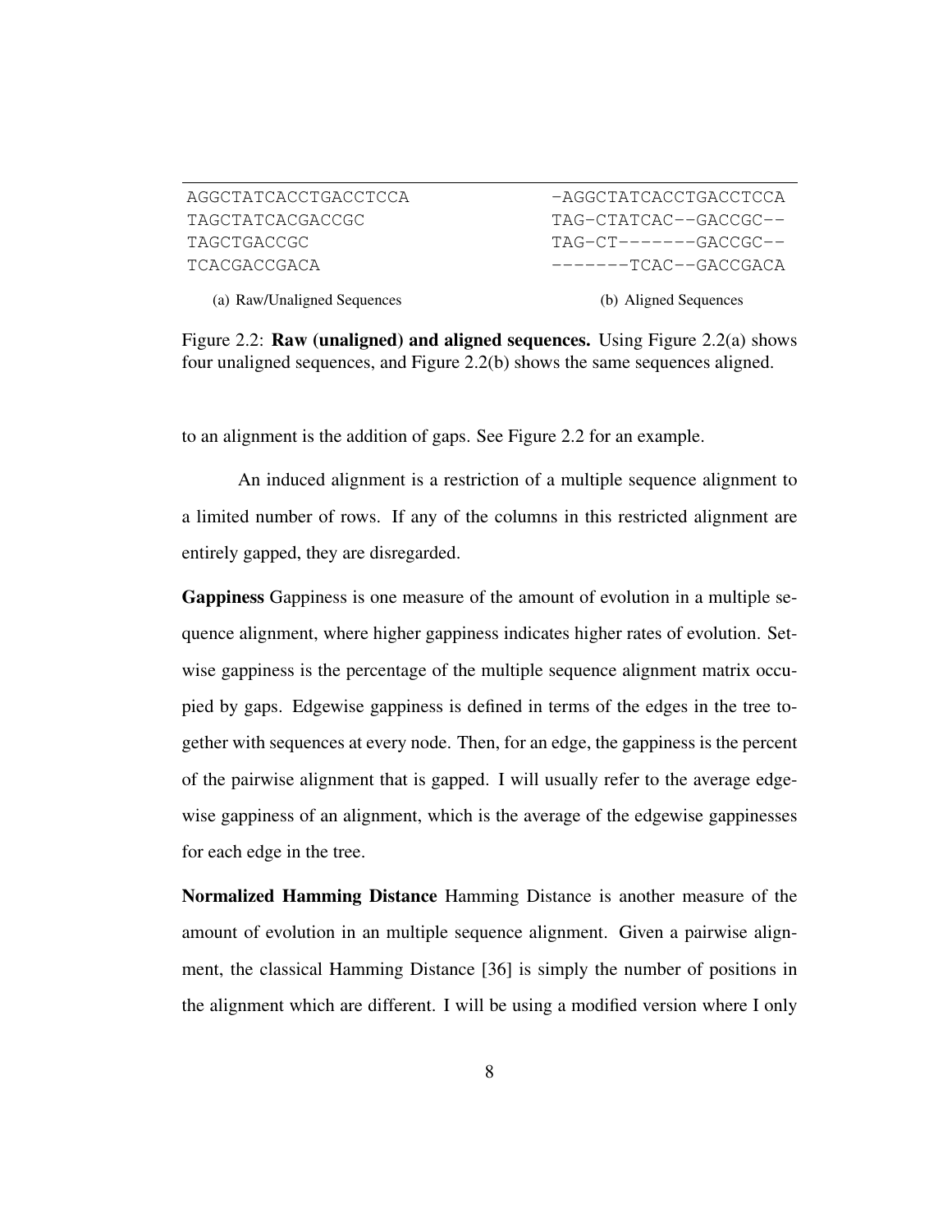```
AGGCTATCACCTGACCTCCA
TAGCTATCACGACCGC
TAGCTGACCGC
TCACGACCGACA
```

(a) Raw/Unaligned Sequences

```
-AGGCTATCACCTGACCTCCA
TAG-CTATCAC--GACCGC--
TAG-CT-------GACCGC--
-------TCAC--GACCGACA
```

(b) Aligned Sequences

Figure 2.2: **Raw (unaligned) and aligned sequences.** Using Figure 2.2(a) shows four unaligned sequences, and Figure 2.2(b) shows the same sequences aligned.

to an alignment is the addition of gaps. See Figure 2.2 for an example.

An induced alignment is a restriction of a multiple sequence alignment to a limited number of rows. If any of the columns in this restricted alignment are entirely gapped, they are disregarded.

**Gappiness** Gappiness is one measure of the amount of evolution in a multiple sequence alignment, where higher gappiness indicates higher rates of evolution. Setwise gappiness is the percentage of the multiple sequence alignment matrix occupied by gaps. Edgewise gappiness is defined in terms of the edges in the tree together with sequences at every node. Then, for an edge, the gappiness is the percent of the pairwise alignment that is gapped. I will usually refer to the average edgewise gappiness of an alignment, which is the average of the edgewise gappinesses for each edge in the tree.

**Normalized Hamming Distance** Hamming Distance is another measure of the amount of evolution in an multiple sequence alignment. Given a pairwise alignment, the classical Hamming Distance [36] is simply the number of positions in the alignment which are different. I will be using a modified version where I only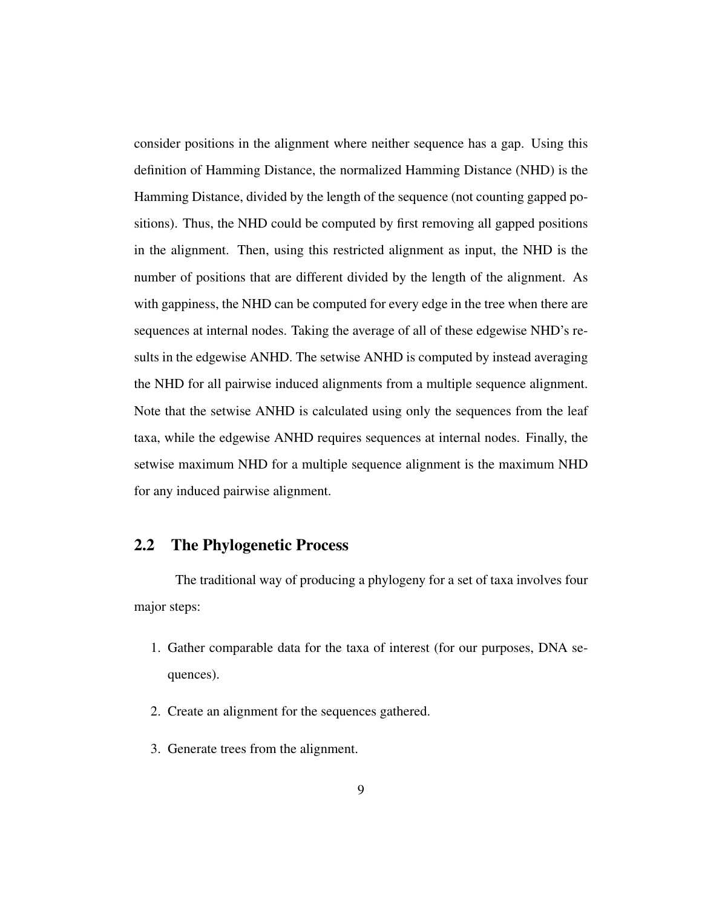consider positions in the alignment where neither sequence has a gap. Using this definition of Hamming Distance, the normalized Hamming Distance (NHD) is the Hamming Distance, divided by the length of the sequence (not counting gapped positions). Thus, the NHD could be computed by first removing all gapped positions in the alignment. Then, using this restricted alignment as input, the NHD is the number of positions that are different divided by the length of the alignment. As with gappiness, the NHD can be computed for every edge in the tree when there are sequences at internal nodes. Taking the average of all of these edgewise NHD's results in the edgewise ANHD. The setwise ANHD is computed by instead averaging the NHD for all pairwise induced alignments from a multiple sequence alignment. Note that the setwise ANHD is calculated using only the sequences from the leaf taxa, while the edgewise ANHD requires sequences at internal nodes. Finally, the setwise maximum NHD for a multiple sequence alignment is the maximum NHD for any induced pairwise alignment.

## 2.2 The Phylogenetic Process

The traditional way of producing a phylogeny for a set of taxa involves four major steps:

1. Gather comparable data for the taxa of interest (for our purposes, DNA sequences).
2. Create an alignment for the sequences gathered.
3. Generate trees from the alignment.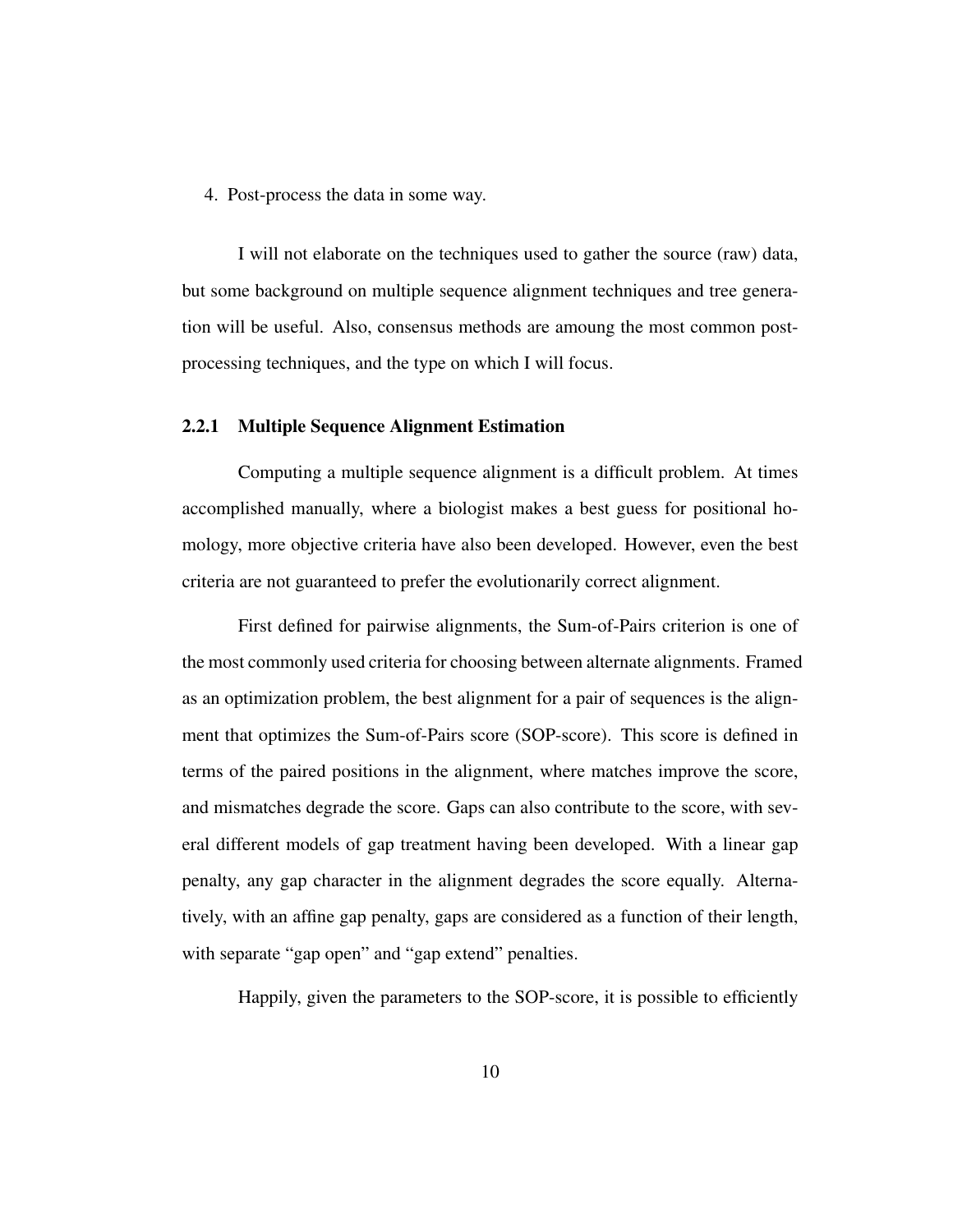4. Post-process the data in some way.

I will not elaborate on the techniques used to gather the source (raw) data, but some background on multiple sequence alignment techniques and tree generation will be useful. Also, consensus methods are amoung the most common post-processing techniques, and the type on which I will focus.

### 2.2.1 Multiple Sequence Alignment Estimation

Computing a multiple sequence alignment is a difficult problem. At times accomplished manually, where a biologist makes a best guess for positional homology, more objective criteria have also been developed. However, even the best criteria are not guaranteed to prefer the evolutionarily correct alignment.

First defined for pairwise alignments, the Sum-of-Pairs criterion is one of the most commonly used criteria for choosing between alternate alignments. Framed as an optimization problem, the best alignment for a pair of sequences is the alignment that optimizes the Sum-of-Pairs score (SOP-score). This score is defined in terms of the paired positions in the alignment, where matches improve the score, and mismatches degrade the score. Gaps can also contribute to the score, with several different models of gap treatment having been developed. With a linear gap penalty, any gap character in the alignment degrades the score equally. Alternatively, with an affine gap penalty, gaps are considered as a function of their length, with separate "gap open" and "gap extend" penalties.

Happily, given the parameters to the SOP-score, it is possible to efficiently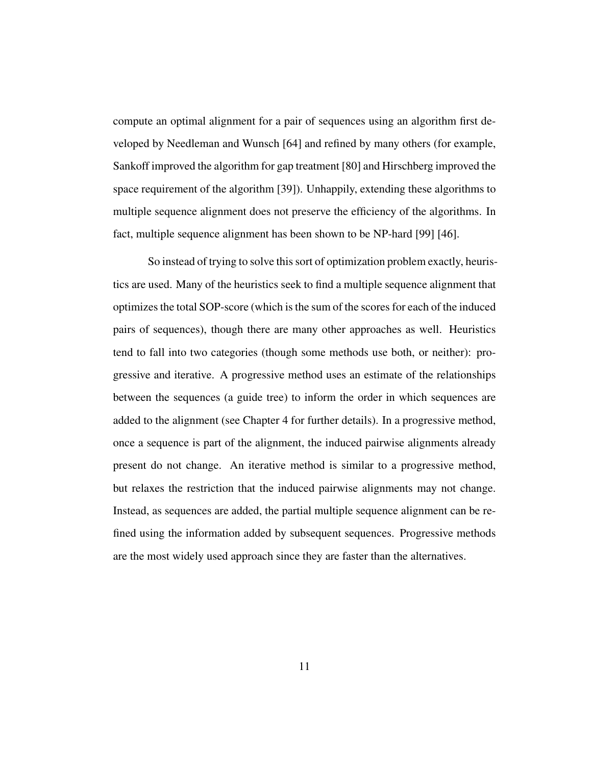compute an optimal alignment for a pair of sequences using an algorithm first developed by Needleman and Wunsch [64] and refined by many others (for example, Sankoff improved the algorithm for gap treatment [80] and Hirschberg improved the space requirement of the algorithm [39]). Unhappily, extending these algorithms to multiple sequence alignment does not preserve the efficiency of the algorithms. In fact, multiple sequence alignment has been shown to be NP-hard [99] [46].

So instead of trying to solve this sort of optimization problem exactly, heuristics are used. Many of the heuristics seek to find a multiple sequence alignment that optimizes the total SOP-score (which is the sum of the scores for each of the induced pairs of sequences), though there are many other approaches as well. Heuristics tend to fall into two categories (though some methods use both, or neither): progressive and iterative. A progressive method uses an estimate of the relationships between the sequences (a guide tree) to inform the order in which sequences are added to the alignment (see Chapter 4 for further details). In a progressive method, once a sequence is part of the alignment, the induced pairwise alignments already present do not change. An iterative method is similar to a progressive method, but relaxes the restriction that the induced pairwise alignments may not change. Instead, as sequences are added, the partial multiple sequence alignment can be refined using the information added by subsequent sequences. Progressive methods are the most widely used approach since they are faster than the alternatives.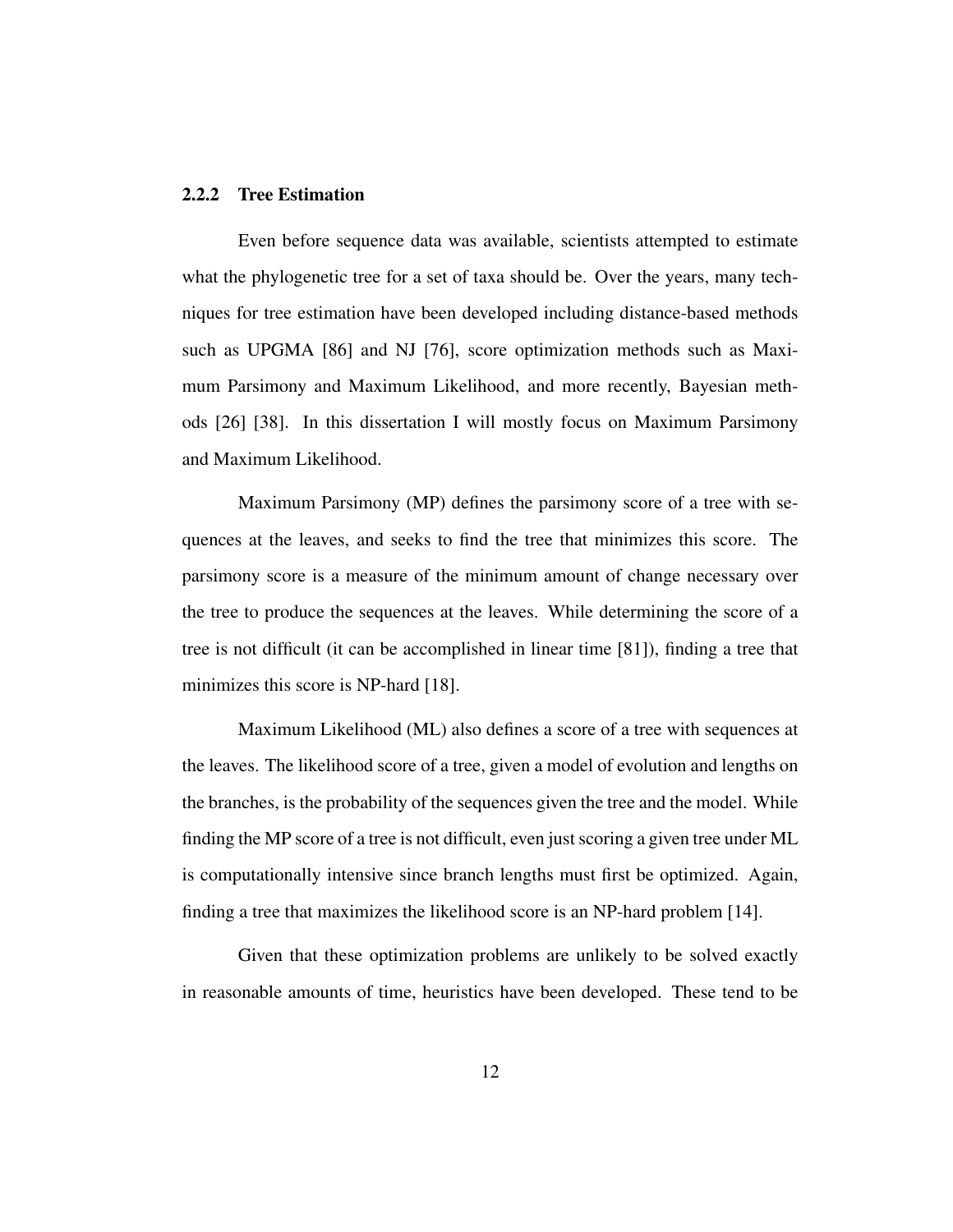### 2.2.2 Tree Estimation

Even before sequence data was available, scientists attempted to estimate what the phylogenetic tree for a set of taxa should be. Over the years, many techniques for tree estimation have been developed including distance-based methods such as UPGMA [86] and NJ [76], score optimization methods such as Maximum Parsimony and Maximum Likelihood, and more recently, Bayesian methods [26] [38]. In this dissertation I will mostly focus on Maximum Parsimony and Maximum Likelihood.

Maximum Parsimony (MP) defines the parsimony score of a tree with sequences at the leaves, and seeks to find the tree that minimizes this score. The parsimony score is a measure of the minimum amount of change necessary over the tree to produce the sequences at the leaves. While determining the score of a tree is not difficult (it can be accomplished in linear time [81]), finding a tree that minimizes this score is NP-hard [18].

Maximum Likelihood (ML) also defines a score of a tree with sequences at the leaves. The likelihood score of a tree, given a model of evolution and lengths on the branches, is the probability of the sequences given the tree and the model. While finding the MP score of a tree is not difficult, even just scoring a given tree under ML is computationally intensive since branch lengths must first be optimized. Again, finding a tree that maximizes the likelihood score is an NP-hard problem [14].

Given that these optimization problems are unlikely to be solved exactly in reasonable amounts of time, heuristics have been developed. These tend to be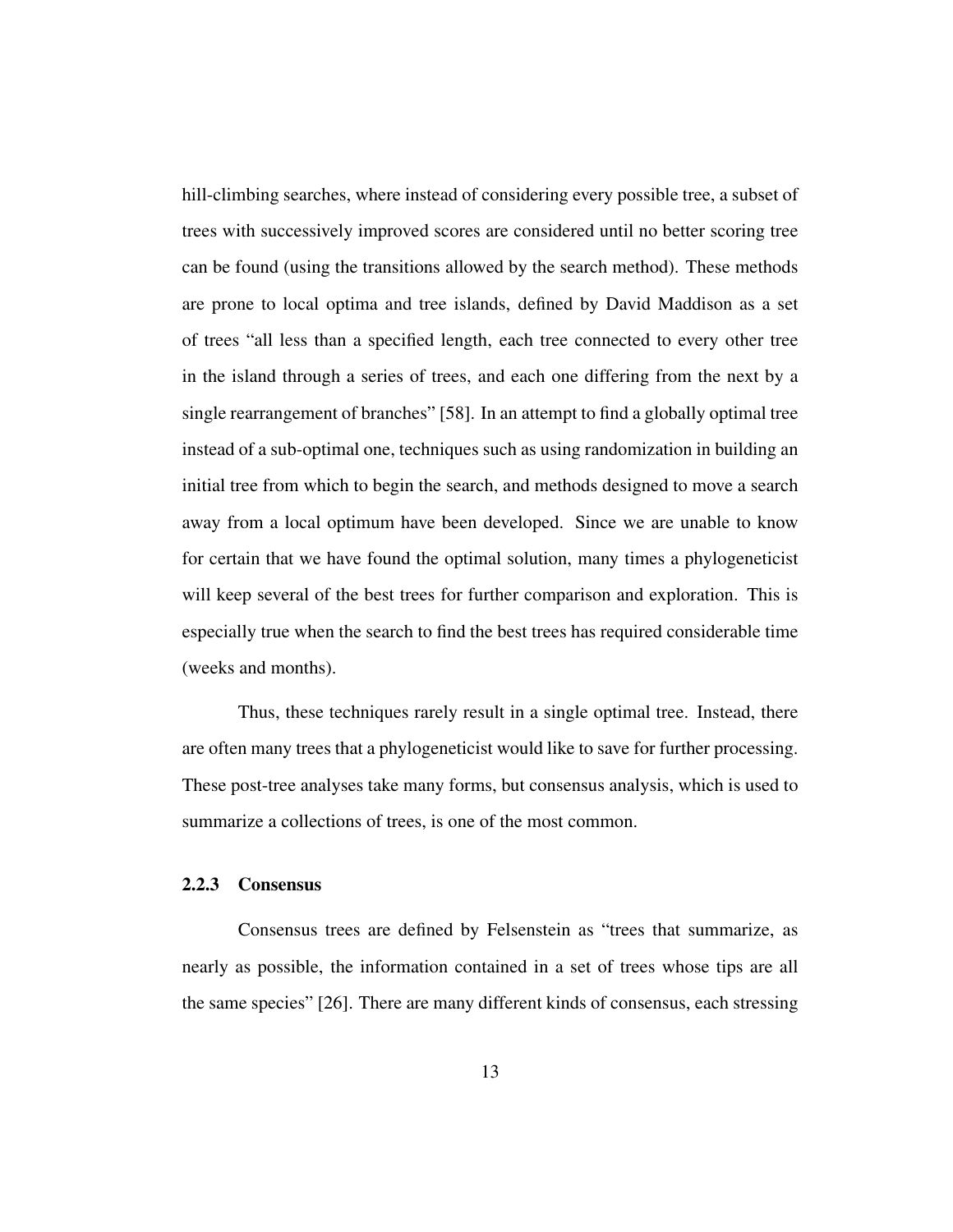hill-climbing searches, where instead of considering every possible tree, a subset of trees with successively improved scores are considered until no better scoring tree can be found (using the transitions allowed by the search method). These methods are prone to local optima and tree islands, defined by David Maddison as a set of trees "all less than a specified length, each tree connected to every other tree in the island through a series of trees, and each one differing from the next by a single rearrangement of branches" [58]. In an attempt to find a globally optimal tree instead of a sub-optimal one, techniques such as using randomization in building an initial tree from which to begin the search, and methods designed to move a search away from a local optimum have been developed. Since we are unable to know for certain that we have found the optimal solution, many times a phylogeneticist will keep several of the best trees for further comparison and exploration. This is especially true when the search to find the best trees has required considerable time (weeks and months).

Thus, these techniques rarely result in a single optimal tree. Instead, there are often many trees that a phylogeneticist would like to save for further processing. These post-tree analyses take many forms, but consensus analysis, which is used to summarize a collections of trees, is one of the most common.

### 2.2.3 Consensus

Consensus trees are defined by Felsenstein as "trees that summarize, as nearly as possible, the information contained in a set of trees whose tips are all the same species" [26]. There are many different kinds of consensus, each stressing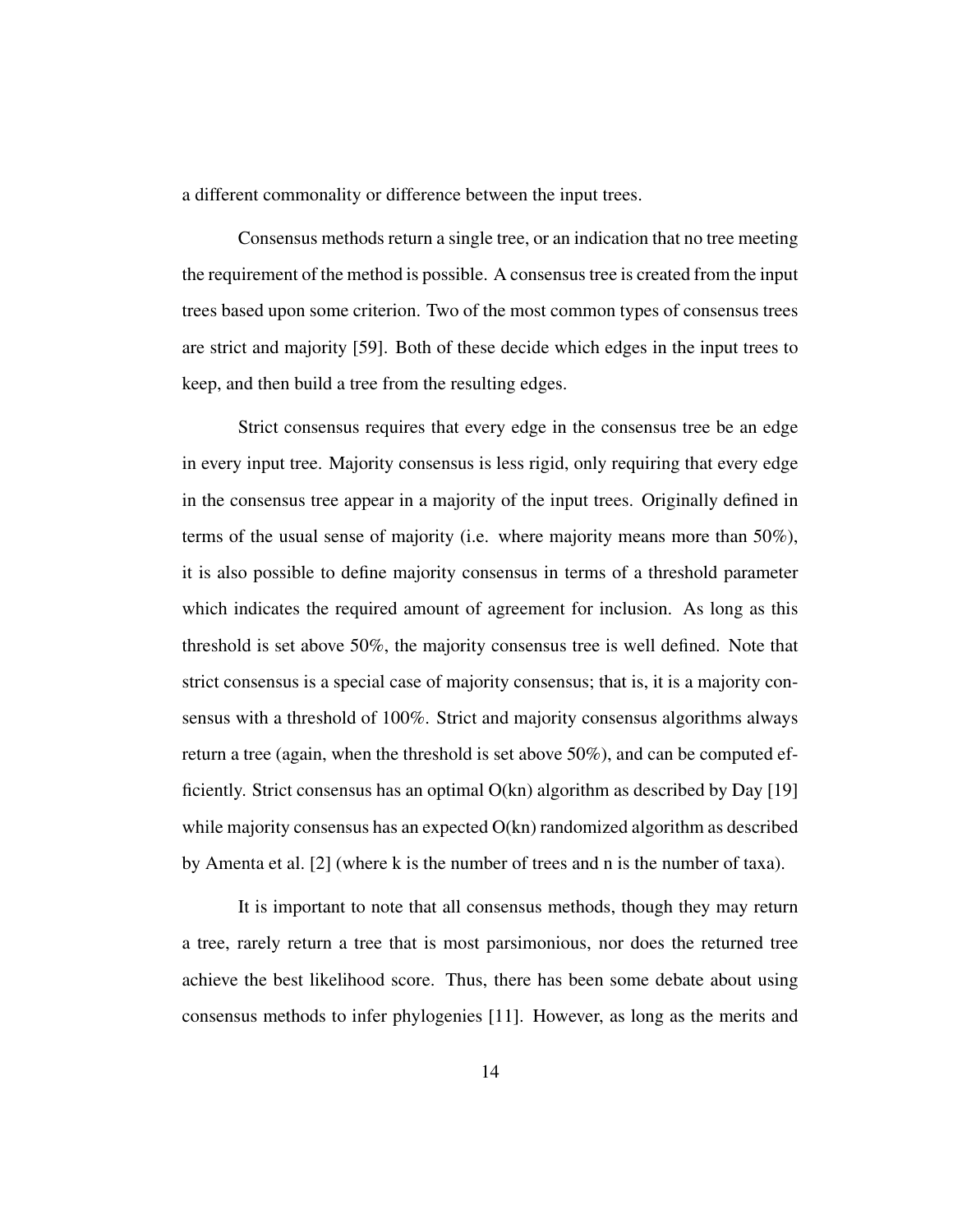a different commonality or difference between the input trees.

Consensus methods return a single tree, or an indication that no tree meeting the requirement of the method is possible. A consensus tree is created from the input trees based upon some criterion. Two of the most common types of consensus trees are strict and majority [59]. Both of these decide which edges in the input trees to keep, and then build a tree from the resulting edges.

Strict consensus requires that every edge in the consensus tree be an edge in every input tree. Majority consensus is less rigid, only requiring that every edge in the consensus tree appear in a majority of the input trees. Originally defined in terms of the usual sense of majority (i.e. where majority means more than 50%), it is also possible to define majority consensus in terms of a threshold parameter which indicates the required amount of agreement for inclusion. As long as this threshold is set above 50%, the majority consensus tree is well defined. Note that strict consensus is a special case of majority consensus; that is, it is a majority consensus with a threshold of 100%. Strict and majority consensus algorithms always return a tree (again, when the threshold is set above 50%), and can be computed efficiently. Strict consensus has an optimal O(kn) algorithm as described by Day [19] while majority consensus has an expected O(kn) randomized algorithm as described by Amenta et al. [2] (where k is the number of trees and n is the number of taxa).

It is important to note that all consensus methods, though they may return a tree, rarely return a tree that is most parsimonious, nor does the returned tree achieve the best likelihood score. Thus, there has been some debate about using consensus methods to infer phylogenies [11]. However, as long as the merits and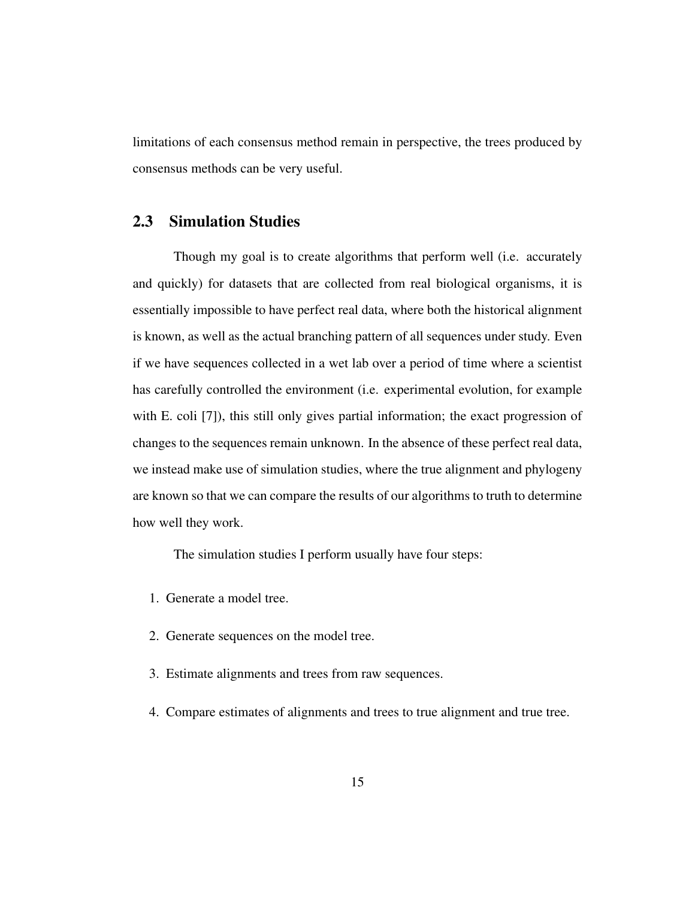limitations of each consensus method remain in perspective, the trees produced by consensus methods can be very useful.

## 2.3 Simulation Studies

Though my goal is to create algorithms that perform well (i.e. accurately and quickly) for datasets that are collected from real biological organisms, it is essentially impossible to have perfect real data, where both the historical alignment is known, as well as the actual branching pattern of all sequences under study. Even if we have sequences collected in a wet lab over a period of time where a scientist has carefully controlled the environment (i.e. experimental evolution, for example with E. coli [7]), this still only gives partial information; the exact progression of changes to the sequences remain unknown. In the absence of these perfect real data, we instead make use of simulation studies, where the true alignment and phylogeny are known so that we can compare the results of our algorithms to truth to determine how well they work.

The simulation studies I perform usually have four steps:

1. Generate a model tree.
2. Generate sequences on the model tree.
3. Estimate alignments and trees from raw sequences.
4. Compare estimates of alignments and trees to true alignment and true tree.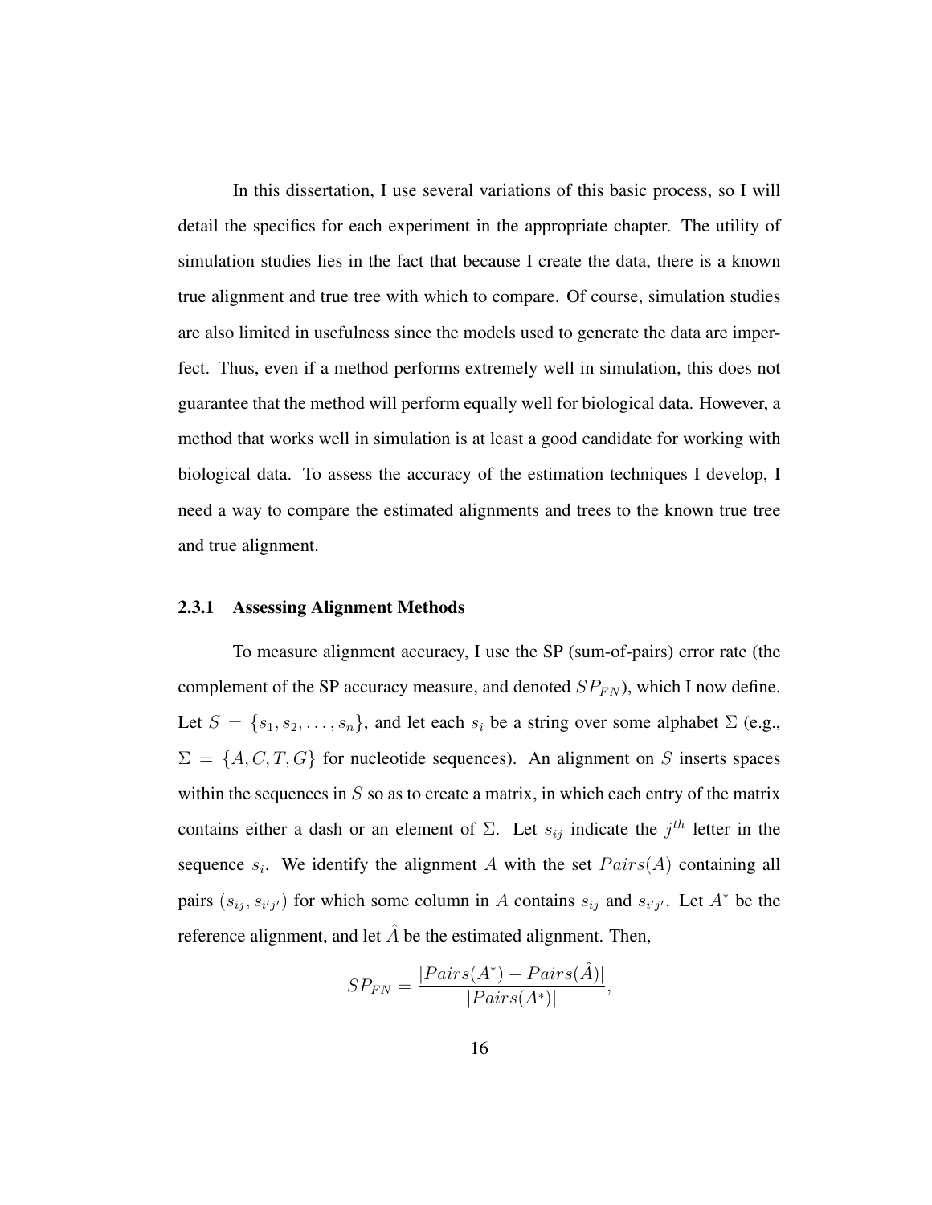In this dissertation, I use several variations of this basic process, so I will detail the specifics for each experiment in the appropriate chapter. The utility of simulation studies lies in the fact that because I create the data, there is a known true alignment and true tree with which to compare. Of course, simulation studies are also limited in usefulness since the models used to generate the data are imperfect. Thus, even if a method performs extremely well in simulation, this does not guarantee that the method will perform equally well for biological data. However, a method that works well in simulation is at least a good candidate for working with biological data. To assess the accuracy of the estimation techniques I develop, I need a way to compare the estimated alignments and trees to the known true tree and true alignment.

### 2.3.1 Assessing Alignment Methods

To measure alignment accuracy, I use the SP (sum-of-pairs) error rate (the complement of the SP accuracy measure, and denoted $SP_{FN}$), which I now define. Let $S = \{s_1, s_2, \ldots, s_n\}$, and let each $s_i$ be a string over some alphabet $\Sigma$ (e.g., $\Sigma = \{A, C, T, G\}$ for nucleotide sequences). An alignment on $S$ inserts spaces within the sequences in $S$ so as to create a matrix, in which each entry of the matrix contains either a dash or an element of $\Sigma$. Let $s_{ij}$ indicate the $j^{th}$ letter in the sequence $s_i$. We identify the alignment $A$ with the set $Pairs(A)$ containing all pairs $(s_{ij}, s_{i'j'})$ for which some column in $A$ contains $s_{ij}$ and $s_{i'j'}$. Let $A^*$ be the reference alignment, and let $\hat{A}$ be the estimated alignment. Then,

$$SP_{FN} = \frac{|Pairs(A^*) - Pairs(\hat{A})|}{|Pairs(A^*)|},$$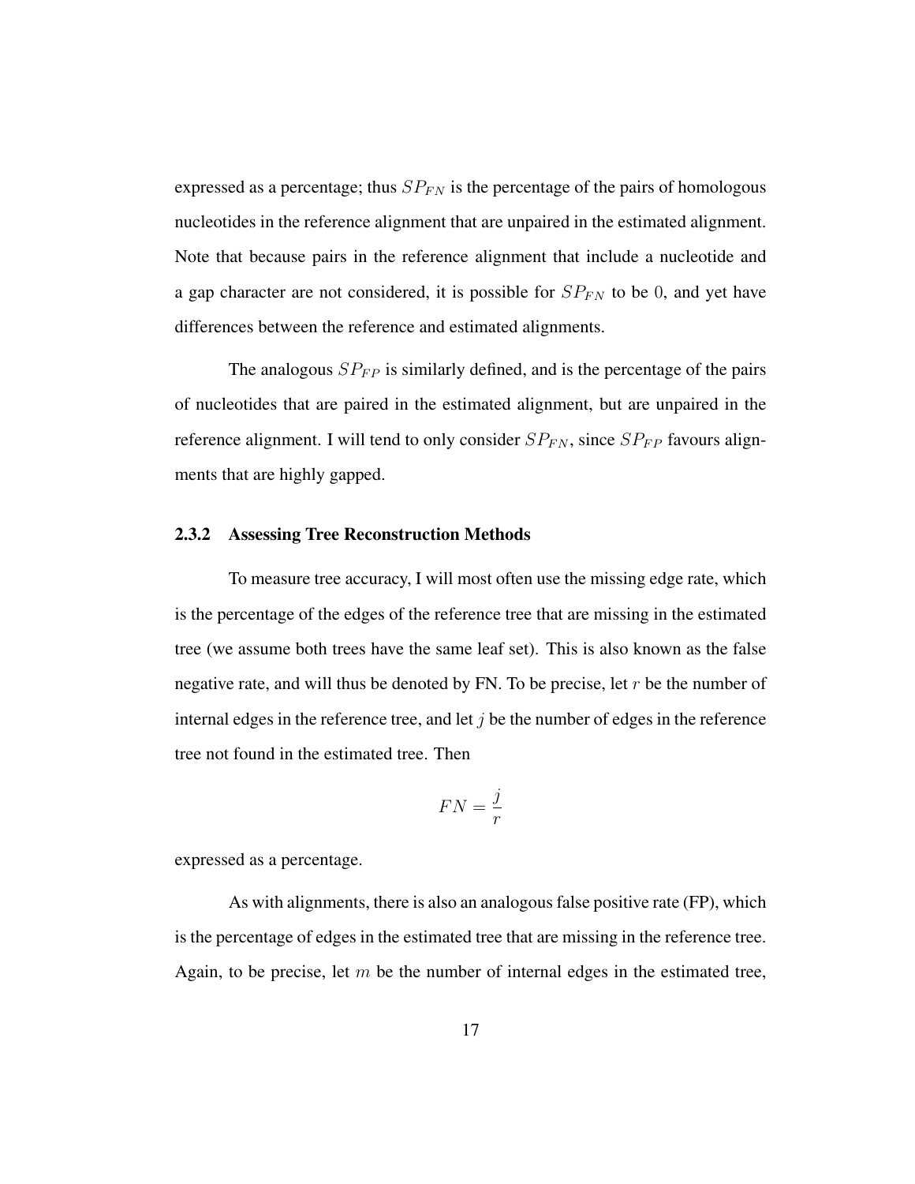expressed as a percentage; thus $SP_{FN}$ is the percentage of the pairs of homologous nucleotides in the reference alignment that are unpaired in the estimated alignment. Note that because pairs in the reference alignment that include a nucleotide and a gap character are not considered, it is possible for $SP_{FN}$ to be $0$, and yet have differences between the reference and estimated alignments.

The analogous $SP_{FP}$ is similarly defined, and is the percentage of the pairs of nucleotides that are paired in the estimated alignment, but are unpaired in the reference alignment. I will tend to only consider $SP_{FN}$, since $SP_{FP}$ favours alignments that are highly gapped.

### 2.3.2 Assessing Tree Reconstruction Methods

To measure tree accuracy, I will most often use the missing edge rate, which is the percentage of the edges of the reference tree that are missing in the estimated tree (we assume both trees have the same leaf set). This is also known as the false negative rate, and will thus be denoted by FN. To be precise, let $r$ be the number of internal edges in the reference tree, and let $j$ be the number of edges in the reference tree not found in the estimated tree. Then

$$FN = \frac{j}{r}$$

expressed as a percentage.

As with alignments, there is also an analogous false positive rate (FP), which is the percentage of edges in the estimated tree that are missing in the reference tree. Again, to be precise, let $m$ be the number of internal edges in the estimated tree,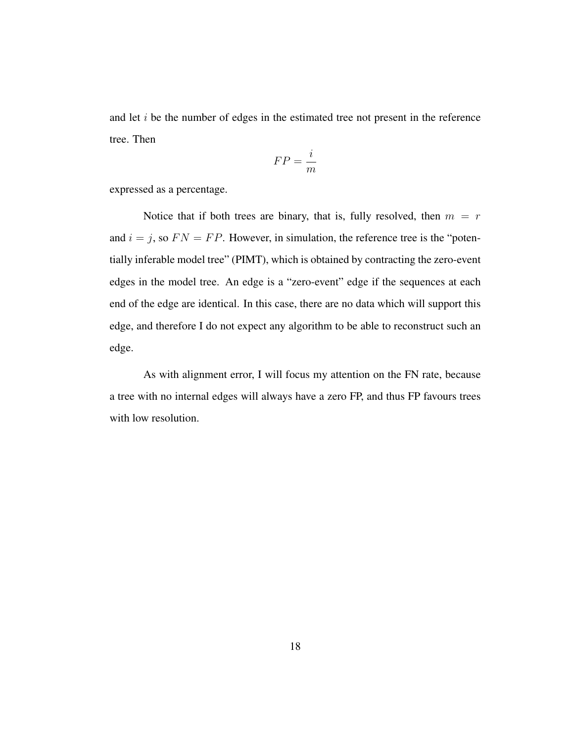and let $i$ be the number of edges in the estimated tree not present in the reference tree. Then

$$FP = \frac{i}{m}$$

expressed as a percentage.

Notice that if both trees are binary, that is, fully resolved, then $m = r$ and $i = j$, so $FN = FP$. However, in simulation, the reference tree is the "potentially inferable model tree" (PIMT), which is obtained by contracting the zero-event edges in the model tree. An edge is a "zero-event" edge if the sequences at each end of the edge are identical. In this case, there are no data which will support this edge, and therefore I do not expect any algorithm to be able to reconstruct such an edge.

As with alignment error, I will focus my attention on the FN rate, because a tree with no internal edges will always have a zero FP, and thus FP favours trees with low resolution.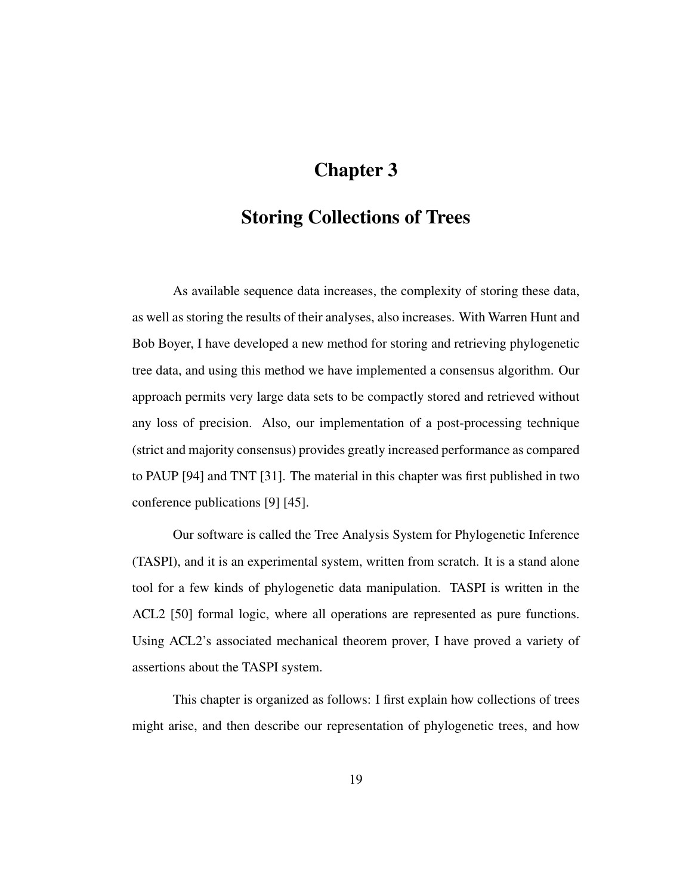# Chapter 3

# Storing Collections of Trees

As available sequence data increases, the complexity of storing these data, as well as storing the results of their analyses, also increases. With Warren Hunt and Bob Boyer, I have developed a new method for storing and retrieving phylogenetic tree data, and using this method we have implemented a consensus algorithm. Our approach permits very large data sets to be compactly stored and retrieved without any loss of precision. Also, our implementation of a post-processing technique (strict and majority consensus) provides greatly increased performance as compared to PAUP [94] and TNT [31]. The material in this chapter was first published in two conference publications [9] [45].

Our software is called the Tree Analysis System for Phylogenetic Inference (TASPI), and it is an experimental system, written from scratch. It is a stand alone tool for a few kinds of phylogenetic data manipulation. TASPI is written in the ACL2 [50] formal logic, where all operations are represented as pure functions. Using ACL2's associated mechanical theorem prover, I have proved a variety of assertions about the TASPI system.

This chapter is organized as follows: I first explain how collections of trees might arise, and then describe our representation of phylogenetic trees, and how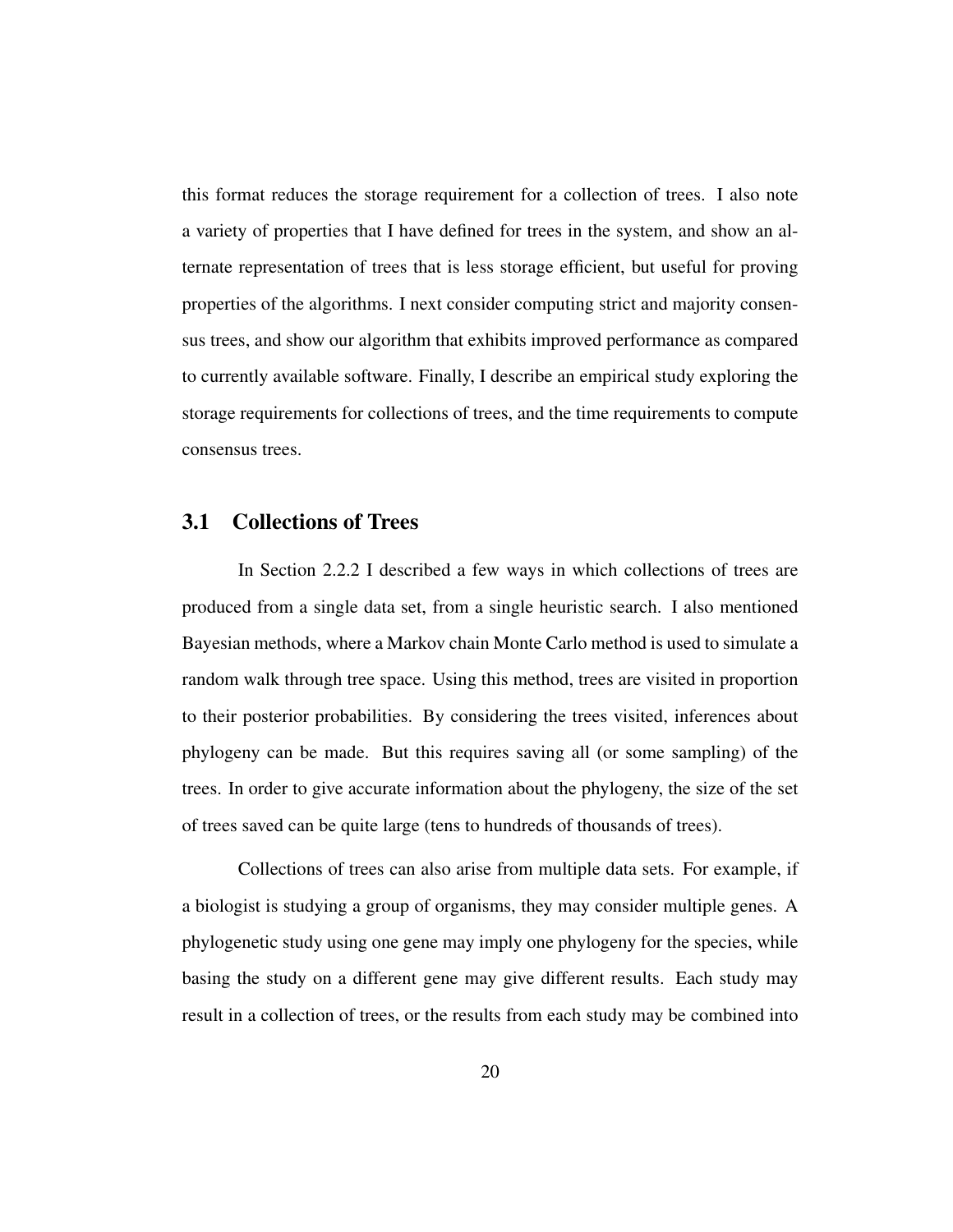this format reduces the storage requirement for a collection of trees. I also note a variety of properties that I have defined for trees in the system, and show an alternate representation of trees that is less storage efficient, but useful for proving properties of the algorithms. I next consider computing strict and majority consensus trees, and show our algorithm that exhibits improved performance as compared to currently available software. Finally, I describe an empirical study exploring the storage requirements for collections of trees, and the time requirements to compute consensus trees.

## 3.1 Collections of Trees

In Section 2.2.2 I described a few ways in which collections of trees are produced from a single data set, from a single heuristic search. I also mentioned Bayesian methods, where a Markov chain Monte Carlo method is used to simulate a random walk through tree space. Using this method, trees are visited in proportion to their posterior probabilities. By considering the trees visited, inferences about phylogeny can be made. But this requires saving all (or some sampling) of the trees. In order to give accurate information about the phylogeny, the size of the set of trees saved can be quite large (tens to hundreds of thousands of trees).

Collections of trees can also arise from multiple data sets. For example, if a biologist is studying a group of organisms, they may consider multiple genes. A phylogenetic study using one gene may imply one phylogeny for the species, while basing the study on a different gene may give different results. Each study may result in a collection of trees, or the results from each study may be combined into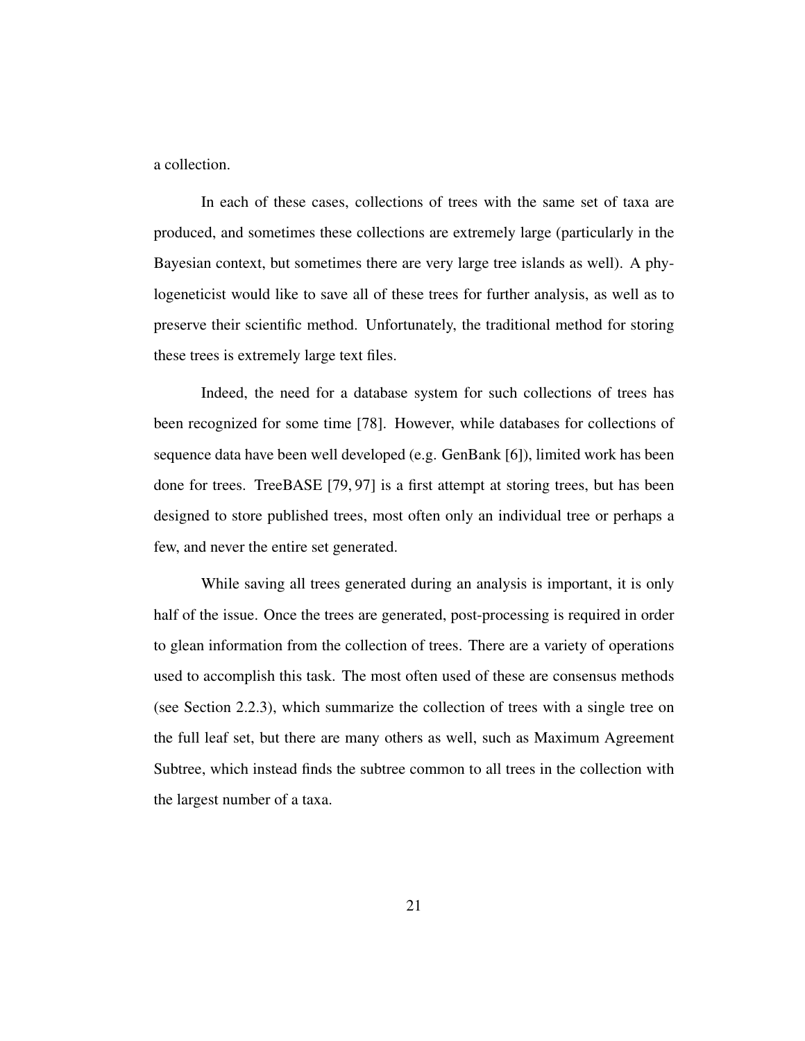a collection.

In each of these cases, collections of trees with the same set of taxa are produced, and sometimes these collections are extremely large (particularly in the Bayesian context, but sometimes there are very large tree islands as well). A phylogeneticist would like to save all of these trees for further analysis, as well as to preserve their scientific method. Unfortunately, the traditional method for storing these trees is extremely large text files.

Indeed, the need for a database system for such collections of trees has been recognized for some time [78]. However, while databases for collections of sequence data have been well developed (e.g. GenBank [6]), limited work has been done for trees. TreeBASE [79, 97] is a first attempt at storing trees, but has been designed to store published trees, most often only an individual tree or perhaps a few, and never the entire set generated.

While saving all trees generated during an analysis is important, it is only half of the issue. Once the trees are generated, post-processing is required in order to glean information from the collection of trees. There are a variety of operations used to accomplish this task. The most often used of these are consensus methods (see Section 2.2.3), which summarize the collection of trees with a single tree on the full leaf set, but there are many others as well, such as Maximum Agreement Subtree, which instead finds the subtree common to all trees in the collection with the largest number of a taxa.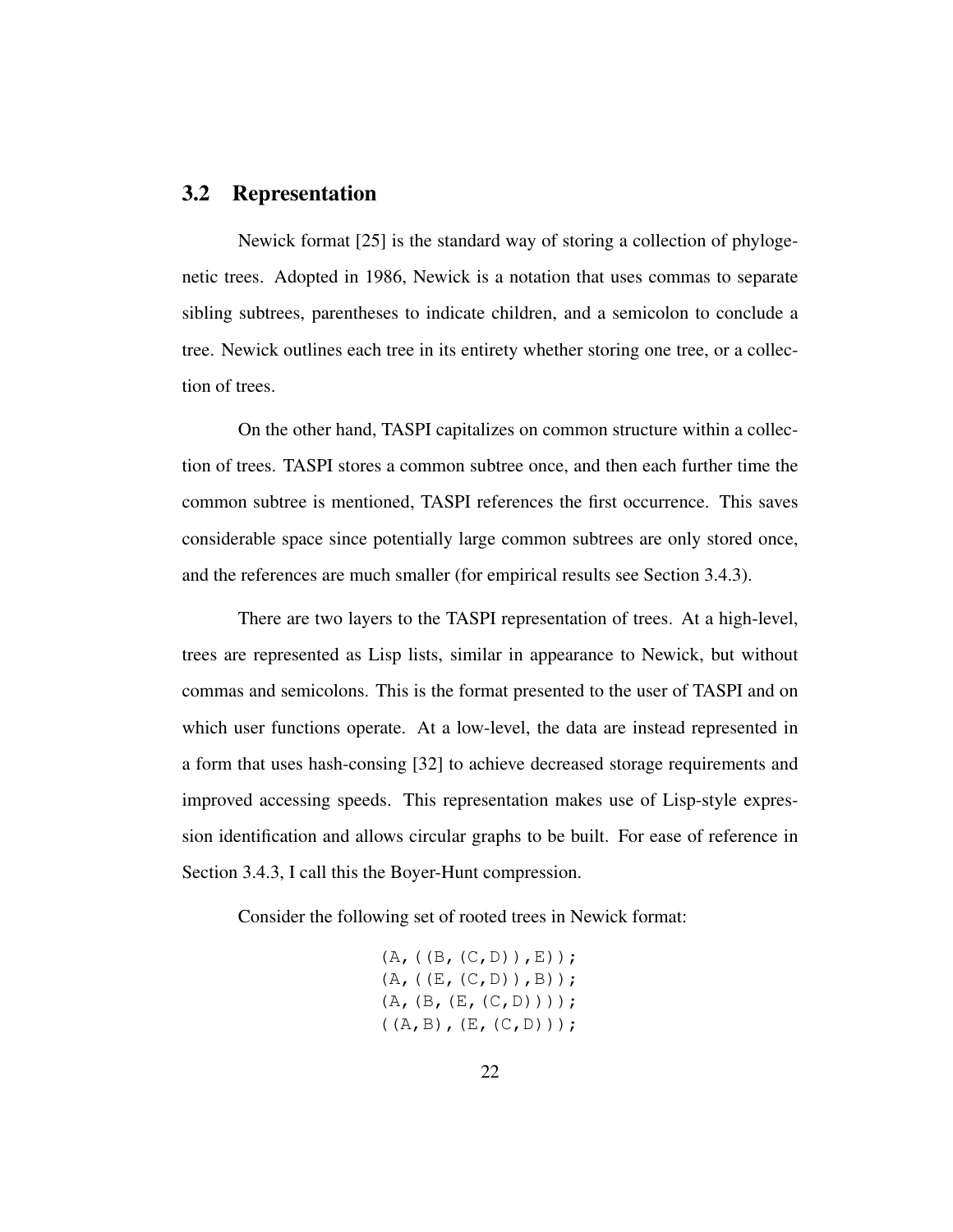## 3.2 Representation

Newick format [25] is the standard way of storing a collection of phylogenetic trees. Adopted in 1986, Newick is a notation that uses commas to separate sibling subtrees, parentheses to indicate children, and a semicolon to conclude a tree. Newick outlines each tree in its entirety whether storing one tree, or a collection of trees.

On the other hand, TASPI capitalizes on common structure within a collection of trees. TASPI stores a common subtree once, and then each further time the common subtree is mentioned, TASPI references the first occurrence. This saves considerable space since potentially large common subtrees are only stored once, and the references are much smaller (for empirical results see Section 3.4.3).

There are two layers to the TASPI representation of trees. At a high-level, trees are represented as Lisp lists, similar in appearance to Newick, but without commas and semicolons. This is the format presented to the user of TASPI and on which user functions operate. At a low-level, the data are instead represented in a form that uses hash-consing [32] to achieve decreased storage requirements and improved accessing speeds. This representation makes use of Lisp-style expression identification and allows circular graphs to be built. For ease of reference in Section 3.4.3, I call this the Boyer-Hunt compression.

Consider the following set of rooted trees in Newick format:

```
(A,((B,(C,D)),E));
(A,((E,(C,D)),B));
(A,(B,(E,(C,D))));
((A,B),(E,(C,D)));
```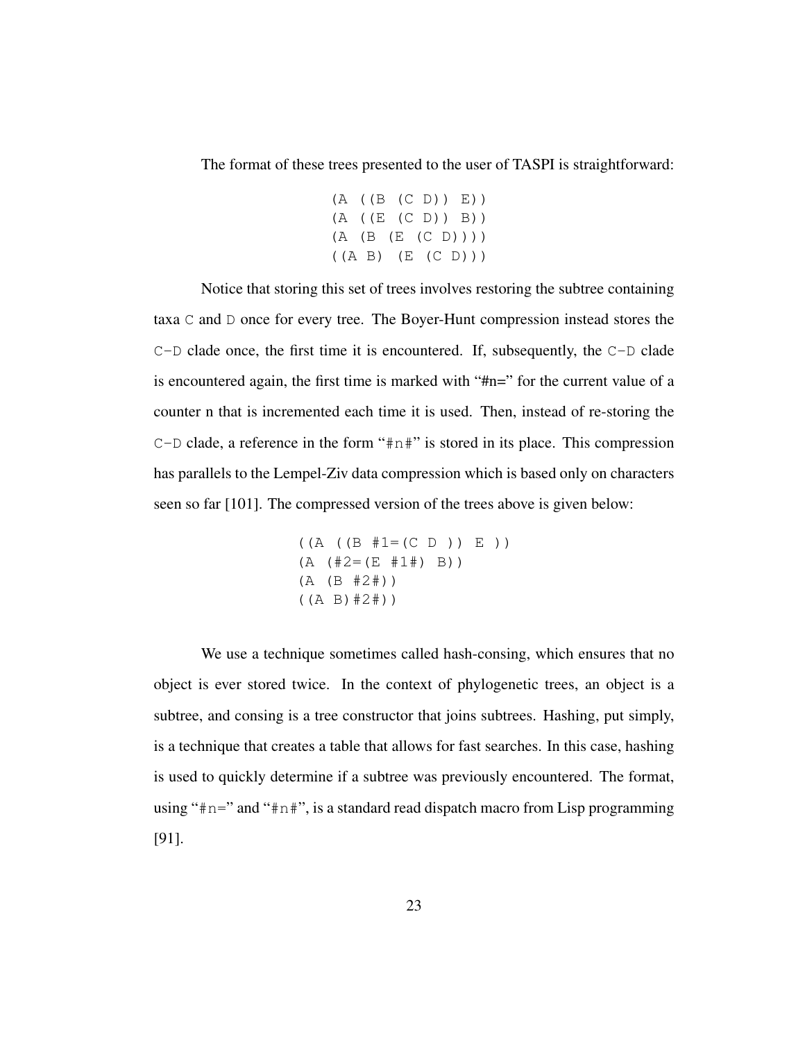The format of these trees presented to the user of TASPI is straightforward:

```
(A ((B (C D)) E))
(A ((E (C D)) B))
(A (B (E (C D))))
((A B) (E (C D)))
```

Notice that storing this set of trees involves restoring the subtree containing taxa `C` and `D` once for every tree. The Boyer-Hunt compression instead stores the `C-D` clade once, the first time it is encountered. If, subsequently, the `C-D` clade is encountered again, the first time is marked with "#n=" for the current value of a counter n that is incremented each time it is used. Then, instead of re-storing the `C-D` clade, a reference in the form "`#n#`" is stored in its place. This compression has parallels to the Lempel-Ziv data compression which is based only on characters seen so far [101]. The compressed version of the trees above is given below:

```
((A ((B #1=(C D )) E ))
(A (#2=(E #1#) B))
(A (B #2#))
((A B)#2#))
```

We use a technique sometimes called hash-consing, which ensures that no object is ever stored twice. In the context of phylogenetic trees, an object is a subtree, and consing is a tree constructor that joins subtrees. Hashing, put simply, is a technique that creates a table that allows for fast searches. In this case, hashing is used to quickly determine if a subtree was previously encountered. The format, using "`#n=`" and "`#n#`", is a standard read dispatch macro from Lisp programming [91].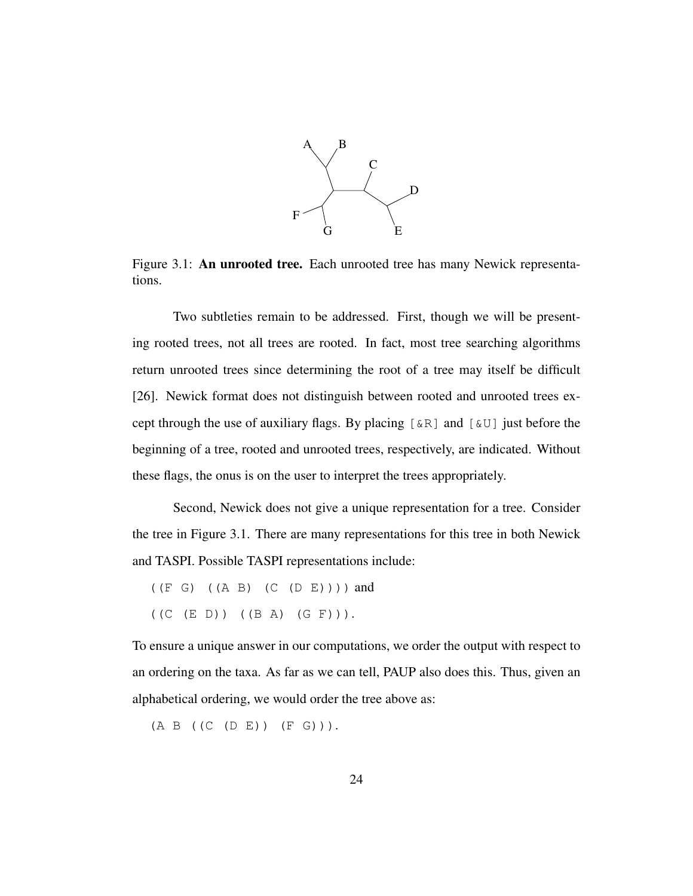Figure 3.1: **An unrooted tree.** Each unrooted tree has many Newick representations.

Two subtleties remain to be addressed. First, though we will be presenting rooted trees, not all trees are rooted. In fact, most tree searching algorithms return unrooted trees since determining the root of a tree may itself be difficult [26]. Newick format does not distinguish between rooted and unrooted trees except through the use of auxiliary flags. By placing `[&R]` and `[&U]` just before the beginning of a tree, rooted and unrooted trees, respectively, are indicated. Without these flags, the onus is on the user to interpret the trees appropriately.

Second, Newick does not give a unique representation for a tree. Consider the tree in Figure 3.1. There are many representations for this tree in both Newick and TASPI. Possible TASPI representations include:

`((F G) ((A B) (C (D E))))` and

`((C (E D)) ((B A) (G F)))`.

To ensure a unique answer in our computations, we order the output with respect to an ordering on the taxa. As far as we can tell, PAUP also does this. Thus, given an alphabetical ordering, we would order the tree above as:

`(A B ((C (D E)) (F G)))`.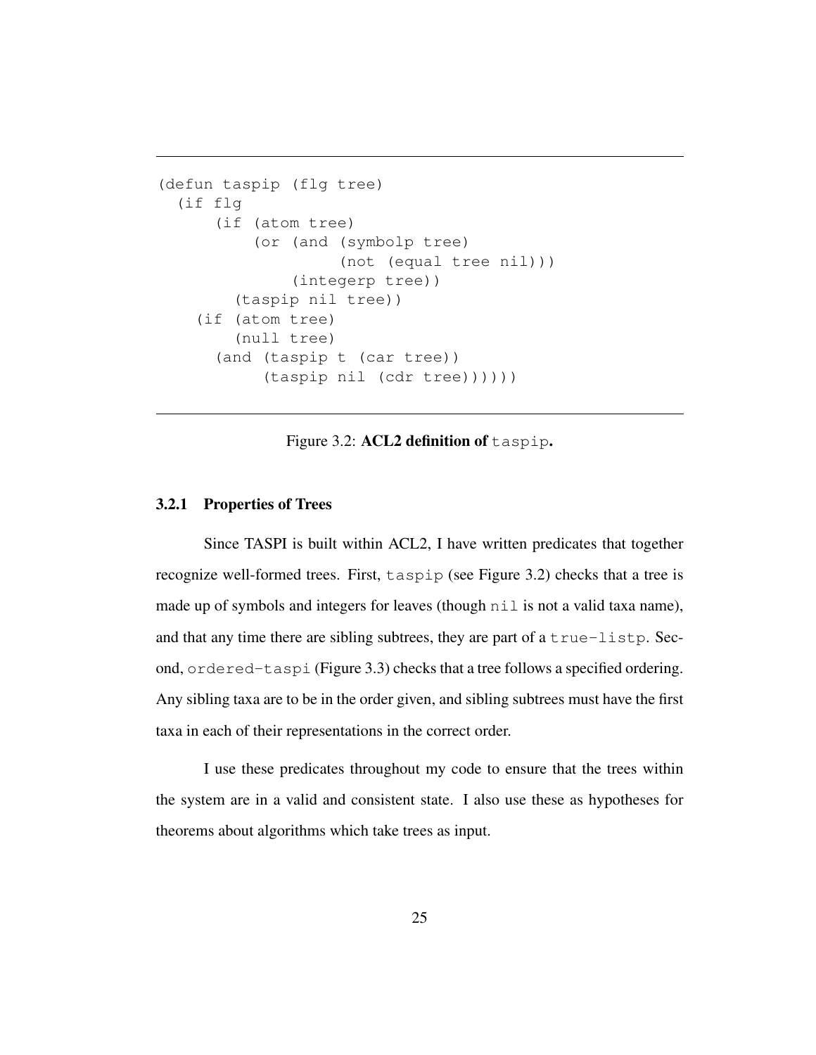```
(defun taspip (flg tree)
  (if flg
      (if (atom tree)
          (or (and (symbolp tree)
                   (not (equal tree nil)))
              (integerp tree))
        (taspip nil tree))
    (if (atom tree)
        (null tree)
      (and (taspip t (car tree))
           (taspip nil (cdr tree))))))
```

Figure 3.2: **ACL2 definition of** `taspip`**.**

### 3.2.1 Properties of Trees

Since TASPI is built within ACL2, I have written predicates that together recognize well-formed trees. First, `taspip` (see Figure 3.2) checks that a tree is made up of symbols and integers for leaves (though `nil` is not a valid taxa name), and that any time there are sibling subtrees, they are part of a `true-listp`. Second, `ordered-taspi` (Figure 3.3) checks that a tree follows a specified ordering. Any sibling taxa are to be in the order given, and sibling subtrees must have the first taxa in each of their representations in the correct order.

I use these predicates throughout my code to ensure that the trees within the system are in a valid and consistent state. I also use these as hypotheses for theorems about algorithms which take trees as input.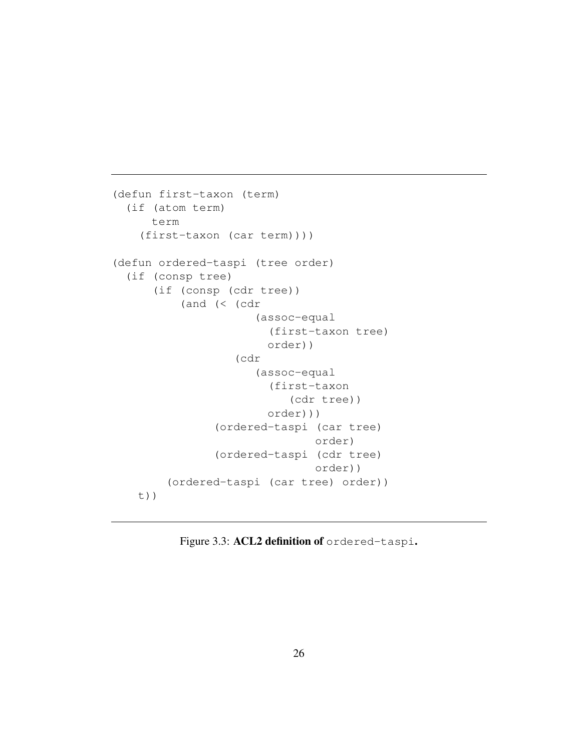```
(defun first-taxon (term)
  (if (atom term)
      term
    (first-taxon (car term))))

(defun ordered-taspi (tree order)
  (if (consp tree)
      (if (consp (cdr tree))
          (and (< (cdr
                    (assoc-equal
                      (first-taxon tree)
                      order))
                  (cdr
                    (assoc-equal
                      (first-taxon
                         (cdr tree))
                      order)))
               (ordered-taspi (car tree)
                              order)
               (ordered-taspi (cdr tree)
                              order))
        (ordered-taspi (car tree) order))
    t))
```

Figure 3.3: **ACL2 definition of** `ordered-taspi`**.**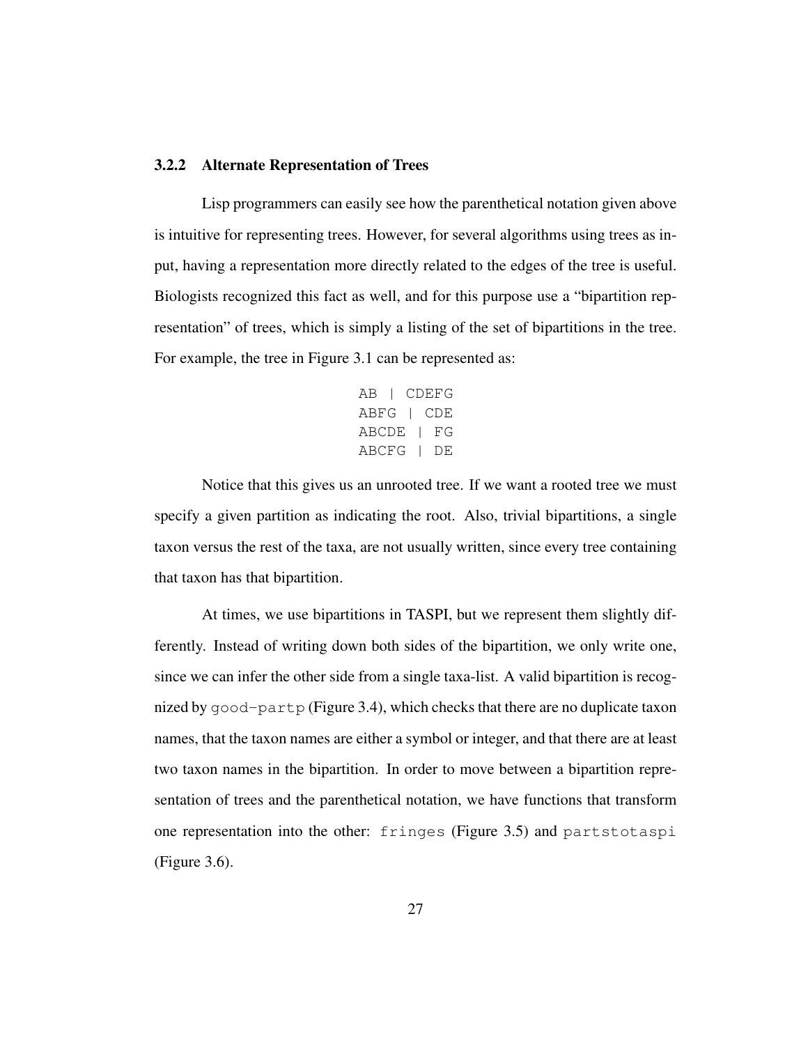### 3.2.2 Alternate Representation of Trees

Lisp programmers can easily see how the parenthetical notation given above is intuitive for representing trees. However, for several algorithms using trees as input, having a representation more directly related to the edges of the tree is useful. Biologists recognized this fact as well, and for this purpose use a "bipartition representation" of trees, which is simply a listing of the set of bipartitions in the tree. For example, the tree in Figure 3.1 can be represented as:

```
AB | CDEFG
ABFG | CDE
ABCDE | FG
ABCFG | DE
```

Notice that this gives us an unrooted tree. If we want a rooted tree we must specify a given partition as indicating the root. Also, trivial bipartitions, a single taxon versus the rest of the taxa, are not usually written, since every tree containing that taxon has that bipartition.

At times, we use bipartitions in TASPI, but we represent them slightly differently. Instead of writing down both sides of the bipartition, we only write one, since we can infer the other side from a single taxa-list. A valid bipartition is recognized by `good-partp` (Figure 3.4), which checks that there are no duplicate taxon names, that the taxon names are either a symbol or integer, and that there are at least two taxon names in the bipartition. In order to move between a bipartition representation of trees and the parenthetical notation, we have functions that transform one representation into the other: `fringes` (Figure 3.5) and `partstotaspi` (Figure 3.6).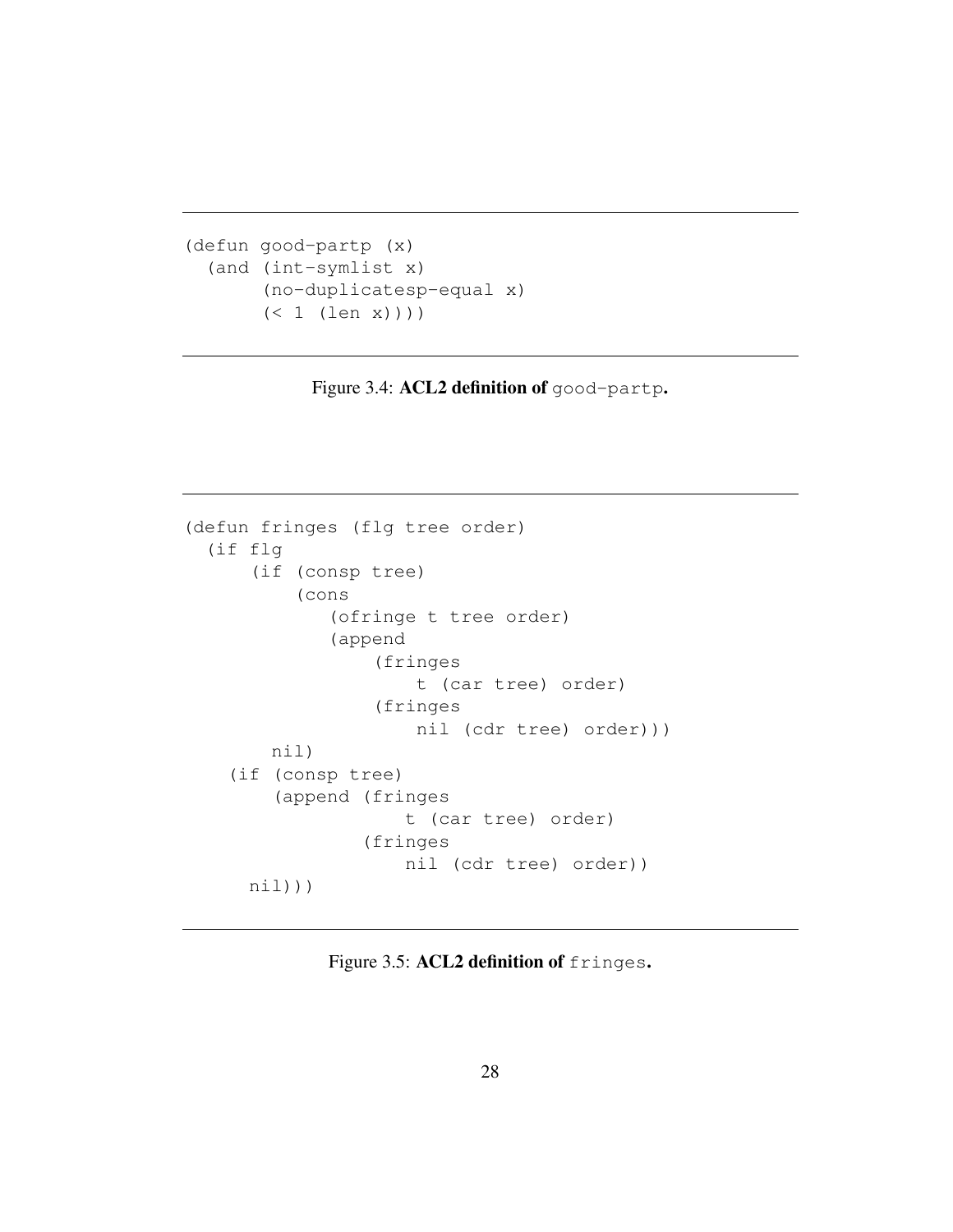```
(defun good-partp (x)
  (and (int-symlist x)
       (no-duplicatesp-equal x)
       (< 1 (len x))))
```

Figure 3.4: **ACL2 definition of** `good-partp`**.**

```
(defun fringes (flg tree order)
  (if flg
      (if (consp tree)
          (cons
             (ofringe t tree order)
             (append
                 (fringes
                     t (car tree) order)
                 (fringes
                     nil (cdr tree) order)))
        nil)
    (if (consp tree)
        (append (fringes
                    t (car tree) order)
                (fringes
                    nil (cdr tree) order))
      nil)))
```

Figure 3.5: **ACL2 definition of** `fringes`**.**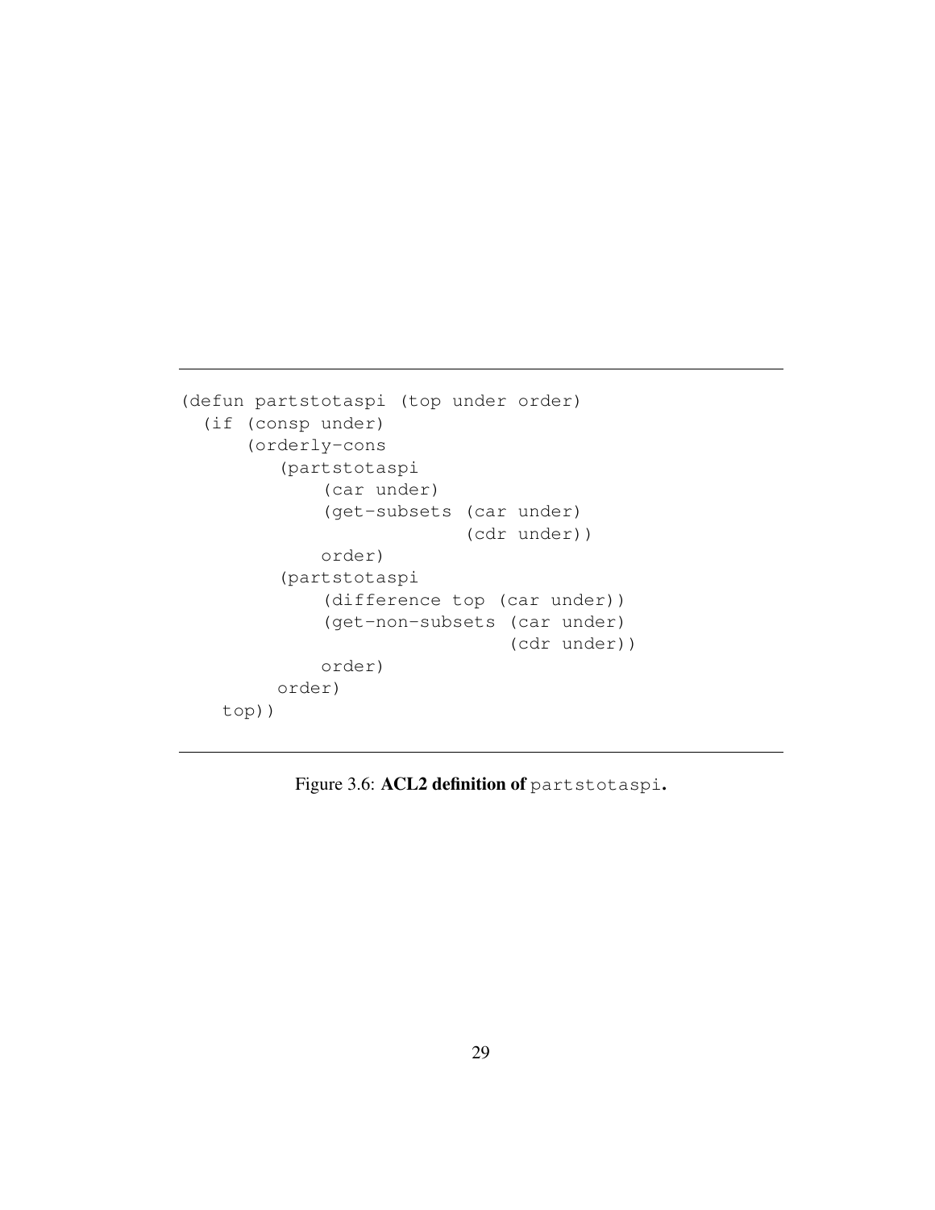```
(defun partstotaspi (top under order)
  (if (consp under)
      (orderly-cons
         (partstotaspi
             (car under)
             (get-subsets (car under)
                          (cdr under))
             order)
         (partstotaspi
             (difference top (car under))
             (get-non-subsets (car under)
                              (cdr under))
             order)
         order)
    top))
```

Figure 3.6: **ACL2 definition of** `partstotaspi`**.**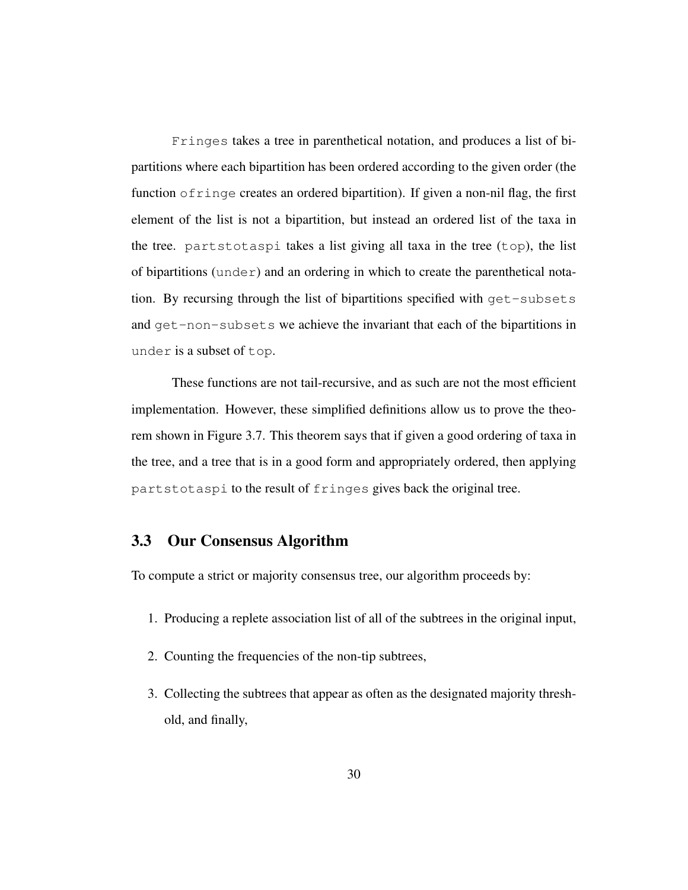`Fringes` takes a tree in parenthetical notation, and produces a list of bipartitions where each bipartition has been ordered according to the given order (the function `ofringe` creates an ordered bipartition). If given a non-nil flag, the first element of the list is not a bipartition, but instead an ordered list of the taxa in the tree. `partstotaspi` takes a list giving all taxa in the tree (`top`), the list of bipartitions (`under`) and an ordering in which to create the parenthetical notation. By recursing through the list of bipartitions specified with `get-subsets` and `get-non-subsets` we achieve the invariant that each of the bipartitions in `under` is a subset of `top`.

These functions are not tail-recursive, and as such are not the most efficient implementation. However, these simplified definitions allow us to prove the theorem shown in Figure 3.7. This theorem says that if given a good ordering of taxa in the tree, and a tree that is in a good form and appropriately ordered, then applying `partstotaspi` to the result of `fringes` gives back the original tree.

## 3.3 Our Consensus Algorithm

To compute a strict or majority consensus tree, our algorithm proceeds by:

1. Producing a replete association list of all of the subtrees in the original input,
2. Counting the frequencies of the non-tip subtrees,
3. Collecting the subtrees that appear as often as the designated majority threshold, and finally,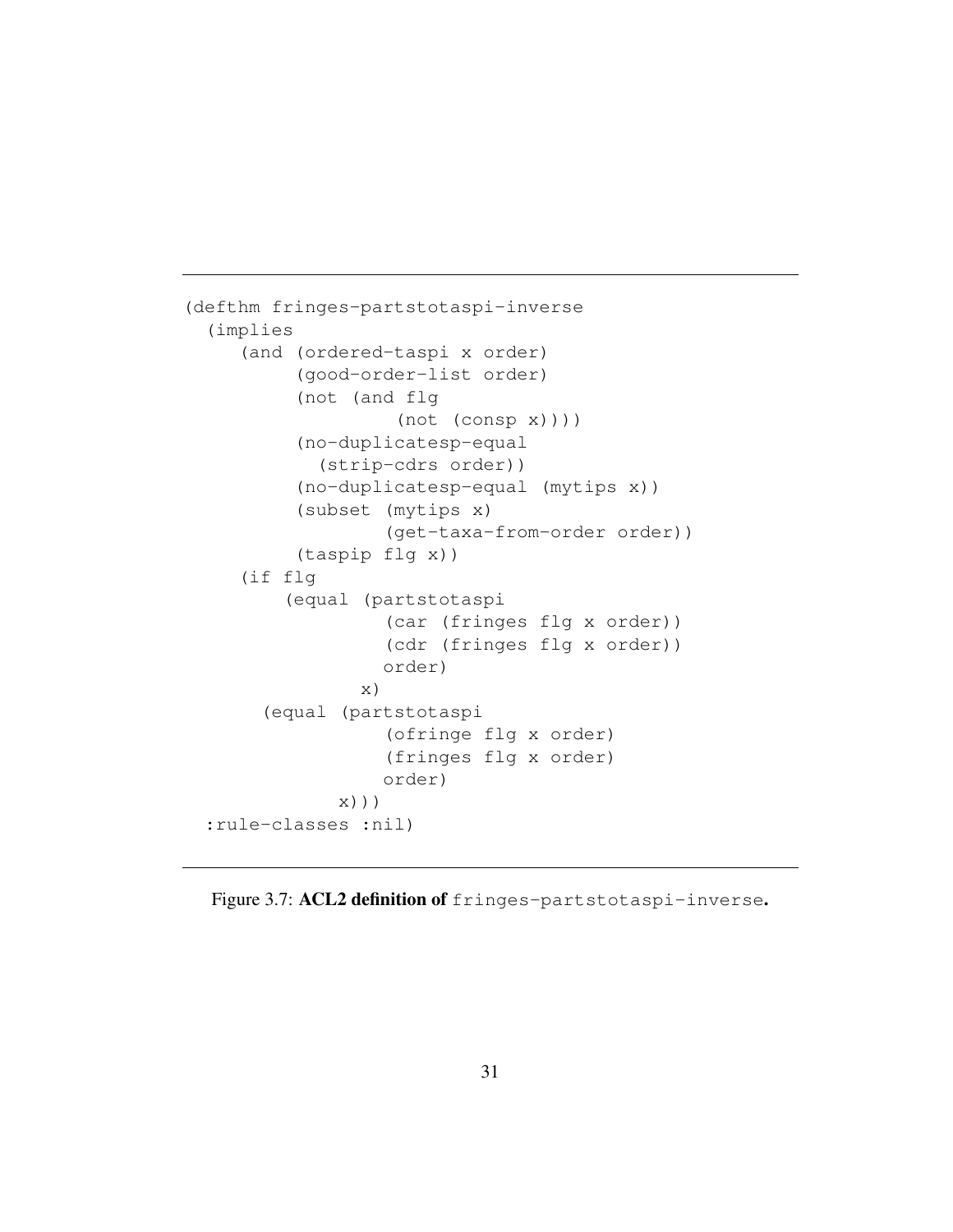```
(defthm fringes-partstotaspi-inverse
  (implies
     (and (ordered-taspi x order)
          (good-order-list order)
          (not (and flg
                    (not (consp x))))
          (no-duplicatesp-equal
            (strip-cdrs order))
          (no-duplicatesp-equal (mytips x))
          (subset (mytips x)
                  (get-taxa-from-order order))
          (taspip flg x))
     (if flg
         (equal (partstotaspi
                  (car (fringes flg x order))
                  (cdr (fringes flg x order))
                  order)
                x)
       (equal (partstotaspi
                  (ofringe flg x order)
                  (fringes flg x order)
                  order)
              x)))
  :rule-classes :nil)
```

Figure 3.7: **ACL2 definition of** `fringes-partstotaspi-inverse`**.**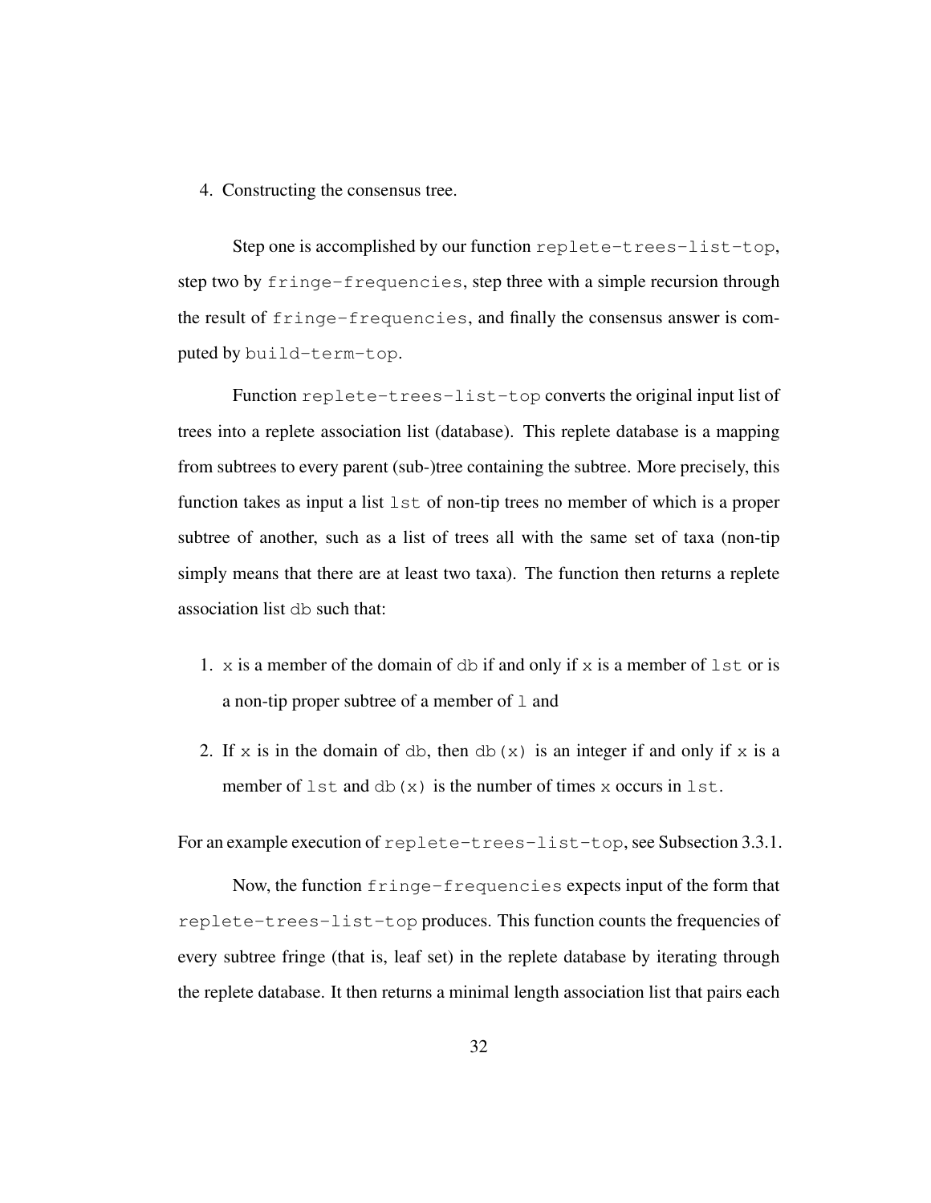4. Constructing the consensus tree.

Step one is accomplished by our function `replete-trees-list-top`, step two by `fringe-frequencies`, step three with a simple recursion through the result of `fringe-frequencies`, and finally the consensus answer is computed by `build-term-top`.

Function `replete-trees-list-top` converts the original input list of trees into a replete association list (database). This replete database is a mapping from subtrees to every parent (sub-)tree containing the subtree. More precisely, this function takes as input a list `lst` of non-tip trees no member of which is a proper subtree of another, such as a list of trees all with the same set of taxa (non-tip simply means that there are at least two taxa). The function then returns a replete association list `db` such that:

1. `x` is a member of the domain of `db` if and only if `x` is a member of `lst` or is a non-tip proper subtree of a member of `l` and
2. If `x` is in the domain of `db`, then `db(x)` is an integer if and only if `x` is a member of `lst` and `db(x)` is the number of times `x` occurs in `lst`.

For an example execution of `replete-trees-list-top`, see Subsection 3.3.1.

Now, the function `fringe-frequencies` expects input of the form that `replete-trees-list-top` produces. This function counts the frequencies of every subtree fringe (that is, leaf set) in the replete database by iterating through the replete database. It then returns a minimal length association list that pairs each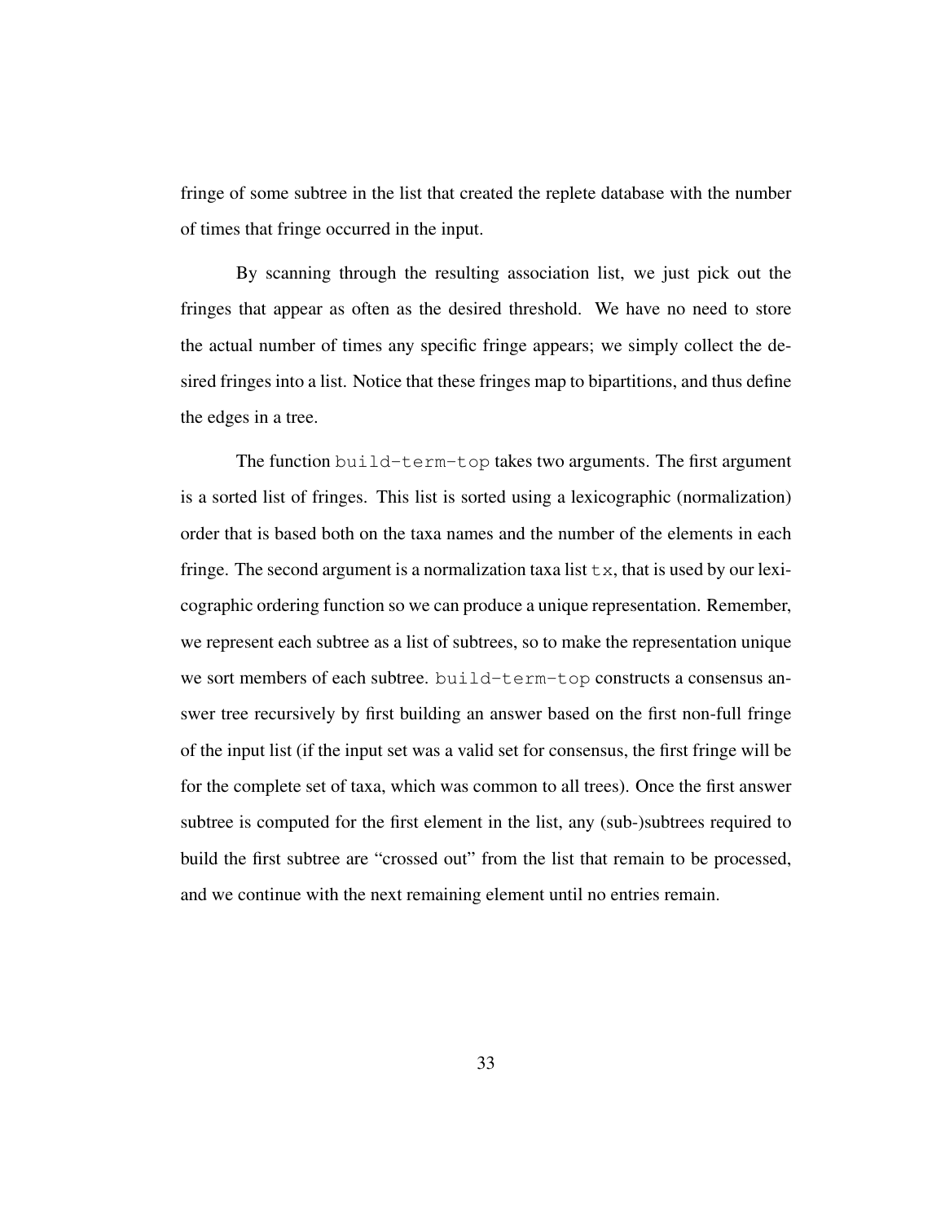fringe of some subtree in the list that created the replete database with the number of times that fringe occurred in the input.

By scanning through the resulting association list, we just pick out the fringes that appear as often as the desired threshold. We have no need to store the actual number of times any specific fringe appears; we simply collect the desired fringes into a list. Notice that these fringes map to bipartitions, and thus define the edges in a tree.

The function `build-term-top` takes two arguments. The first argument is a sorted list of fringes. This list is sorted using a lexicographic (normalization) order that is based both on the taxa names and the number of the elements in each fringe. The second argument is a normalization taxa list `tx`, that is used by our lexicographic ordering function so we can produce a unique representation. Remember, we represent each subtree as a list of subtrees, so to make the representation unique we sort members of each subtree. `build-term-top` constructs a consensus answer tree recursively by first building an answer based on the first non-full fringe of the input list (if the input set was a valid set for consensus, the first fringe will be for the complete set of taxa, which was common to all trees). Once the first answer subtree is computed for the first element in the list, any (sub-)subtrees required to build the first subtree are "crossed out" from the list that remain to be processed, and we continue with the next remaining element until no entries remain.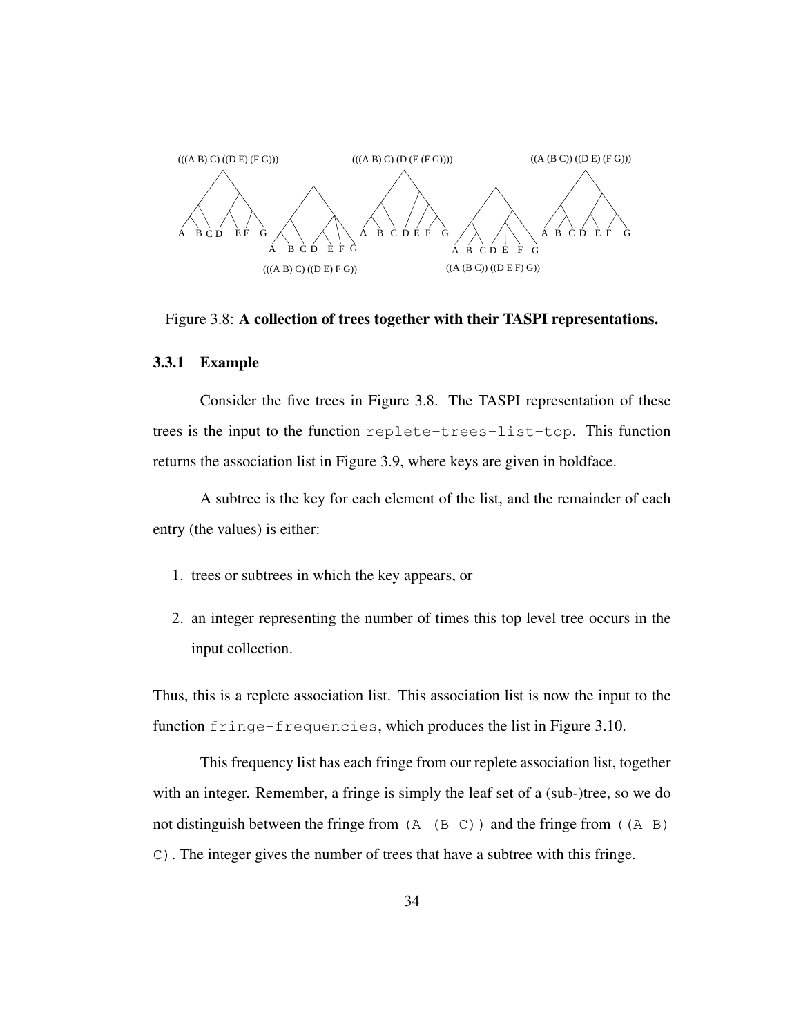(((A B) C) ((D E) (F G)))

(((A B) C) (D (E (F G))))

((A (B C)) ((D E) (F G)))

(((A B) C) ((D E) F G))

((A (B C)) ((D E F) G))

Figure 3.8: **A collection of trees together with their TASPI representations.**

### 3.3.1 Example

Consider the five trees in Figure 3.8. The TASPI representation of these trees is the input to the function `replete-trees-list-top`. This function returns the association list in Figure 3.9, where keys are given in boldface.

A subtree is the key for each element of the list, and the remainder of each entry (the values) is either:

1. trees or subtrees in which the key appears, or
2. an integer representing the number of times this top level tree occurs in the input collection.

Thus, this is a replete association list. This association list is now the input to the function `fringe-frequencies`, which produces the list in Figure 3.10.

This frequency list has each fringe from our replete association list, together with an integer. Remember, a fringe is simply the leaf set of a (sub-)tree, so we do not distinguish between the fringe from `(A (B C))` and the fringe from `((A B) C)`. The integer gives the number of trees that have a subtree with this fringe.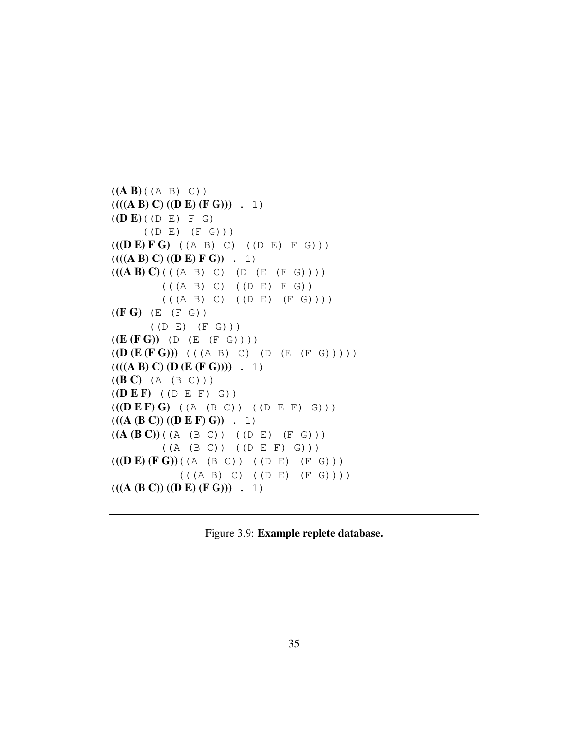```
((A B) ((A B) C))
((((A B) C) ((D E) (F G)))  .  1)
((D E) ((D E) F G)
       ((D E) (F G)))
(((D E) F G)  ((A B) C)  ((D E) F G)))
((((A B) C) ((D E) F G))  .  1)
(((A B) C) (((A B) C)  (D (E (F G))))
           (((A B) C)  ((D E) F G))
           (((A B) C)  ((D E)  (F G))))
((F G)  (E (F G))
        ((D E)  (F G)))
((E (F G))  (D (E (F G))))
((D (E (F G)))  (((A B) C)  (D (E (F G)))))
((((A B) C) (D (E (F G))))  .  1)
((B C)  (A (B C)))
((D E F)  ((D E F) G))
(((D E F) G)  ((A (B C))  ((D E F) G)))
(((A (B C)) ((D E F) G))  .  1)
((A (B C)) ((A (B C))  ((D E)  (F G)))
           ((A (B C))  ((D E F) G)))
(((D E) (F G)) ((A (B C))  ((D E)  (F G)))
               (((A B) C)  ((D E)  (F G))))
(((A (B C)) ((D E) (F G)))  .  1)
```

Figure 3.9: **Example replete database.**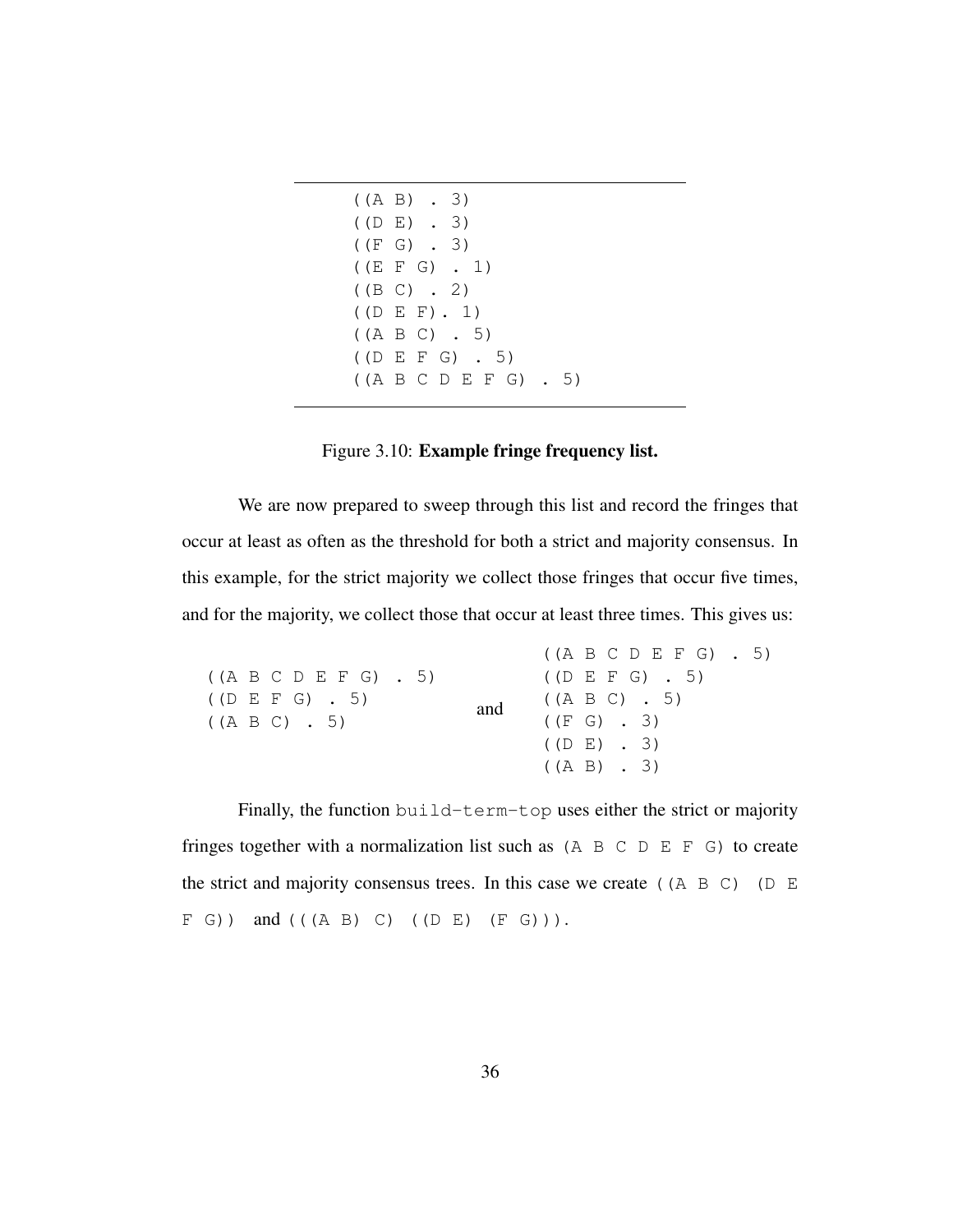```
((A B) . 3)
((D E) . 3)
((F G) . 3)
((E F G) . 1)
((B C) . 2)
((D E F). 1)
((A B C) . 5)
((D E F G) . 5)
((A B C D E F G) . 5)
```

Figure 3.10: **Example fringe frequency list.**

We are now prepared to sweep through this list and record the fringes that occur at least as often as the threshold for both a strict and majority consensus. In this example, for the strict majority we collect those fringes that occur five times, and for the majority, we collect those that occur at least three times. This gives us:

```
((A B C D E F G) . 5)
((D E F G) . 5)
((A B C) . 5)
```

and

```
((A B C D E F G) . 5)
((D E F G) . 5)
((A B C) . 5)
((F G) . 3)
((D E) . 3)
((A B) . 3)
```

Finally, the function `build-term-top` uses either the strict or majority fringes together with a normalization list such as `(A B C D E F G)` to create the strict and majority consensus trees. In this case we create `((A B C) (D E F G))` and `(((A B) C) ((D E) (F G)))`.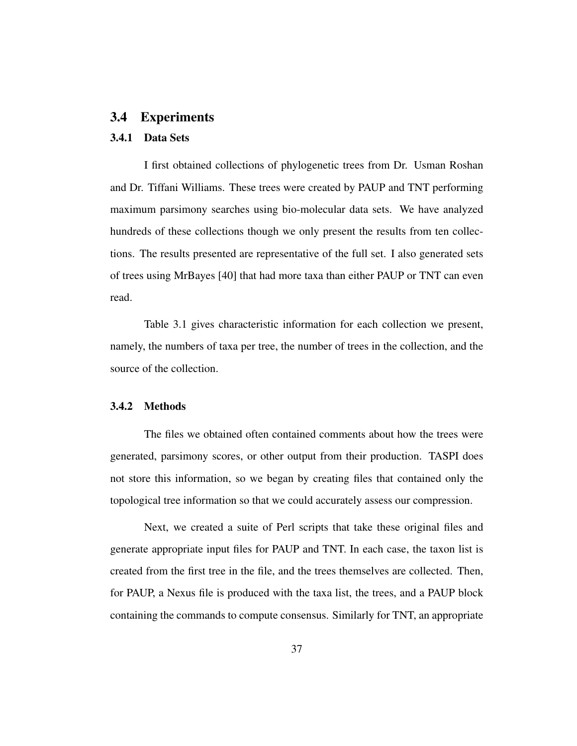## 3.4 Experiments

### 3.4.1 Data Sets

I first obtained collections of phylogenetic trees from Dr. Usman Roshan and Dr. Tiffani Williams. These trees were created by PAUP and TNT performing maximum parsimony searches using bio-molecular data sets. We have analyzed hundreds of these collections though we only present the results from ten collections. The results presented are representative of the full set. I also generated sets of trees using MrBayes [40] that had more taxa than either PAUP or TNT can even read.

Table 3.1 gives characteristic information for each collection we present, namely, the numbers of taxa per tree, the number of trees in the collection, and the source of the collection.

### 3.4.2 Methods

The files we obtained often contained comments about how the trees were generated, parsimony scores, or other output from their production. TASPI does not store this information, so we began by creating files that contained only the topological tree information so that we could accurately assess our compression.

Next, we created a suite of Perl scripts that take these original files and generate appropriate input files for PAUP and TNT. In each case, the taxon list is created from the first tree in the file, and the trees themselves are collected. Then, for PAUP, a Nexus file is produced with the taxa list, the trees, and a PAUP block containing the commands to compute consensus. Similarly for TNT, an appropriate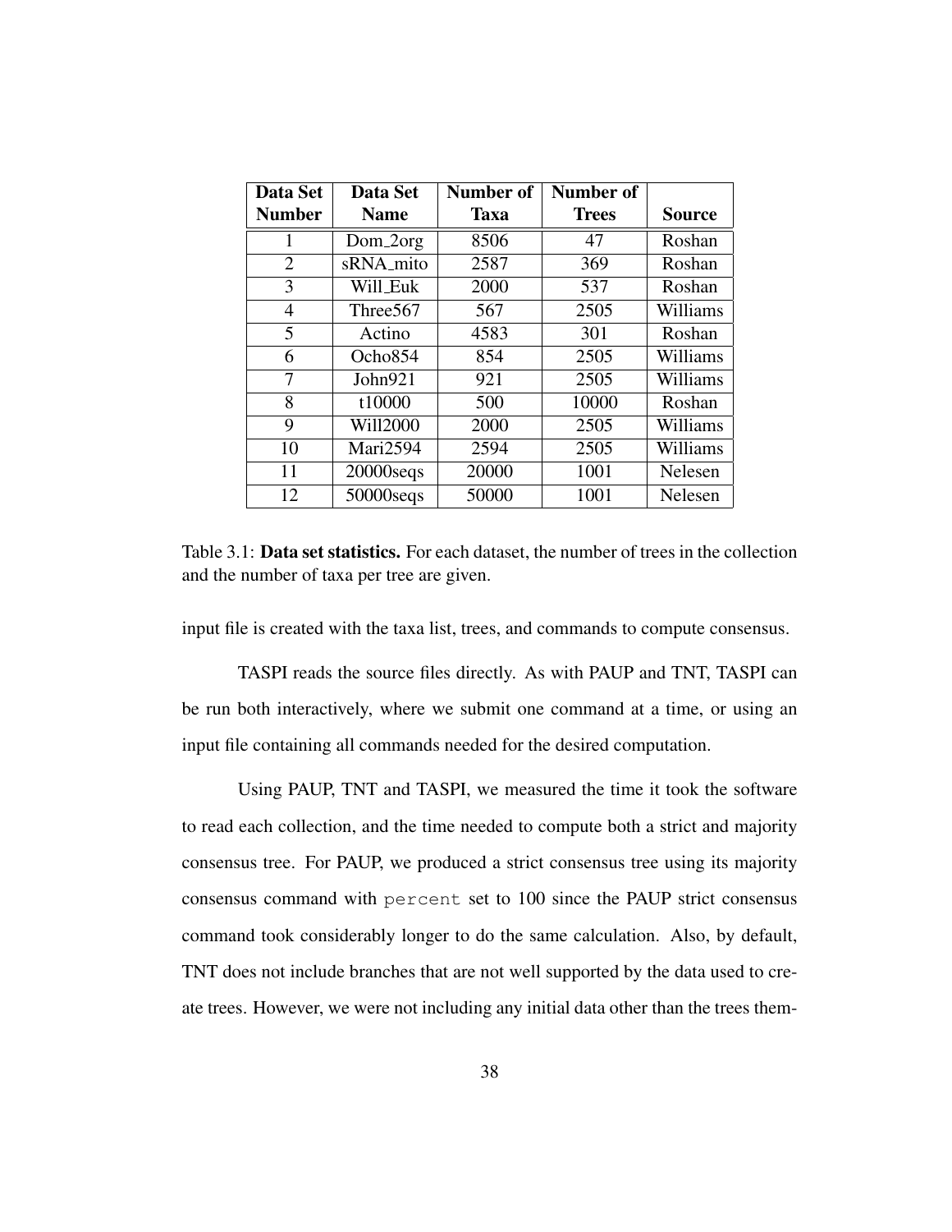| Data Set Number | Data Set Name | Number of Taxa | Number of Trees | Source |
|---|---|---|---|---|
| 1 | Dom_2org | 8506 | 47 | Roshan |
| 2 | sRNA_mito | 2587 | 369 | Roshan |
| 3 | Will_Euk | 2000 | 537 | Roshan |
| 4 | Three567 | 567 | 2505 | Williams |
| 5 | Actino | 4583 | 301 | Roshan |
| 6 | Ocho854 | 854 | 2505 | Williams |
| 7 | John921 | 921 | 2505 | Williams |
| 8 | t10000 | 500 | 10000 | Roshan |
| 9 | Will2000 | 2000 | 2505 | Williams |
| 10 | Mari2594 | 2594 | 2505 | Williams |
| 11 | 20000seqs | 20000 | 1001 | Nelesen |
| 12 | 50000seqs | 50000 | 1001 | Nelesen |

Table 3.1: **Data set statistics.** For each dataset, the number of trees in the collection and the number of taxa per tree are given.

input file is created with the taxa list, trees, and commands to compute consensus.

TASPI reads the source files directly. As with PAUP and TNT, TASPI can be run both interactively, where we submit one command at a time, or using an input file containing all commands needed for the desired computation.

Using PAUP, TNT and TASPI, we measured the time it took the software to read each collection, and the time needed to compute both a strict and majority consensus tree. For PAUP, we produced a strict consensus tree using its majority consensus command with `percent` set to 100 since the PAUP strict consensus command took considerably longer to do the same calculation. Also, by default, TNT does not include branches that are not well supported by the data used to create trees. However, we were not including any initial data other than the trees them-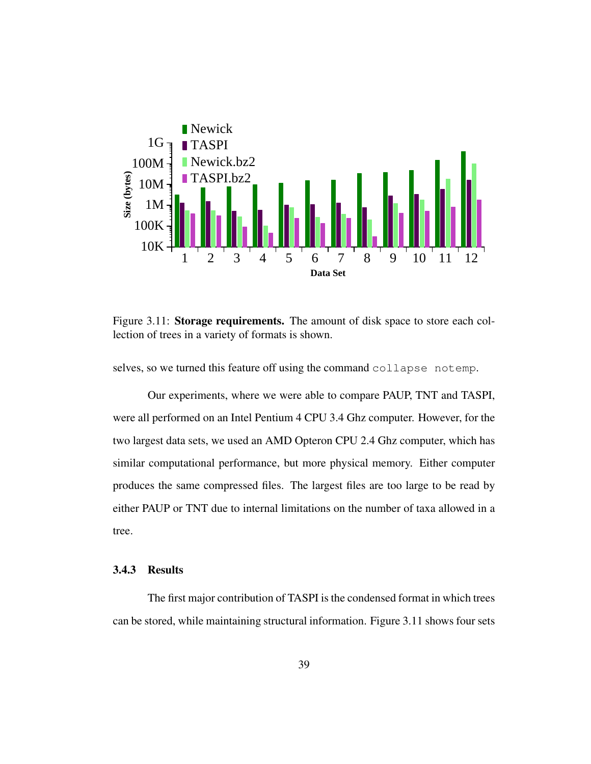Figure 3.11: **Storage requirements.** The amount of disk space to store each collection of trees in a variety of formats is shown.

selves, so we turned this feature off using the command `collapse notemp`.

Our experiments, where we were able to compare PAUP, TNT and TASPI, were all performed on an Intel Pentium 4 CPU 3.4 Ghz computer. However, for the two largest data sets, we used an AMD Opteron CPU 2.4 Ghz computer, which has similar computational performance, but more physical memory. Either computer produces the same compressed files. The largest files are too large to be read by either PAUP or TNT due to internal limitations on the number of taxa allowed in a tree.

### 3.4.3 Results

The first major contribution of TASPI is the condensed format in which trees can be stored, while maintaining structural information. Figure 3.11 shows four sets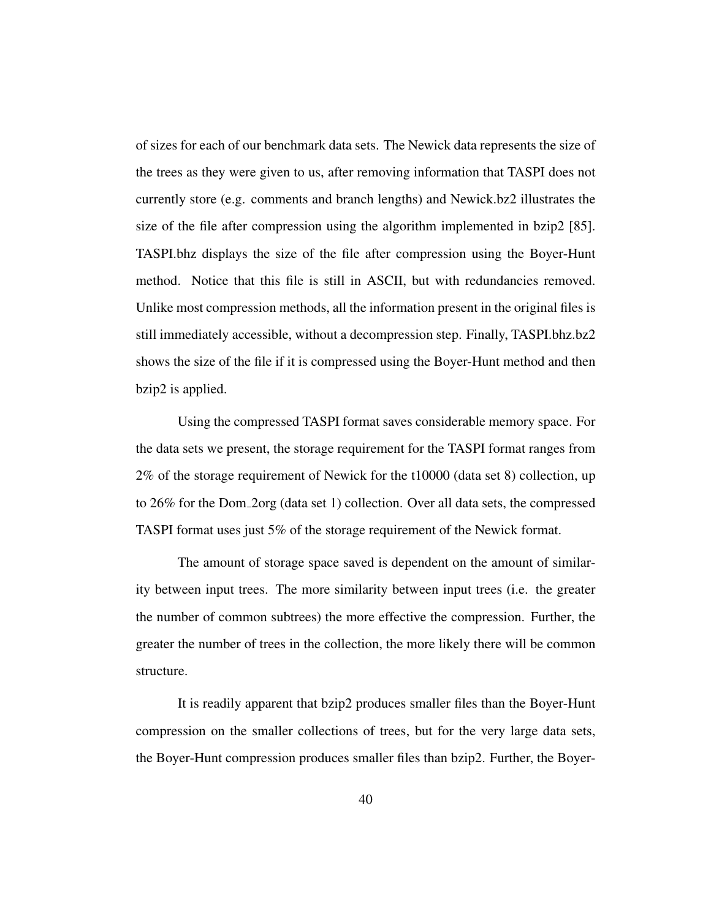of sizes for each of our benchmark data sets. The Newick data represents the size of the trees as they were given to us, after removing information that TASPI does not currently store (e.g. comments and branch lengths) and Newick.bz2 illustrates the size of the file after compression using the algorithm implemented in bzip2 [85]. TASPI.bhz displays the size of the file after compression using the Boyer-Hunt method. Notice that this file is still in ASCII, but with redundancies removed. Unlike most compression methods, all the information present in the original files is still immediately accessible, without a decompression step. Finally, TASPI.bhz.bz2 shows the size of the file if it is compressed using the Boyer-Hunt method and then bzip2 is applied.

Using the compressed TASPI format saves considerable memory space. For the data sets we present, the storage requirement for the TASPI format ranges from 2% of the storage requirement of Newick for the t10000 (data set 8) collection, up to 26% for the Dom_2org (data set 1) collection. Over all data sets, the compressed TASPI format uses just 5% of the storage requirement of the Newick format.

The amount of storage space saved is dependent on the amount of similarity between input trees. The more similarity between input trees (i.e. the greater the number of common subtrees) the more effective the compression. Further, the greater the number of trees in the collection, the more likely there will be common structure.

It is readily apparent that bzip2 produces smaller files than the Boyer-Hunt compression on the smaller collections of trees, but for the very large data sets, the Boyer-Hunt compression produces smaller files than bzip2. Further, the Boyer-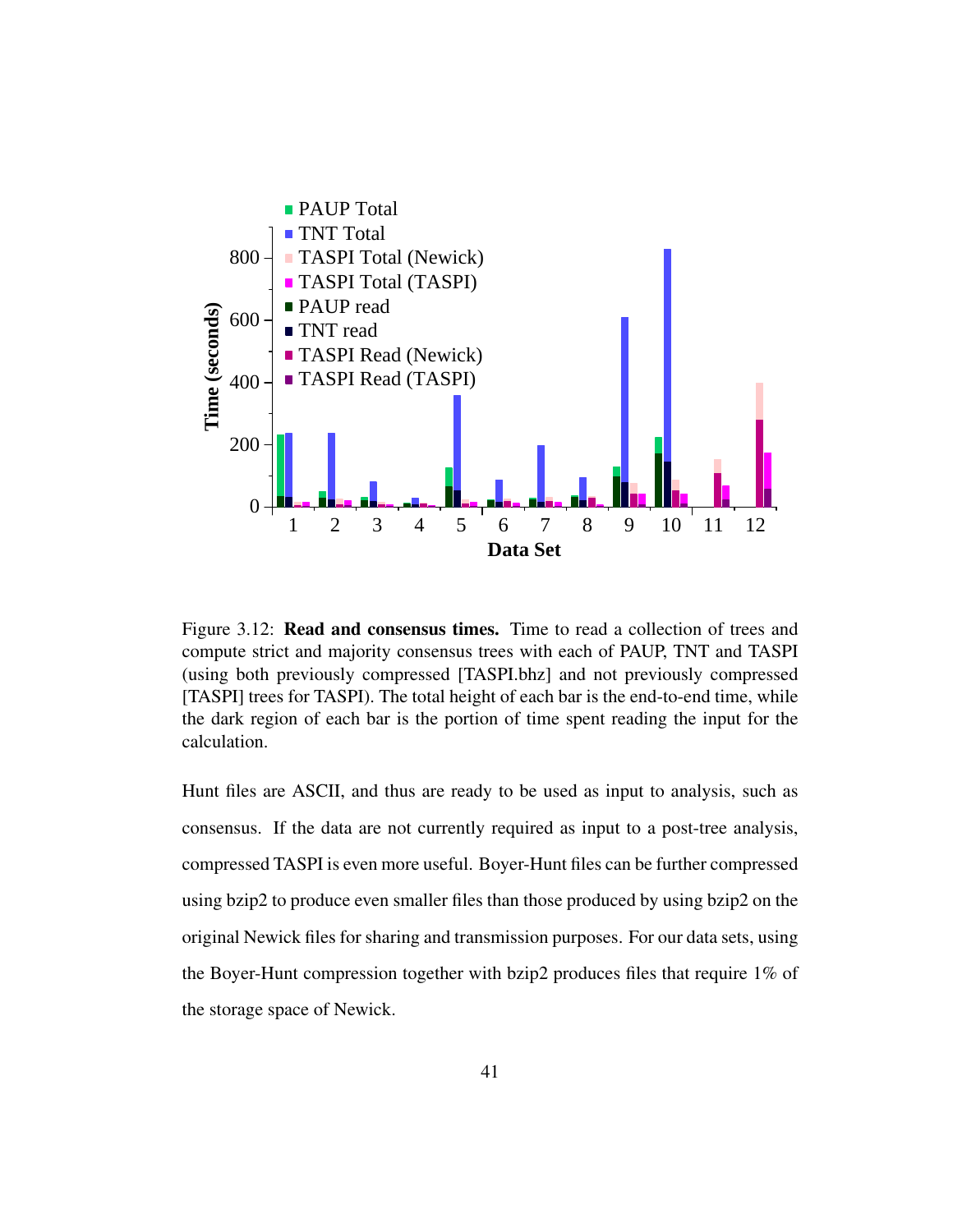Figure 3.12: **Read and consensus times.** Time to read a collection of trees and compute strict and majority consensus trees with each of PAUP, TNT and TASPI (using both previously compressed [TASPI.bhz] and not previously compressed [TASPI] trees for TASPI). The total height of each bar is the end-to-end time, while the dark region of each bar is the portion of time spent reading the input for the calculation.

Hunt files are ASCII, and thus are ready to be used as input to analysis, such as consensus. If the data are not currently required as input to a post-tree analysis, compressed TASPI is even more useful. Boyer-Hunt files can be further compressed using bzip2 to produce even smaller files than those produced by using bzip2 on the original Newick files for sharing and transmission purposes. For our data sets, using the Boyer-Hunt compression together with bzip2 produces files that require 1% of the storage space of Newick.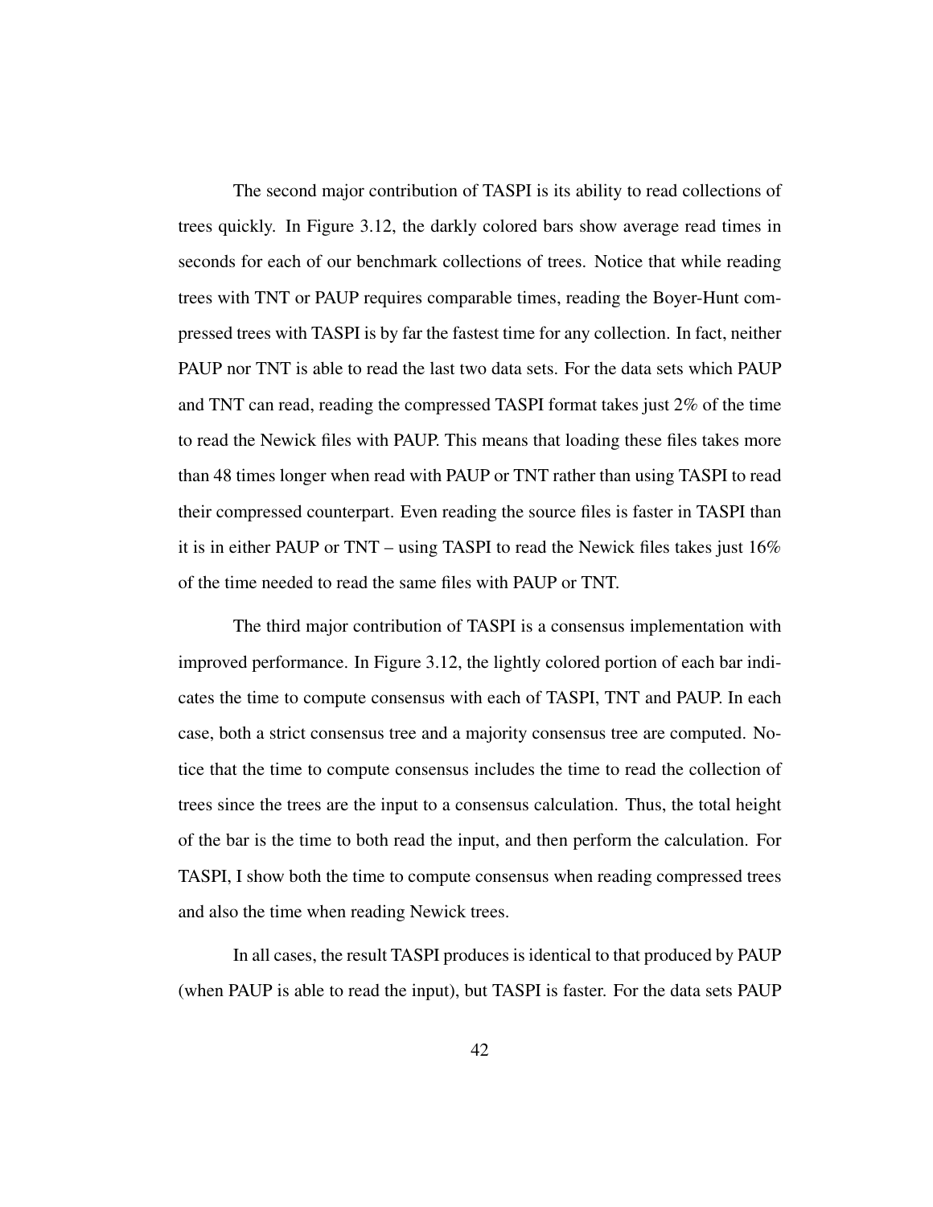The second major contribution of TASPI is its ability to read collections of trees quickly. In Figure 3.12, the darkly colored bars show average read times in seconds for each of our benchmark collections of trees. Notice that while reading trees with TNT or PAUP requires comparable times, reading the Boyer-Hunt compressed trees with TASPI is by far the fastest time for any collection. In fact, neither PAUP nor TNT is able to read the last two data sets. For the data sets which PAUP and TNT can read, reading the compressed TASPI format takes just 2% of the time to read the Newick files with PAUP. This means that loading these files takes more than 48 times longer when read with PAUP or TNT rather than using TASPI to read their compressed counterpart. Even reading the source files is faster in TASPI than it is in either PAUP or TNT – using TASPI to read the Newick files takes just 16% of the time needed to read the same files with PAUP or TNT.

The third major contribution of TASPI is a consensus implementation with improved performance. In Figure 3.12, the lightly colored portion of each bar indicates the time to compute consensus with each of TASPI, TNT and PAUP. In each case, both a strict consensus tree and a majority consensus tree are computed. Notice that the time to compute consensus includes the time to read the collection of trees since the trees are the input to a consensus calculation. Thus, the total height of the bar is the time to both read the input, and then perform the calculation. For TASPI, I show both the time to compute consensus when reading compressed trees and also the time when reading Newick trees.

In all cases, the result TASPI produces is identical to that produced by PAUP (when PAUP is able to read the input), but TASPI is faster. For the data sets PAUP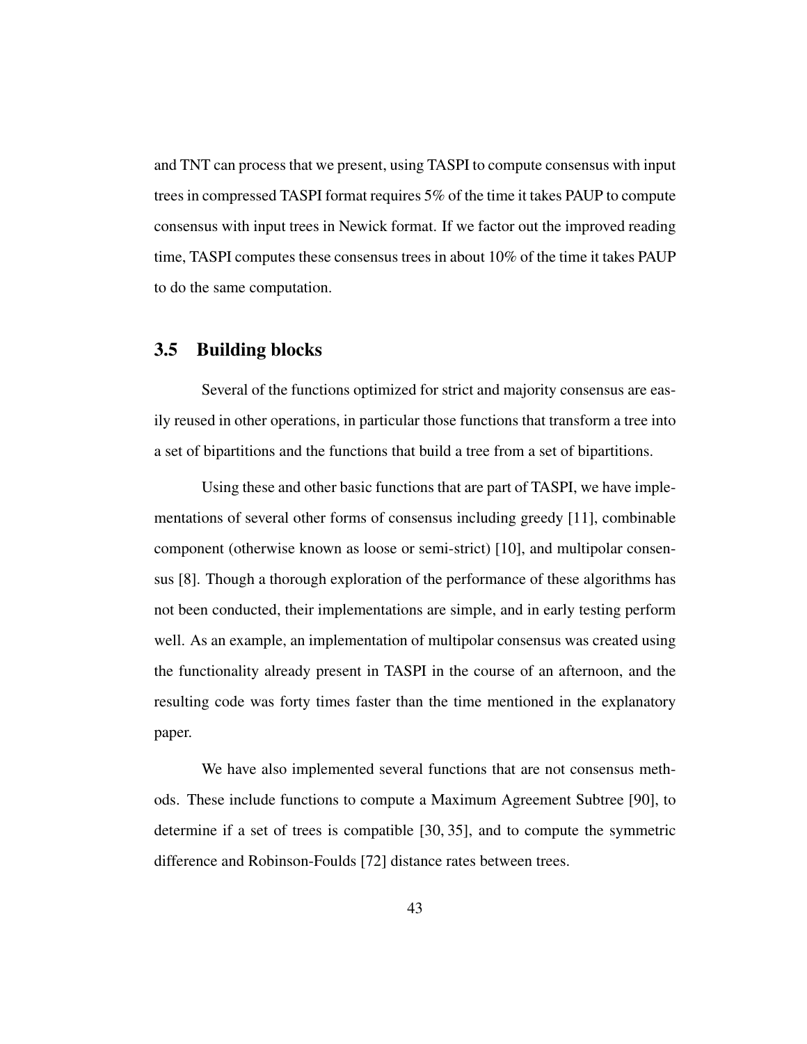and TNT can process that we present, using TASPI to compute consensus with input trees in compressed TASPI format requires 5% of the time it takes PAUP to compute consensus with input trees in Newick format. If we factor out the improved reading time, TASPI computes these consensus trees in about 10% of the time it takes PAUP to do the same computation.

## 3.5 Building blocks

Several of the functions optimized for strict and majority consensus are easily reused in other operations, in particular those functions that transform a tree into a set of bipartitions and the functions that build a tree from a set of bipartitions.

Using these and other basic functions that are part of TASPI, we have implementations of several other forms of consensus including greedy [11], combinable component (otherwise known as loose or semi-strict) [10], and multipolar consensus [8]. Though a thorough exploration of the performance of these algorithms has not been conducted, their implementations are simple, and in early testing perform well. As an example, an implementation of multipolar consensus was created using the functionality already present in TASPI in the course of an afternoon, and the resulting code was forty times faster than the time mentioned in the explanatory paper.

We have also implemented several functions that are not consensus methods. These include functions to compute a Maximum Agreement Subtree [90], to determine if a set of trees is compatible [30, 35], and to compute the symmetric difference and Robinson-Foulds [72] distance rates between trees.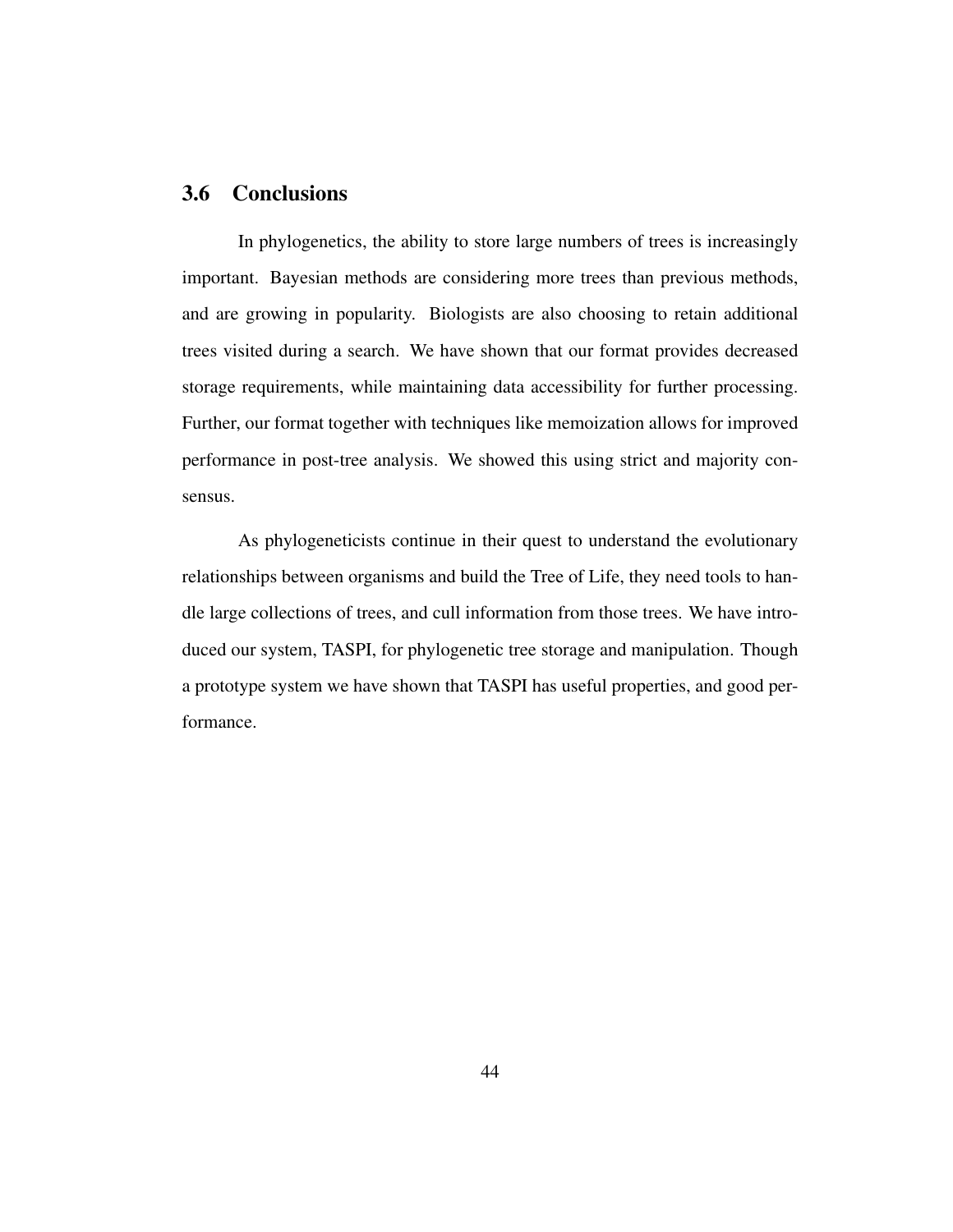## 3.6 Conclusions

In phylogenetics, the ability to store large numbers of trees is increasingly important. Bayesian methods are considering more trees than previous methods, and are growing in popularity. Biologists are also choosing to retain additional trees visited during a search. We have shown that our format provides decreased storage requirements, while maintaining data accessibility for further processing. Further, our format together with techniques like memoization allows for improved performance in post-tree analysis. We showed this using strict and majority consensus.

As phylogeneticists continue in their quest to understand the evolutionary relationships between organisms and build the Tree of Life, they need tools to handle large collections of trees, and cull information from those trees. We have introduced our system, TASPI, for phylogenetic tree storage and manipulation. Though a prototype system we have shown that TASPI has useful properties, and good performance.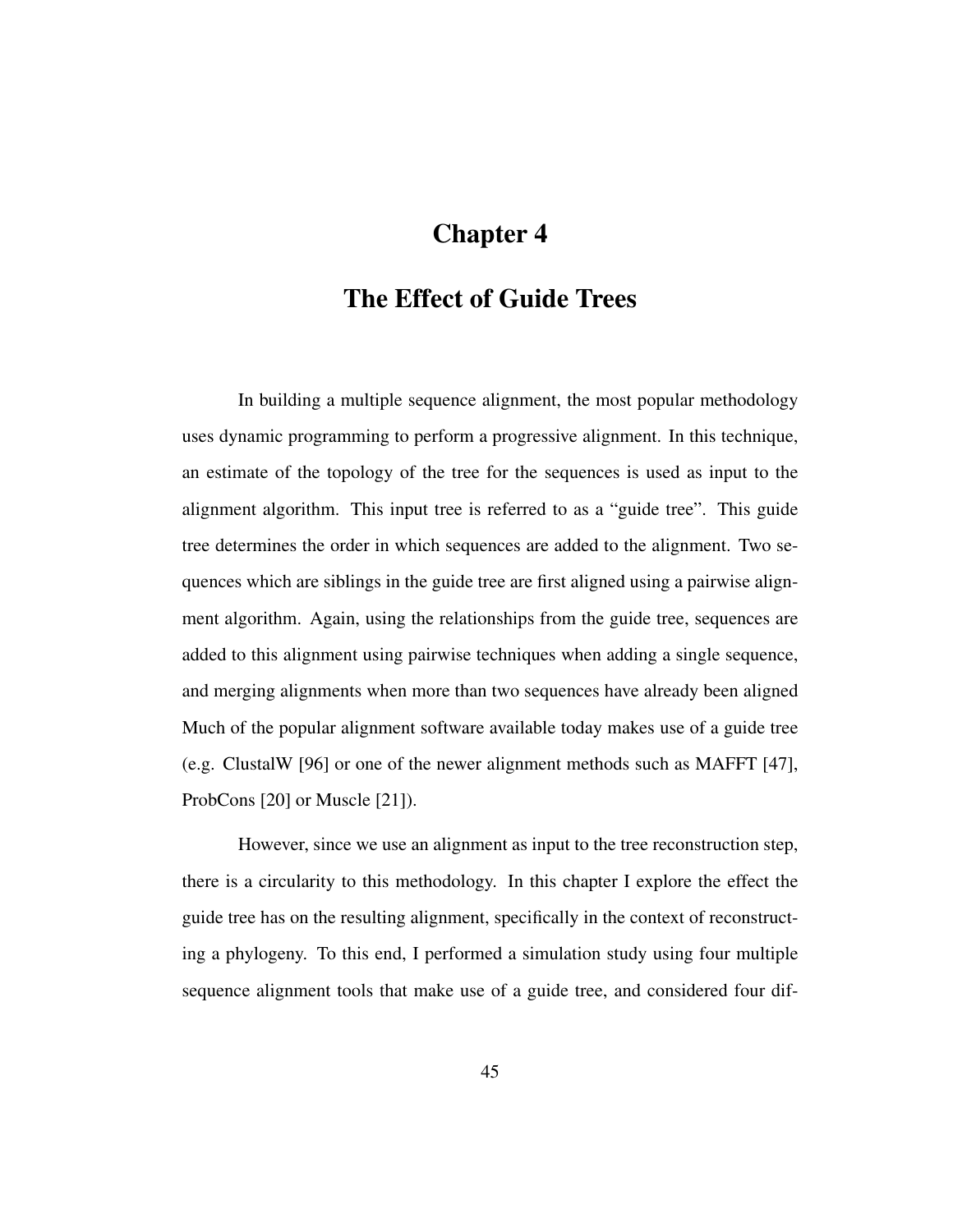# Chapter 4

# The Effect of Guide Trees

In building a multiple sequence alignment, the most popular methodology uses dynamic programming to perform a progressive alignment. In this technique, an estimate of the topology of the tree for the sequences is used as input to the alignment algorithm. This input tree is referred to as a "guide tree". This guide tree determines the order in which sequences are added to the alignment. Two sequences which are siblings in the guide tree are first aligned using a pairwise alignment algorithm. Again, using the relationships from the guide tree, sequences are added to this alignment using pairwise techniques when adding a single sequence, and merging alignments when more than two sequences have already been aligned Much of the popular alignment software available today makes use of a guide tree (e.g. ClustalW [96] or one of the newer alignment methods such as MAFFT [47], ProbCons [20] or Muscle [21]).

However, since we use an alignment as input to the tree reconstruction step, there is a circularity to this methodology. In this chapter I explore the effect the guide tree has on the resulting alignment, specifically in the context of reconstructing a phylogeny. To this end, I performed a simulation study using four multiple sequence alignment tools that make use of a guide tree, and considered four dif-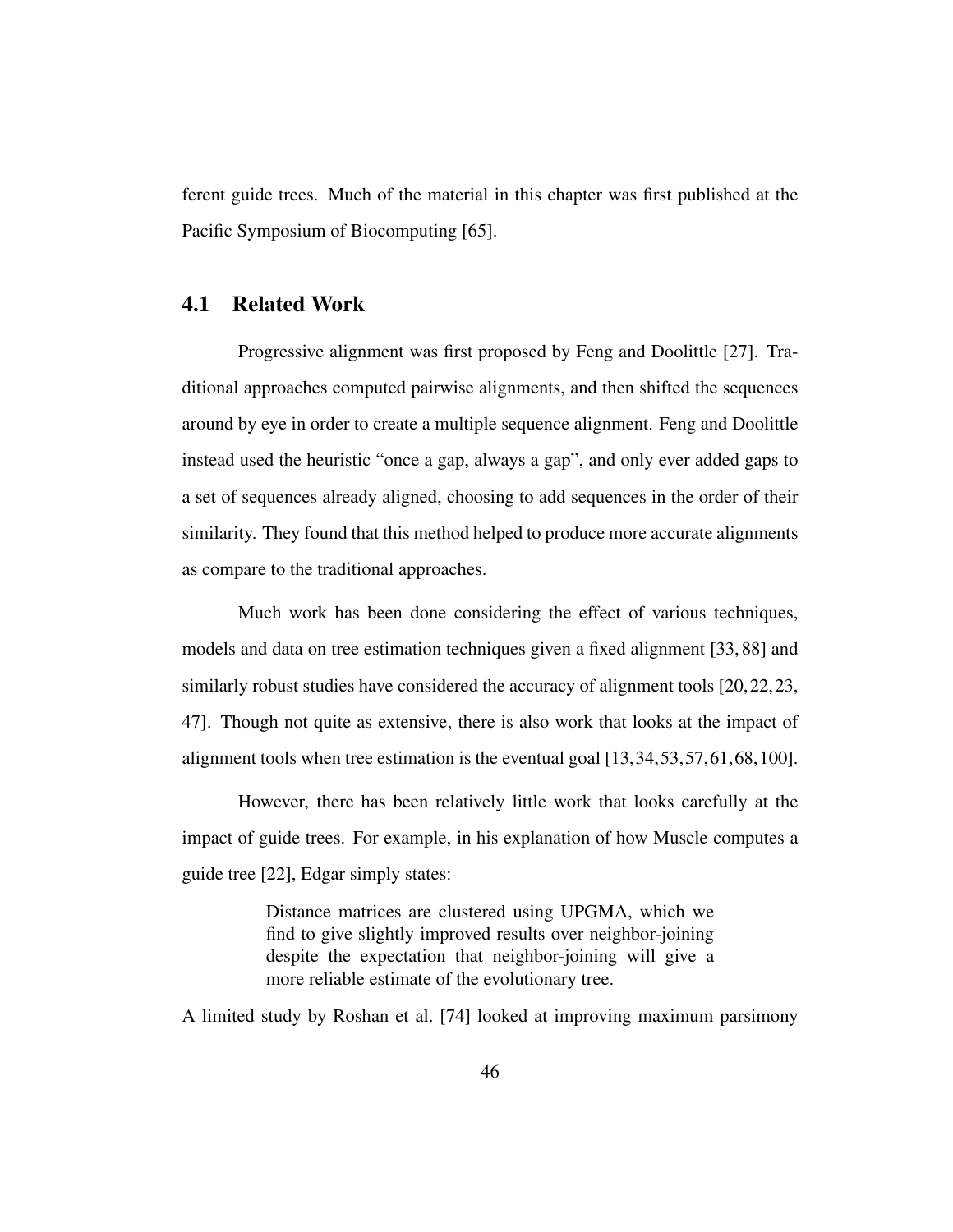ferent guide trees. Much of the material in this chapter was first published at the Pacific Symposium of Biocomputing [65].

## 4.1 Related Work

Progressive alignment was first proposed by Feng and Doolittle [27]. Traditional approaches computed pairwise alignments, and then shifted the sequences around by eye in order to create a multiple sequence alignment. Feng and Doolittle instead used the heuristic "once a gap, always a gap", and only ever added gaps to a set of sequences already aligned, choosing to add sequences in the order of their similarity. They found that this method helped to produce more accurate alignments as compare to the traditional approaches.

Much work has been done considering the effect of various techniques, models and data on tree estimation techniques given a fixed alignment [33, 88] and similarly robust studies have considered the accuracy of alignment tools [20, 22, 23, 47]. Though not quite as extensive, there is also work that looks at the impact of alignment tools when tree estimation is the eventual goal [13, 34, 53, 57, 61, 68, 100].

However, there has been relatively little work that looks carefully at the impact of guide trees. For example, in his explanation of how Muscle computes a guide tree [22], Edgar simply states:

> Distance matrices are clustered using UPGMA, which we find to give slightly improved results over neighbor-joining despite the expectation that neighbor-joining will give a more reliable estimate of the evolutionary tree.

A limited study by Roshan et al. [74] looked at improving maximum parsimony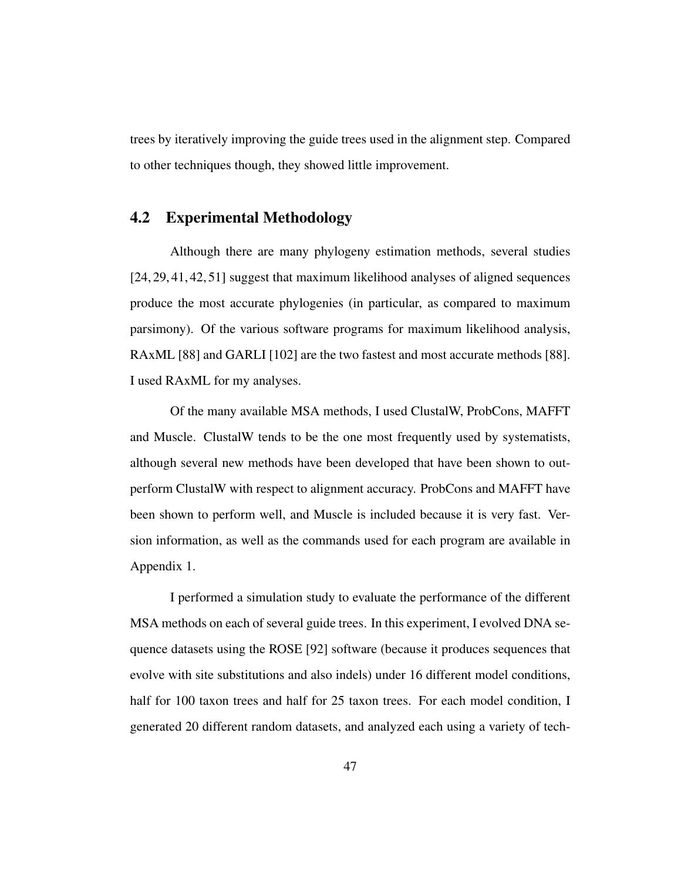trees by iteratively improving the guide trees used in the alignment step. Compared to other techniques though, they showed little improvement.

## 4.2 Experimental Methodology

Although there are many phylogeny estimation methods, several studies [24, 29, 41, 42, 51] suggest that maximum likelihood analyses of aligned sequences produce the most accurate phylogenies (in particular, as compared to maximum parsimony). Of the various software programs for maximum likelihood analysis, RAxML [88] and GARLI [102] are the two fastest and most accurate methods [88]. I used RAxML for my analyses.

Of the many available MSA methods, I used ClustalW, ProbCons, MAFFT and Muscle. ClustalW tends to be the one most frequently used by systematists, although several new methods have been developed that have been shown to outperform ClustalW with respect to alignment accuracy. ProbCons and MAFFT have been shown to perform well, and Muscle is included because it is very fast. Version information, as well as the commands used for each program are available in Appendix 1.

I performed a simulation study to evaluate the performance of the different MSA methods on each of several guide trees. In this experiment, I evolved DNA sequence datasets using the ROSE [92] software (because it produces sequences that evolve with site substitutions and also indels) under 16 different model conditions, half for 100 taxon trees and half for 25 taxon trees. For each model condition, I generated 20 different random datasets, and analyzed each using a variety of tech-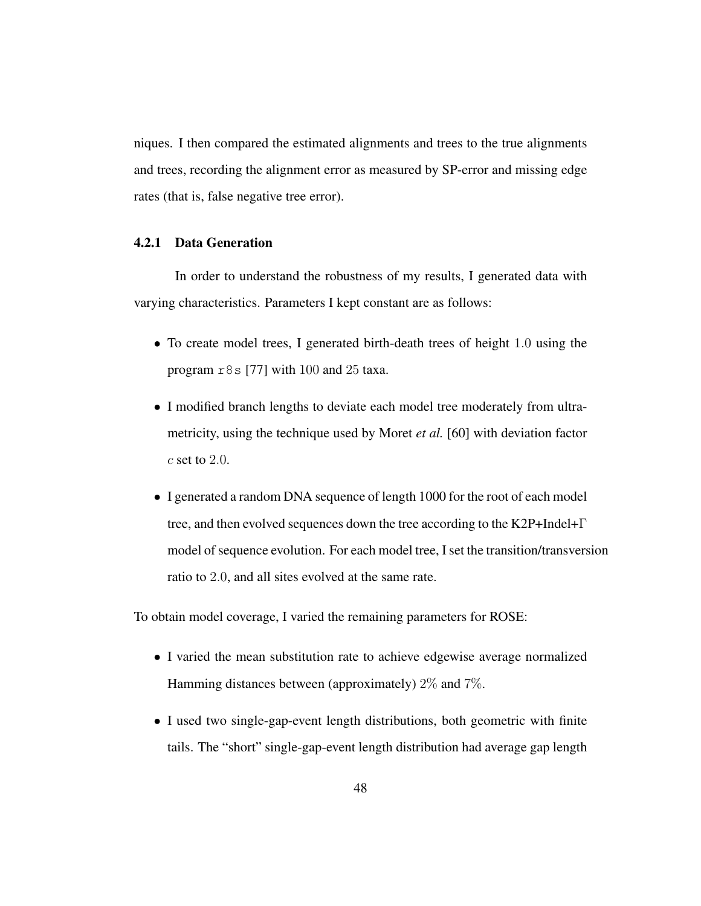niques. I then compared the estimated alignments and trees to the true alignments and trees, recording the alignment error as measured by SP-error and missing edge rates (that is, false negative tree error).

### 4.2.1 Data Generation

In order to understand the robustness of my results, I generated data with varying characteristics. Parameters I kept constant are as follows:

- To create model trees, I generated birth-death trees of height $1.0$ using the program `r8s` [77] with $100$ and $25$ taxa.
- I modified branch lengths to deviate each model tree moderately from ultrametricity, using the technique used by Moret *et al.* [60] with deviation factor $c$ set to $2.0$.
- I generated a random DNA sequence of length 1000 for the root of each model tree, and then evolved sequences down the tree according to the K2P+Indel+$\Gamma$ model of sequence evolution. For each model tree, I set the transition/transversion ratio to $2.0$, and all sites evolved at the same rate.

To obtain model coverage, I varied the remaining parameters for ROSE:

- I varied the mean substitution rate to achieve edgewise average normalized Hamming distances between (approximately) $2\%$ and $7\%$.
- I used two single-gap-event length distributions, both geometric with finite tails. The "short" single-gap-event length distribution had average gap length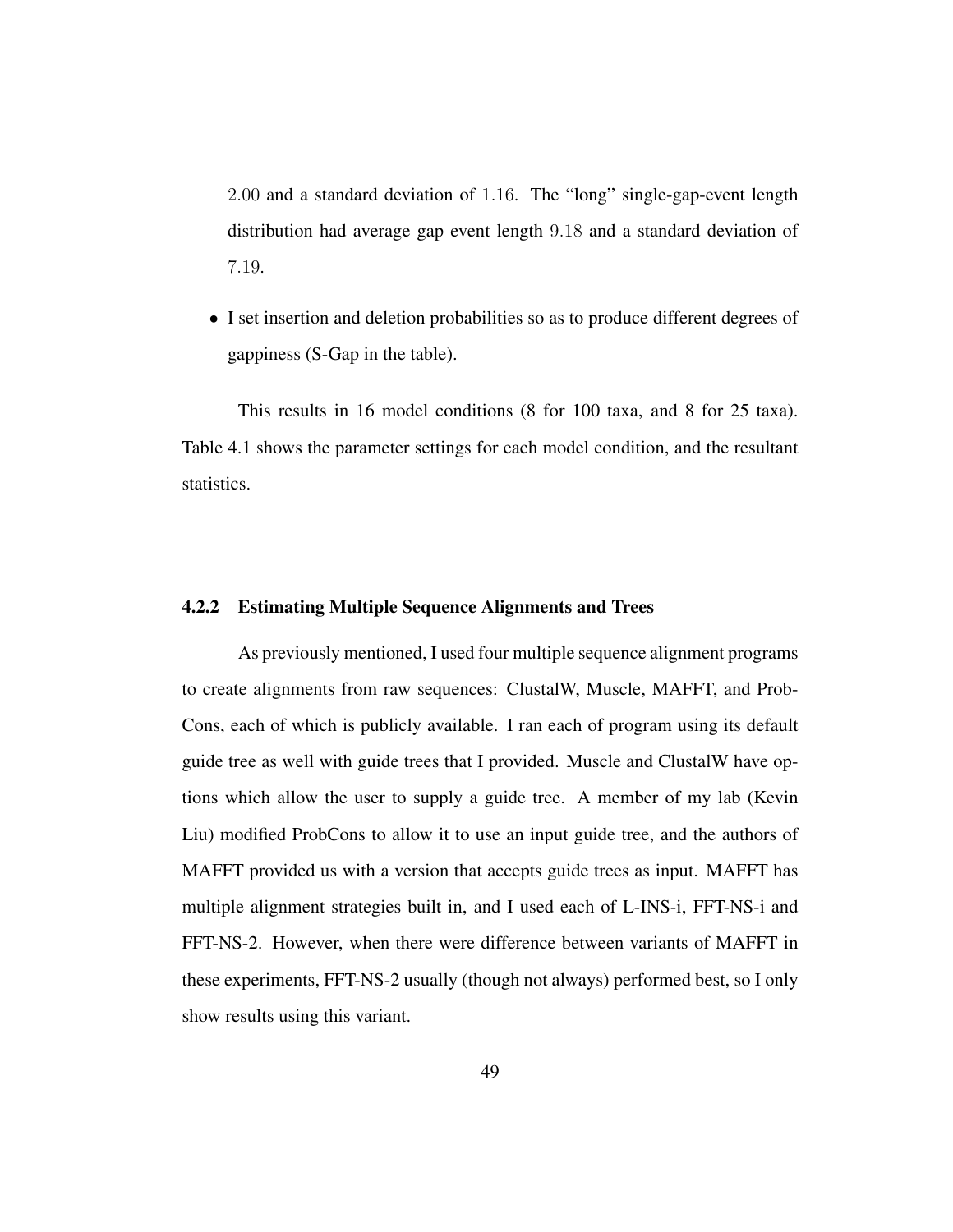2.00 and a standard deviation of 1.16. The "long" single-gap-event length distribution had average gap event length 9.18 and a standard deviation of 7.19.

- I set insertion and deletion probabilities so as to produce different degrees of gappiness (S-Gap in the table).

This results in 16 model conditions (8 for 100 taxa, and 8 for 25 taxa). Table 4.1 shows the parameter settings for each model condition, and the resultant statistics.

### 4.2.2 Estimating Multiple Sequence Alignments and Trees

As previously mentioned, I used four multiple sequence alignment programs to create alignments from raw sequences: ClustalW, Muscle, MAFFT, and ProbCons, each of which is publicly available. I ran each of program using its default guide tree as well with guide trees that I provided. Muscle and ClustalW have options which allow the user to supply a guide tree. A member of my lab (Kevin Liu) modified ProbCons to allow it to use an input guide tree, and the authors of MAFFT provided us with a version that accepts guide trees as input. MAFFT has multiple alignment strategies built in, and I used each of L-INS-i, FFT-NS-i and FFT-NS-2. However, when there were difference between variants of MAFFT in these experiments, FFT-NS-2 usually (though not always) performed best, so I only show results using this variant.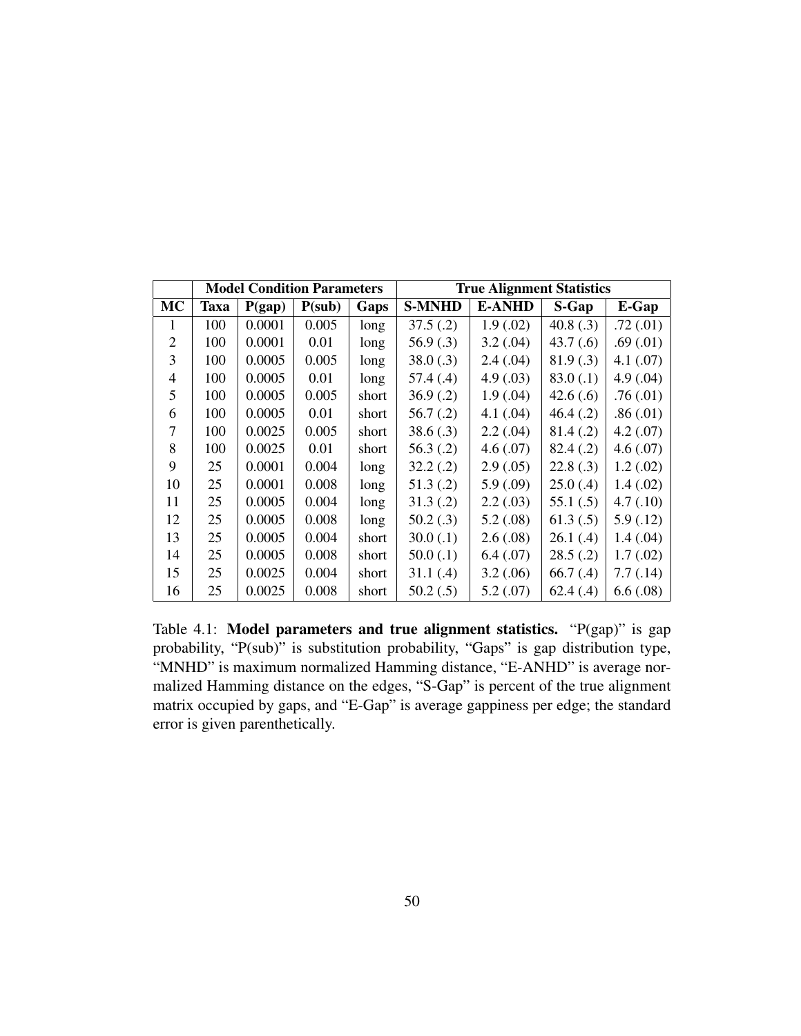| | Model Condition Parameters | | | | True Alignment Statistics | | | |
|---|---|---|---|---|---|---|---|---|
| **MC** | **Taxa** | **P(gap)** | **P(sub)** | **Gaps** | **S-MNHD** | **E-ANHD** | **S-Gap** | **E-Gap** |
| 1 | 100 | 0.0001 | 0.005 | long | 37.5 (.2) | 1.9 (.02) | 40.8 (.3) | .72 (.01) |
| 2 | 100 | 0.0001 | 0.01 | long | 56.9 (.3) | 3.2 (.04) | 43.7 (.6) | .69 (.01) |
| 3 | 100 | 0.0005 | 0.005 | long | 38.0 (.3) | 2.4 (.04) | 81.9 (.3) | 4.1 (.07) |
| 4 | 100 | 0.0005 | 0.01 | long | 57.4 (.4) | 4.9 (.03) | 83.0 (.1) | 4.9 (.04) |
| 5 | 100 | 0.0005 | 0.005 | short | 36.9 (.2) | 1.9 (.04) | 42.6 (.6) | .76 (.01) |
| 6 | 100 | 0.0005 | 0.01 | short | 56.7 (.2) | 4.1 (.04) | 46.4 (.2) | .86 (.01) |
| 7 | 100 | 0.0025 | 0.005 | short | 38.6 (.3) | 2.2 (.04) | 81.4 (.2) | 4.2 (.07) |
| 8 | 100 | 0.0025 | 0.01 | short | 56.3 (.2) | 4.6 (.07) | 82.4 (.2) | 4.6 (.07) |
| 9 | 25 | 0.0001 | 0.004 | long | 32.2 (.2) | 2.9 (.05) | 22.8 (.3) | 1.2 (.02) |
| 10 | 25 | 0.0001 | 0.008 | long | 51.3 (.2) | 5.9 (.09) | 25.0 (.4) | 1.4 (.02) |
| 11 | 25 | 0.0005 | 0.004 | long | 31.3 (.2) | 2.2 (.03) | 55.1 (.5) | 4.7 (.10) |
| 12 | 25 | 0.0005 | 0.008 | long | 50.2 (.3) | 5.2 (.08) | 61.3 (.5) | 5.9 (.12) |
| 13 | 25 | 0.0005 | 0.004 | short | 30.0 (.1) | 2.6 (.08) | 26.1 (.4) | 1.4 (.04) |
| 14 | 25 | 0.0005 | 0.008 | short | 50.0 (.1) | 6.4 (.07) | 28.5 (.2) | 1.7 (.02) |
| 15 | 25 | 0.0025 | 0.004 | short | 31.1 (.4) | 3.2 (.06) | 66.7 (.4) | 7.7 (.14) |
| 16 | 25 | 0.0025 | 0.008 | short | 50.2 (.5) | 5.2 (.07) | 62.4 (.4) | 6.6 (.08) |

Table 4.1: **Model parameters and true alignment statistics.** "P(gap)" is gap probability, "P(sub)" is substitution probability, "Gaps" is gap distribution type, "MNHD" is maximum normalized Hamming distance, "E-ANHD" is average normalized Hamming distance on the edges, "S-Gap" is percent of the true alignment matrix occupied by gaps, and "E-Gap" is average gappiness per edge; the standard error is given parenthetically.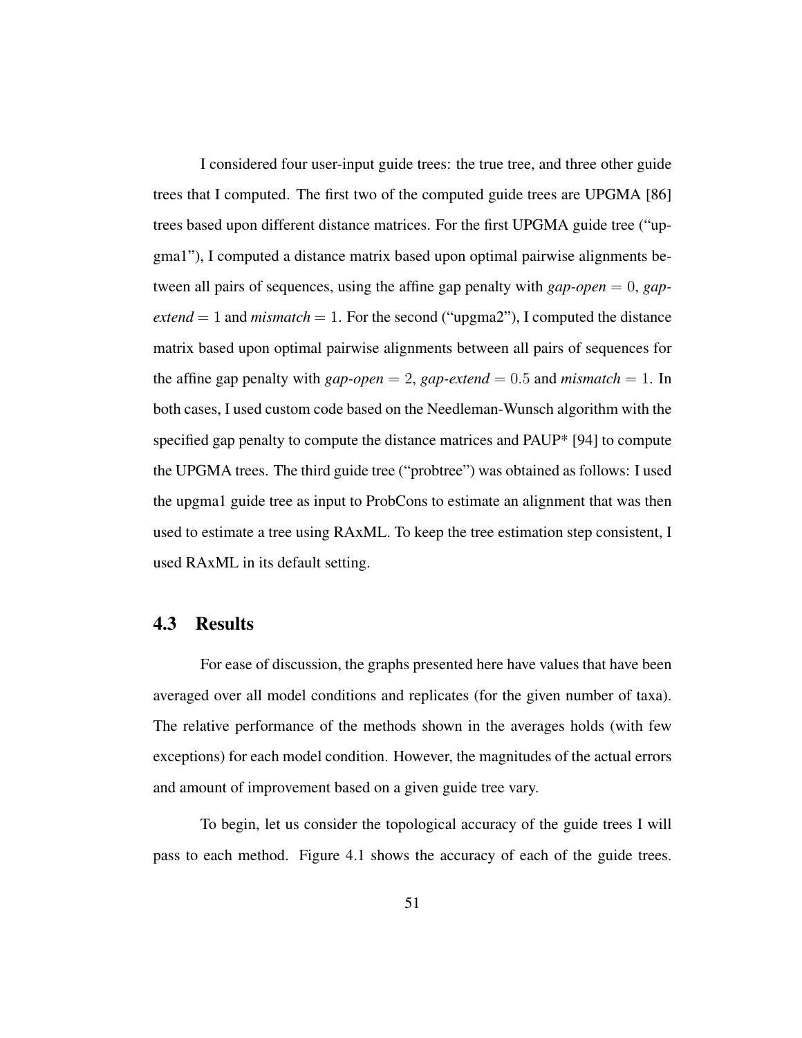I considered four user-input guide trees: the true tree, and three other guide trees that I computed. The first two of the computed guide trees are UPGMA [86] trees based upon different distance matrices. For the first UPGMA guide tree ("upgma1"), I computed a distance matrix based upon optimal pairwise alignments between all pairs of sequences, using the affine gap penalty with *gap-open* $= 0$, *gap-extend* $= 1$ and *mismatch* $= 1$. For the second ("upgma2"), I computed the distance matrix based upon optimal pairwise alignments between all pairs of sequences for the affine gap penalty with *gap-open* $= 2$, *gap-extend* $= 0.5$ and *mismatch* $= 1$. In both cases, I used custom code based on the Needleman-Wunsch algorithm with the specified gap penalty to compute the distance matrices and PAUP* [94] to compute the UPGMA trees. The third guide tree ("probtree") was obtained as follows: I used the upgma1 guide tree as input to ProbCons to estimate an alignment that was then used to estimate a tree using RAxML. To keep the tree estimation step consistent, I used RAxML in its default setting.

## 4.3 Results

For ease of discussion, the graphs presented here have values that have been averaged over all model conditions and replicates (for the given number of taxa). The relative performance of the methods shown in the averages holds (with few exceptions) for each model condition. However, the magnitudes of the actual errors and amount of improvement based on a given guide tree vary.

To begin, let us consider the topological accuracy of the guide trees I will pass to each method. Figure 4.1 shows the accuracy of each of the guide trees.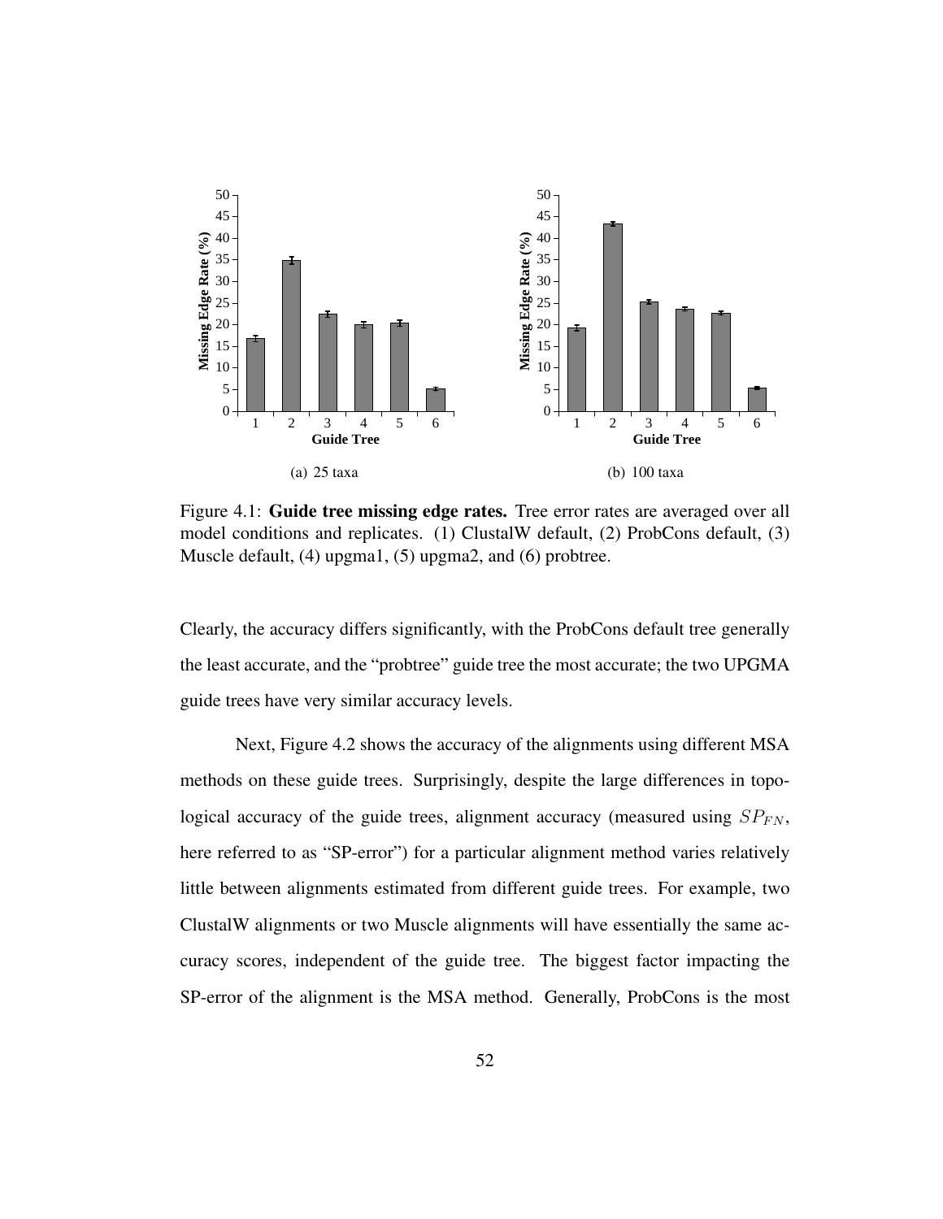(a) 25 taxa

(b) 100 taxa

Figure 4.1: **Guide tree missing edge rates.** Tree error rates are averaged over all model conditions and replicates. (1) ClustalW default, (2) ProbCons default, (3) Muscle default, (4) upgma1, (5) upgma2, and (6) probtree.

Clearly, the accuracy differs significantly, with the ProbCons default tree generally the least accurate, and the "probtree" guide tree the most accurate; the two UPGMA guide trees have very similar accuracy levels.

Next, Figure 4.2 shows the accuracy of the alignments using different MSA methods on these guide trees. Surprisingly, despite the large differences in topological accuracy of the guide trees, alignment accuracy (measured using $SP_{FN}$, here referred to as "SP-error") for a particular alignment method varies relatively little between alignments estimated from different guide trees. For example, two ClustalW alignments or two Muscle alignments will have essentially the same accuracy scores, independent of the guide tree. The biggest factor impacting the SP-error of the alignment is the MSA method. Generally, ProbCons is the most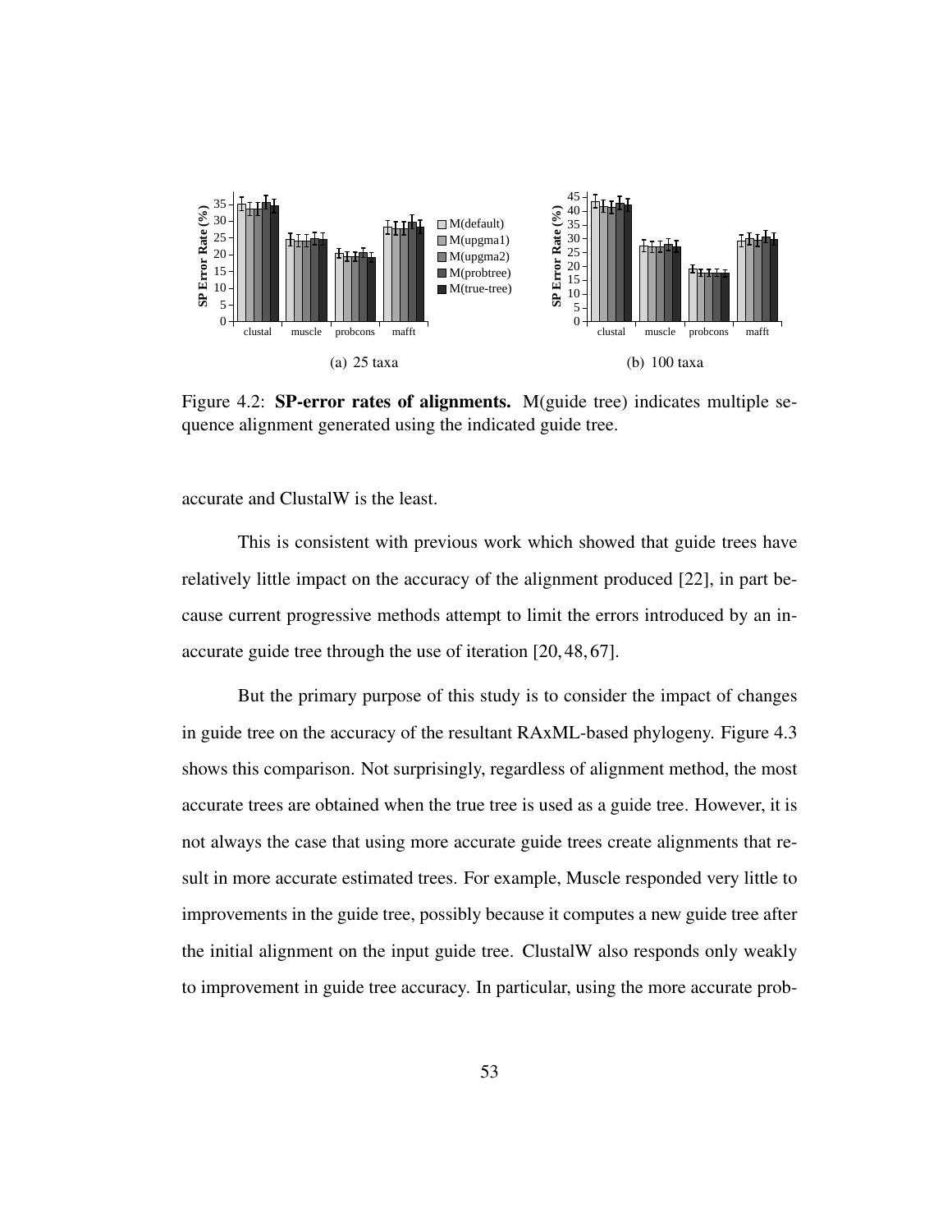(a) 25 taxa

(b) 100 taxa

Figure 4.2: **SP-error rates of alignments.** M(guide tree) indicates multiple sequence alignment generated using the indicated guide tree.

accurate and ClustalW is the least.

This is consistent with previous work which showed that guide trees have relatively little impact on the accuracy of the alignment produced [22], in part because current progressive methods attempt to limit the errors introduced by an inaccurate guide tree through the use of iteration [20, 48, 67].

But the primary purpose of this study is to consider the impact of changes in guide tree on the accuracy of the resultant RAxML-based phylogeny. Figure 4.3 shows this comparison. Not surprisingly, regardless of alignment method, the most accurate trees are obtained when the true tree is used as a guide tree. However, it is not always the case that using more accurate guide trees create alignments that result in more accurate estimated trees. For example, Muscle responded very little to improvements in the guide tree, possibly because it computes a new guide tree after the initial alignment on the input guide tree. ClustalW also responds only weakly to improvement in guide tree accuracy. In particular, using the more accurate prob-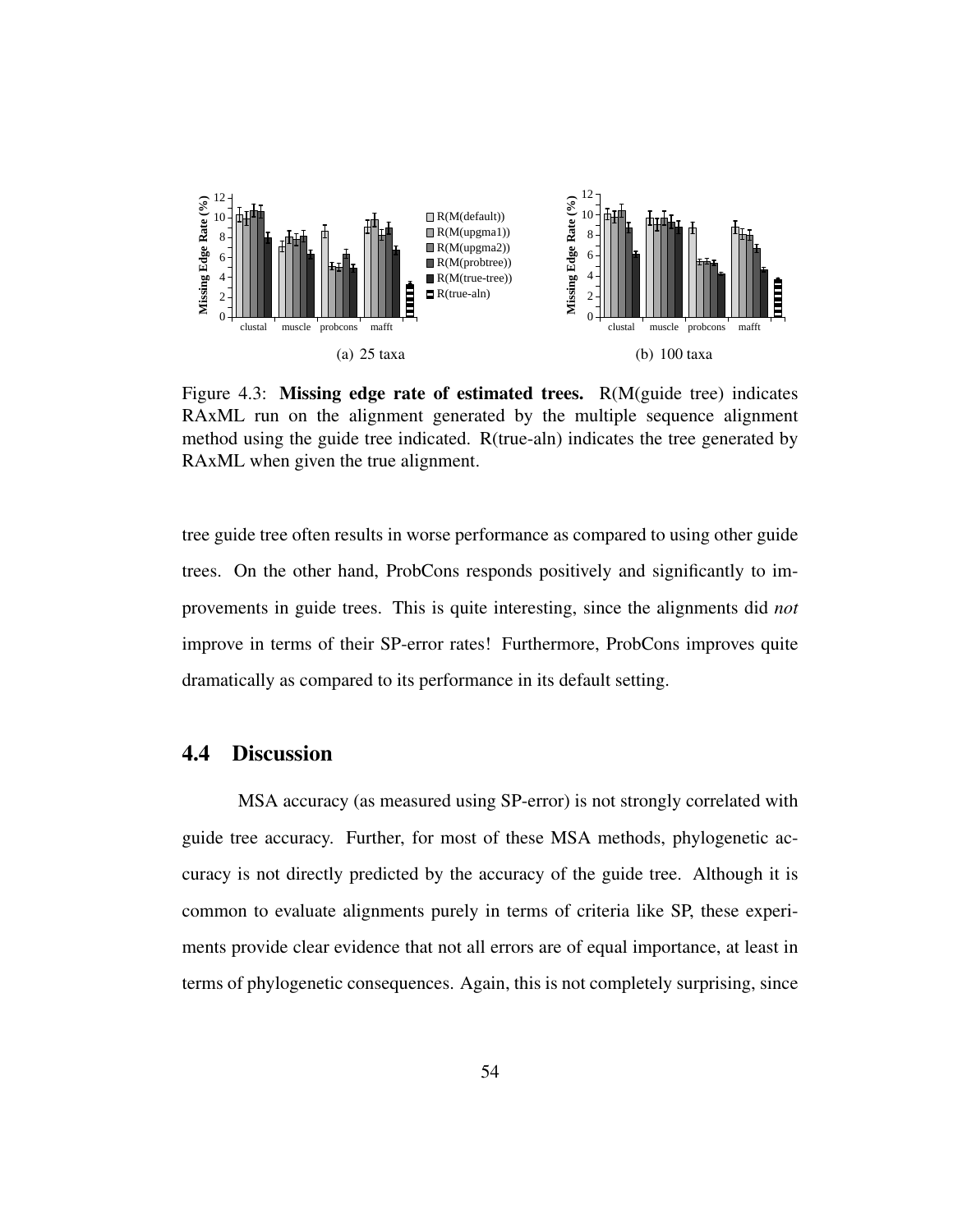Figure 4.3: **Missing edge rate of estimated trees.** R(M(guide tree) indicates RAxML run on the alignment generated by the multiple sequence alignment method using the guide tree indicated. R(true-aln) indicates the tree generated by RAxML when given the true alignment.

tree guide tree often results in worse performance as compared to using other guide trees. On the other hand, ProbCons responds positively and significantly to improvements in guide trees. This is quite interesting, since the alignments did *not* improve in terms of their SP-error rates! Furthermore, ProbCons improves quite dramatically as compared to its performance in its default setting.

## 4.4 Discussion

MSA accuracy (as measured using SP-error) is not strongly correlated with guide tree accuracy. Further, for most of these MSA methods, phylogenetic accuracy is not directly predicted by the accuracy of the guide tree. Although it is common to evaluate alignments purely in terms of criteria like SP, these experiments provide clear evidence that not all errors are of equal importance, at least in terms of phylogenetic consequences. Again, this is not completely surprising, since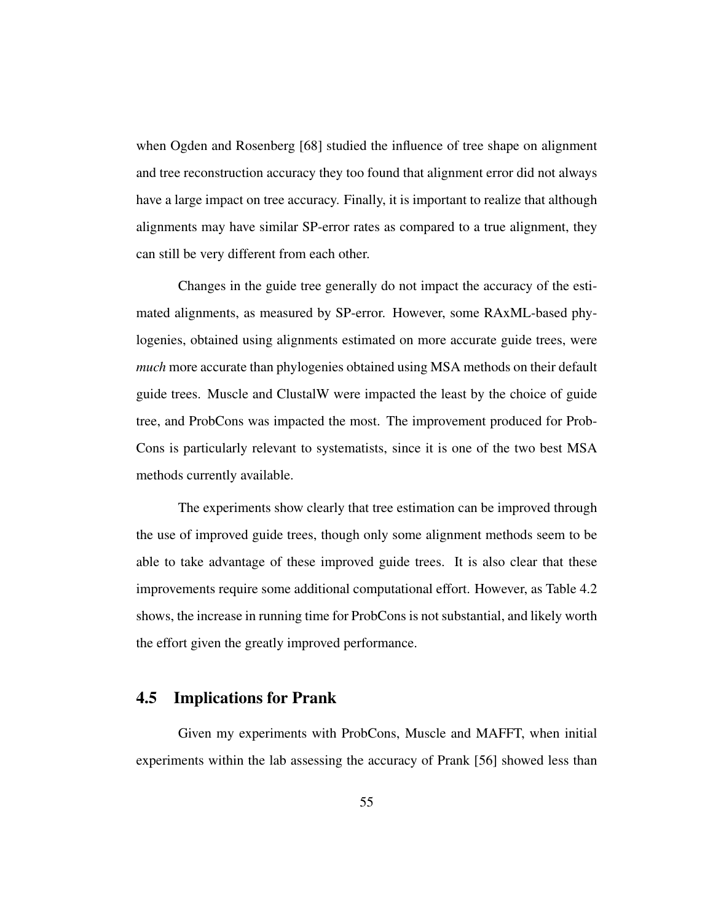when Ogden and Rosenberg [68] studied the influence of tree shape on alignment and tree reconstruction accuracy they too found that alignment error did not always have a large impact on tree accuracy. Finally, it is important to realize that although alignments may have similar SP-error rates as compared to a true alignment, they can still be very different from each other.

Changes in the guide tree generally do not impact the accuracy of the estimated alignments, as measured by SP-error. However, some RAxML-based phylogenies, obtained using alignments estimated on more accurate guide trees, were *much* more accurate than phylogenies obtained using MSA methods on their default guide trees. Muscle and ClustalW were impacted the least by the choice of guide tree, and ProbCons was impacted the most. The improvement produced for ProbCons is particularly relevant to systematists, since it is one of the two best MSA methods currently available.

The experiments show clearly that tree estimation can be improved through the use of improved guide trees, though only some alignment methods seem to be able to take advantage of these improved guide trees. It is also clear that these improvements require some additional computational effort. However, as Table 4.2 shows, the increase in running time for ProbCons is not substantial, and likely worth the effort given the greatly improved performance.

## 4.5 Implications for Prank

Given my experiments with ProbCons, Muscle and MAFFT, when initial experiments within the lab assessing the accuracy of Prank [56] showed less than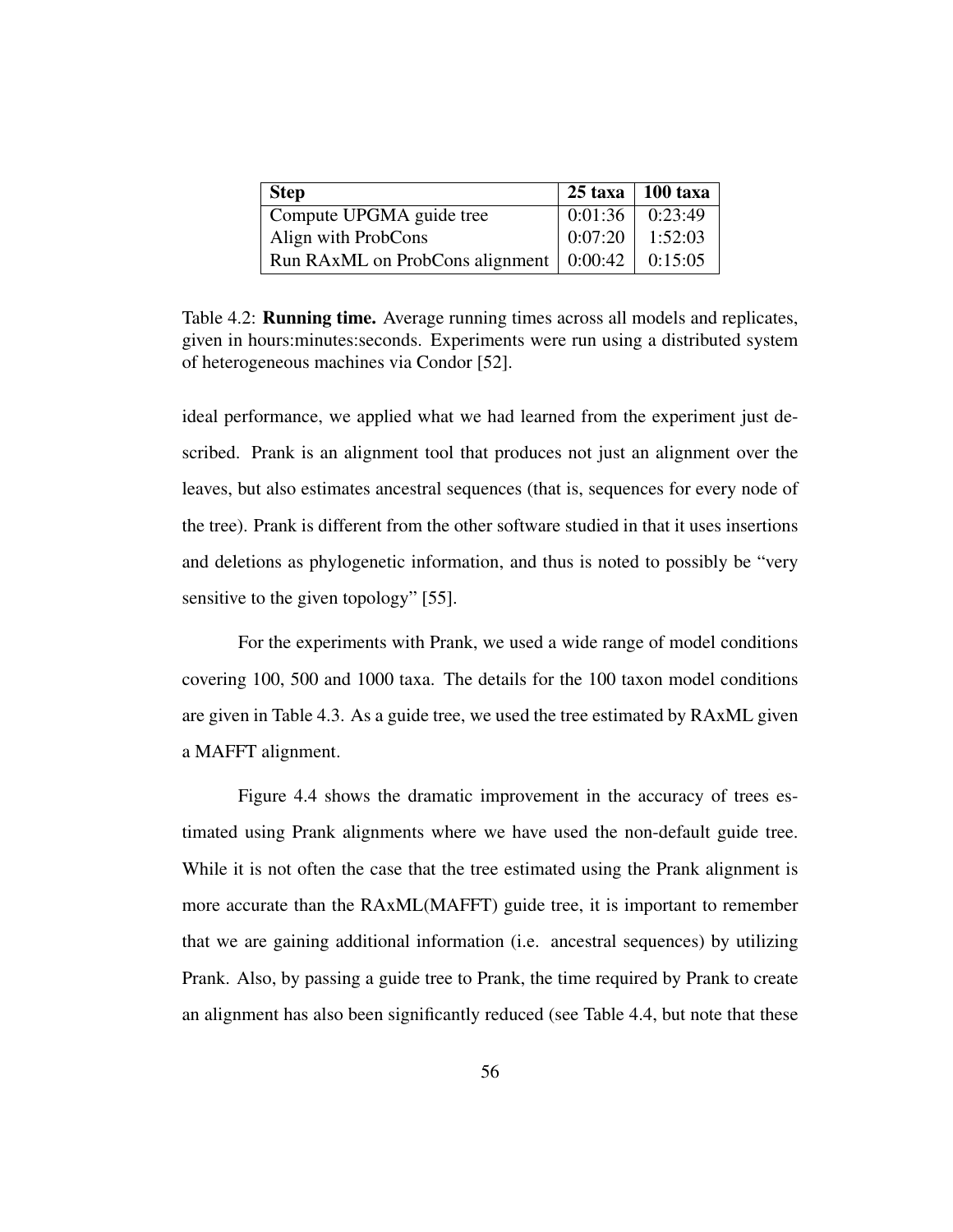| Step | 25 taxa | 100 taxa |
| --- | --- | --- |
| Compute UPGMA guide tree | 0:01:36 | 0:23:49 |
| Align with ProbCons | 0:07:20 | 1:52:03 |
| Run RAxML on ProbCons alignment | 0:00:42 | 0:15:05 |

Table 4.2: **Running time.** Average running times across all models and replicates, given in hours:minutes:seconds. Experiments were run using a distributed system of heterogeneous machines via Condor [52].

ideal performance, we applied what we had learned from the experiment just described. Prank is an alignment tool that produces not just an alignment over the leaves, but also estimates ancestral sequences (that is, sequences for every node of the tree). Prank is different from the other software studied in that it uses insertions and deletions as phylogenetic information, and thus is noted to possibly be "very sensitive to the given topology" [55].

For the experiments with Prank, we used a wide range of model conditions covering 100, 500 and 1000 taxa. The details for the 100 taxon model conditions are given in Table 4.3. As a guide tree, we used the tree estimated by RAxML given a MAFFT alignment.

Figure 4.4 shows the dramatic improvement in the accuracy of trees estimated using Prank alignments where we have used the non-default guide tree. While it is not often the case that the tree estimated using the Prank alignment is more accurate than the RAxML(MAFFT) guide tree, it is important to remember that we are gaining additional information (i.e. ancestral sequences) by utilizing Prank. Also, by passing a guide tree to Prank, the time required by Prank to create an alignment has also been significantly reduced (see Table 4.4, but note that these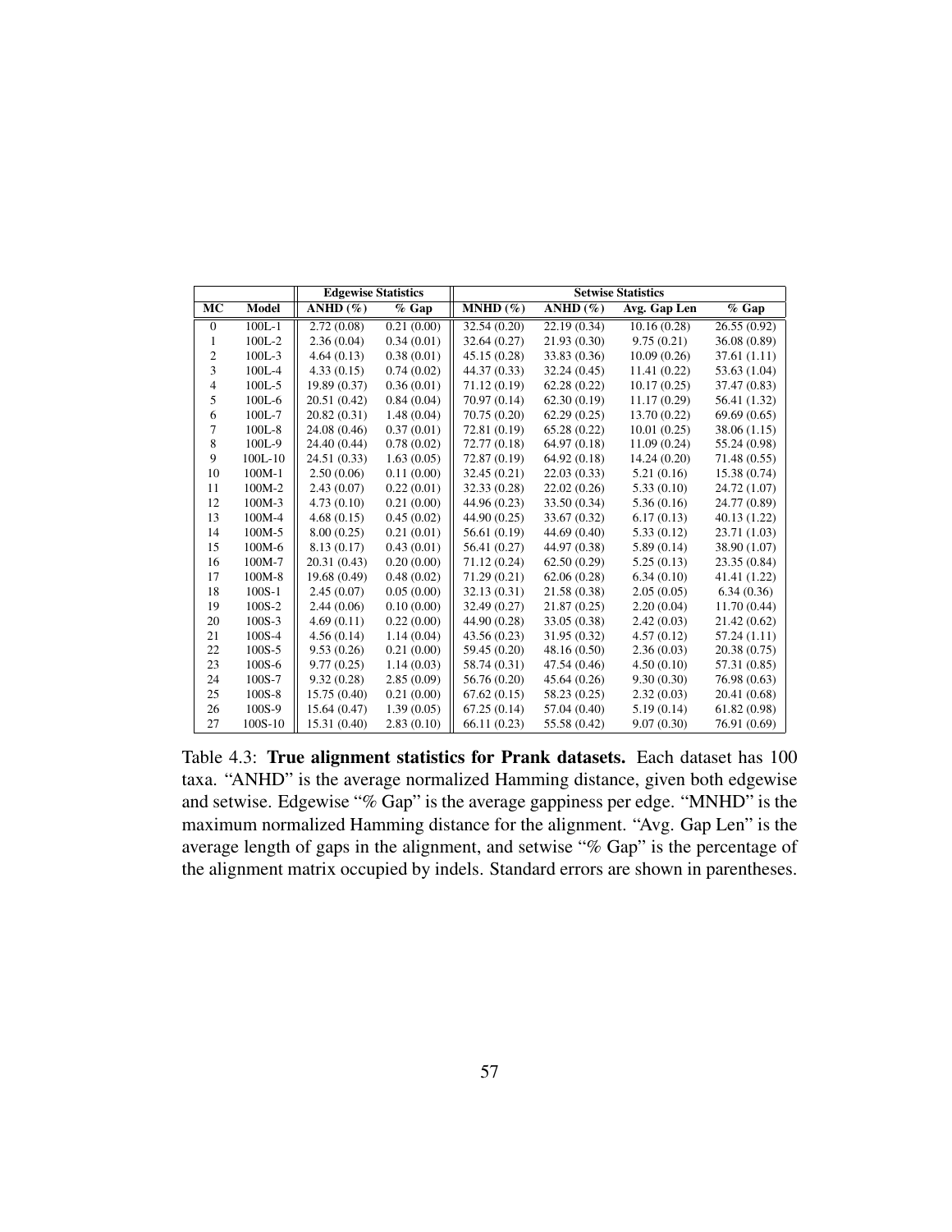| | | Edgewise Statistics | | Setwise Statistics | | | |
|---|---|---|---|---|---|---|---|
| MC | Model | ANHD (%) | % Gap | MNHD (%) | ANHD (%) | Avg. Gap Len | % Gap |
| 0 | 100L-1 | 2.72 (0.08) | 0.21 (0.00) | 32.54 (0.20) | 22.19 (0.34) | 10.16 (0.28) | 26.55 (0.92) |
| 1 | 100L-2 | 2.36 (0.04) | 0.34 (0.01) | 32.64 (0.27) | 21.93 (0.30) | 9.75 (0.21) | 36.08 (0.89) |
| 2 | 100L-3 | 4.64 (0.13) | 0.38 (0.01) | 45.15 (0.28) | 33.83 (0.36) | 10.09 (0.26) | 37.61 (1.11) |
| 3 | 100L-4 | 4.33 (0.15) | 0.74 (0.02) | 44.37 (0.33) | 32.24 (0.45) | 11.41 (0.22) | 53.63 (1.04) |
| 4 | 100L-5 | 19.89 (0.37) | 0.36 (0.01) | 71.12 (0.19) | 62.28 (0.22) | 10.17 (0.25) | 37.47 (0.83) |
| 5 | 100L-6 | 20.51 (0.42) | 0.84 (0.04) | 70.97 (0.14) | 62.30 (0.19) | 11.17 (0.29) | 56.41 (1.32) |
| 6 | 100L-7 | 20.82 (0.31) | 1.48 (0.04) | 70.75 (0.20) | 62.29 (0.25) | 13.70 (0.22) | 69.69 (0.65) |
| 7 | 100L-8 | 24.08 (0.46) | 0.37 (0.01) | 72.81 (0.19) | 65.28 (0.22) | 10.01 (0.25) | 38.06 (1.15) |
| 8 | 100L-9 | 24.40 (0.44) | 0.78 (0.02) | 72.77 (0.18) | 64.97 (0.18) | 11.09 (0.24) | 55.24 (0.98) |
| 9 | 100L-10 | 24.51 (0.33) | 1.63 (0.05) | 72.87 (0.19) | 64.92 (0.18) | 14.24 (0.20) | 71.48 (0.55) |
| 10 | 100M-1 | 2.50 (0.06) | 0.11 (0.00) | 32.45 (0.21) | 22.03 (0.33) | 5.21 (0.16) | 15.38 (0.74) |
| 11 | 100M-2 | 2.43 (0.07) | 0.22 (0.01) | 32.33 (0.28) | 22.02 (0.26) | 5.33 (0.10) | 24.72 (1.07) |
| 12 | 100M-3 | 4.73 (0.10) | 0.21 (0.00) | 44.96 (0.23) | 33.50 (0.34) | 5.36 (0.16) | 24.77 (0.89) |
| 13 | 100M-4 | 4.68 (0.15) | 0.45 (0.02) | 44.90 (0.25) | 33.67 (0.32) | 6.17 (0.13) | 40.13 (1.22) |
| 14 | 100M-5 | 8.00 (0.25) | 0.21 (0.01) | 56.61 (0.19) | 44.69 (0.40) | 5.33 (0.12) | 23.71 (1.03) |
| 15 | 100M-6 | 8.13 (0.17) | 0.43 (0.01) | 56.41 (0.27) | 44.97 (0.38) | 5.89 (0.14) | 38.90 (1.07) |
| 16 | 100M-7 | 20.31 (0.43) | 0.20 (0.00) | 71.12 (0.24) | 62.50 (0.29) | 5.25 (0.13) | 23.35 (0.84) |
| 17 | 100M-8 | 19.68 (0.49) | 0.48 (0.02) | 71.29 (0.21) | 62.06 (0.28) | 6.34 (0.10) | 41.41 (1.22) |
| 18 | 100S-1 | 2.45 (0.07) | 0.05 (0.00) | 32.13 (0.31) | 21.58 (0.38) | 2.05 (0.05) | 6.34 (0.36) |
| 19 | 100S-2 | 2.44 (0.06) | 0.10 (0.00) | 32.49 (0.27) | 21.87 (0.25) | 2.20 (0.04) | 11.70 (0.44) |
| 20 | 100S-3 | 4.69 (0.11) | 0.22 (0.00) | 44.90 (0.28) | 33.05 (0.38) | 2.42 (0.03) | 21.42 (0.62) |
| 21 | 100S-4 | 4.56 (0.14) | 1.14 (0.04) | 43.56 (0.23) | 31.95 (0.32) | 4.57 (0.12) | 57.24 (1.11) |
| 22 | 100S-5 | 9.53 (0.26) | 0.21 (0.00) | 59.45 (0.20) | 48.16 (0.50) | 2.36 (0.03) | 20.38 (0.75) |
| 23 | 100S-6 | 9.77 (0.25) | 1.14 (0.03) | 58.74 (0.31) | 47.54 (0.46) | 4.50 (0.10) | 57.31 (0.85) |
| 24 | 100S-7 | 9.32 (0.28) | 2.85 (0.09) | 56.76 (0.20) | 45.64 (0.26) | 9.30 (0.30) | 76.98 (0.63) |
| 25 | 100S-8 | 15.75 (0.40) | 0.21 (0.00) | 67.62 (0.15) | 58.23 (0.25) | 2.32 (0.03) | 20.41 (0.68) |
| 26 | 100S-9 | 15.64 (0.47) | 1.39 (0.05) | 67.25 (0.14) | 57.04 (0.40) | 5.19 (0.14) | 61.82 (0.98) |
| 27 | 100S-10 | 15.31 (0.40) | 2.83 (0.10) | 66.11 (0.23) | 55.58 (0.42) | 9.07 (0.30) | 76.91 (0.69) |

Table 4.3: **True alignment statistics for Prank datasets.** Each dataset has 100 taxa. "ANHD" is the average normalized Hamming distance, given both edgewise and setwise. Edgewise "% Gap" is the average gappiness per edge. "MNHD" is the maximum normalized Hamming distance for the alignment. "Avg. Gap Len" is the average length of gaps in the alignment, and setwise "% Gap" is the percentage of the alignment matrix occupied by indels. Standard errors are shown in parentheses.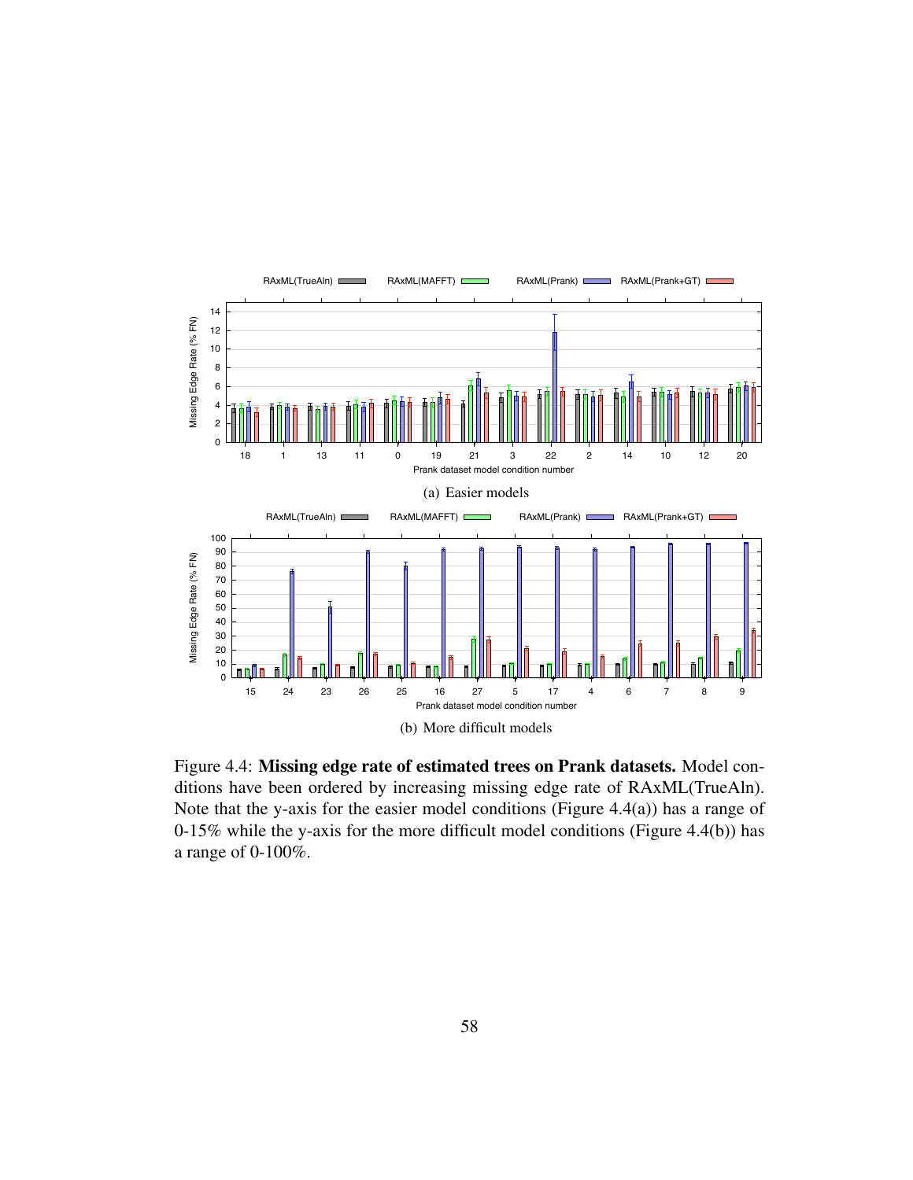(a) Easier models

(b) More difficult models

Figure 4.4: **Missing edge rate of estimated trees on Prank datasets.** Model conditions have been ordered by increasing missing edge rate of RAxML(TrueAln). Note that the y-axis for the easier model conditions (Figure 4.4(a)) has a range of 0-15% while the y-axis for the more difficult model conditions (Figure 4.4(b)) has a range of 0-100%.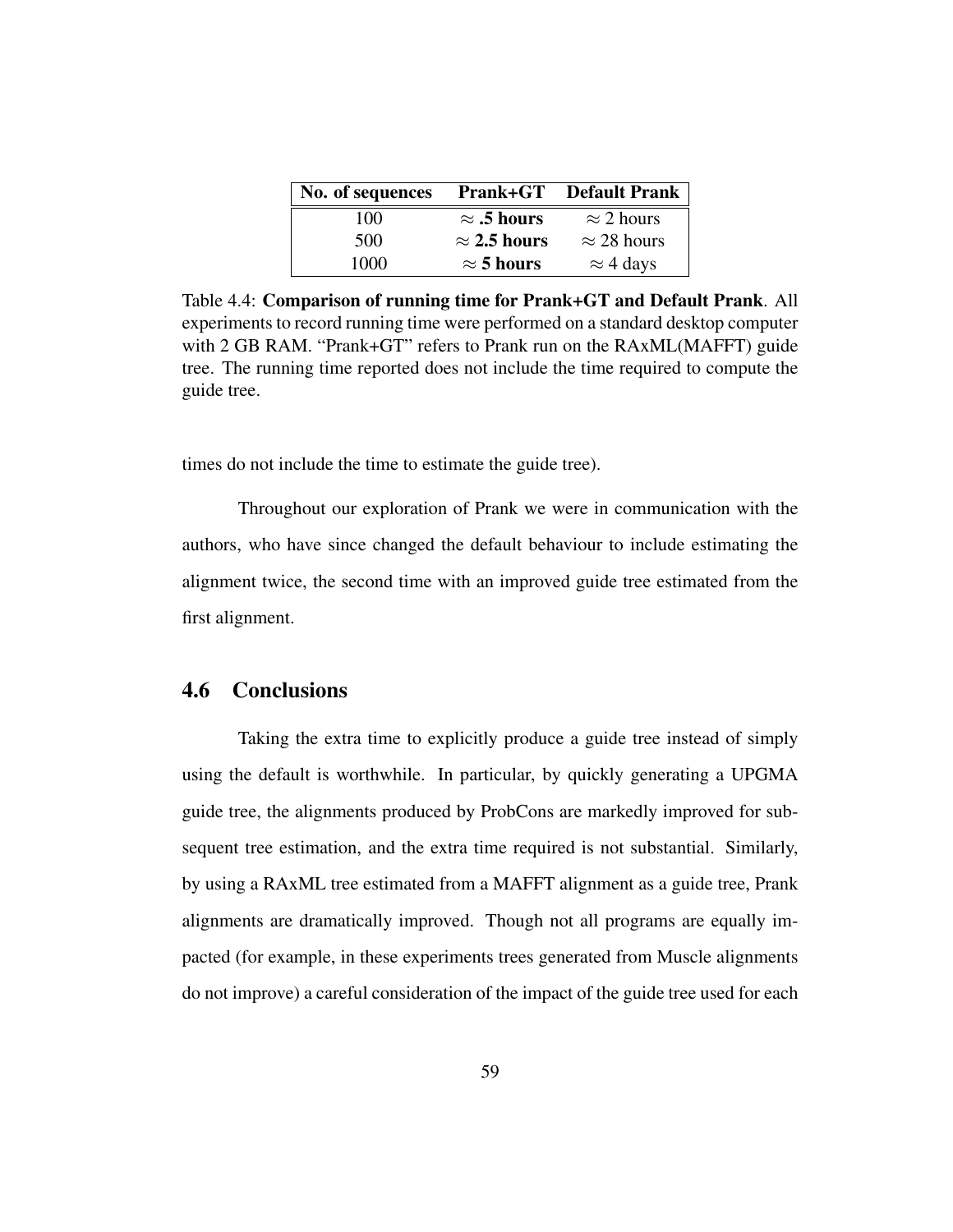| No. of sequences | Prank+GT | Default Prank |
| --- | --- | --- |
| 100 | $\approx$ **.5 hours** | $\approx$ 2 hours |
| 500 | $\approx$ **2.5 hours** | $\approx$ 28 hours |
| 1000 | $\approx$ **5 hours** | $\approx$ 4 days |

Table 4.4: **Comparison of running time for Prank+GT and Default Prank**. All experiments to record running time were performed on a standard desktop computer with 2 GB RAM. "Prank+GT" refers to Prank run on the RAxML(MAFFT) guide tree. The running time reported does not include the time required to compute the guide tree.

times do not include the time to estimate the guide tree).

Throughout our exploration of Prank we were in communication with the authors, who have since changed the default behaviour to include estimating the alignment twice, the second time with an improved guide tree estimated from the first alignment.

## 4.6 Conclusions

Taking the extra time to explicitly produce a guide tree instead of simply using the default is worthwhile. In particular, by quickly generating a UPGMA guide tree, the alignments produced by ProbCons are markedly improved for subsequent tree estimation, and the extra time required is not substantial. Similarly, by using a RAxML tree estimated from a MAFFT alignment as a guide tree, Prank alignments are dramatically improved. Though not all programs are equally impacted (for example, in these experiments trees generated from Muscle alignments do not improve) a careful consideration of the impact of the guide tree used for each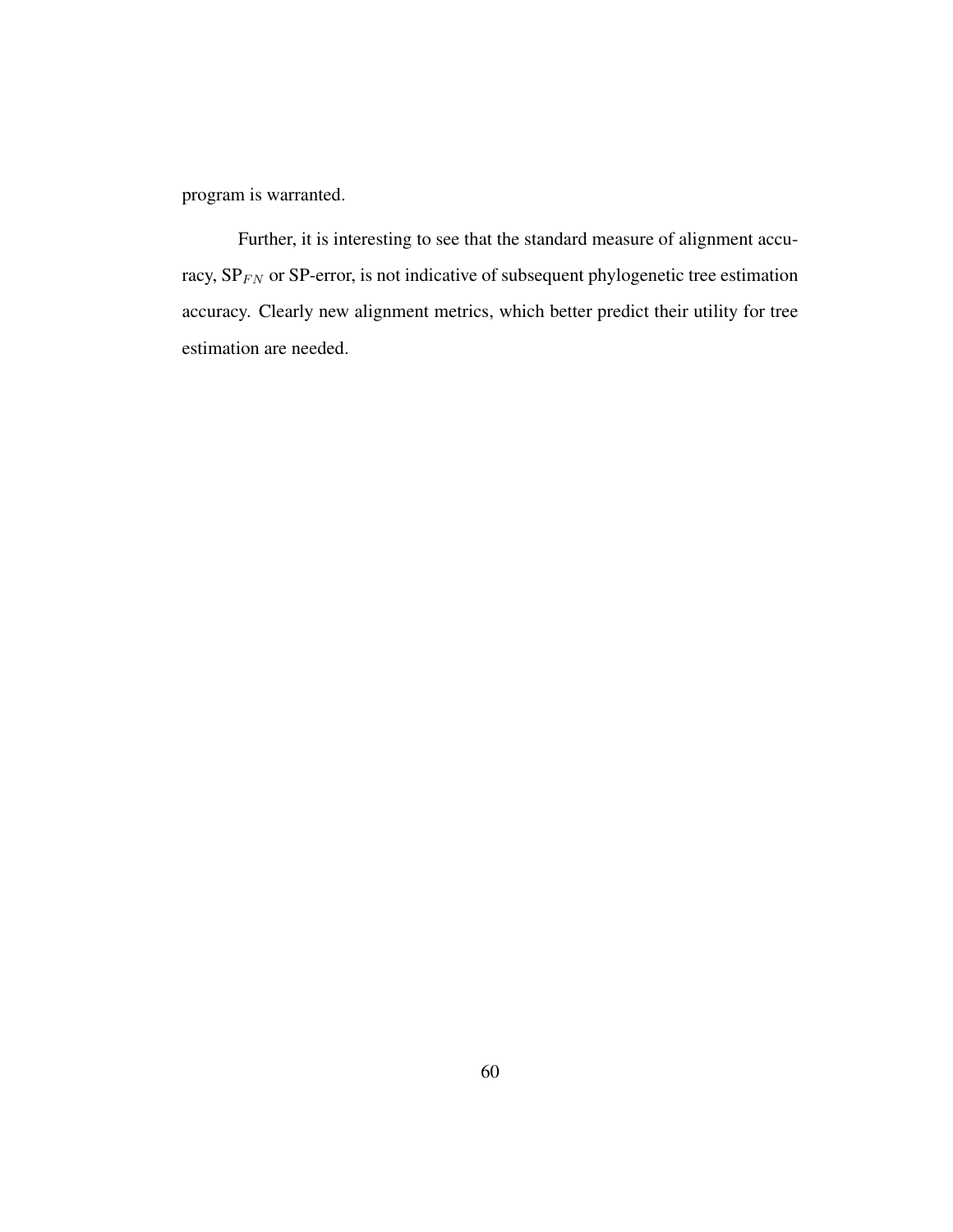program is warranted.

Further, it is interesting to see that the standard measure of alignment accuracy, $SP_{FN}$ or SP-error, is not indicative of subsequent phylogenetic tree estimation accuracy. Clearly new alignment metrics, which better predict their utility for tree estimation are needed.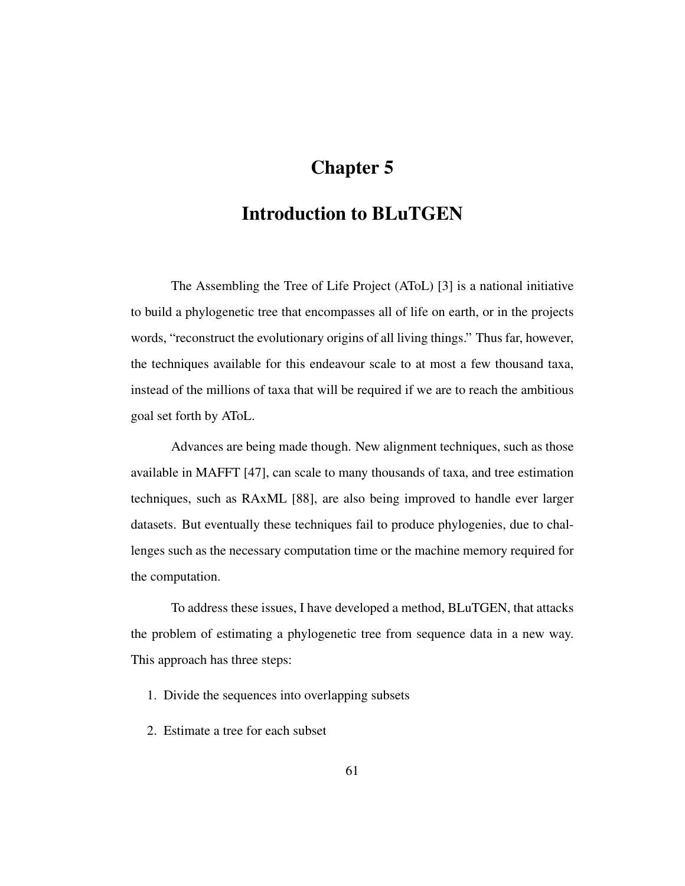# Chapter 5

# Introduction to BLuTGEN

The Assembling the Tree of Life Project (AToL) [3] is a national initiative to build a phylogenetic tree that encompasses all of life on earth, or in the projects words, "reconstruct the evolutionary origins of all living things." Thus far, however, the techniques available for this endeavour scale to at most a few thousand taxa, instead of the millions of taxa that will be required if we are to reach the ambitious goal set forth by AToL.

Advances are being made though. New alignment techniques, such as those available in MAFFT [47], can scale to many thousands of taxa, and tree estimation techniques, such as RAxML [88], are also being improved to handle ever larger datasets. But eventually these techniques fail to produce phylogenies, due to challenges such as the necessary computation time or the machine memory required for the computation.

To address these issues, I have developed a method, BLuTGEN, that attacks the problem of estimating a phylogenetic tree from sequence data in a new way. This approach has three steps:

1. Divide the sequences into overlapping subsets
2. Estimate a tree for each subset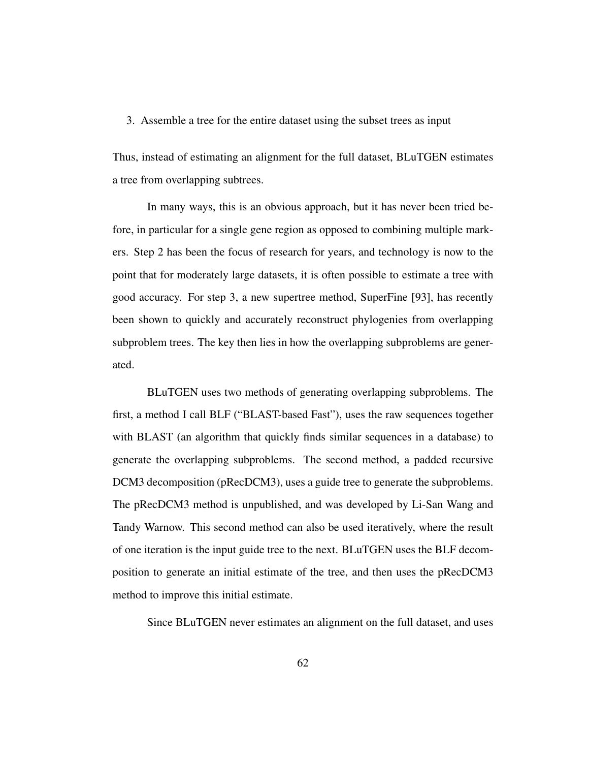3. Assemble a tree for the entire dataset using the subset trees as input

Thus, instead of estimating an alignment for the full dataset, BLuTGEN estimates a tree from overlapping subtrees.

In many ways, this is an obvious approach, but it has never been tried before, in particular for a single gene region as opposed to combining multiple markers. Step 2 has been the focus of research for years, and technology is now to the point that for moderately large datasets, it is often possible to estimate a tree with good accuracy. For step 3, a new supertree method, SuperFine [93], has recently been shown to quickly and accurately reconstruct phylogenies from overlapping subproblem trees. The key then lies in how the overlapping subproblems are generated.

BLuTGEN uses two methods of generating overlapping subproblems. The first, a method I call BLF ("BLAST-based Fast"), uses the raw sequences together with BLAST (an algorithm that quickly finds similar sequences in a database) to generate the overlapping subproblems. The second method, a padded recursive DCM3 decomposition (pRecDCM3), uses a guide tree to generate the subproblems. The pRecDCM3 method is unpublished, and was developed by Li-San Wang and Tandy Warnow. This second method can also be used iteratively, where the result of one iteration is the input guide tree to the next. BLuTGEN uses the BLF decomposition to generate an initial estimate of the tree, and then uses the pRecDCM3 method to improve this initial estimate.

Since BLuTGEN never estimates an alignment on the full dataset, and uses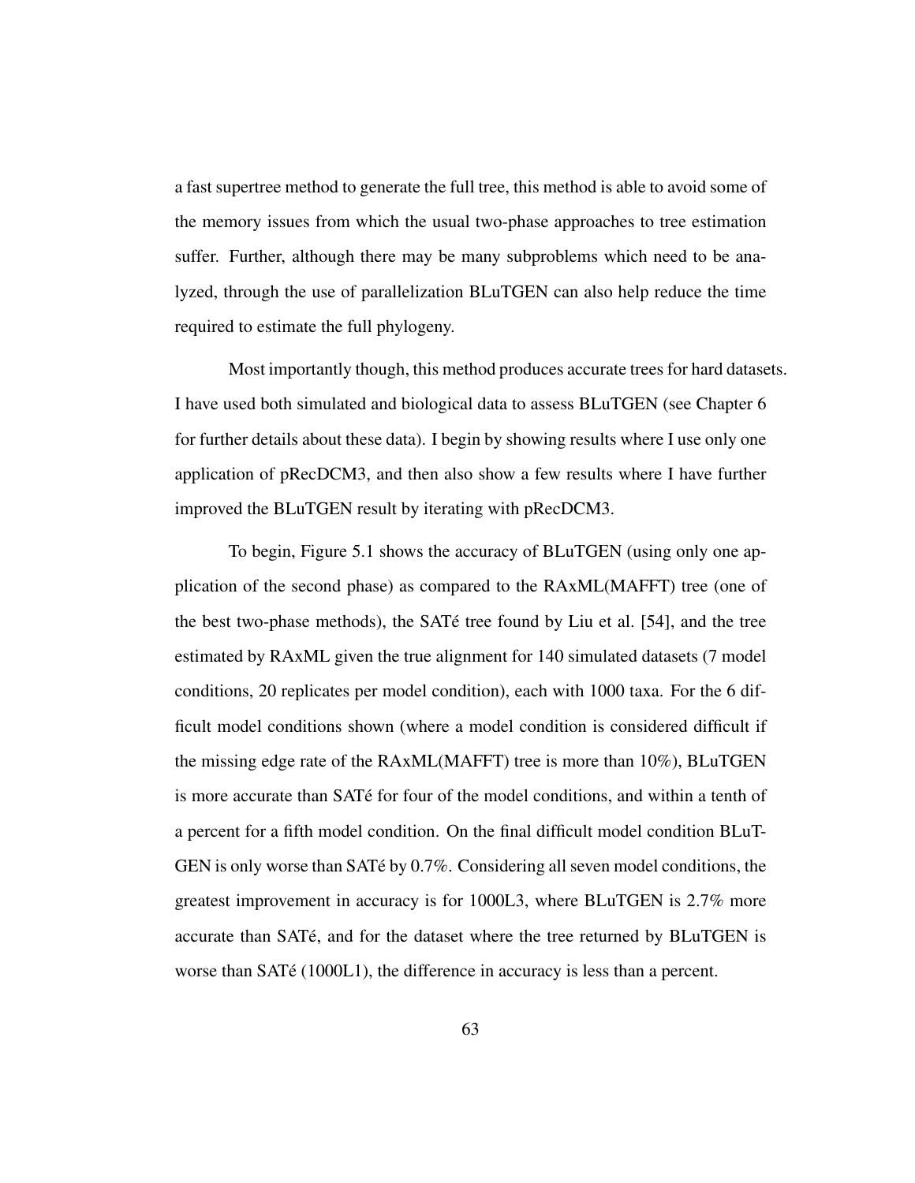a fast supertree method to generate the full tree, this method is able to avoid some of the memory issues from which the usual two-phase approaches to tree estimation suffer. Further, although there may be many subproblems which need to be analyzed, through the use of parallelization BLuTGEN can also help reduce the time required to estimate the full phylogeny.

Most importantly though, this method produces accurate trees for hard datasets. I have used both simulated and biological data to assess BLuTGEN (see Chapter 6 for further details about these data). I begin by showing results where I use only one application of pRecDCM3, and then also show a few results where I have further improved the BLuTGEN result by iterating with pRecDCM3.

To begin, Figure 5.1 shows the accuracy of BLuTGEN (using only one application of the second phase) as compared to the RAxML(MAFFT) tree (one of the best two-phase methods), the SATé tree found by Liu et al. [54], and the tree estimated by RAxML given the true alignment for 140 simulated datasets (7 model conditions, 20 replicates per model condition), each with 1000 taxa. For the 6 difficult model conditions shown (where a model condition is considered difficult if the missing edge rate of the RAxML(MAFFT) tree is more than 10%), BLuTGEN is more accurate than SATé for four of the model conditions, and within a tenth of a percent for a fifth model condition. On the final difficult model condition BLuTGEN is only worse than SATé by 0.7%. Considering all seven model conditions, the greatest improvement in accuracy is for 1000L3, where BLuTGEN is 2.7% more accurate than SATé, and for the dataset where the tree returned by BLuTGEN is worse than SATé (1000L1), the difference in accuracy is less than a percent.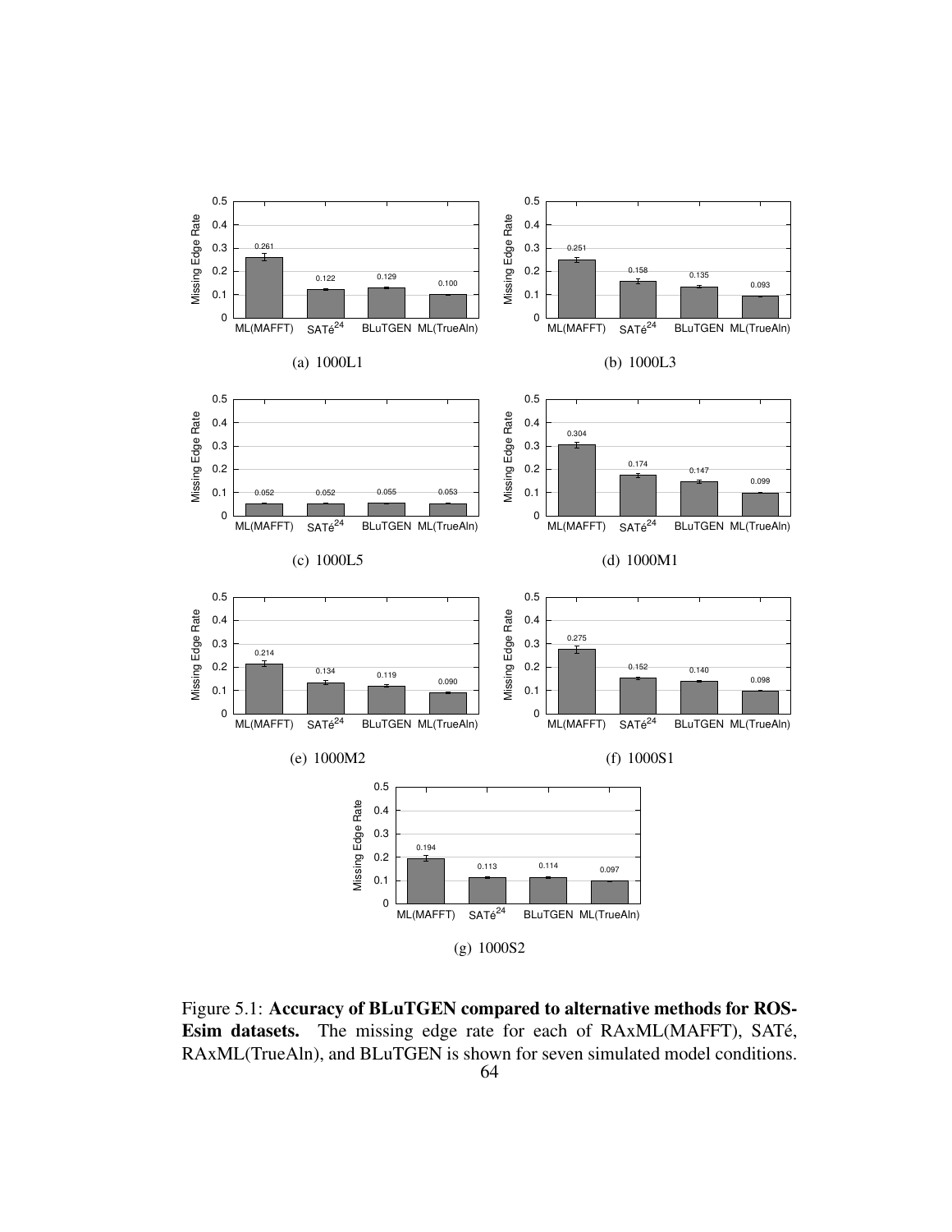Figure 5.1: **Accuracy of BLuTGEN compared to alternative methods for ROS-Esim datasets.** The missing edge rate for each of RAxML(MAFFT), SATé, RAxML(TrueAln), and BLuTGEN is shown for seven simulated model conditions.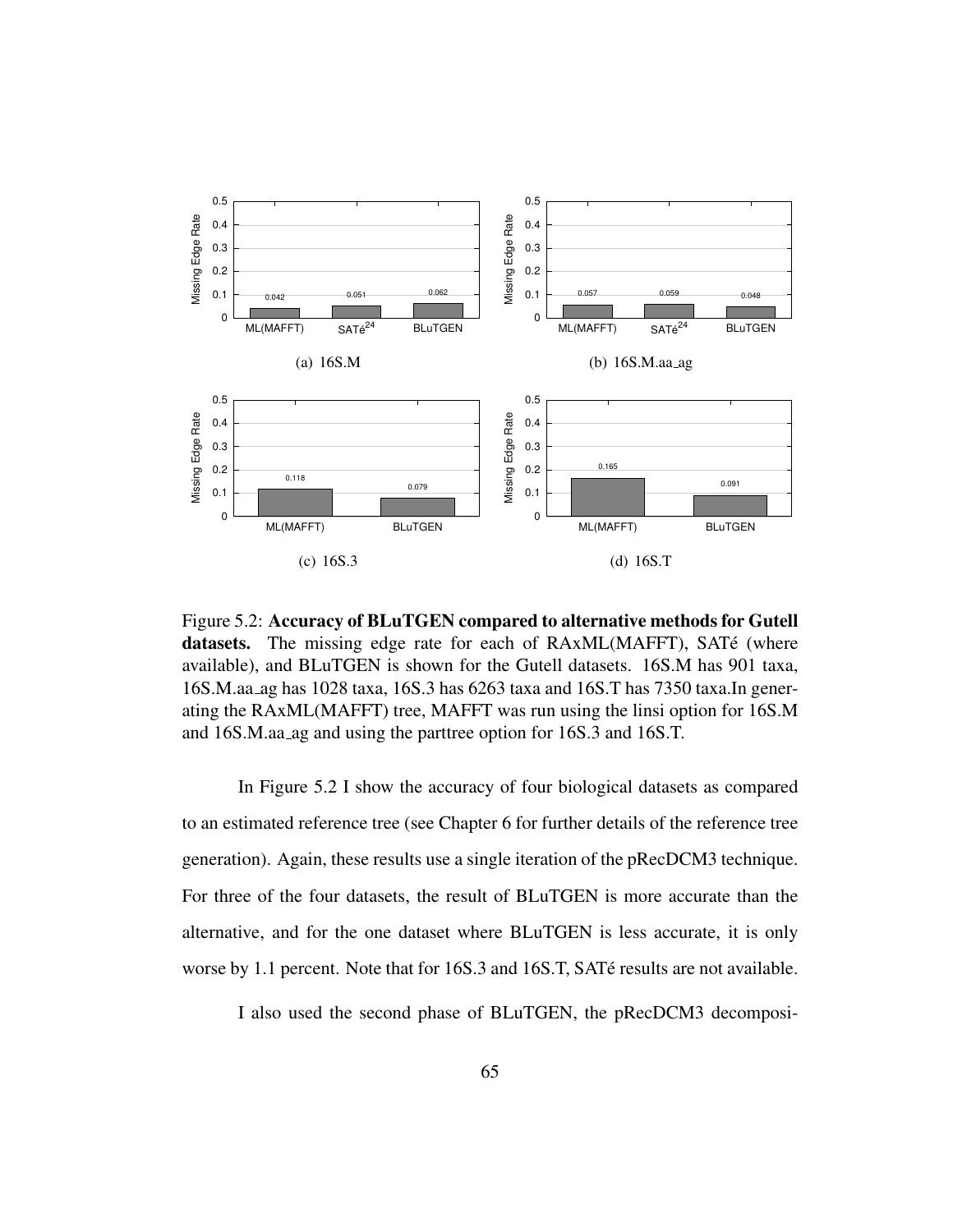Figure 5.2: **Accuracy of BLuTGEN compared to alternative methods for Gutell datasets.** The missing edge rate for each of RAxML(MAFFT), SATé (where available), and BLuTGEN is shown for the Gutell datasets. 16S.M has 901 taxa, 16S.M.aa_ag has 1028 taxa, 16S.3 has 6263 taxa and 16S.T has 7350 taxa.In generating the RAxML(MAFFT) tree, MAFFT was run using the linsi option for 16S.M and 16S.M.aa_ag and using the parttree option for 16S.3 and 16S.T.

In Figure 5.2 I show the accuracy of four biological datasets as compared to an estimated reference tree (see Chapter 6 for further details of the reference tree generation). Again, these results use a single iteration of the pRecDCM3 technique. For three of the four datasets, the result of BLuTGEN is more accurate than the alternative, and for the one dataset where BLuTGEN is less accurate, it is only worse by 1.1 percent. Note that for 16S.3 and 16S.T, SATé results are not available.

I also used the second phase of BLuTGEN, the pRecDCM3 decomposi-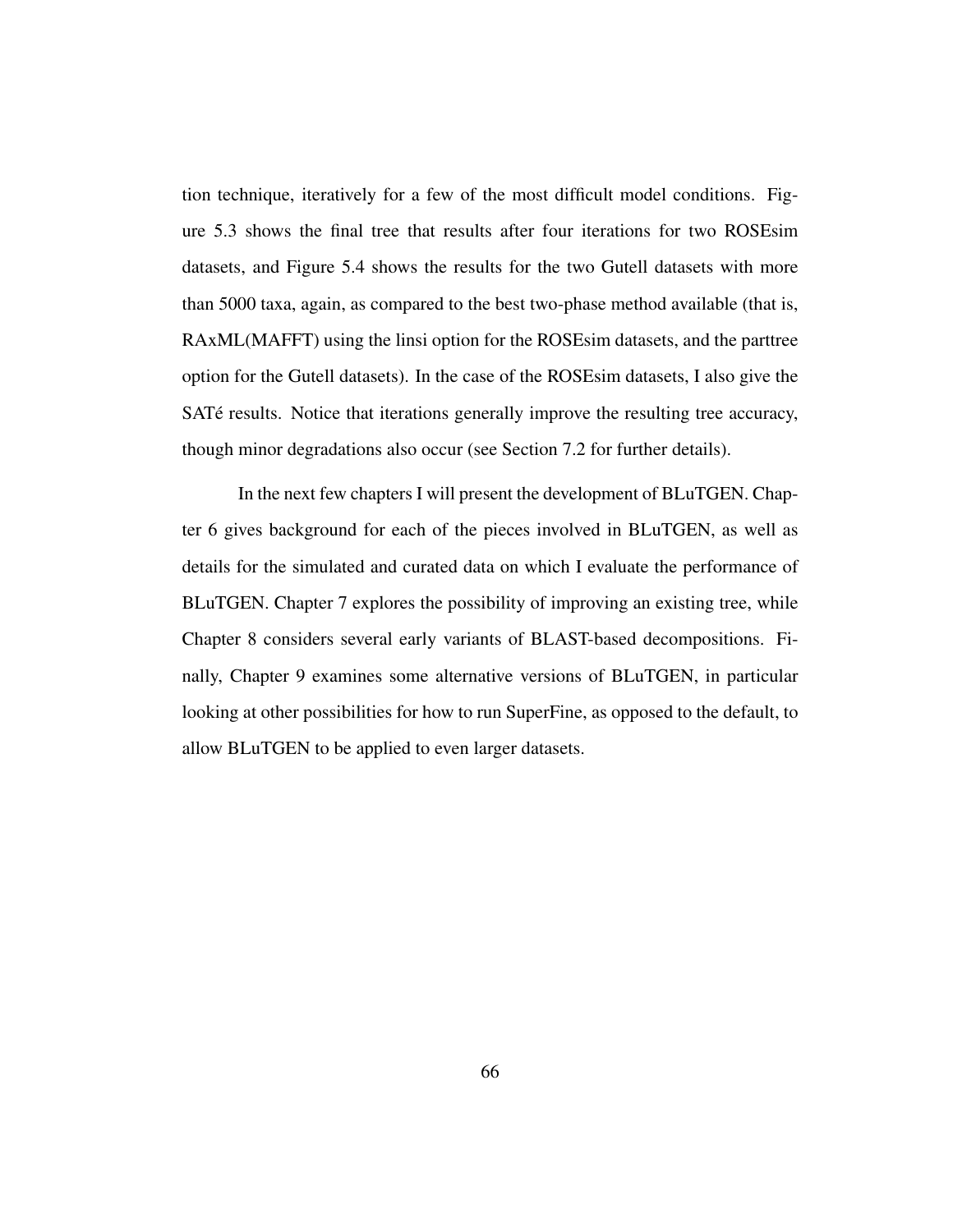tion technique, iteratively for a few of the most difficult model conditions. Figure 5.3 shows the final tree that results after four iterations for two ROSEsim datasets, and Figure 5.4 shows the results for the two Gutell datasets with more than 5000 taxa, again, as compared to the best two-phase method available (that is, RAxML(MAFFT) using the linsi option for the ROSEsim datasets, and the parttree option for the Gutell datasets). In the case of the ROSEsim datasets, I also give the SATé results. Notice that iterations generally improve the resulting tree accuracy, though minor degradations also occur (see Section 7.2 for further details).

In the next few chapters I will present the development of BLuTGEN. Chapter 6 gives background for each of the pieces involved in BLuTGEN, as well as details for the simulated and curated data on which I evaluate the performance of BLuTGEN. Chapter 7 explores the possibility of improving an existing tree, while Chapter 8 considers several early variants of BLAST-based decompositions. Finally, Chapter 9 examines some alternative versions of BLuTGEN, in particular looking at other possibilities for how to run SuperFine, as opposed to the default, to allow BLuTGEN to be applied to even larger datasets.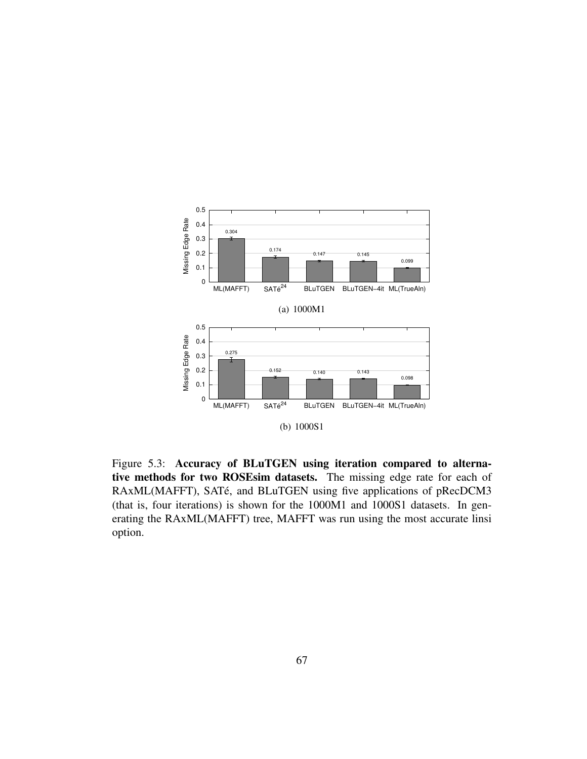| | ML(MAFFT) | SATé[24] | BLuTGEN | BLuTGEN−4it | ML(TrueAln) |
|---|---|---|---|---|---|
| Missing Edge Rate | 0.304 | 0.174 | 0.147 | 0.145 | 0.099 |

(a) 1000M1

| | ML(MAFFT) | SATé[24] | BLuTGEN | BLuTGEN−4it | ML(TrueAln) |
|---|---|---|---|---|---|
| Missing Edge Rate | 0.275 | 0.152 | 0.140 | 0.143 | 0.098 |

(b) 1000S1

Figure 5.3: **Accuracy of BLuTGEN using iteration compared to alternative methods for two ROSEsim datasets.** The missing edge rate for each of RAxML(MAFFT), SATé, and BLuTGEN using five applications of pRecDCM3 (that is, four iterations) is shown for the 1000M1 and 1000S1 datasets. In generating the RAxML(MAFFT) tree, MAFFT was run using the most accurate linsi option.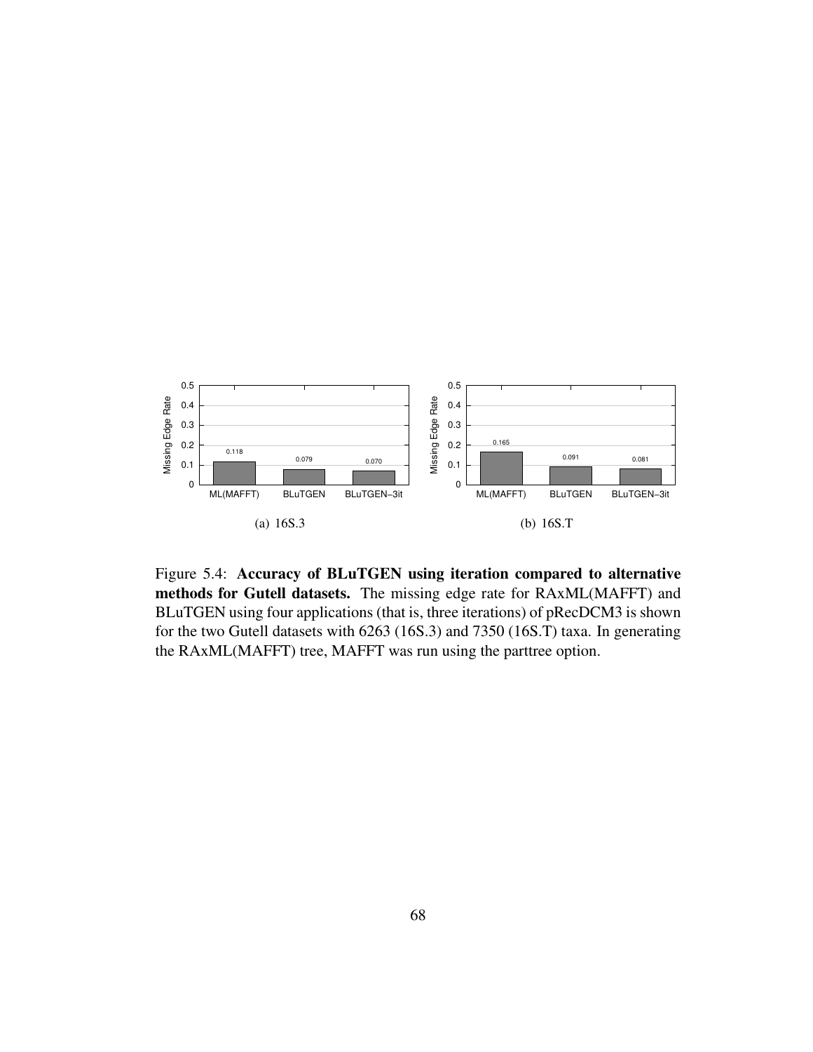(a) 16S.3

(b) 16S.T

Figure 5.4: **Accuracy of BLuTGEN using iteration compared to alternative methods for Gutell datasets.** The missing edge rate for RAxML(MAFFT) and BLuTGEN using four applications (that is, three iterations) of pRecDCM3 is shown for the two Gutell datasets with 6263 (16S.3) and 7350 (16S.T) taxa. In generating the RAxML(MAFFT) tree, MAFFT was run using the parttree option.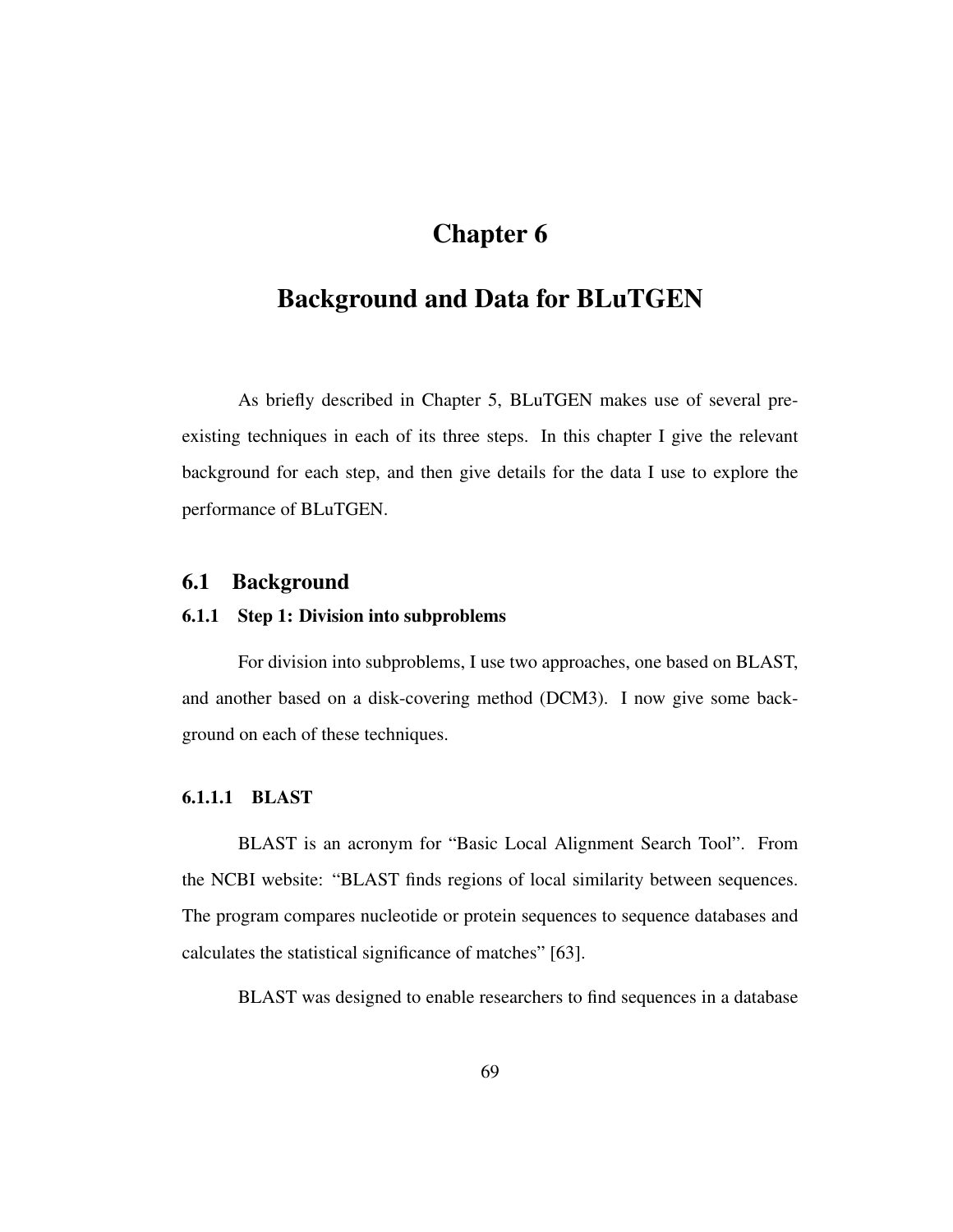# Chapter 6

# Background and Data for BLuTGEN

As briefly described in Chapter 5, BLuTGEN makes use of several pre-existing techniques in each of its three steps. In this chapter I give the relevant background for each step, and then give details for the data I use to explore the performance of BLuTGEN.

## 6.1 Background

### 6.1.1 Step 1: Division into subproblems

For division into subproblems, I use two approaches, one based on BLAST, and another based on a disk-covering method (DCM3). I now give some background on each of these techniques.

#### 6.1.1.1 BLAST

BLAST is an acronym for "Basic Local Alignment Search Tool". From the NCBI website: "BLAST finds regions of local similarity between sequences. The program compares nucleotide or protein sequences to sequence databases and calculates the statistical significance of matches" [63].

BLAST was designed to enable researchers to find sequences in a database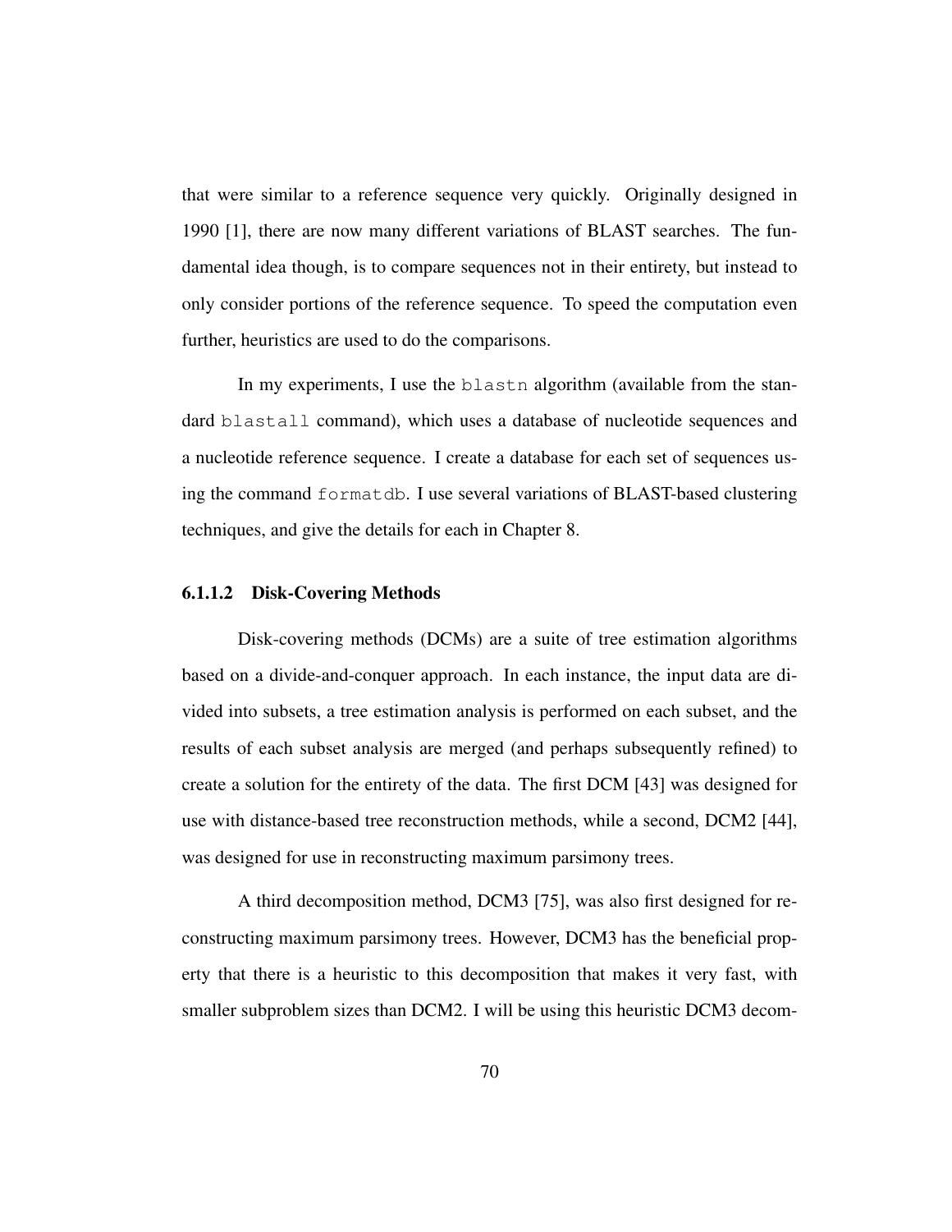that were similar to a reference sequence very quickly. Originally designed in 1990 [1], there are now many different variations of BLAST searches. The fundamental idea though, is to compare sequences not in their entirety, but instead to only consider portions of the reference sequence. To speed the computation even further, heuristics are used to do the comparisons.

In my experiments, I use the `blastn` algorithm (available from the standard `blastall` command), which uses a database of nucleotide sequences and a nucleotide reference sequence. I create a database for each set of sequences using the command `formatdb`. I use several variations of BLAST-based clustering techniques, and give the details for each in Chapter 8.

#### 6.1.1.2 Disk-Covering Methods

Disk-covering methods (DCMs) are a suite of tree estimation algorithms based on a divide-and-conquer approach. In each instance, the input data are divided into subsets, a tree estimation analysis is performed on each subset, and the results of each subset analysis are merged (and perhaps subsequently refined) to create a solution for the entirety of the data. The first DCM [43] was designed for use with distance-based tree reconstruction methods, while a second, DCM2 [44], was designed for use in reconstructing maximum parsimony trees.

A third decomposition method, DCM3 [75], was also first designed for reconstructing maximum parsimony trees. However, DCM3 has the beneficial property that there is a heuristic to this decomposition that makes it very fast, with smaller subproblem sizes than DCM2. I will be using this heuristic DCM3 decom-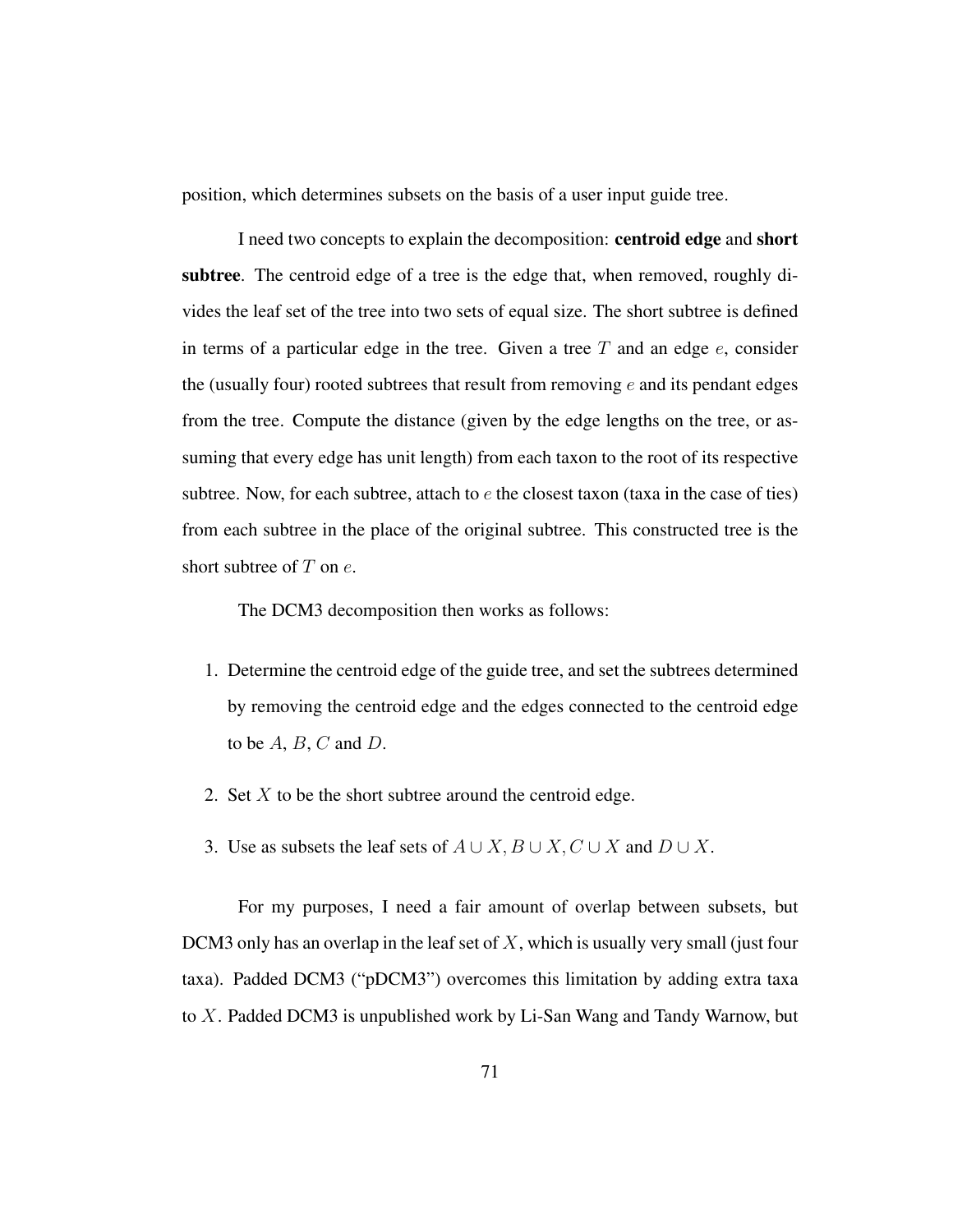position, which determines subsets on the basis of a user input guide tree.

I need two concepts to explain the decomposition: **centroid edge** and **short subtree**. The centroid edge of a tree is the edge that, when removed, roughly divides the leaf set of the tree into two sets of equal size. The short subtree is defined in terms of a particular edge in the tree. Given a tree $T$ and an edge $e$, consider the (usually four) rooted subtrees that result from removing $e$ and its pendant edges from the tree. Compute the distance (given by the edge lengths on the tree, or assuming that every edge has unit length) from each taxon to the root of its respective subtree. Now, for each subtree, attach to $e$ the closest taxon (taxa in the case of ties) from each subtree in the place of the original subtree. This constructed tree is the short subtree of $T$ on $e$.

The DCM3 decomposition then works as follows:

1. Determine the centroid edge of the guide tree, and set the subtrees determined by removing the centroid edge and the edges connected to the centroid edge to be $A$, $B$, $C$ and $D$.
2. Set $X$ to be the short subtree around the centroid edge.
3. Use as subsets the leaf sets of $A \cup X, B \cup X, C \cup X$ and $D \cup X$.

For my purposes, I need a fair amount of overlap between subsets, but DCM3 only has an overlap in the leaf set of $X$, which is usually very small (just four taxa). Padded DCM3 ("pDCM3") overcomes this limitation by adding extra taxa to $X$. Padded DCM3 is unpublished work by Li-San Wang and Tandy Warnow, but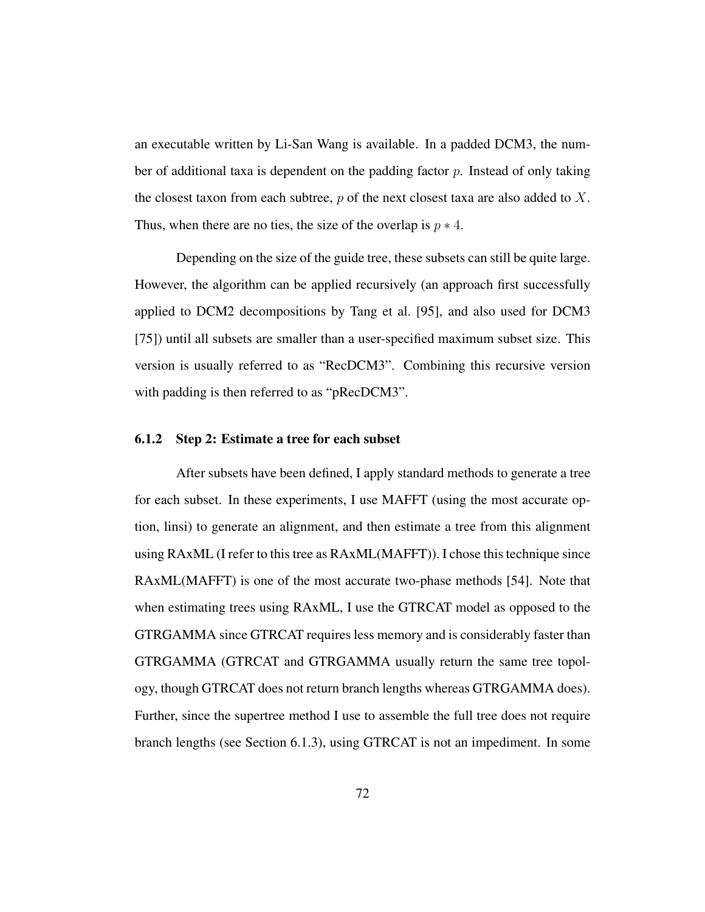an executable written by Li-San Wang is available. In a padded DCM3, the number of additional taxa is dependent on the padding factor $p$. Instead of only taking the closest taxon from each subtree, $p$ of the next closest taxa are also added to $X$. Thus, when there are no ties, the size of the overlap is $p * 4$.

Depending on the size of the guide tree, these subsets can still be quite large. However, the algorithm can be applied recursively (an approach first successfully applied to DCM2 decompositions by Tang et al. [95], and also used for DCM3 [75]) until all subsets are smaller than a user-specified maximum subset size. This version is usually referred to as "RecDCM3". Combining this recursive version with padding is then referred to as "pRecDCM3".

### 6.1.2 Step 2: Estimate a tree for each subset

After subsets have been defined, I apply standard methods to generate a tree for each subset. In these experiments, I use MAFFT (using the most accurate option, linsi) to generate an alignment, and then estimate a tree from this alignment using RAxML (I refer to this tree as RAxML(MAFFT)). I chose this technique since RAxML(MAFFT) is one of the most accurate two-phase methods [54]. Note that when estimating trees using RAxML, I use the GTRCAT model as opposed to the GTRGAMMA since GTRCAT requires less memory and is considerably faster than GTRGAMMA (GTRCAT and GTRGAMMA usually return the same tree topology, though GTRCAT does not return branch lengths whereas GTRGAMMA does). Further, since the supertree method I use to assemble the full tree does not require branch lengths (see Section 6.1.3), using GTRCAT is not an impediment. In some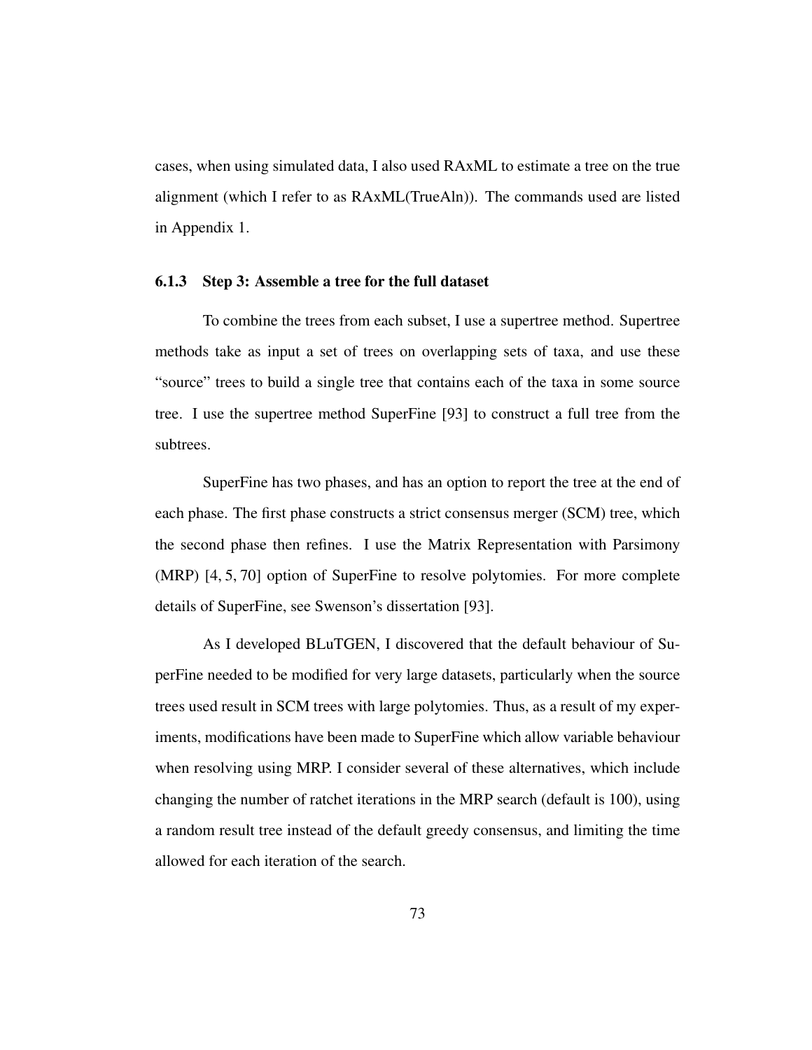cases, when using simulated data, I also used RAxML to estimate a tree on the true alignment (which I refer to as RAxML(TrueAln)). The commands used are listed in Appendix 1.

### 6.1.3 Step 3: Assemble a tree for the full dataset

To combine the trees from each subset, I use a supertree method. Supertree methods take as input a set of trees on overlapping sets of taxa, and use these "source" trees to build a single tree that contains each of the taxa in some source tree. I use the supertree method SuperFine [93] to construct a full tree from the subtrees.

SuperFine has two phases, and has an option to report the tree at the end of each phase. The first phase constructs a strict consensus merger (SCM) tree, which the second phase then refines. I use the Matrix Representation with Parsimony (MRP) [4, 5, 70] option of SuperFine to resolve polytomies. For more complete details of SuperFine, see Swenson's dissertation [93].

As I developed BLuTGEN, I discovered that the default behaviour of SuperFine needed to be modified for very large datasets, particularly when the source trees used result in SCM trees with large polytomies. Thus, as a result of my experiments, modifications have been made to SuperFine which allow variable behaviour when resolving using MRP. I consider several of these alternatives, which include changing the number of ratchet iterations in the MRP search (default is 100), using a random result tree instead of the default greedy consensus, and limiting the time allowed for each iteration of the search.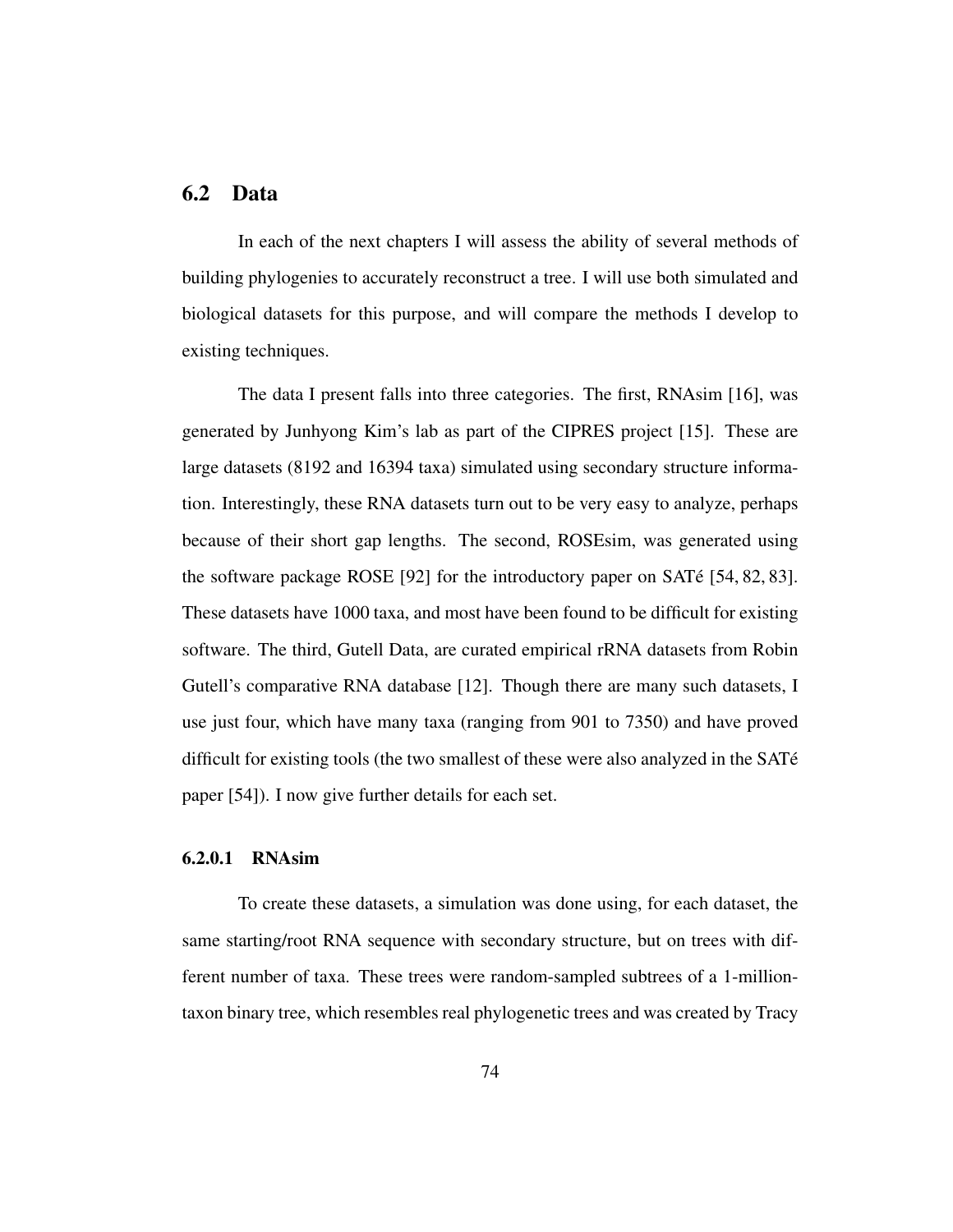## 6.2 Data

In each of the next chapters I will assess the ability of several methods of building phylogenies to accurately reconstruct a tree. I will use both simulated and biological datasets for this purpose, and will compare the methods I develop to existing techniques.

The data I present falls into three categories. The first, RNAsim [16], was generated by Junhyong Kim's lab as part of the CIPRES project [15]. These are large datasets (8192 and 16394 taxa) simulated using secondary structure information. Interestingly, these RNA datasets turn out to be very easy to analyze, perhaps because of their short gap lengths. The second, ROSEsim, was generated using the software package ROSE [92] for the introductory paper on SATé [54, 82, 83]. These datasets have 1000 taxa, and most have been found to be difficult for existing software. The third, Gutell Data, are curated empirical rRNA datasets from Robin Gutell's comparative RNA database [12]. Though there are many such datasets, I use just four, which have many taxa (ranging from 901 to 7350) and have proved difficult for existing tools (the two smallest of these were also analyzed in the SATé paper [54]). I now give further details for each set.

#### 6.2.0.1 RNAsim

To create these datasets, a simulation was done using, for each dataset, the same starting/root RNA sequence with secondary structure, but on trees with different number of taxa. These trees were random-sampled subtrees of a 1-million-taxon binary tree, which resembles real phylogenetic trees and was created by Tracy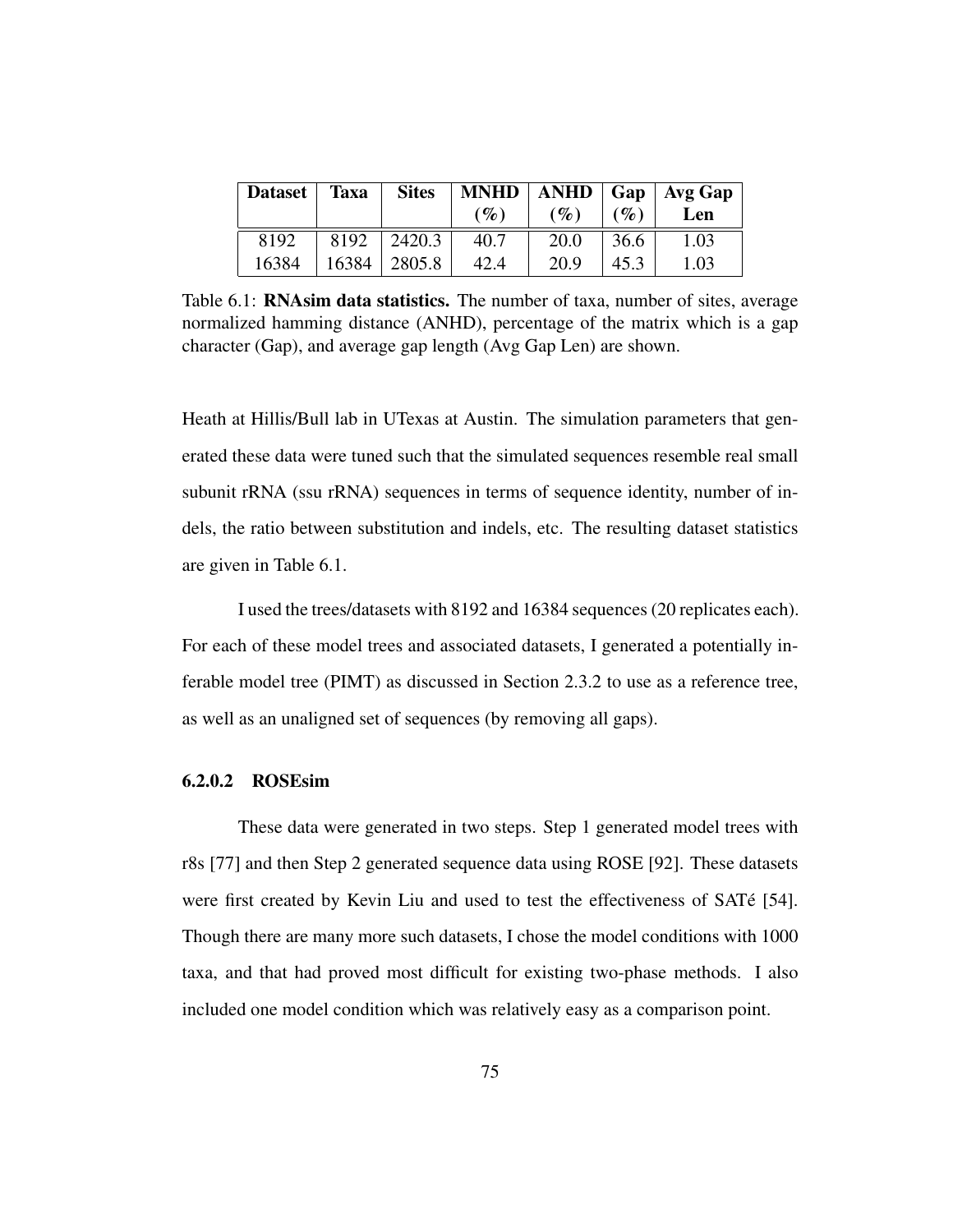| Dataset | Taxa | Sites | MNHD (%) | ANHD (%) | Gap (%) | Avg Gap Len |
|---|---|---|---|---|---|---|
| 8192 | 8192 | 2420.3 | 40.7 | 20.0 | 36.6 | 1.03 |
| 16384 | 16384 | 2805.8 | 42.4 | 20.9 | 45.3 | 1.03 |

Table 6.1: **RNAsim data statistics.** The number of taxa, number of sites, average normalized hamming distance (ANHD), percentage of the matrix which is a gap character (Gap), and average gap length (Avg Gap Len) are shown.

Heath at Hillis/Bull lab in UTexas at Austin. The simulation parameters that generated these data were tuned such that the simulated sequences resemble real small subunit rRNA (ssu rRNA) sequences in terms of sequence identity, number of indels, the ratio between substitution and indels, etc. The resulting dataset statistics are given in Table 6.1.

I used the trees/datasets with 8192 and 16384 sequences (20 replicates each). For each of these model trees and associated datasets, I generated a potentially inferable model tree (PIMT) as discussed in Section 2.3.2 to use as a reference tree, as well as an unaligned set of sequences (by removing all gaps).

#### 6.2.0.2 ROSEsim

These data were generated in two steps. Step 1 generated model trees with r8s [77] and then Step 2 generated sequence data using ROSE [92]. These datasets were first created by Kevin Liu and used to test the effectiveness of SATé [54]. Though there are many more such datasets, I chose the model conditions with 1000 taxa, and that had proved most difficult for existing two-phase methods. I also included one model condition which was relatively easy as a comparison point.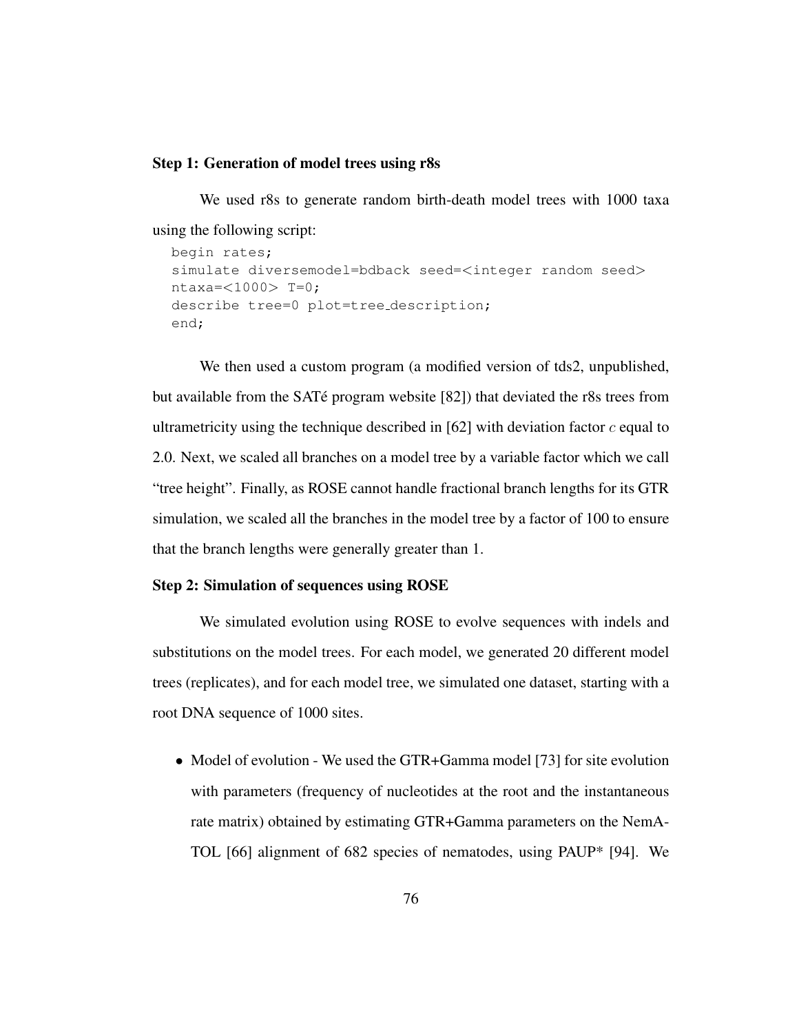**Step 1: Generation of model trees using r8s**

We used r8s to generate random birth-death model trees with 1000 taxa using the following script:

```
begin rates;
simulate diversemodel=bdback seed=<integer random seed>
ntaxa=<1000> T=0;
describe tree=0 plot=tree_description;
end;
```

We then used a custom program (a modified version of tds2, unpublished, but available from the SATé program website [82]) that deviated the r8s trees from ultrametricity using the technique described in [62] with deviation factor $c$ equal to 2.0. Next, we scaled all branches on a model tree by a variable factor which we call "tree height". Finally, as ROSE cannot handle fractional branch lengths for its GTR simulation, we scaled all the branches in the model tree by a factor of 100 to ensure that the branch lengths were generally greater than 1.

**Step 2: Simulation of sequences using ROSE**

We simulated evolution using ROSE to evolve sequences with indels and substitutions on the model trees. For each model, we generated 20 different model trees (replicates), and for each model tree, we simulated one dataset, starting with a root DNA sequence of 1000 sites.

- Model of evolution - We used the GTR+Gamma model [73] for site evolution with parameters (frequency of nucleotides at the root and the instantaneous rate matrix) obtained by estimating GTR+Gamma parameters on the NemATOL [66] alignment of 682 species of nematodes, using PAUP* [94]. We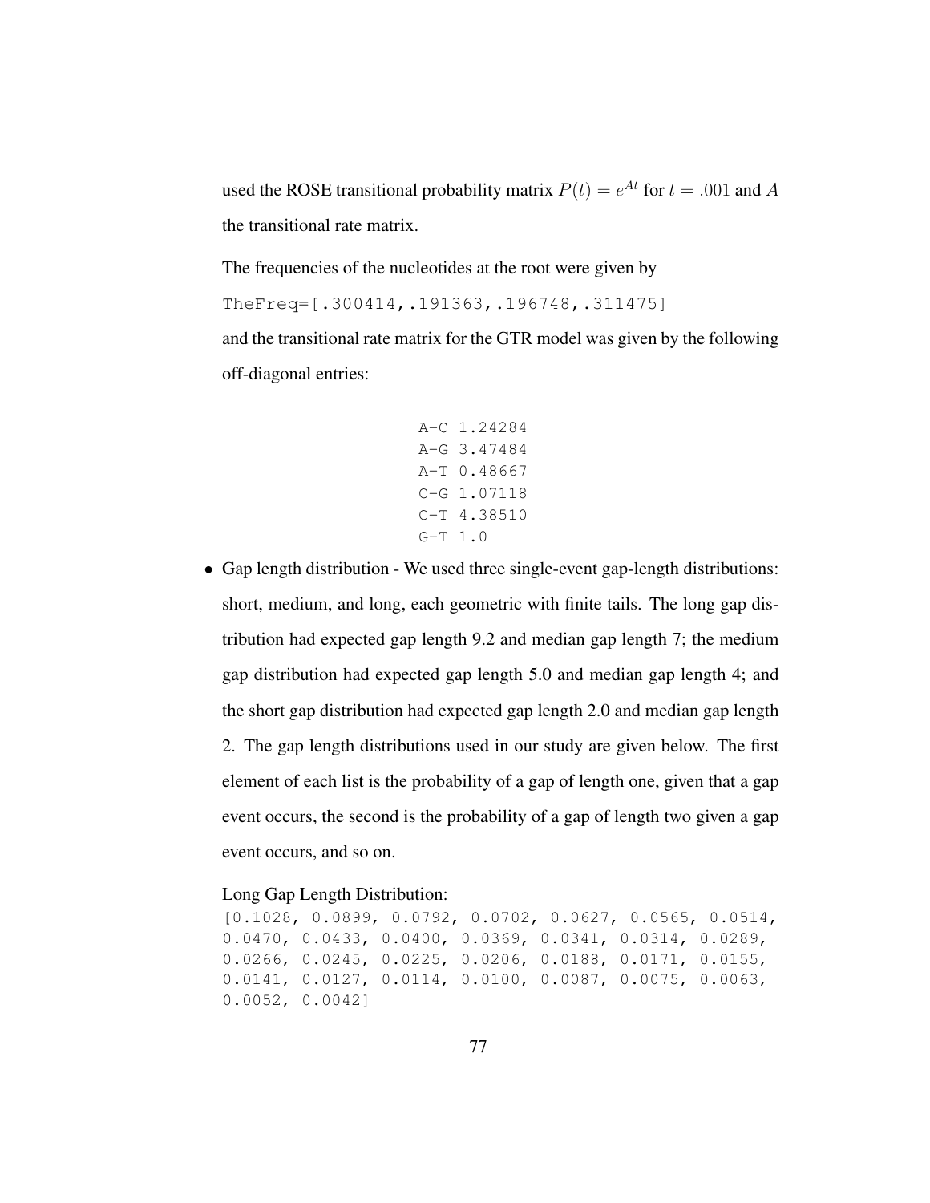used the ROSE transitional probability matrix $P(t) = e^{At}$ for $t = .001$ and $A$ the transitional rate matrix.

The frequencies of the nucleotides at the root were given by

`TheFreq=[.300414,.191363,.196748,.311475]`

and the transitional rate matrix for the GTR model was given by the following off-diagonal entries:

```
A-C 1.24284
A-G 3.47484
A-T 0.48667
C-G 1.07118
C-T 4.38510
G-T 1.0
```

- Gap length distribution - We used three single-event gap-length distributions: short, medium, and long, each geometric with finite tails. The long gap distribution had expected gap length 9.2 and median gap length 7; the medium gap distribution had expected gap length 5.0 and median gap length 4; and the short gap distribution had expected gap length 2.0 and median gap length 2. The gap length distributions used in our study are given below. The first element of each list is the probability of a gap of length one, given that a gap event occurs, the second is the probability of a gap of length two given a gap event occurs, and so on.

  Long Gap Length Distribution:

  ```
  [0.1028, 0.0899, 0.0792, 0.0702, 0.0627, 0.0565, 0.0514,
  0.0470, 0.0433, 0.0400, 0.0369, 0.0341, 0.0314, 0.0289,
  0.0266, 0.0245, 0.0225, 0.0206, 0.0188, 0.0171, 0.0155,
  0.0141, 0.0127, 0.0114, 0.0100, 0.0087, 0.0075, 0.0063,
  0.0052, 0.0042]
  ```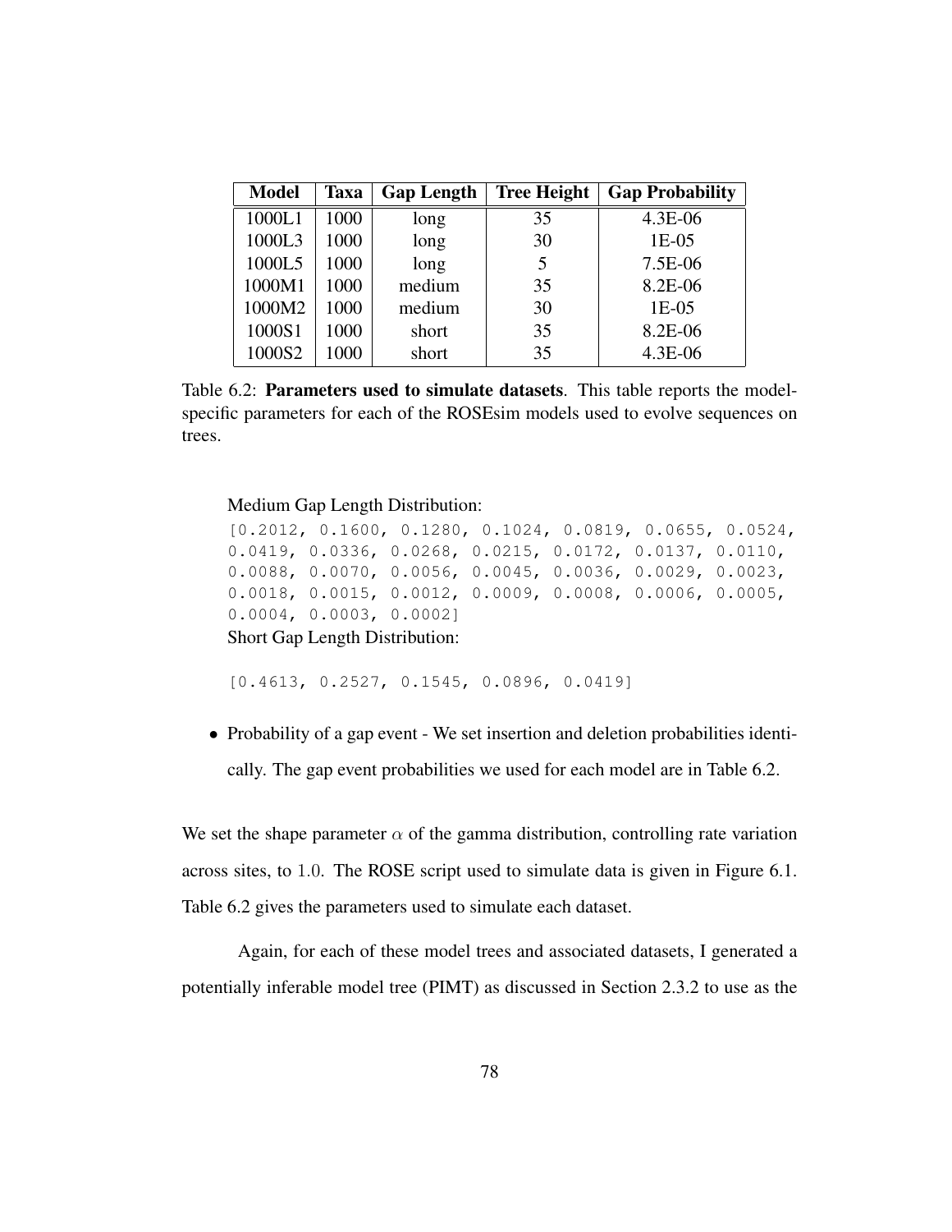| Model | Taxa | Gap Length | Tree Height | Gap Probability |
|---|---|---|---|---|
| 1000L1 | 1000 | long | 35 | 4.3E-06 |
| 1000L3 | 1000 | long | 30 | 1E-05 |
| 1000L5 | 1000 | long | 5 | 7.5E-06 |
| 1000M1 | 1000 | medium | 35 | 8.2E-06 |
| 1000M2 | 1000 | medium | 30 | 1E-05 |
| 1000S1 | 1000 | short | 35 | 8.2E-06 |
| 1000S2 | 1000 | short | 35 | 4.3E-06 |

Table 6.2: **Parameters used to simulate datasets**. This table reports the model-specific parameters for each of the ROSEsim models used to evolve sequences on trees.

Medium Gap Length Distribution:

```
[0.2012, 0.1600, 0.1280, 0.1024, 0.0819, 0.0655, 0.0524,
0.0419, 0.0336, 0.0268, 0.0215, 0.0172, 0.0137, 0.0110,
0.0088, 0.0070, 0.0056, 0.0045, 0.0036, 0.0029, 0.0023,
0.0018, 0.0015, 0.0012, 0.0009, 0.0008, 0.0006, 0.0005,
0.0004, 0.0003, 0.0002]
```

Short Gap Length Distribution:

```
[0.4613, 0.2527, 0.1545, 0.0896, 0.0419]
```

- Probability of a gap event - We set insertion and deletion probabilities identically. The gap event probabilities we used for each model are in Table 6.2.

We set the shape parameter $\alpha$ of the gamma distribution, controlling rate variation across sites, to $1.0$. The ROSE script used to simulate data is given in Figure 6.1. Table 6.2 gives the parameters used to simulate each dataset.

Again, for each of these model trees and associated datasets, I generated a potentially inferable model tree (PIMT) as discussed in Section 2.3.2 to use as the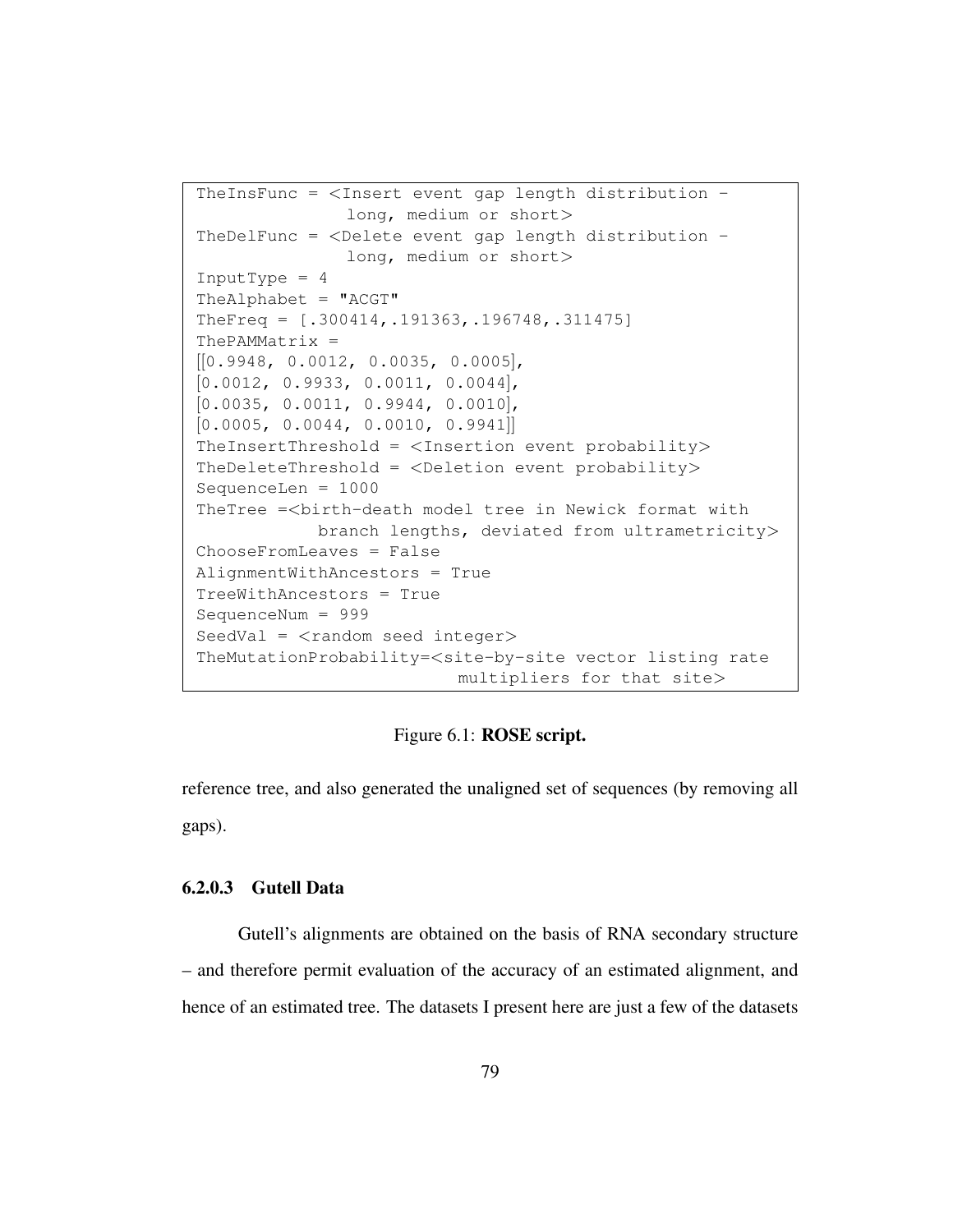```
TheInsFunc = <Insert event gap length distribution -
              long, medium or short>
TheDelFunc = <Delete event gap length distribution -
              long, medium or short>
InputType = 4
TheAlphabet = "ACGT"
TheFreq = [.300414,.191363,.196748,.311475]
ThePAMMatrix =
[[0.9948, 0.0012, 0.0035, 0.0005],
[0.0012, 0.9933, 0.0011, 0.0044],
[0.0035, 0.0011, 0.9944, 0.0010],
[0.0005, 0.0044, 0.0010, 0.9941]]
TheInsertThreshold = <Insertion event probability>
TheDeleteThreshold = <Deletion event probability>
SequenceLen = 1000
TheTree =<birth-death model tree in Newick format with
           branch lengths, deviated from ultrametricity>
ChooseFromLeaves = False
AlignmentWithAncestors = True
TreeWithAncestors = True
SequenceNum = 999
SeedVal = <random seed integer>
TheMutationProbability=<site-by-site vector listing rate
                         multipliers for that site>
```

Figure 6.1: **ROSE script.**

reference tree, and also generated the unaligned set of sequences (by removing all gaps).

#### 6.2.0.3 Gutell Data

Gutell's alignments are obtained on the basis of RNA secondary structure – and therefore permit evaluation of the accuracy of an estimated alignment, and hence of an estimated tree. The datasets I present here are just a few of the datasets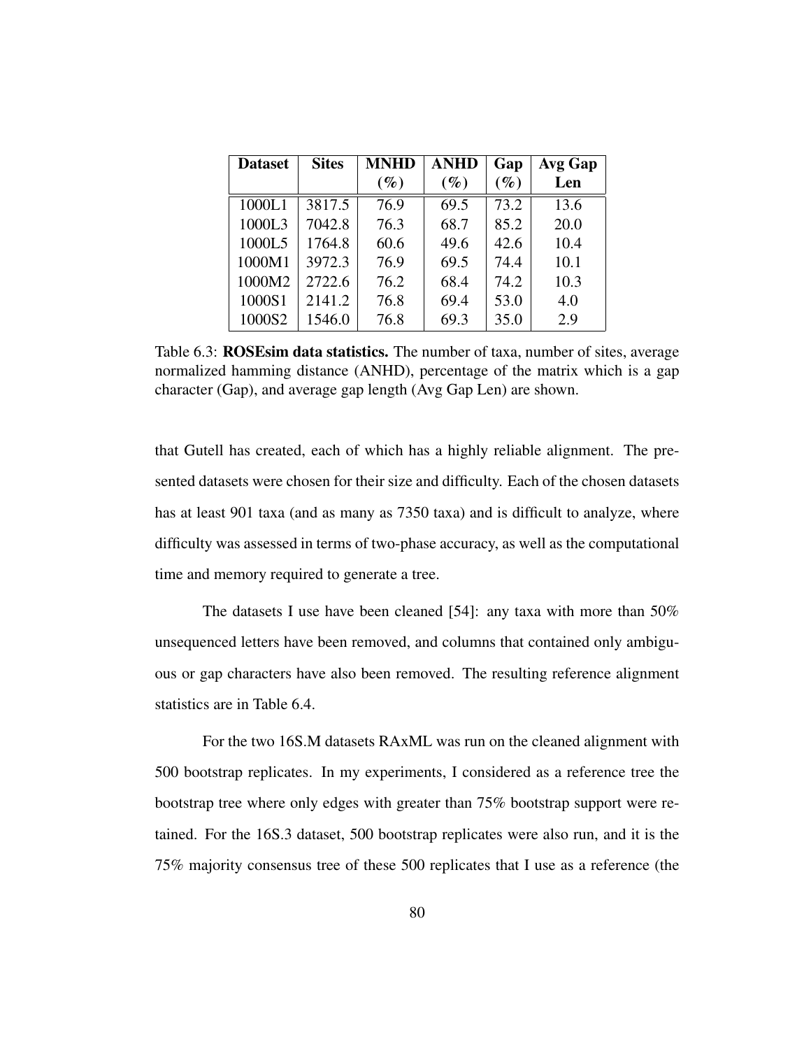| **Dataset** | **Sites** | **MNHD (%)** | **ANHD (%)** | **Gap (%)** | **Avg Gap Len** |
| --- | --- | --- | --- | --- | --- |
| 1000L1 | 3817.5 | 76.9 | 69.5 | 73.2 | 13.6 |
| 1000L3 | 7042.8 | 76.3 | 68.7 | 85.2 | 20.0 |
| 1000L5 | 1764.8 | 60.6 | 49.6 | 42.6 | 10.4 |
| 1000M1 | 3972.3 | 76.9 | 69.5 | 74.4 | 10.1 |
| 1000M2 | 2722.6 | 76.2 | 68.4 | 74.2 | 10.3 |
| 1000S1 | 2141.2 | 76.8 | 69.4 | 53.0 | 4.0 |
| 1000S2 | 1546.0 | 76.8 | 69.3 | 35.0 | 2.9 |

Table 6.3: **ROSEsim data statistics.** The number of taxa, number of sites, average normalized hamming distance (ANHD), percentage of the matrix which is a gap character (Gap), and average gap length (Avg Gap Len) are shown.

that Gutell has created, each of which has a highly reliable alignment. The presented datasets were chosen for their size and difficulty. Each of the chosen datasets has at least 901 taxa (and as many as 7350 taxa) and is difficult to analyze, where difficulty was assessed in terms of two-phase accuracy, as well as the computational time and memory required to generate a tree.

The datasets I use have been cleaned [54]: any taxa with more than 50% unsequenced letters have been removed, and columns that contained only ambiguous or gap characters have also been removed. The resulting reference alignment statistics are in Table 6.4.

For the two 16S.M datasets RAxML was run on the cleaned alignment with 500 bootstrap replicates. In my experiments, I considered as a reference tree the bootstrap tree where only edges with greater than 75% bootstrap support were retained. For the 16S.3 dataset, 500 bootstrap replicates were also run, and it is the 75% majority consensus tree of these 500 replicates that I use as a reference (the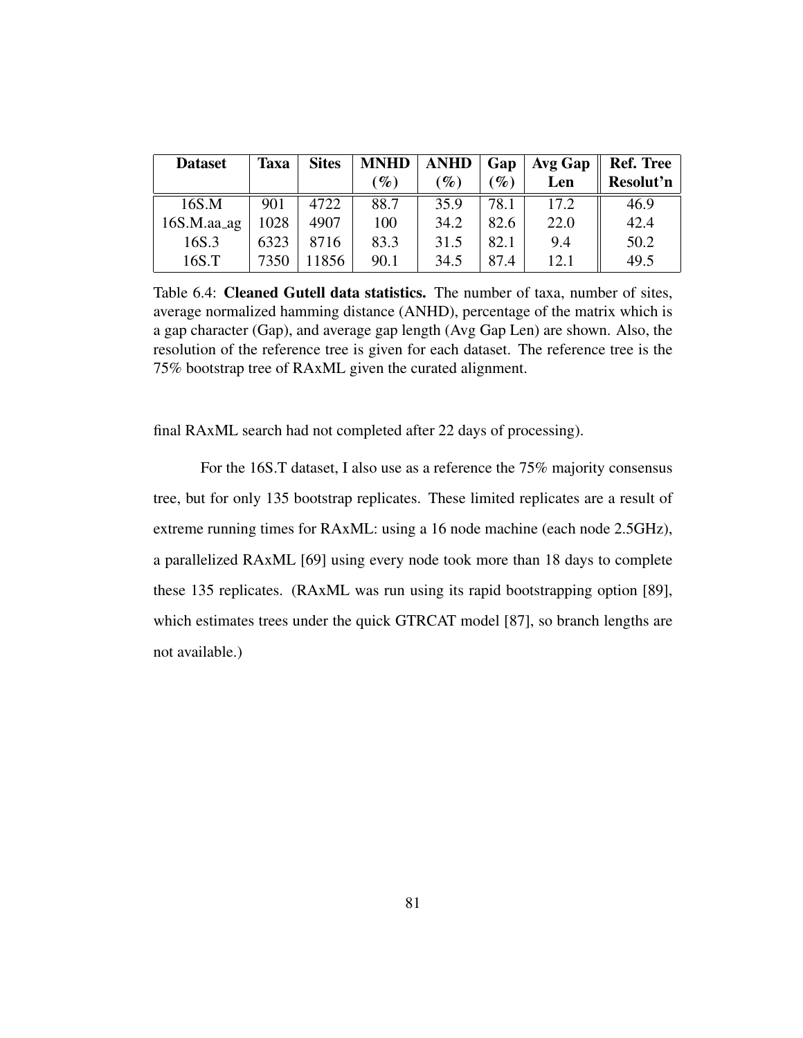| Dataset | Taxa | Sites | MNHD (%) | ANHD (%) | Gap (%) | Avg Gap Len | Ref. Tree Resolut'n |
|---|---|---|---|---|---|---|---|
| 16S.M | 901 | 4722 | 88.7 | 35.9 | 78.1 | 17.2 | 46.9 |
| 16S.M.aa_ag | 1028 | 4907 | 100 | 34.2 | 82.6 | 22.0 | 42.4 |
| 16S.3 | 6323 | 8716 | 83.3 | 31.5 | 82.1 | 9.4 | 50.2 |
| 16S.T | 7350 | 11856 | 90.1 | 34.5 | 87.4 | 12.1 | 49.5 |

Table 6.4: **Cleaned Gutell data statistics.** The number of taxa, number of sites, average normalized hamming distance (ANHD), percentage of the matrix which is a gap character (Gap), and average gap length (Avg Gap Len) are shown. Also, the resolution of the reference tree is given for each dataset. The reference tree is the 75% bootstrap tree of RAxML given the curated alignment.

final RAxML search had not completed after 22 days of processing).

For the 16S.T dataset, I also use as a reference the 75% majority consensus tree, but for only 135 bootstrap replicates. These limited replicates are a result of extreme running times for RAxML: using a 16 node machine (each node 2.5GHz), a parallelized RAxML [69] using every node took more than 18 days to complete these 135 replicates. (RAxML was run using its rapid bootstrapping option [89], which estimates trees under the quick GTRCAT model [87], so branch lengths are not available.)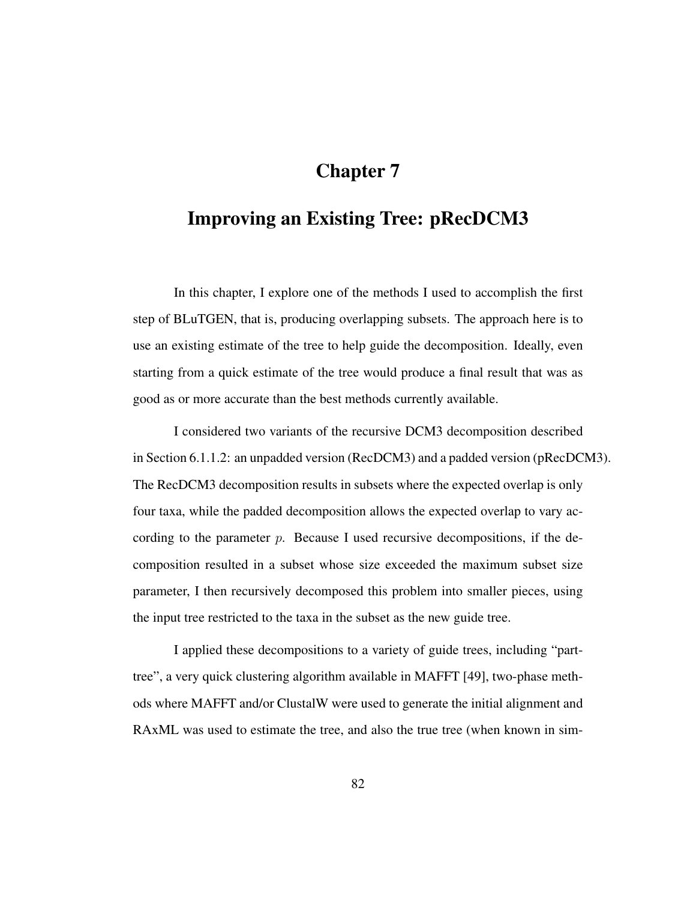# Chapter 7

# Improving an Existing Tree: pRecDCM3

In this chapter, I explore one of the methods I used to accomplish the first step of BLuTGEN, that is, producing overlapping subsets. The approach here is to use an existing estimate of the tree to help guide the decomposition. Ideally, even starting from a quick estimate of the tree would produce a final result that was as good as or more accurate than the best methods currently available.

I considered two variants of the recursive DCM3 decomposition described in Section 6.1.1.2: an unpadded version (RecDCM3) and a padded version (pRecDCM3). The RecDCM3 decomposition results in subsets where the expected overlap is only four taxa, while the padded decomposition allows the expected overlap to vary according to the parameter $p$. Because I used recursive decompositions, if the decomposition resulted in a subset whose size exceeded the maximum subset size parameter, I then recursively decomposed this problem into smaller pieces, using the input tree restricted to the taxa in the subset as the new guide tree.

I applied these decompositions to a variety of guide trees, including "parttree", a very quick clustering algorithm available in MAFFT [49], two-phase methods where MAFFT and/or ClustalW were used to generate the initial alignment and RAxML was used to estimate the tree, and also the true tree (when known in sim-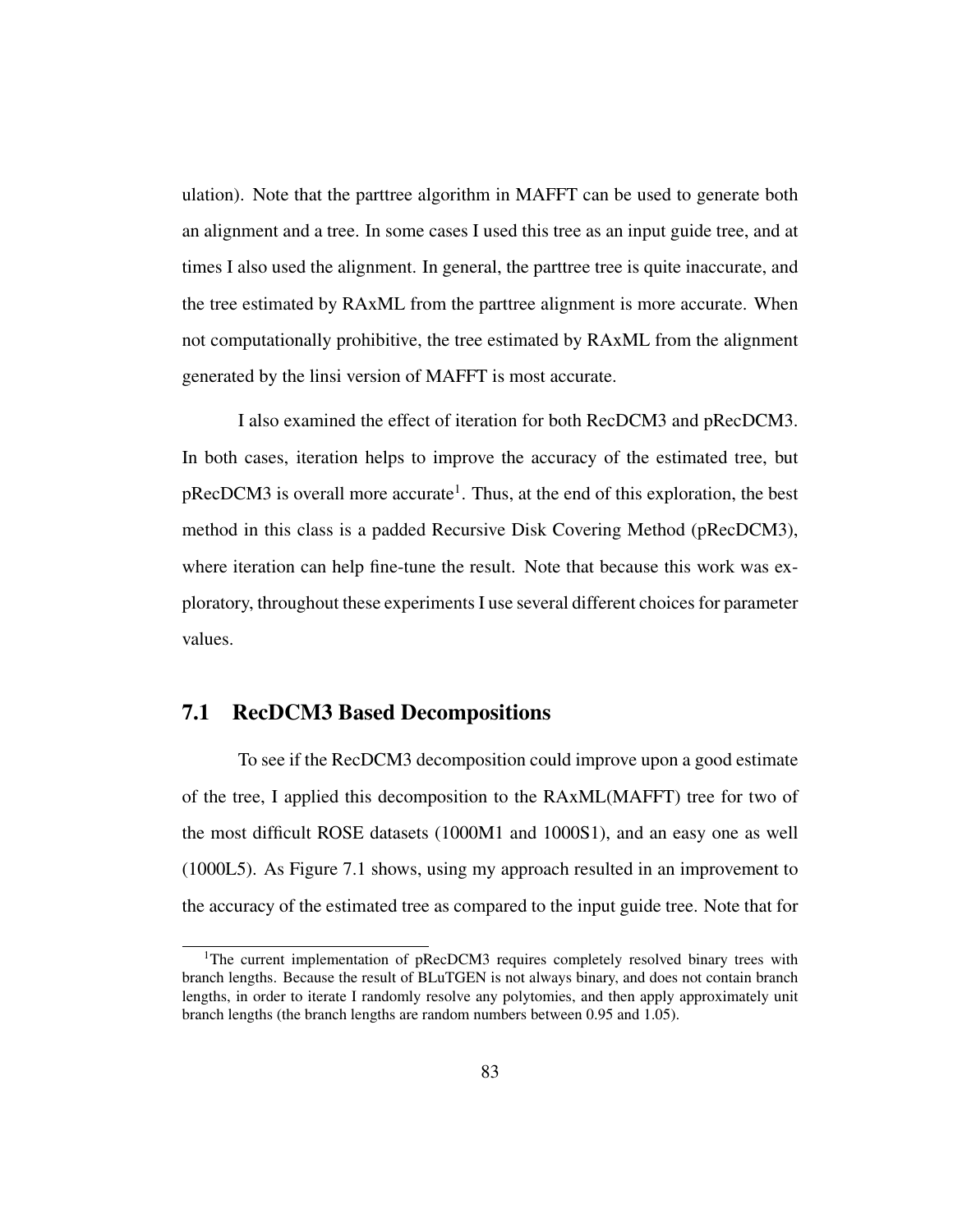ulation). Note that the parttree algorithm in MAFFT can be used to generate both an alignment and a tree. In some cases I used this tree as an input guide tree, and at times I also used the alignment. In general, the parttree tree is quite inaccurate, and the tree estimated by RAxML from the parttree alignment is more accurate. When not computationally prohibitive, the tree estimated by RAxML from the alignment generated by the linsi version of MAFFT is most accurate.

I also examined the effect of iteration for both RecDCM3 and pRecDCM3. In both cases, iteration helps to improve the accuracy of the estimated tree, but pRecDCM3 is overall more accurate[1]. Thus, at the end of this exploration, the best method in this class is a padded Recursive Disk Covering Method (pRecDCM3), where iteration can help fine-tune the result. Note that because this work was exploratory, throughout these experiments I use several different choices for parameter values.

## 7.1 RecDCM3 Based Decompositions

To see if the RecDCM3 decomposition could improve upon a good estimate of the tree, I applied this decomposition to the RAxML(MAFFT) tree for two of the most difficult ROSE datasets (1000M1 and 1000S1), and an easy one as well (1000L5). As Figure 7.1 shows, using my approach resulted in an improvement to the accuracy of the estimated tree as compared to the input guide tree. Note that for

---

[1] The current implementation of pRecDCM3 requires completely resolved binary trees with branch lengths. Because the result of BLuTGEN is not always binary, and does not contain branch lengths, in order to iterate I randomly resolve any polytomies, and then apply approximately unit branch lengths (the branch lengths are random numbers between 0.95 and 1.05).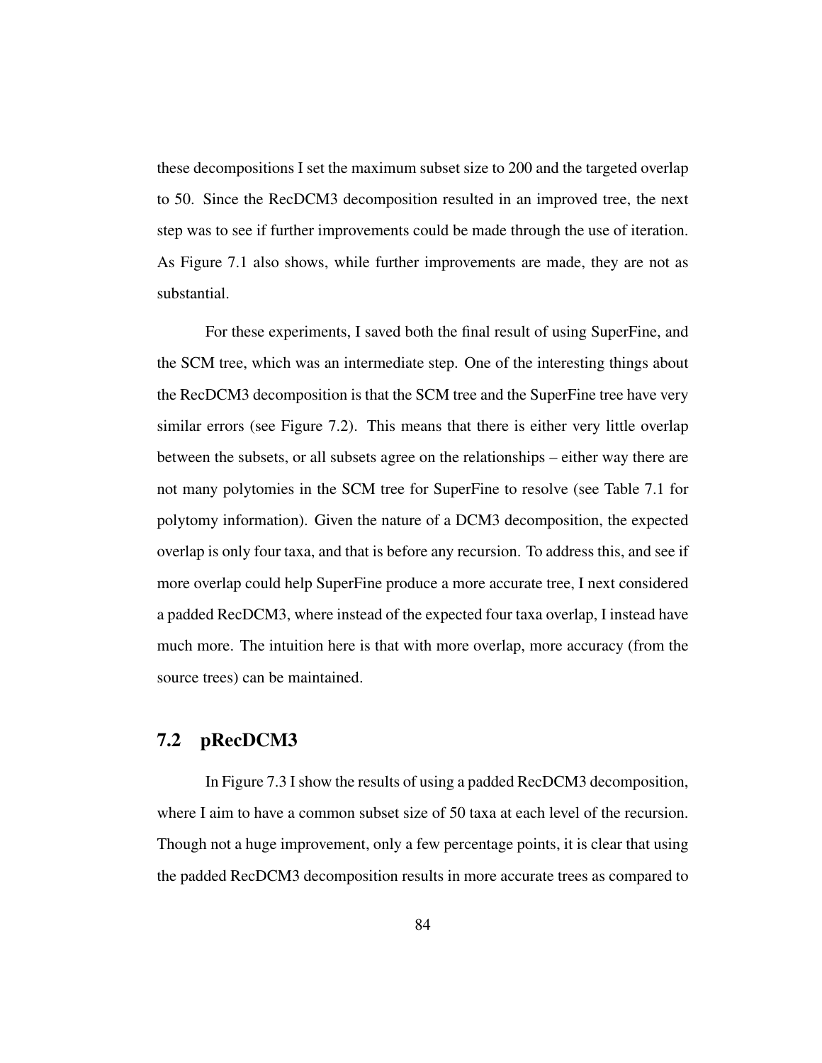these decompositions I set the maximum subset size to 200 and the targeted overlap to 50. Since the RecDCM3 decomposition resulted in an improved tree, the next step was to see if further improvements could be made through the use of iteration. As Figure 7.1 also shows, while further improvements are made, they are not as substantial.

For these experiments, I saved both the final result of using SuperFine, and the SCM tree, which was an intermediate step. One of the interesting things about the RecDCM3 decomposition is that the SCM tree and the SuperFine tree have very similar errors (see Figure 7.2). This means that there is either very little overlap between the subsets, or all subsets agree on the relationships – either way there are not many polytomies in the SCM tree for SuperFine to resolve (see Table 7.1 for polytomy information). Given the nature of a DCM3 decomposition, the expected overlap is only four taxa, and that is before any recursion. To address this, and see if more overlap could help SuperFine produce a more accurate tree, I next considered a padded RecDCM3, where instead of the expected four taxa overlap, I instead have much more. The intuition here is that with more overlap, more accuracy (from the source trees) can be maintained.

## 7.2 pRecDCM3

In Figure 7.3 I show the results of using a padded RecDCM3 decomposition, where I aim to have a common subset size of 50 taxa at each level of the recursion. Though not a huge improvement, only a few percentage points, it is clear that using the padded RecDCM3 decomposition results in more accurate trees as compared to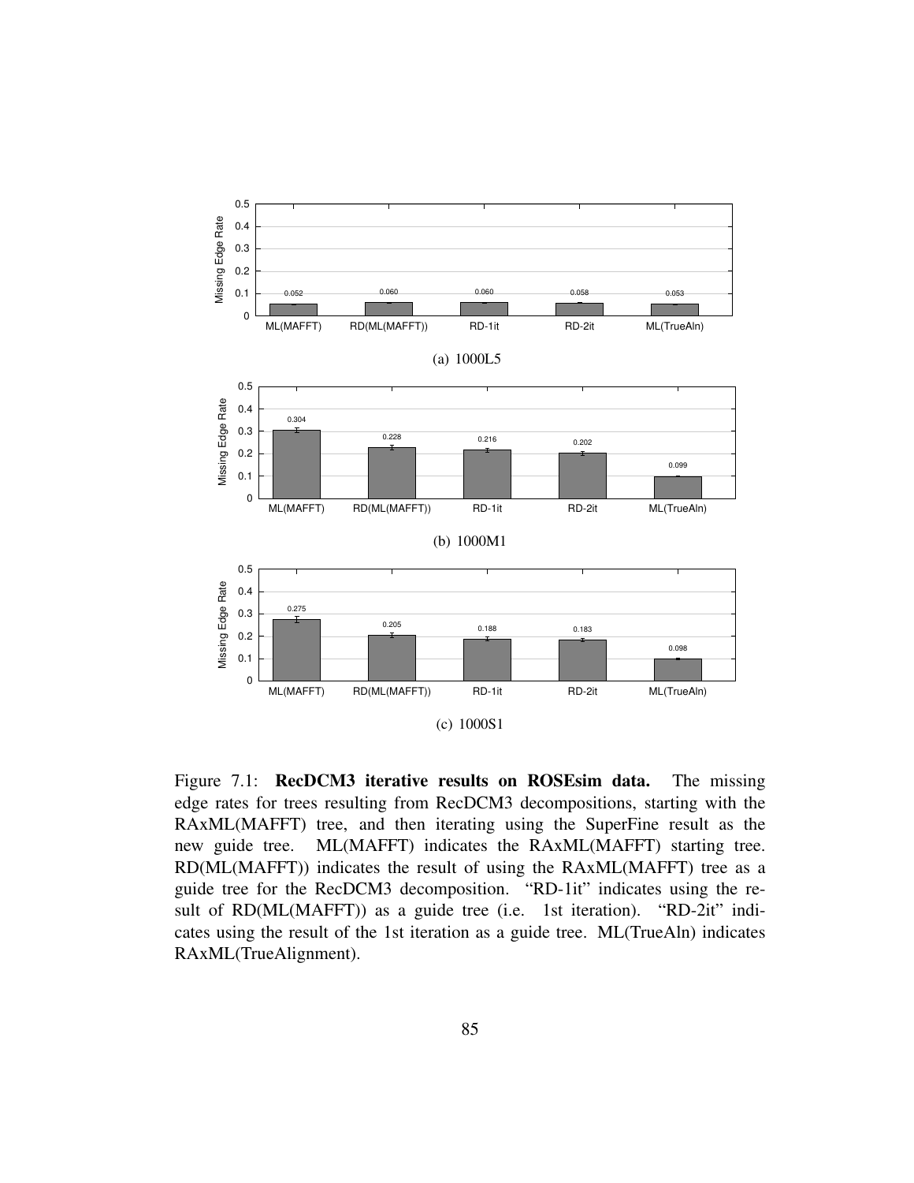(a) 1000L5

(b) 1000M1

(c) 1000S1

Figure 7.1: **RecDCM3 iterative results on ROSEsim data.** The missing edge rates for trees resulting from RecDCM3 decompositions, starting with the RAxML(MAFFT) tree, and then iterating using the SuperFine result as the new guide tree. ML(MAFFT) indicates the RAxML(MAFFT) starting tree. RD(ML(MAFFT)) indicates the result of using the RAxML(MAFFT) tree as a guide tree for the RecDCM3 decomposition. "RD-1it" indicates using the result of RD(ML(MAFFT)) as a guide tree (i.e. 1st iteration). "RD-2it" indicates using the result of the 1st iteration as a guide tree. ML(TrueAln) indicates RAxML(TrueAlignment).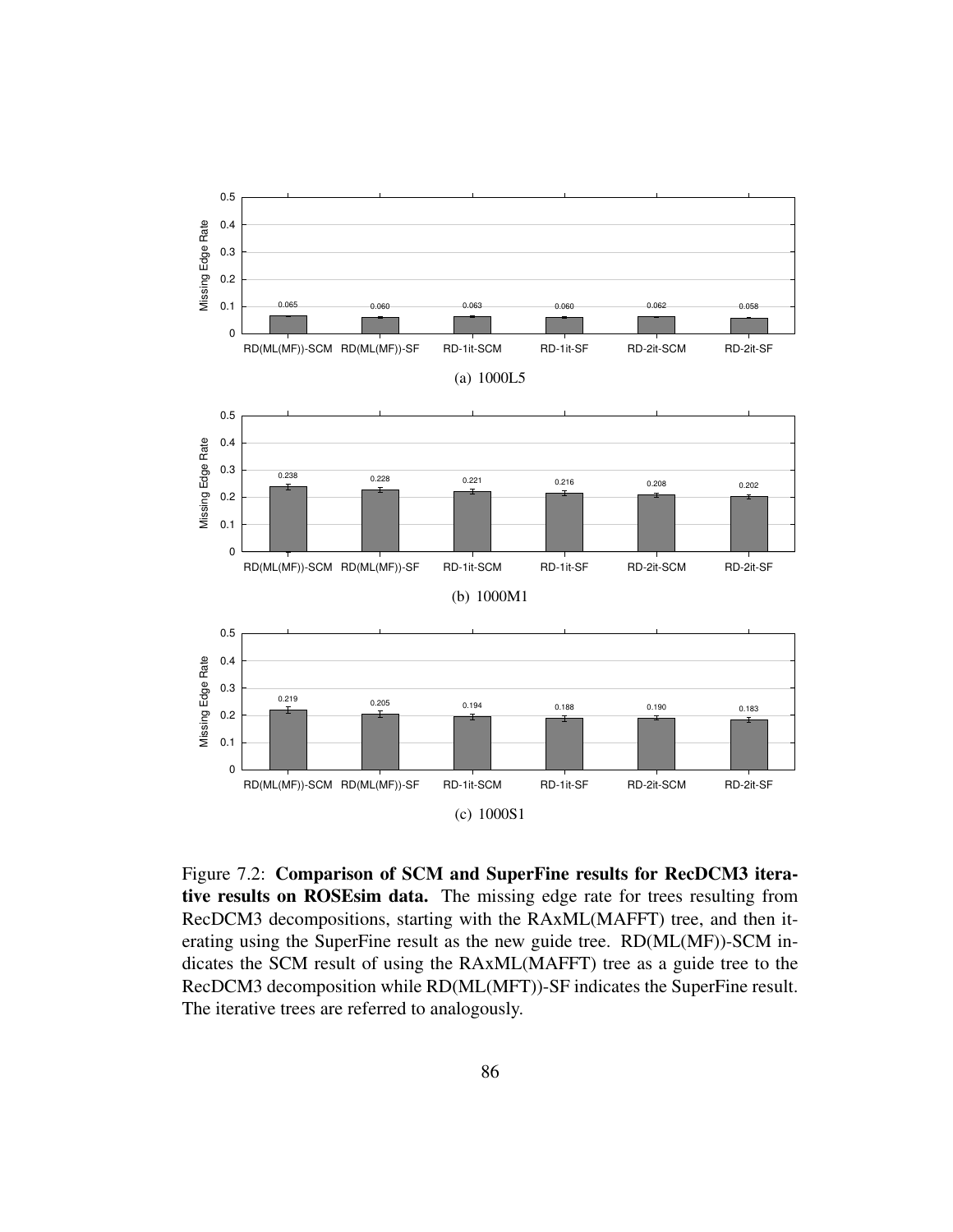(a) 1000L5

(b) 1000M1

(c) 1000S1

Figure 7.2: **Comparison of SCM and SuperFine results for RecDCM3 iterative results on ROSEsim data.** The missing edge rate for trees resulting from RecDCM3 decompositions, starting with the RAxML(MAFFT) tree, and then iterating using the SuperFine result as the new guide tree. RD(ML(MF))-SCM indicates the SCM result of using the RAxML(MAFFT) tree as a guide tree to the RecDCM3 decomposition while RD(ML(MFT))-SF indicates the SuperFine result. The iterative trees are referred to analogously.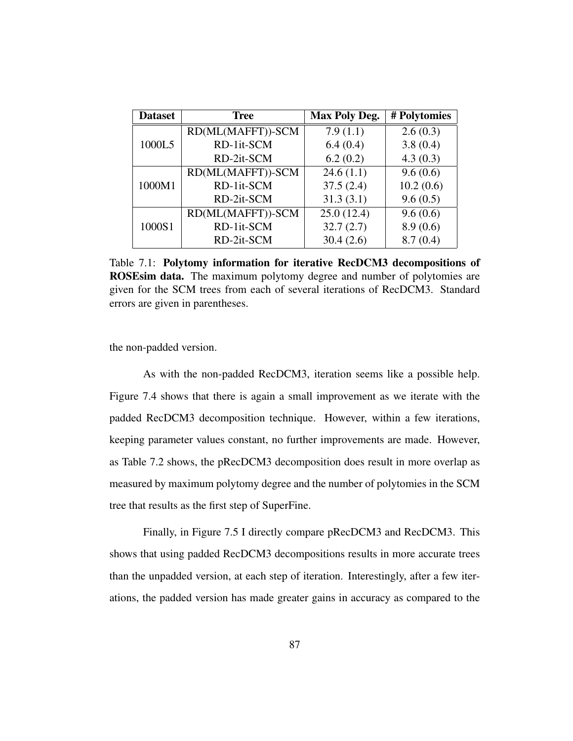| Dataset | Tree | Max Poly Deg. | # Polytomies |
|---|---|---|---|
| 1000L5 | RD(ML(MAFFT))-SCM | 7.9 (1.1) | 2.6 (0.3) |
| | RD-1it-SCM | 6.4 (0.4) | 3.8 (0.4) |
| | RD-2it-SCM | 6.2 (0.2) | 4.3 (0.3) |
| 1000M1 | RD(ML(MAFFT))-SCM | 24.6 (1.1) | 9.6 (0.6) |
| | RD-1it-SCM | 37.5 (2.4) | 10.2 (0.6) |
| | RD-2it-SCM | 31.3 (3.1) | 9.6 (0.5) |
| 1000S1 | RD(ML(MAFFT))-SCM | 25.0 (12.4) | 9.6 (0.6) |
| | RD-1it-SCM | 32.7 (2.7) | 8.9 (0.6) |
| | RD-2it-SCM | 30.4 (2.6) | 8.7 (0.4) |

Table 7.1: **Polytomy information for iterative RecDCM3 decompositions of ROSEsim data.** The maximum polytomy degree and number of polytomies are given for the SCM trees from each of several iterations of RecDCM3. Standard errors are given in parentheses.

the non-padded version.

As with the non-padded RecDCM3, iteration seems like a possible help. Figure 7.4 shows that there is again a small improvement as we iterate with the padded RecDCM3 decomposition technique. However, within a few iterations, keeping parameter values constant, no further improvements are made. However, as Table 7.2 shows, the pRecDCM3 decomposition does result in more overlap as measured by maximum polytomy degree and the number of polytomies in the SCM tree that results as the first step of SuperFine.

Finally, in Figure 7.5 I directly compare pRecDCM3 and RecDCM3. This shows that using padded RecDCM3 decompositions results in more accurate trees than the unpadded version, at each step of iteration. Interestingly, after a few iterations, the padded version has made greater gains in accuracy as compared to the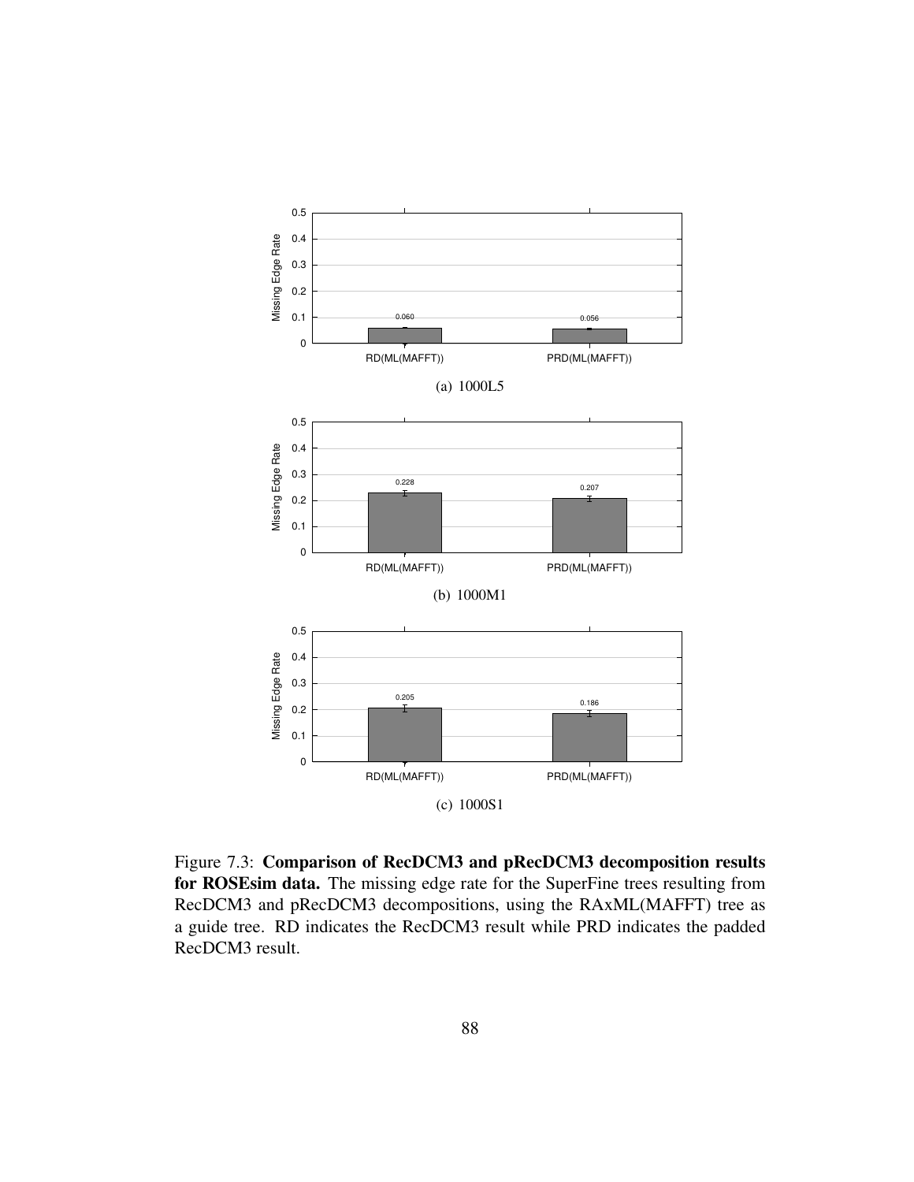(a) 1000L5

(b) 1000M1

(c) 1000S1

Figure 7.3: **Comparison of RecDCM3 and pRecDCM3 decomposition results for ROSEsim data.** The missing edge rate for the SuperFine trees resulting from RecDCM3 and pRecDCM3 decompositions, using the RAxML(MAFFT) tree as a guide tree. RD indicates the RecDCM3 result while PRD indicates the padded RecDCM3 result.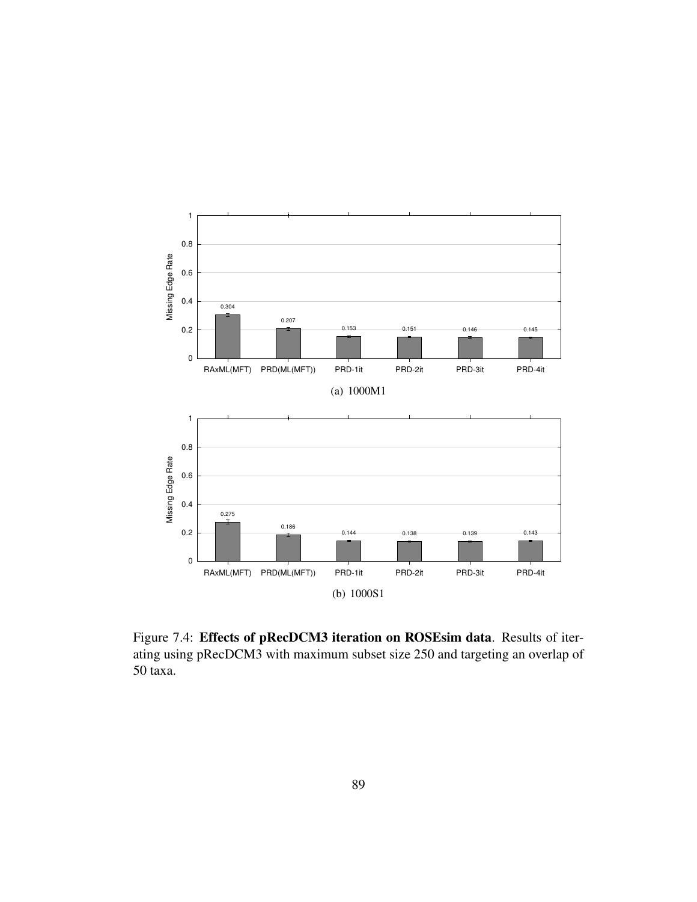(a) 1000M1

(b) 1000S1

Figure 7.4: **Effects of pRecDCM3 iteration on ROSEsim data**. Results of iterating using pRecDCM3 with maximum subset size 250 and targeting an overlap of 50 taxa.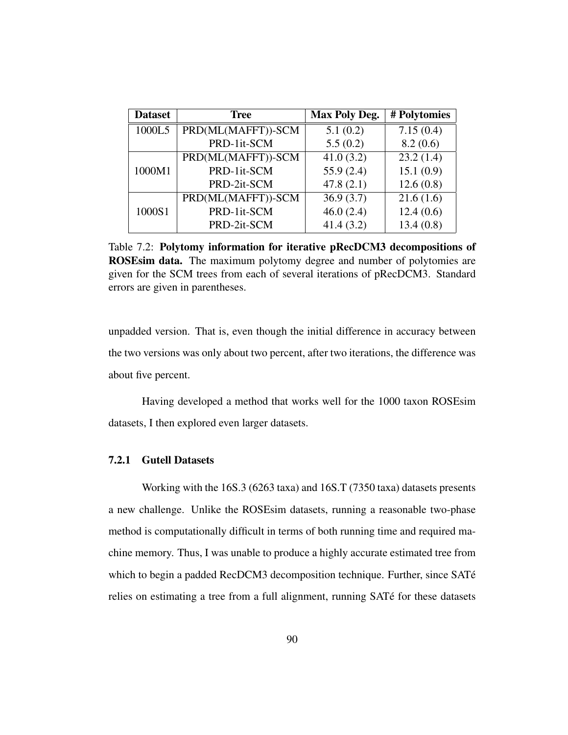| Dataset | Tree | Max Poly Deg. | # Polytomies |
|---|---|---|---|
| 1000L5 | PRD(ML(MAFFT))-SCM | 5.1 (0.2) | 7.15 (0.4) |
| | PRD-1it-SCM | 5.5 (0.2) | 8.2 (0.6) |
| 1000M1 | PRD(ML(MAFFT))-SCM | 41.0 (3.2) | 23.2 (1.4) |
| | PRD-1it-SCM | 55.9 (2.4) | 15.1 (0.9) |
| | PRD-2it-SCM | 47.8 (2.1) | 12.6 (0.8) |
| 1000S1 | PRD(ML(MAFFT))-SCM | 36.9 (3.7) | 21.6 (1.6) |
| | PRD-1it-SCM | 46.0 (2.4) | 12.4 (0.6) |
| | PRD-2it-SCM | 41.4 (3.2) | 13.4 (0.8) |

Table 7.2: **Polytomy information for iterative pRecDCM3 decompositions of ROSEsim data.** The maximum polytomy degree and number of polytomies are given for the SCM trees from each of several iterations of pRecDCM3. Standard errors are given in parentheses.

unpadded version. That is, even though the initial difference in accuracy between the two versions was only about two percent, after two iterations, the difference was about five percent.

Having developed a method that works well for the 1000 taxon ROSEsim datasets, I then explored even larger datasets.

### 7.2.1 Gutell Datasets

Working with the 16S.3 (6263 taxa) and 16S.T (7350 taxa) datasets presents a new challenge. Unlike the ROSEsim datasets, running a reasonable two-phase method is computationally difficult in terms of both running time and required machine memory. Thus, I was unable to produce a highly accurate estimated tree from which to begin a padded RecDCM3 decomposition technique. Further, since SATé relies on estimating a tree from a full alignment, running SATé for these datasets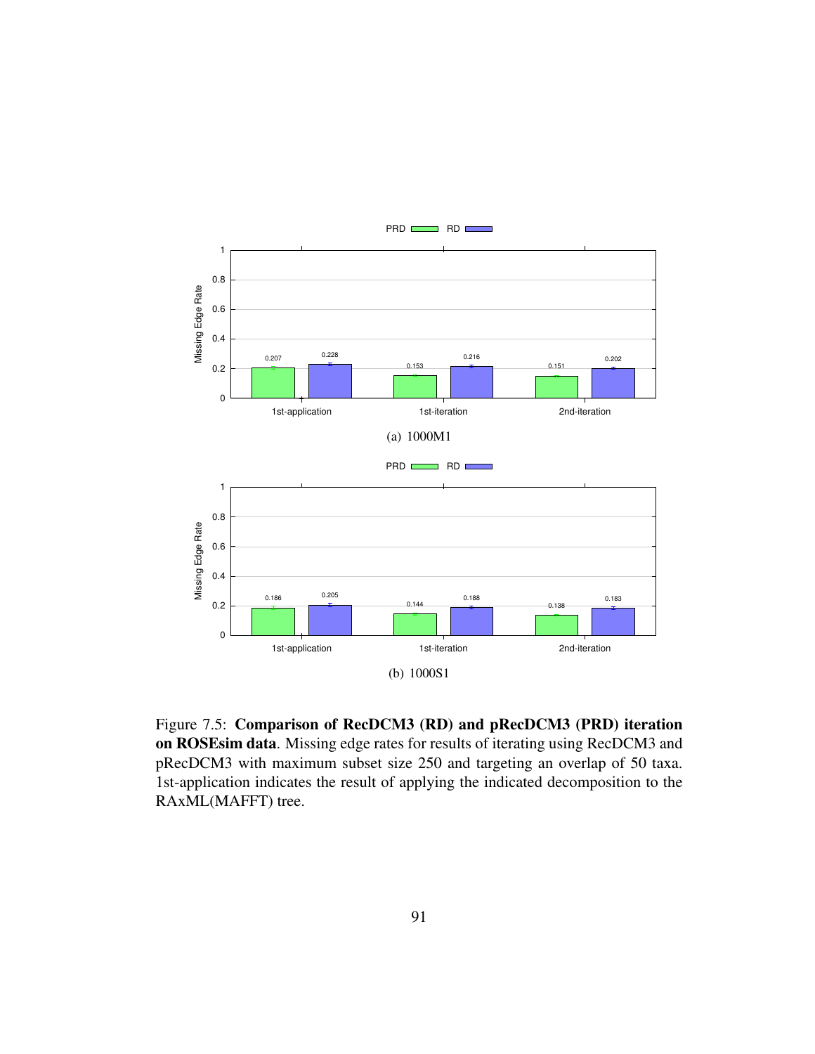PRD RD

| | 1st-application | 1st-iteration | 2nd-iteration |
|---|---|---|---|
| PRD | 0.207 | 0.153 | 0.151 |
| RD | 0.228 | 0.216 | 0.202 |

(a) 1000M1

PRD RD

| | 1st-application | 1st-iteration | 2nd-iteration |
|---|---|---|---|
| PRD | 0.186 | 0.144 | 0.138 |
| RD | 0.205 | 0.188 | 0.183 |

(b) 1000S1

Figure 7.5: **Comparison of RecDCM3 (RD) and pRecDCM3 (PRD) iteration on ROSEsim data**. Missing edge rates for results of iterating using RecDCM3 and pRecDCM3 with maximum subset size 250 and targeting an overlap of 50 taxa. 1st-application indicates the result of applying the indicated decomposition to the RAxML(MAFFT) tree.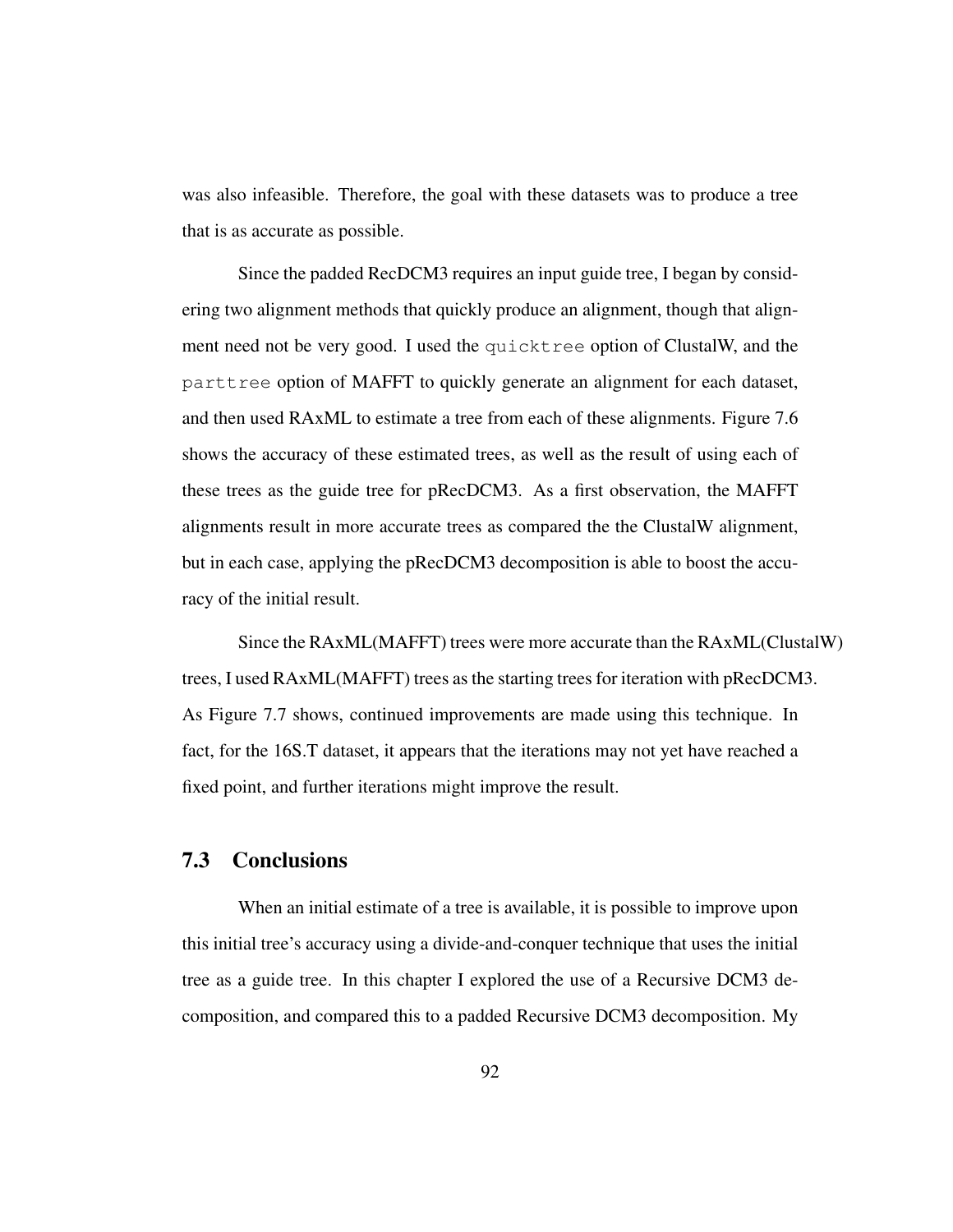was also infeasible. Therefore, the goal with these datasets was to produce a tree that is as accurate as possible.

Since the padded RecDCM3 requires an input guide tree, I began by considering two alignment methods that quickly produce an alignment, though that alignment need not be very good. I used the `quicktree` option of ClustalW, and the `parttree` option of MAFFT to quickly generate an alignment for each dataset, and then used RAxML to estimate a tree from each of these alignments. Figure 7.6 shows the accuracy of these estimated trees, as well as the result of using each of these trees as the guide tree for pRecDCM3. As a first observation, the MAFFT alignments result in more accurate trees as compared the the ClustalW alignment, but in each case, applying the pRecDCM3 decomposition is able to boost the accuracy of the initial result.

Since the RAxML(MAFFT) trees were more accurate than the RAxML(ClustalW) trees, I used RAxML(MAFFT) trees as the starting trees for iteration with pRecDCM3. As Figure 7.7 shows, continued improvements are made using this technique. In fact, for the 16S.T dataset, it appears that the iterations may not yet have reached a fixed point, and further iterations might improve the result.

## 7.3 Conclusions

When an initial estimate of a tree is available, it is possible to improve upon this initial tree's accuracy using a divide-and-conquer technique that uses the initial tree as a guide tree. In this chapter I explored the use of a Recursive DCM3 decomposition, and compared this to a padded Recursive DCM3 decomposition. My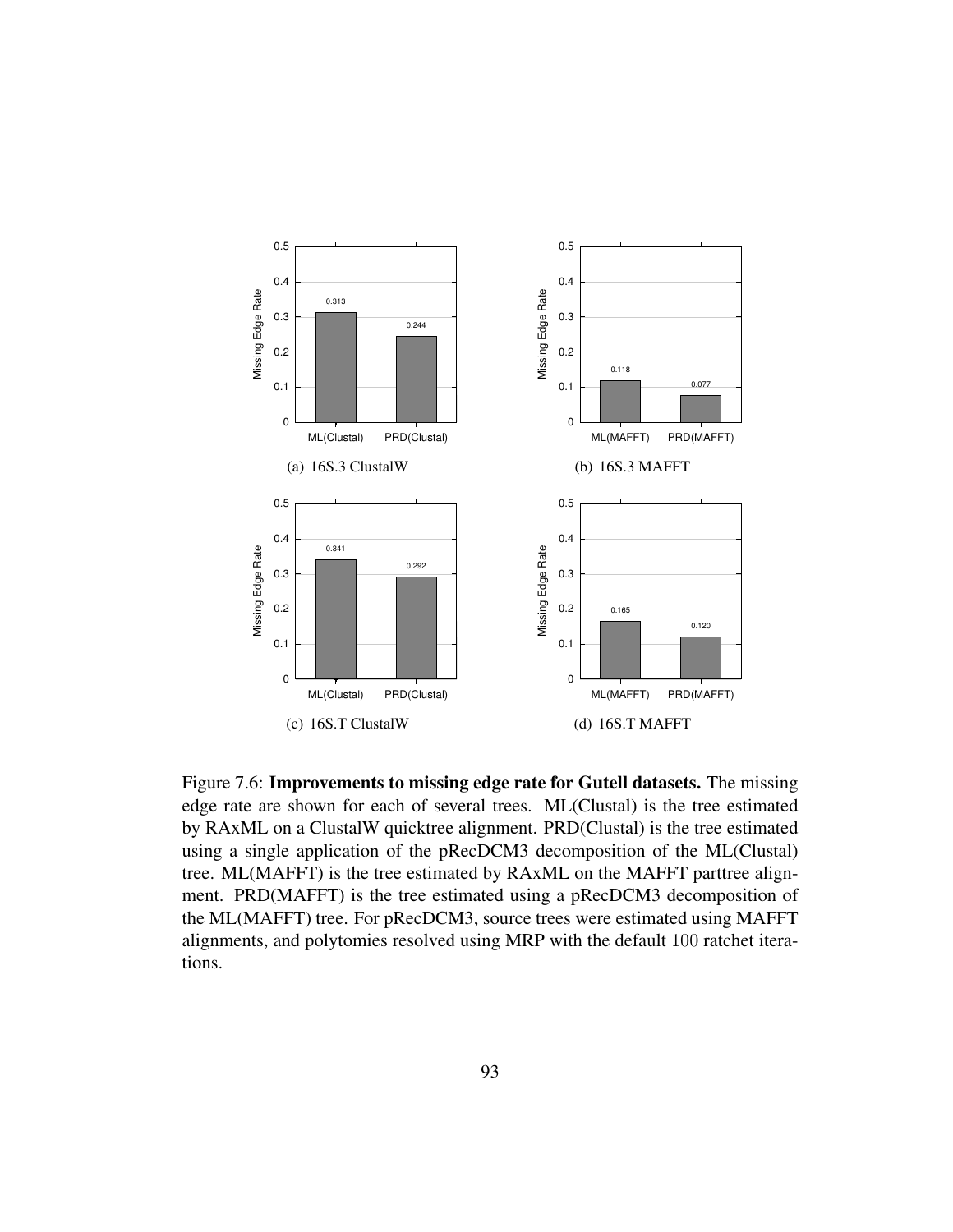(a) 16S.3 ClustalW

(b) 16S.3 MAFFT

(c) 16S.T ClustalW

(d) 16S.T MAFFT

Figure 7.6: **Improvements to missing edge rate for Gutell datasets.** The missing edge rate are shown for each of several trees. ML(Clustal) is the tree estimated by RAxML on a ClustalW quicktree alignment. PRD(Clustal) is the tree estimated using a single application of the pRecDCM3 decomposition of the ML(Clustal) tree. ML(MAFFT) is the tree estimated by RAxML on the MAFFT parttree alignment. PRD(MAFFT) is the tree estimated using a pRecDCM3 decomposition of the ML(MAFFT) tree. For pRecDCM3, source trees were estimated using MAFFT alignments, and polytomies resolved using MRP with the default $100$ ratchet iterations.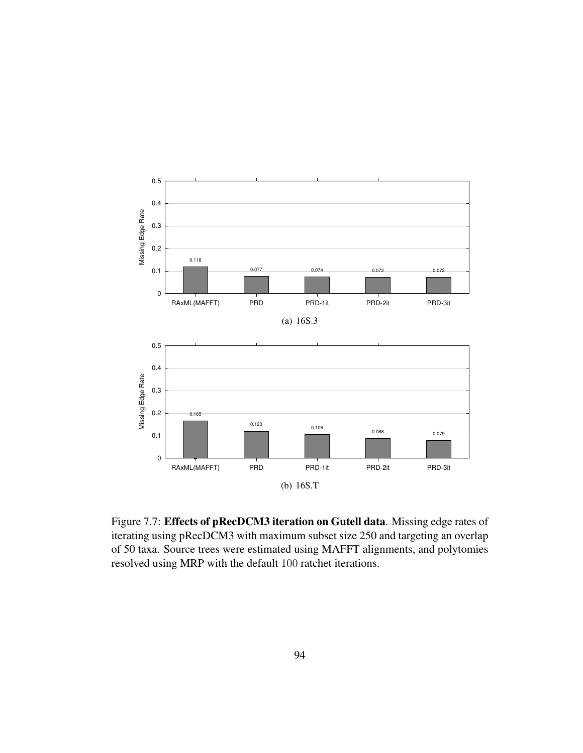(a) 16S.3

(b) 16S.T

Figure 7.7: **Effects of pRecDCM3 iteration on Gutell data**. Missing edge rates of iterating using pRecDCM3 with maximum subset size 250 and targeting an overlap of 50 taxa. Source trees were estimated using MAFFT alignments, and polytomies resolved using MRP with the default 100 ratchet iterations.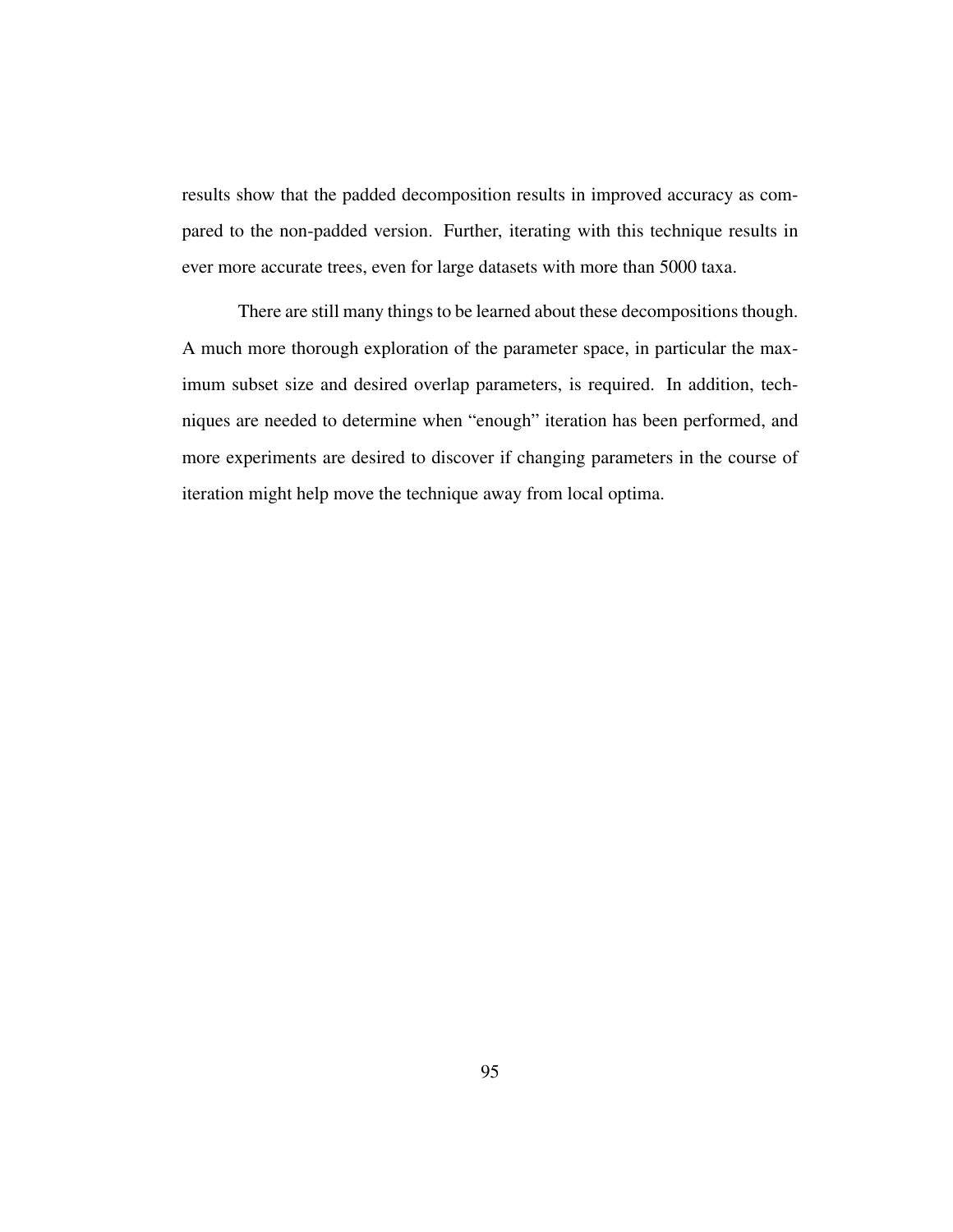results show that the padded decomposition results in improved accuracy as compared to the non-padded version. Further, iterating with this technique results in ever more accurate trees, even for large datasets with more than 5000 taxa.

There are still many things to be learned about these decompositions though. A much more thorough exploration of the parameter space, in particular the maximum subset size and desired overlap parameters, is required. In addition, techniques are needed to determine when "enough" iteration has been performed, and more experiments are desired to discover if changing parameters in the course of iteration might help move the technique away from local optima.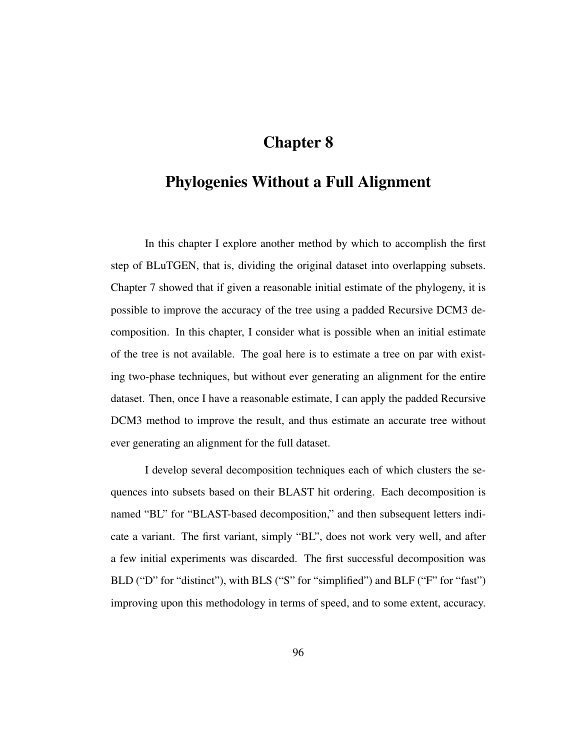# Chapter 8

# Phylogenies Without a Full Alignment

In this chapter I explore another method by which to accomplish the first step of BLuTGEN, that is, dividing the original dataset into overlapping subsets. Chapter 7 showed that if given a reasonable initial estimate of the phylogeny, it is possible to improve the accuracy of the tree using a padded Recursive DCM3 decomposition. In this chapter, I consider what is possible when an initial estimate of the tree is not available. The goal here is to estimate a tree on par with existing two-phase techniques, but without ever generating an alignment for the entire dataset. Then, once I have a reasonable estimate, I can apply the padded Recursive DCM3 method to improve the result, and thus estimate an accurate tree without ever generating an alignment for the full dataset.

I develop several decomposition techniques each of which clusters the sequences into subsets based on their BLAST hit ordering. Each decomposition is named "BL" for "BLAST-based decomposition," and then subsequent letters indicate a variant. The first variant, simply "BL", does not work very well, and after a few initial experiments was discarded. The first successful decomposition was BLD ("D" for "distinct"), with BLS ("S" for "simplified") and BLF ("F" for "fast") improving upon this methodology in terms of speed, and to some extent, accuracy.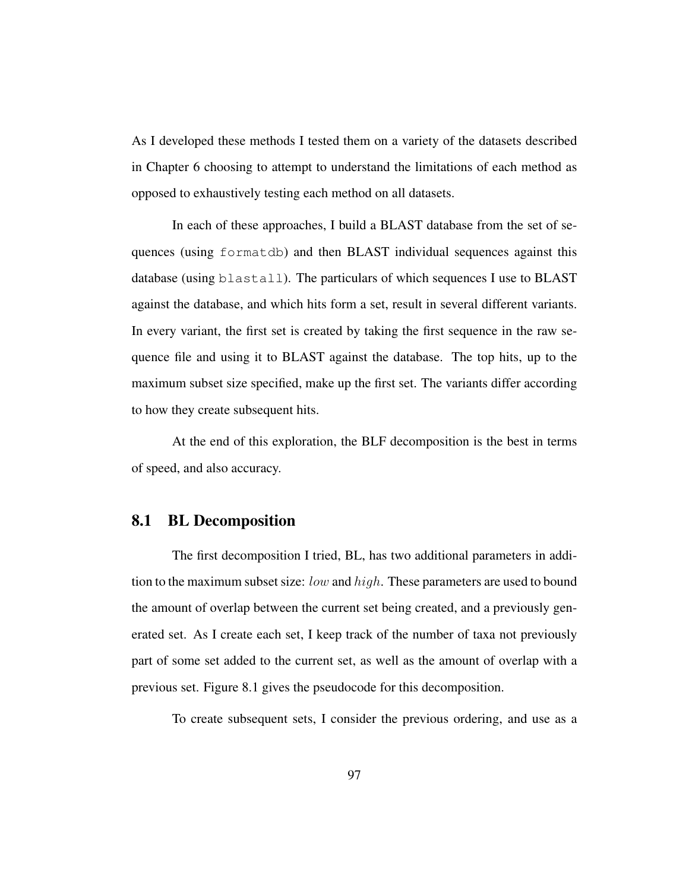As I developed these methods I tested them on a variety of the datasets described in Chapter 6 choosing to attempt to understand the limitations of each method as opposed to exhaustively testing each method on all datasets.

In each of these approaches, I build a BLAST database from the set of sequences (using `formatdb`) and then BLAST individual sequences against this database (using `blastall`). The particulars of which sequences I use to BLAST against the database, and which hits form a set, result in several different variants. In every variant, the first set is created by taking the first sequence in the raw sequence file and using it to BLAST against the database. The top hits, up to the maximum subset size specified, make up the first set. The variants differ according to how they create subsequent hits.

At the end of this exploration, the BLF decomposition is the best in terms of speed, and also accuracy.

## 8.1 BL Decomposition

The first decomposition I tried, BL, has two additional parameters in addition to the maximum subset size: $low$ and $high$. These parameters are used to bound the amount of overlap between the current set being created, and a previously generated set. As I create each set, I keep track of the number of taxa not previously part of some set added to the current set, as well as the amount of overlap with a previous set. Figure 8.1 gives the pseudocode for this decomposition.

To create subsequent sets, I consider the previous ordering, and use as a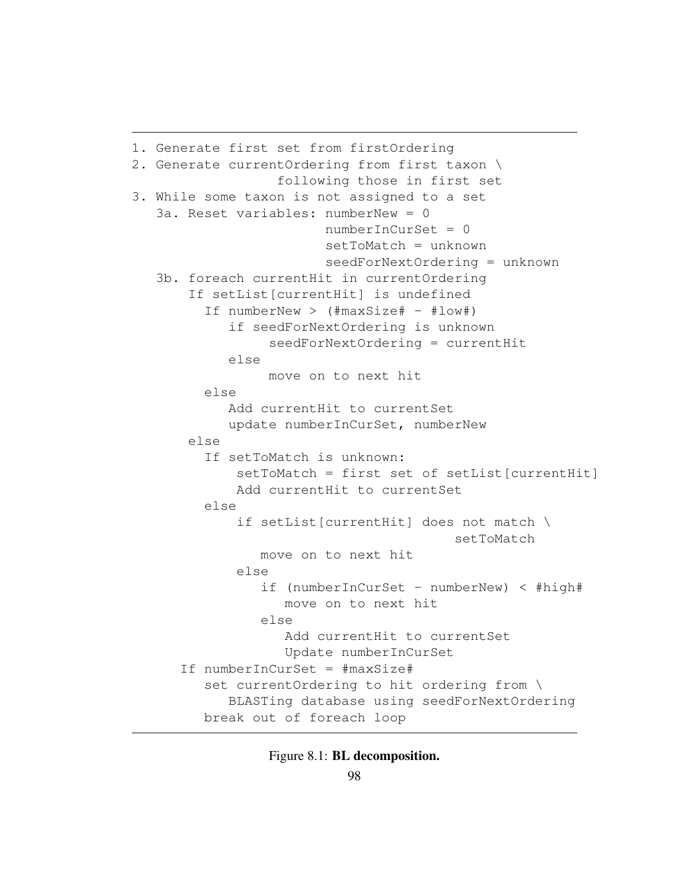```
1. Generate first set from firstOrdering
2. Generate currentOrdering from first taxon \
                following those in first set
3. While some taxon is not assigned to a set
   3a. Reset variables: numberNew = 0
                        numberInCurSet = 0
                        setToMatch = unknown
                        seedForNextOrdering = unknown
   3b. foreach currentHit in currentOrdering
       If setList[currentHit] is undefined
         If numberNew > (#maxSize# - #low#)
            if seedForNextOrdering is unknown
                 seedForNextOrdering = currentHit
            else
                 move on to next hit
         else
            Add currentHit to currentSet
            update numberInCurSet, numberNew
       else
         If setToMatch is unknown:
             setToMatch = first set of setList[currentHit]
             Add currentHit to currentSet
         else
             if setList[currentHit] does not match \
                                      setToMatch
                move on to next hit
             else
                if (numberInCurSet - numberNew) < #high#
                   move on to next hit
                else
                   Add currentHit to currentSet
                   Update numberInCurSet
      If numberInCurSet = #maxSize#
         set currentOrdering to hit ordering from \
            BLASTing database using seedForNextOrdering
         break out of foreach loop
```

Figure 8.1: **BL decomposition.**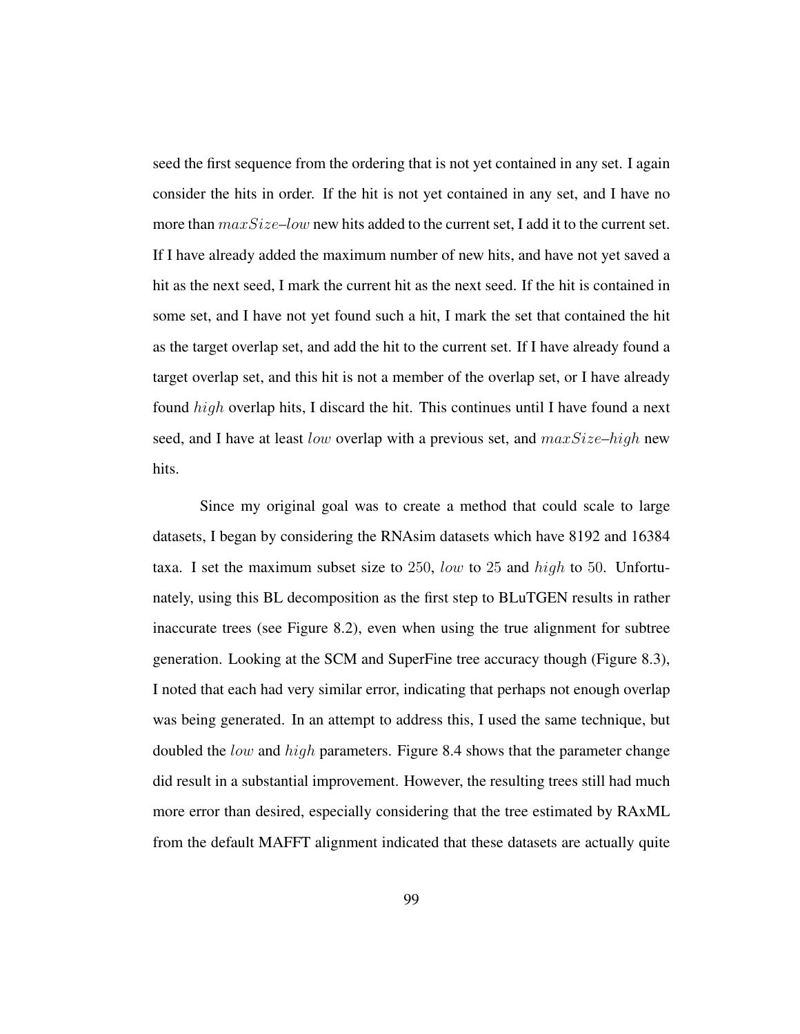seed the first sequence from the ordering that is not yet contained in any set. I again consider the hits in order. If the hit is not yet contained in any set, and I have no more than $maxSize$–$low$ new hits added to the current set, I add it to the current set. If I have already added the maximum number of new hits, and have not yet saved a hit as the next seed, I mark the current hit as the next seed. If the hit is contained in some set, and I have not yet found such a hit, I mark the set that contained the hit as the target overlap set, and add the hit to the current set. If I have already found a target overlap set, and this hit is not a member of the overlap set, or I have already found $high$ overlap hits, I discard the hit. This continues until I have found a next seed, and I have at least $low$ overlap with a previous set, and $maxSize$–$high$ new hits.

Since my original goal was to create a method that could scale to large datasets, I began by considering the RNAsim datasets which have 8192 and 16384 taxa. I set the maximum subset size to $250$, $low$ to $25$ and $high$ to $50$. Unfortunately, using this BL decomposition as the first step to BLuTGEN results in rather inaccurate trees (see Figure 8.2), even when using the true alignment for subtree generation. Looking at the SCM and SuperFine tree accuracy though (Figure 8.3), I noted that each had very similar error, indicating that perhaps not enough overlap was being generated. In an attempt to address this, I used the same technique, but doubled the $low$ and $high$ parameters. Figure 8.4 shows that the parameter change did result in a substantial improvement. However, the resulting trees still had much more error than desired, especially considering that the tree estimated by RAxML from the default MAFFT alignment indicated that these datasets are actually quite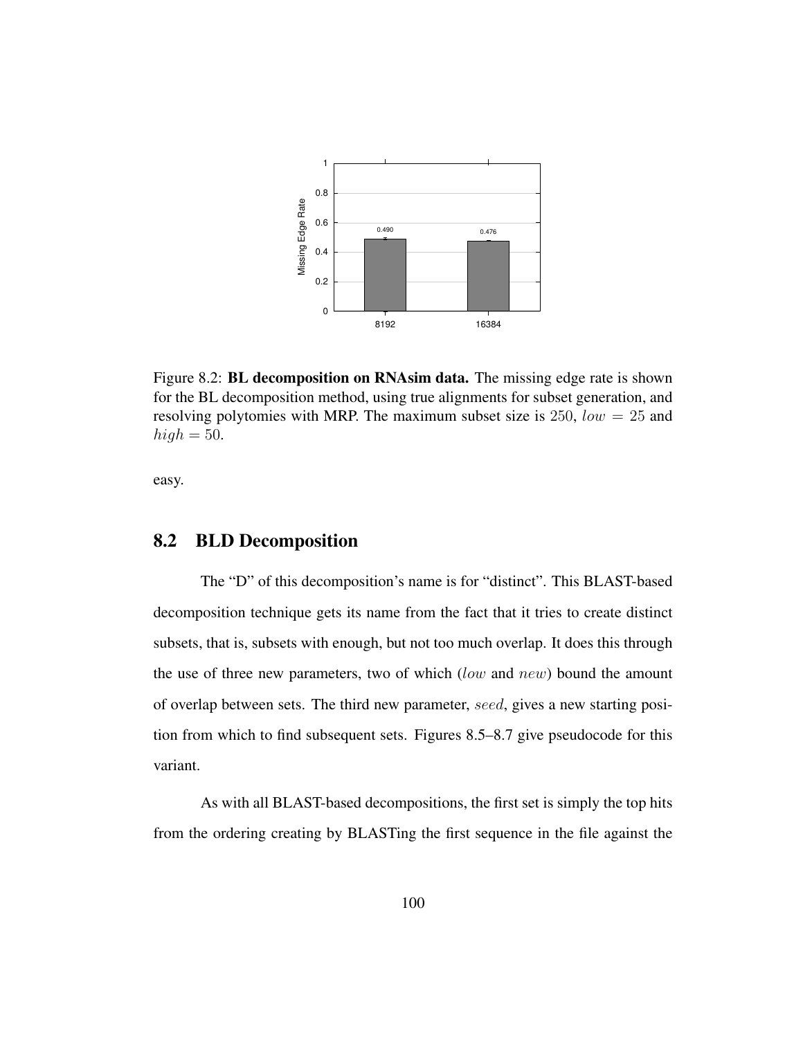Figure 8.2: **BL decomposition on RNAsim data.** The missing edge rate is shown for the BL decomposition method, using true alignments for subset generation, and resolving polytomies with MRP. The maximum subset size is 250, $low = 25$ and $high = 50$.

easy.

## 8.2 BLD Decomposition

The "D" of this decomposition's name is for "distinct". This BLAST-based decomposition technique gets its name from the fact that it tries to create distinct subsets, that is, subsets with enough, but not too much overlap. It does this through the use of three new parameters, two of which ($low$ and $new$) bound the amount of overlap between sets. The third new parameter, $seed$, gives a new starting position from which to find subsequent sets. Figures 8.5–8.7 give pseudocode for this variant.

As with all BLAST-based decompositions, the first set is simply the top hits from the ordering creating by BLASTing the first sequence in the file against the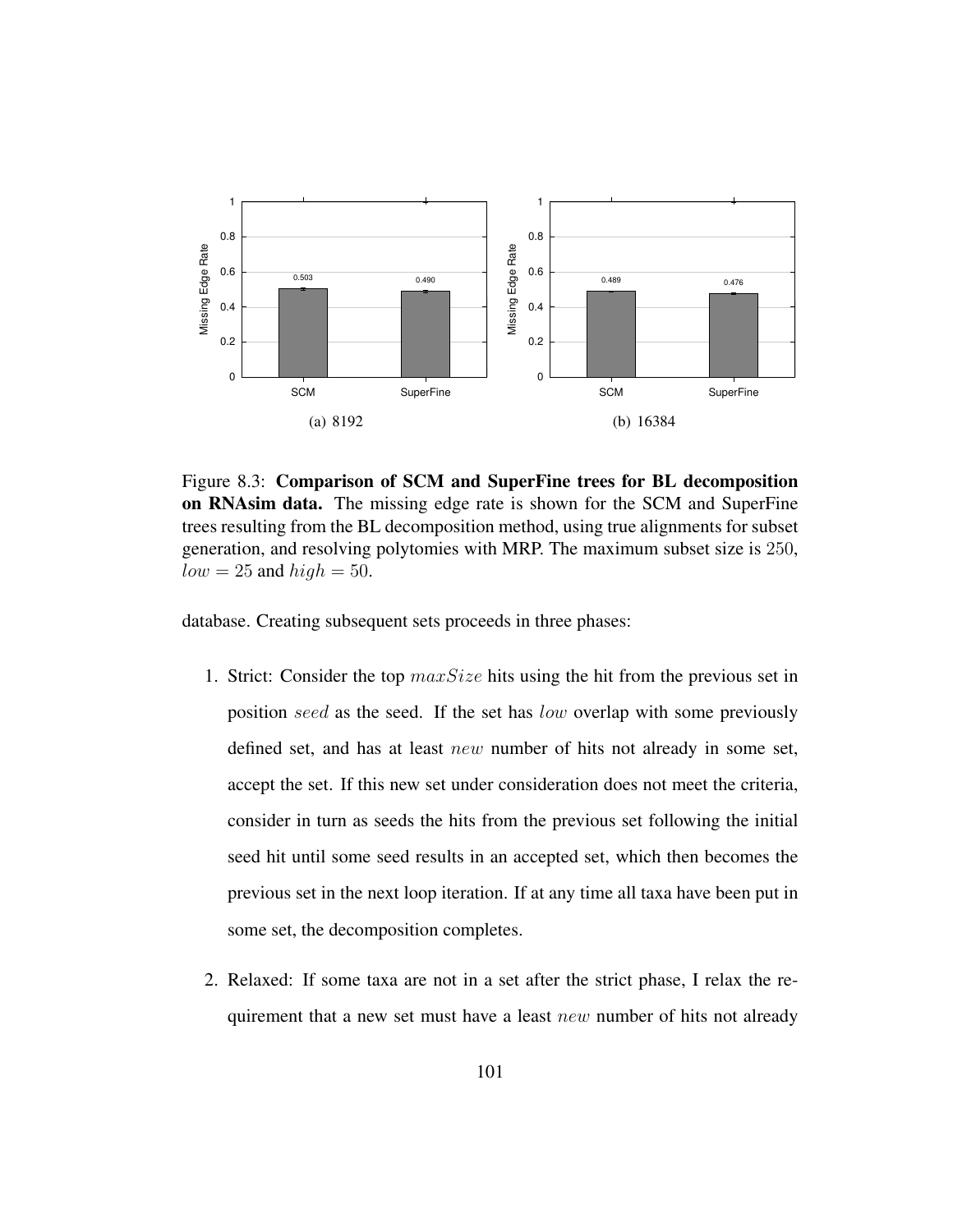Figure 8.3: **Comparison of SCM and SuperFine trees for BL decomposition on RNAsim data.** The missing edge rate is shown for the SCM and SuperFine trees resulting from the BL decomposition method, using true alignments for subset generation, and resolving polytomies with MRP. The maximum subset size is 250, $low = 25$ and $high = 50$.

database. Creating subsequent sets proceeds in three phases:

1. Strict: Consider the top $maxSize$ hits using the hit from the previous set in position $seed$ as the seed. If the set has $low$ overlap with some previously defined set, and has at least $new$ number of hits not already in some set, accept the set. If this new set under consideration does not meet the criteria, consider in turn as seeds the hits from the previous set following the initial seed hit until some seed results in an accepted set, which then becomes the previous set in the next loop iteration. If at any time all taxa have been put in some set, the decomposition completes.

2. Relaxed: If some taxa are not in a set after the strict phase, I relax the requirement that a new set must have a least $new$ number of hits not already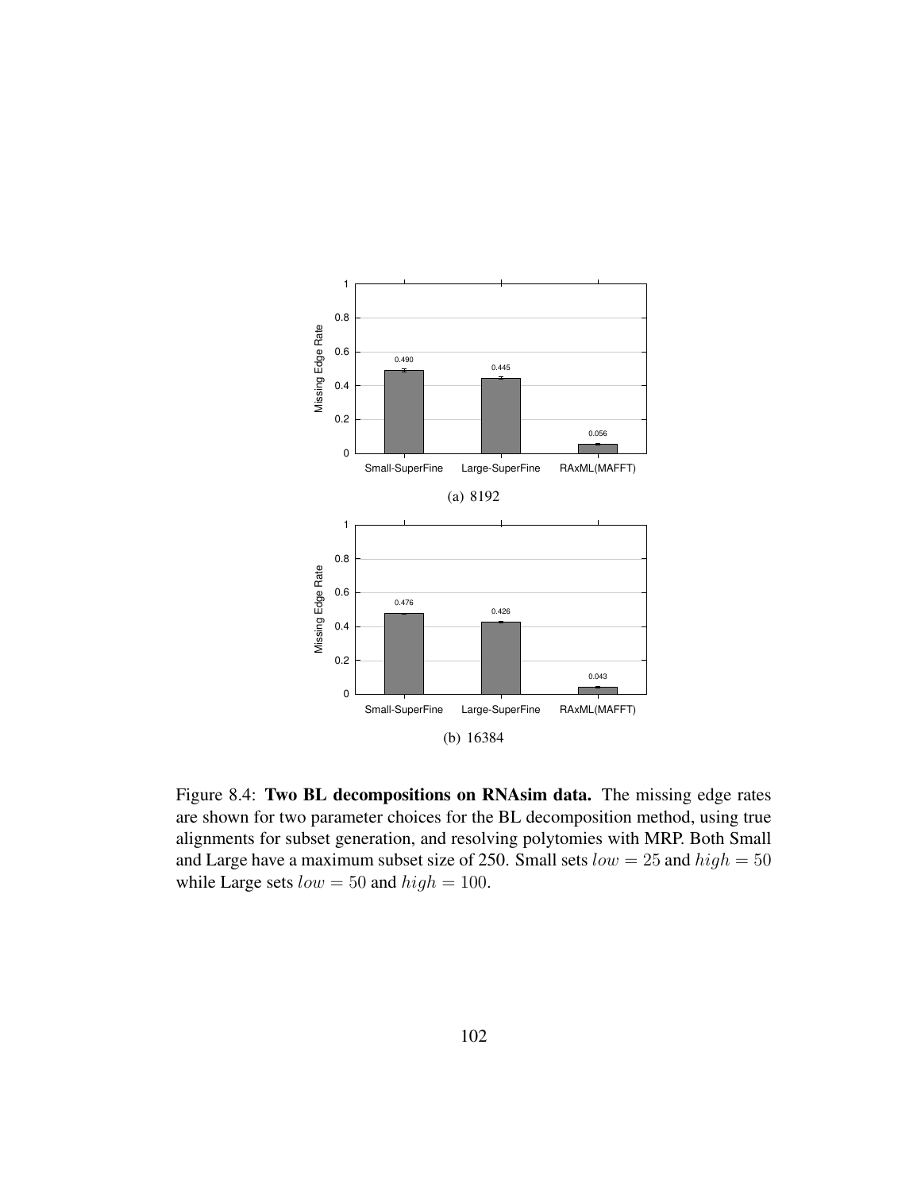(a) 8192

(b) 16384

Figure 8.4: **Two BL decompositions on RNAsim data.** The missing edge rates are shown for two parameter choices for the BL decomposition method, using true alignments for subset generation, and resolving polytomies with MRP. Both Small and Large have a maximum subset size of 250. Small sets $low = 25$ and $high = 50$ while Large sets $low = 50$ and $high = 100$.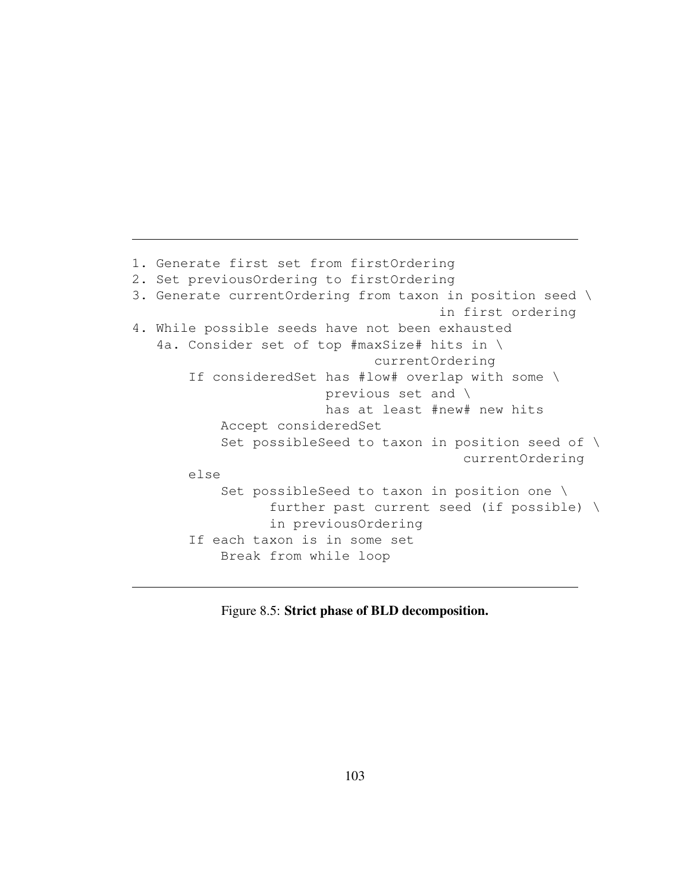```
1. Generate first set from firstOrdering
2. Set previousOrdering to firstOrdering
3. Generate currentOrdering from taxon in position seed \
                                    in first ordering
4. While possible seeds have not been exhausted
   4a. Consider set of top #maxSize# hits in \
                              currentOrdering
       If consideredSet has #low# overlap with some \
                        previous set and \
                        has at least #new# new hits
           Accept consideredSet
           Set possibleSeed to taxon in position seed of \
                                         currentOrdering
       else
           Set possibleSeed to taxon in position one \
                 further past current seed (if possible) \
                 in previousOrdering
       If each taxon is in some set
           Break from while loop
```

Figure 8.5: **Strict phase of BLD decomposition.**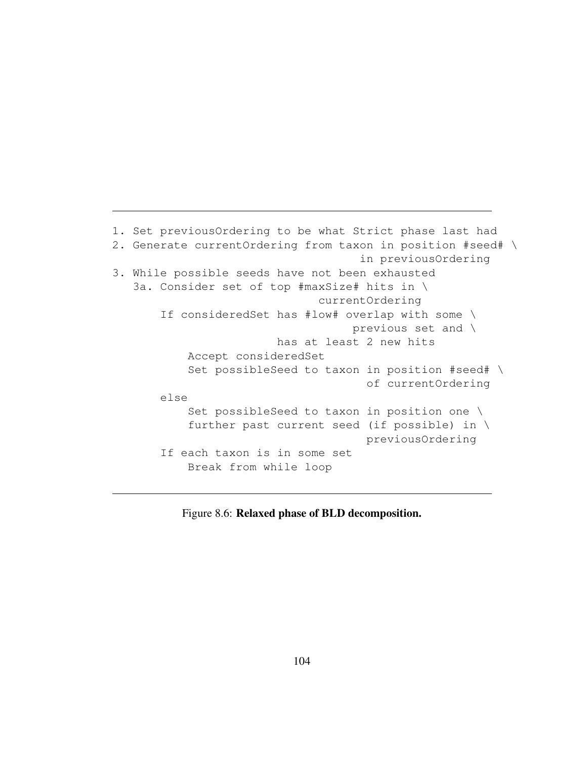```
1. Set previousOrdering to be what Strict phase last had
2. Generate currentOrdering from taxon in position #seed# \
                                   in previousOrdering
3. While possible seeds have not been exhausted
   3a. Consider set of top #maxSize# hits in \
                              currentOrdering
       If consideredSet has #low# overlap with some \
                                  previous set and \
                        has at least 2 new hits
           Accept consideredSet
           Set possibleSeed to taxon in position #seed# \
                                   of currentOrdering
       else
           Set possibleSeed to taxon in position one \
           further past current seed (if possible) in \
                                   previousOrdering
       If each taxon is in some set
           Break from while loop
```

Figure 8.6: **Relaxed phase of BLD decomposition.**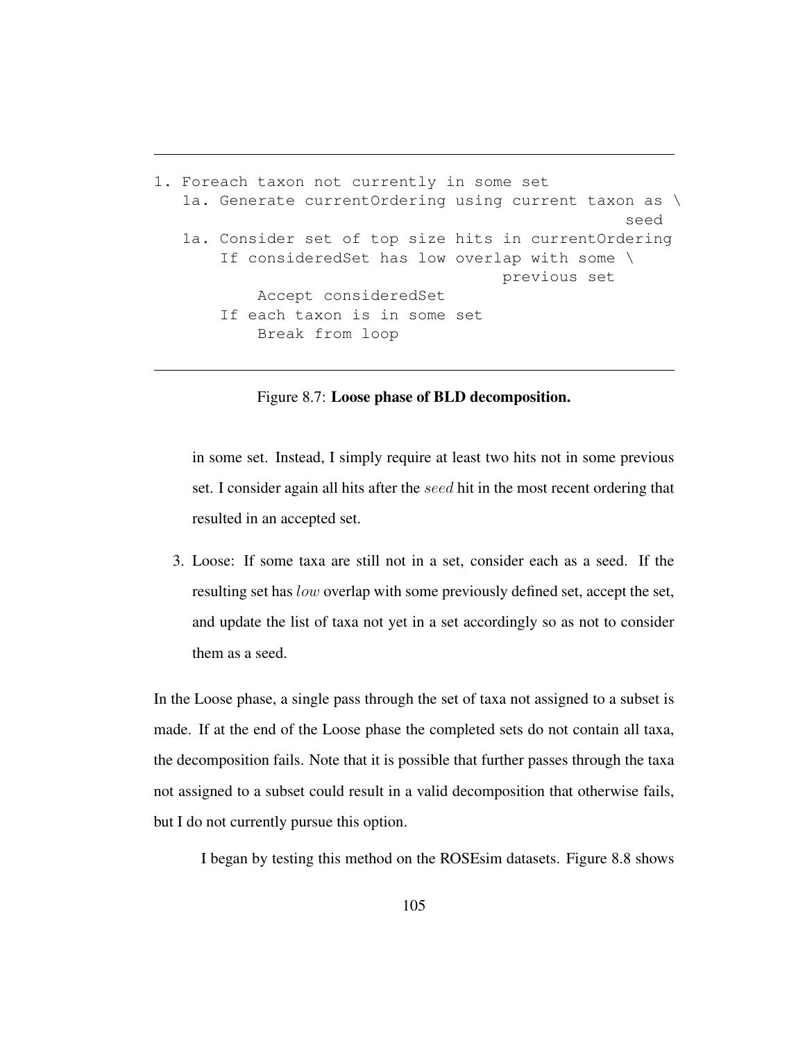```
1. Foreach taxon not currently in some set
   1a. Generate currentOrdering using current taxon as \
                                                  seed
   1a. Consider set of top size hits in currentOrdering
       If consideredSet has low overlap with some \
                                    previous set
           Accept consideredSet
       If each taxon is in some set
           Break from loop
```

Figure 8.7: **Loose phase of BLD decomposition.**

in some set. Instead, I simply require at least two hits not in some previous set. I consider again all hits after the *seed* hit in the most recent ordering that resulted in an accepted set.

3. Loose: If some taxa are still not in a set, consider each as a seed. If the resulting set has *low* overlap with some previously defined set, accept the set, and update the list of taxa not yet in a set accordingly so as not to consider them as a seed.

In the Loose phase, a single pass through the set of taxa not assigned to a subset is made. If at the end of the Loose phase the completed sets do not contain all taxa, the decomposition fails. Note that it is possible that further passes through the taxa not assigned to a subset could result in a valid decomposition that otherwise fails, but I do not currently pursue this option.

I began by testing this method on the ROSEsim datasets. Figure 8.8 shows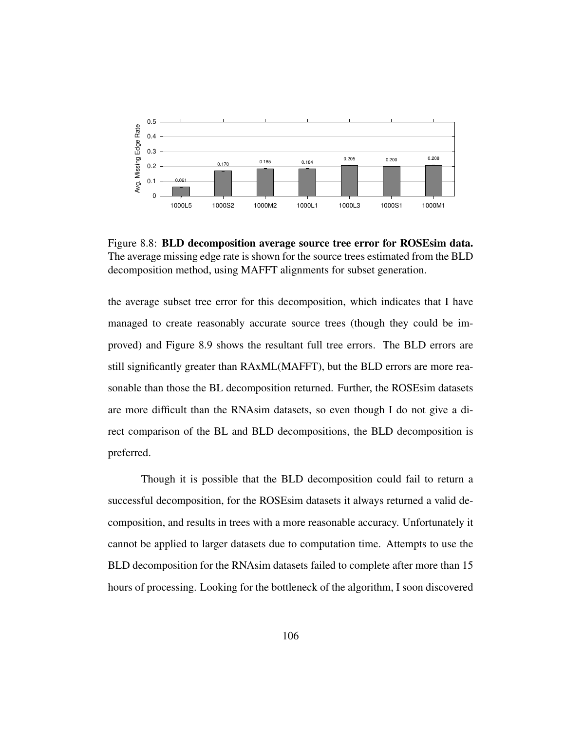Figure 8.8: **BLD decomposition average source tree error for ROSEsim data.** The average missing edge rate is shown for the source trees estimated from the BLD decomposition method, using MAFFT alignments for subset generation.

the average subset tree error for this decomposition, which indicates that I have managed to create reasonably accurate source trees (though they could be improved) and Figure 8.9 shows the resultant full tree errors. The BLD errors are still significantly greater than RAxML(MAFFT), but the BLD errors are more reasonable than those the BL decomposition returned. Further, the ROSEsim datasets are more difficult than the RNAsim datasets, so even though I do not give a direct comparison of the BL and BLD decompositions, the BLD decomposition is preferred.

Though it is possible that the BLD decomposition could fail to return a successful decomposition, for the ROSEsim datasets it always returned a valid decomposition, and results in trees with a more reasonable accuracy. Unfortunately it cannot be applied to larger datasets due to computation time. Attempts to use the BLD decomposition for the RNAsim datasets failed to complete after more than 15 hours of processing. Looking for the bottleneck of the algorithm, I soon discovered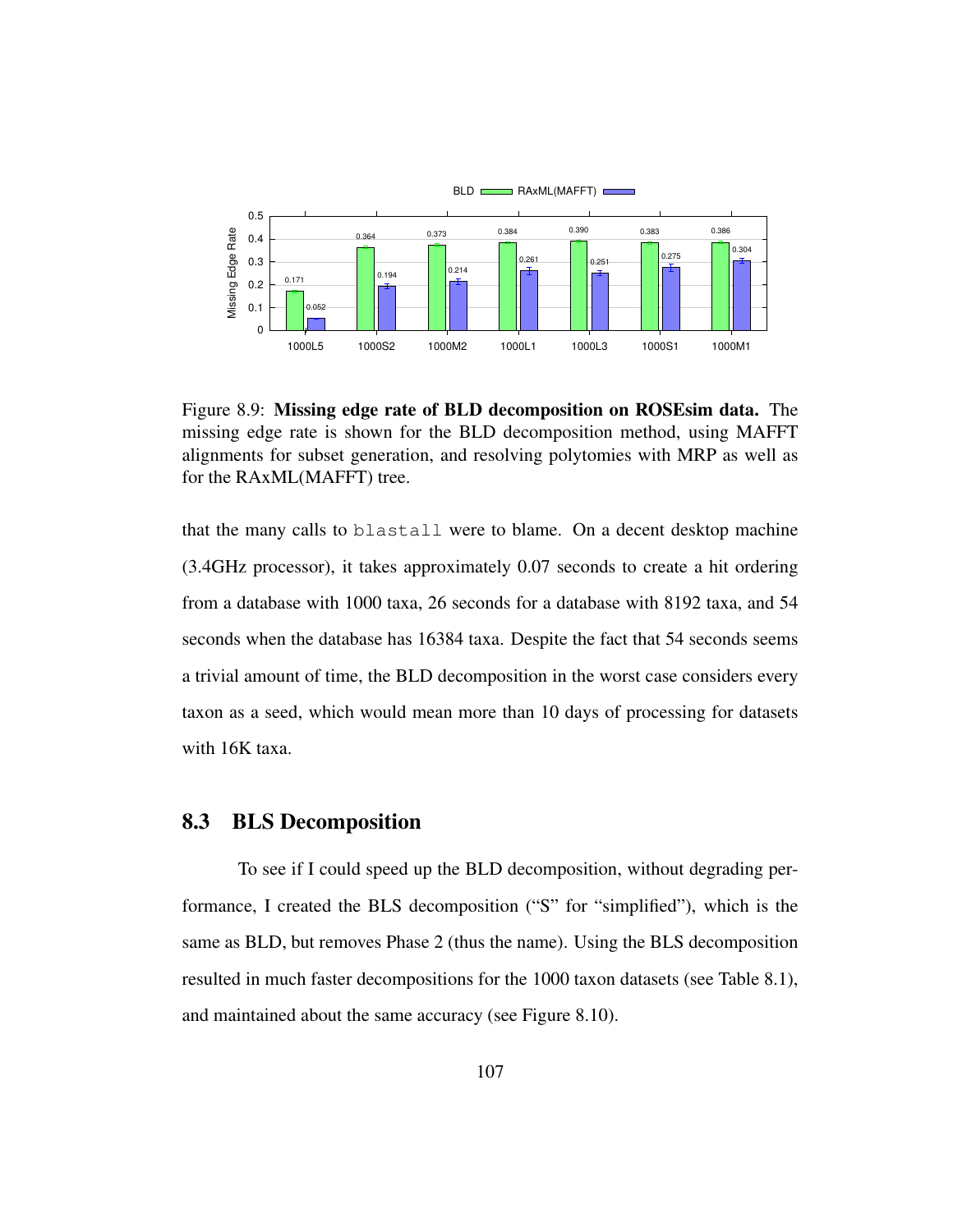Figure 8.9: **Missing edge rate of BLD decomposition on ROSEsim data.** The missing edge rate is shown for the BLD decomposition method, using MAFFT alignments for subset generation, and resolving polytomies with MRP as well as for the RAxML(MAFFT) tree.

that the many calls to `blastall` were to blame. On a decent desktop machine (3.4GHz processor), it takes approximately 0.07 seconds to create a hit ordering from a database with 1000 taxa, 26 seconds for a database with 8192 taxa, and 54 seconds when the database has 16384 taxa. Despite the fact that 54 seconds seems a trivial amount of time, the BLD decomposition in the worst case considers every taxon as a seed, which would mean more than 10 days of processing for datasets with 16K taxa.

## 8.3 BLS Decomposition

To see if I could speed up the BLD decomposition, without degrading performance, I created the BLS decomposition ("S" for "simplified"), which is the same as BLD, but removes Phase 2 (thus the name). Using the BLS decomposition resulted in much faster decompositions for the 1000 taxon datasets (see Table 8.1), and maintained about the same accuracy (see Figure 8.10).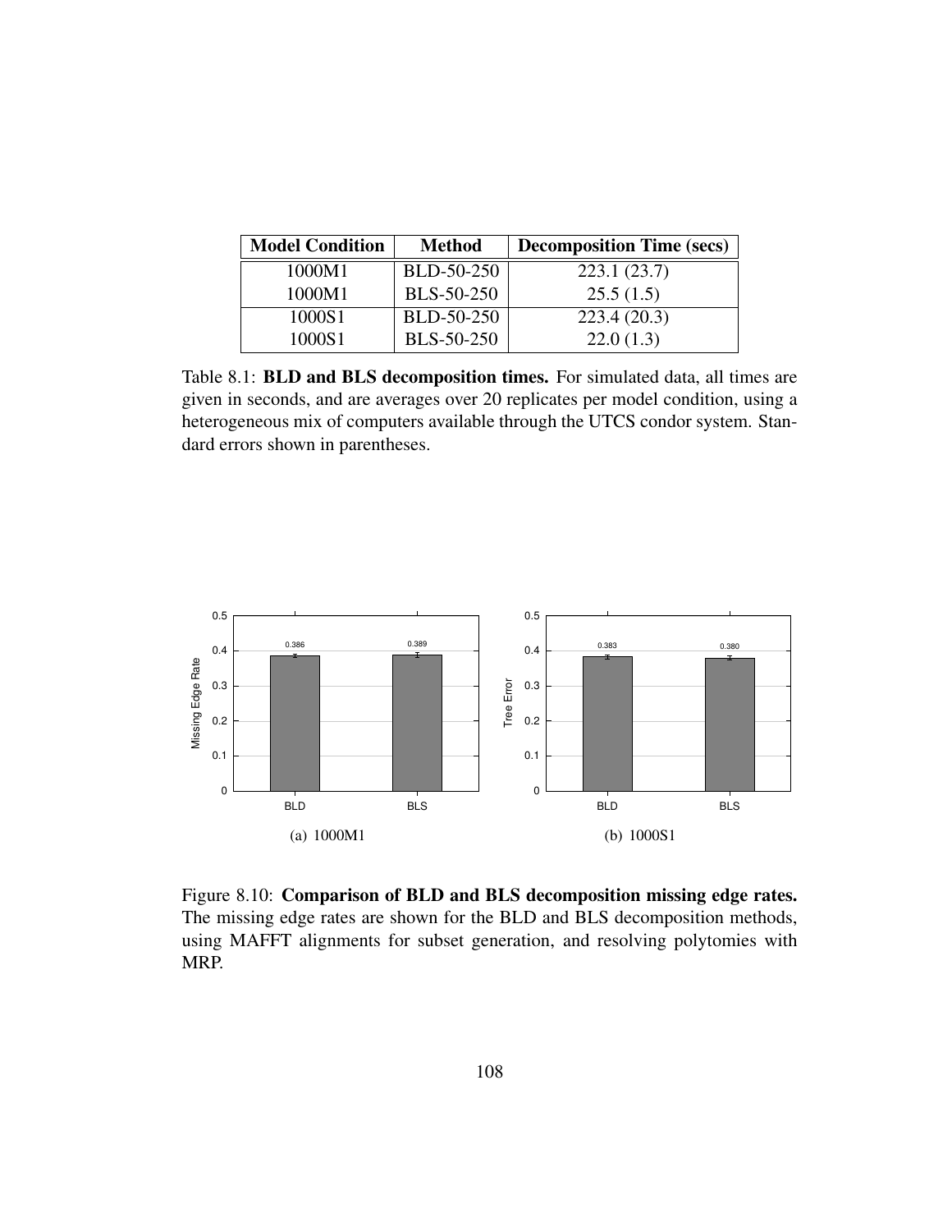| Model Condition | Method | Decomposition Time (secs) |
|---|---|---|
| 1000M1 | BLD-50-250 | 223.1 (23.7) |
| 1000M1 | BLS-50-250 | 25.5 (1.5) |
| 1000S1 | BLD-50-250 | 223.4 (20.3) |
| 1000S1 | BLS-50-250 | 22.0 (1.3) |

Table 8.1: **BLD and BLS decomposition times.** For simulated data, all times are given in seconds, and are averages over 20 replicates per model condition, using a heterogeneous mix of computers available through the UTCS condor system. Standard errors shown in parentheses.

(a) 1000M1

(b) 1000S1

Figure 8.10: **Comparison of BLD and BLS decomposition missing edge rates.** The missing edge rates are shown for the BLD and BLS decomposition methods, using MAFFT alignments for subset generation, and resolving polytomies with MRP.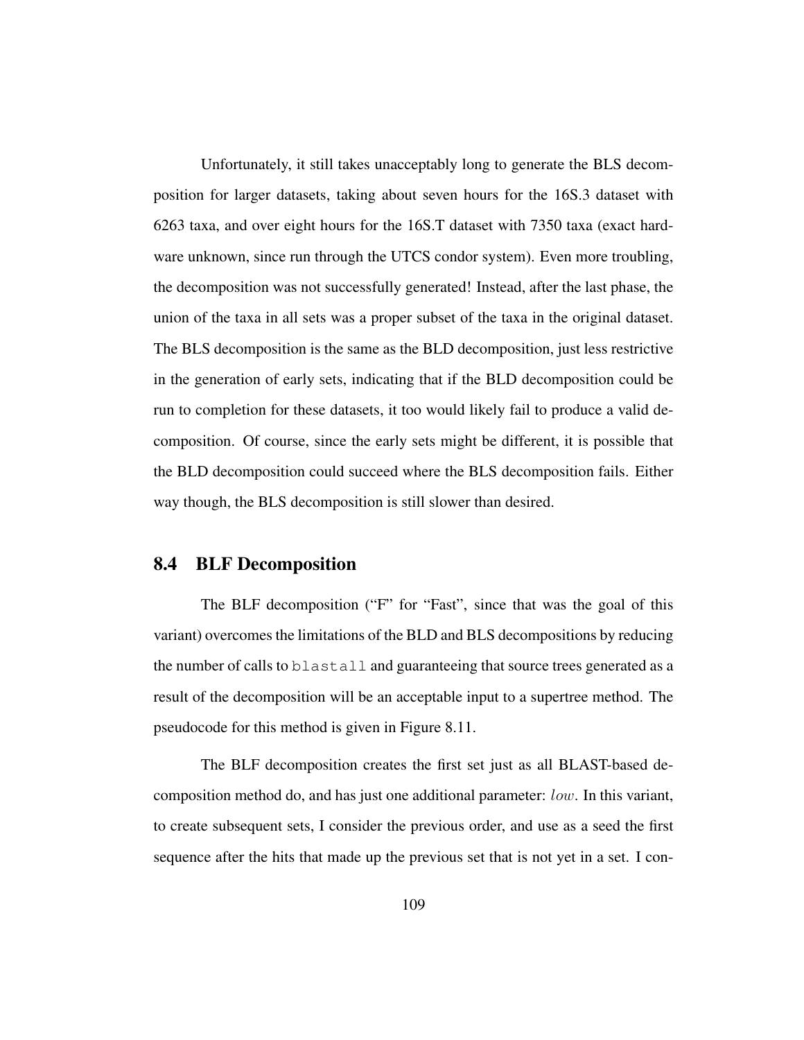Unfortunately, it still takes unacceptably long to generate the BLS decomposition for larger datasets, taking about seven hours for the 16S.3 dataset with 6263 taxa, and over eight hours for the 16S.T dataset with 7350 taxa (exact hardware unknown, since run through the UTCS condor system). Even more troubling, the decomposition was not successfully generated! Instead, after the last phase, the union of the taxa in all sets was a proper subset of the taxa in the original dataset. The BLS decomposition is the same as the BLD decomposition, just less restrictive in the generation of early sets, indicating that if the BLD decomposition could be run to completion for these datasets, it too would likely fail to produce a valid decomposition. Of course, since the early sets might be different, it is possible that the BLD decomposition could succeed where the BLS decomposition fails. Either way though, the BLS decomposition is still slower than desired.

## 8.4 BLF Decomposition

The BLF decomposition ("F" for "Fast", since that was the goal of this variant) overcomes the limitations of the BLD and BLS decompositions by reducing the number of calls to `blastall` and guaranteeing that source trees generated as a result of the decomposition will be an acceptable input to a supertree method. The pseudocode for this method is given in Figure 8.11.

The BLF decomposition creates the first set just as all BLAST-based decomposition method do, and has just one additional parameter: $low$. In this variant, to create subsequent sets, I consider the previous order, and use as a seed the first sequence after the hits that made up the previous set that is not yet in a set. I con-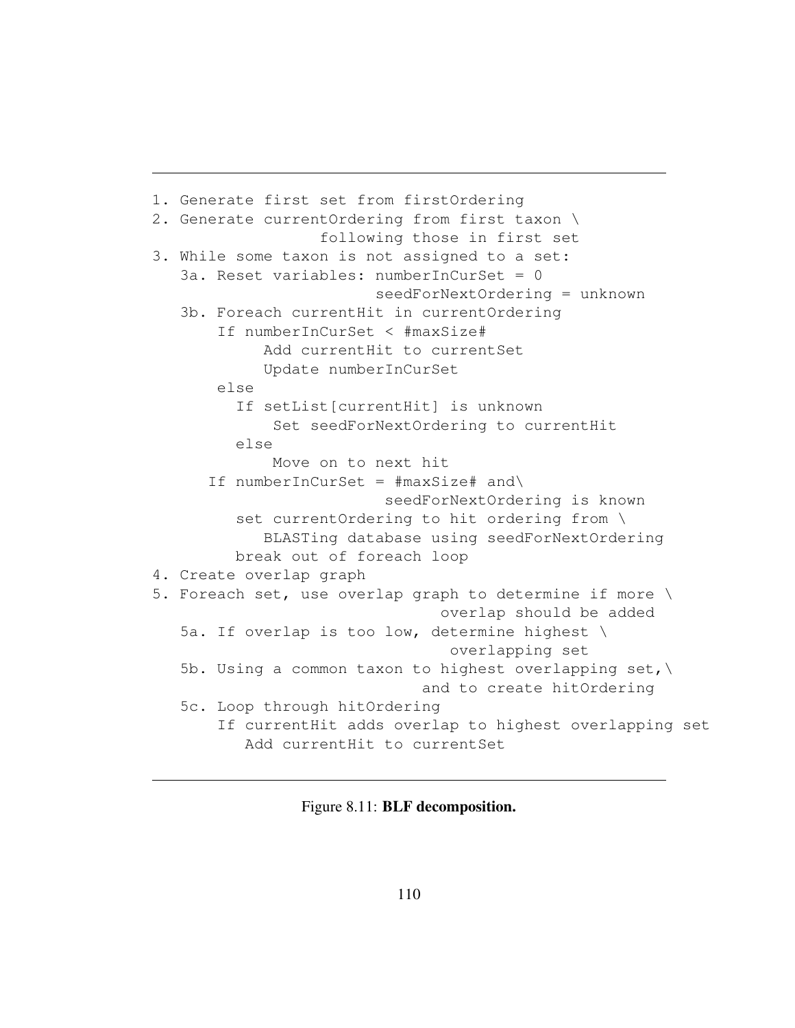```
1. Generate first set from firstOrdering
2. Generate currentOrdering from first taxon \
                following those in first set
3. While some taxon is not assigned to a set:
   3a. Reset variables: numberInCurSet = 0
                        seedForNextOrdering = unknown
   3b. Foreach currentHit in currentOrdering
       If numberInCurSet < #maxSize#
            Add currentHit to currentSet
            Update numberInCurSet
       else
         If setList[currentHit] is unknown
             Set seedForNextOrdering to currentHit
         else
             Move on to next hit
      If numberInCurSet = #maxSize# and\
                         seedForNextOrdering is known
         set currentOrdering to hit ordering from \
            BLASTing database using seedForNextOrdering
         break out of foreach loop
4. Create overlap graph
5. Foreach set, use overlap graph to determine if more \
                            overlap should be added
   5a. If overlap is too low, determine highest \
                             overlapping set
   5b. Using a common taxon to highest overlapping set,\
                          and to create hitOrdering
   5c. Loop through hitOrdering
       If currentHit adds overlap to highest overlapping set
          Add currentHit to currentSet
```

Figure 8.11: **BLF decomposition.**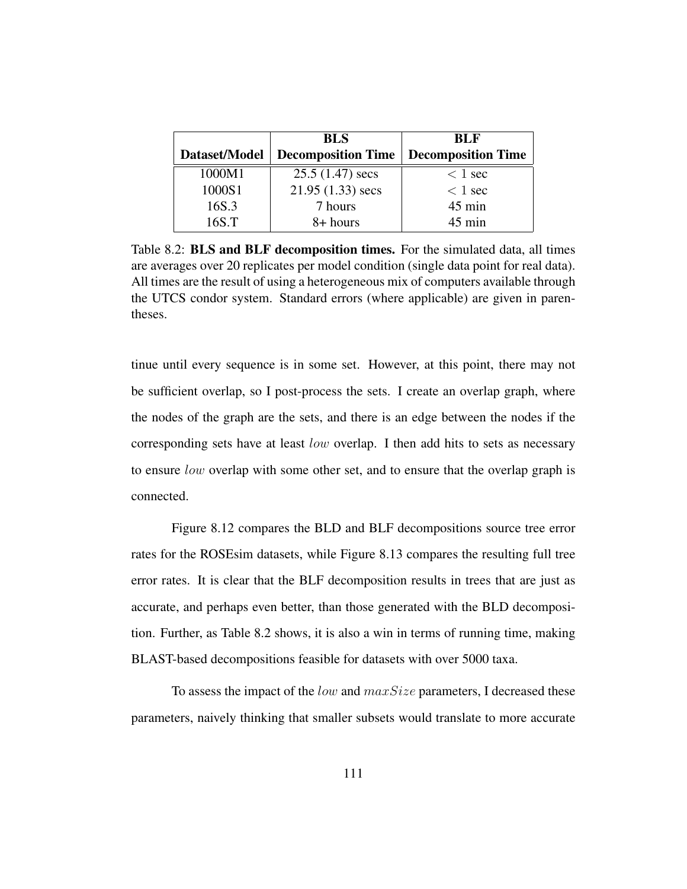| Dataset/Model | BLS Decomposition Time | BLF Decomposition Time |
|---|---|---|
| 1000M1 | 25.5 (1.47) secs | $< 1$ sec |
| 1000S1 | 21.95 (1.33) secs | $< 1$ sec |
| 16S.3 | 7 hours | 45 min |
| 16S.T | 8+ hours | 45 min |

Table 8.2: **BLS and BLF decomposition times.** For the simulated data, all times are averages over 20 replicates per model condition (single data point for real data). All times are the result of using a heterogeneous mix of computers available through the UTCS condor system. Standard errors (where applicable) are given in parentheses.

tinue until every sequence is in some set. However, at this point, there may not be sufficient overlap, so I post-process the sets. I create an overlap graph, where the nodes of the graph are the sets, and there is an edge between the nodes if the corresponding sets have at least $low$ overlap. I then add hits to sets as necessary to ensure $low$ overlap with some other set, and to ensure that the overlap graph is connected.

Figure 8.12 compares the BLD and BLF decompositions source tree error rates for the ROSEsim datasets, while Figure 8.13 compares the resulting full tree error rates. It is clear that the BLF decomposition results in trees that are just as accurate, and perhaps even better, than those generated with the BLD decomposition. Further, as Table 8.2 shows, it is also a win in terms of running time, making BLAST-based decompositions feasible for datasets with over 5000 taxa.

To assess the impact of the $low$ and $maxSize$ parameters, I decreased these parameters, naively thinking that smaller subsets would translate to more accurate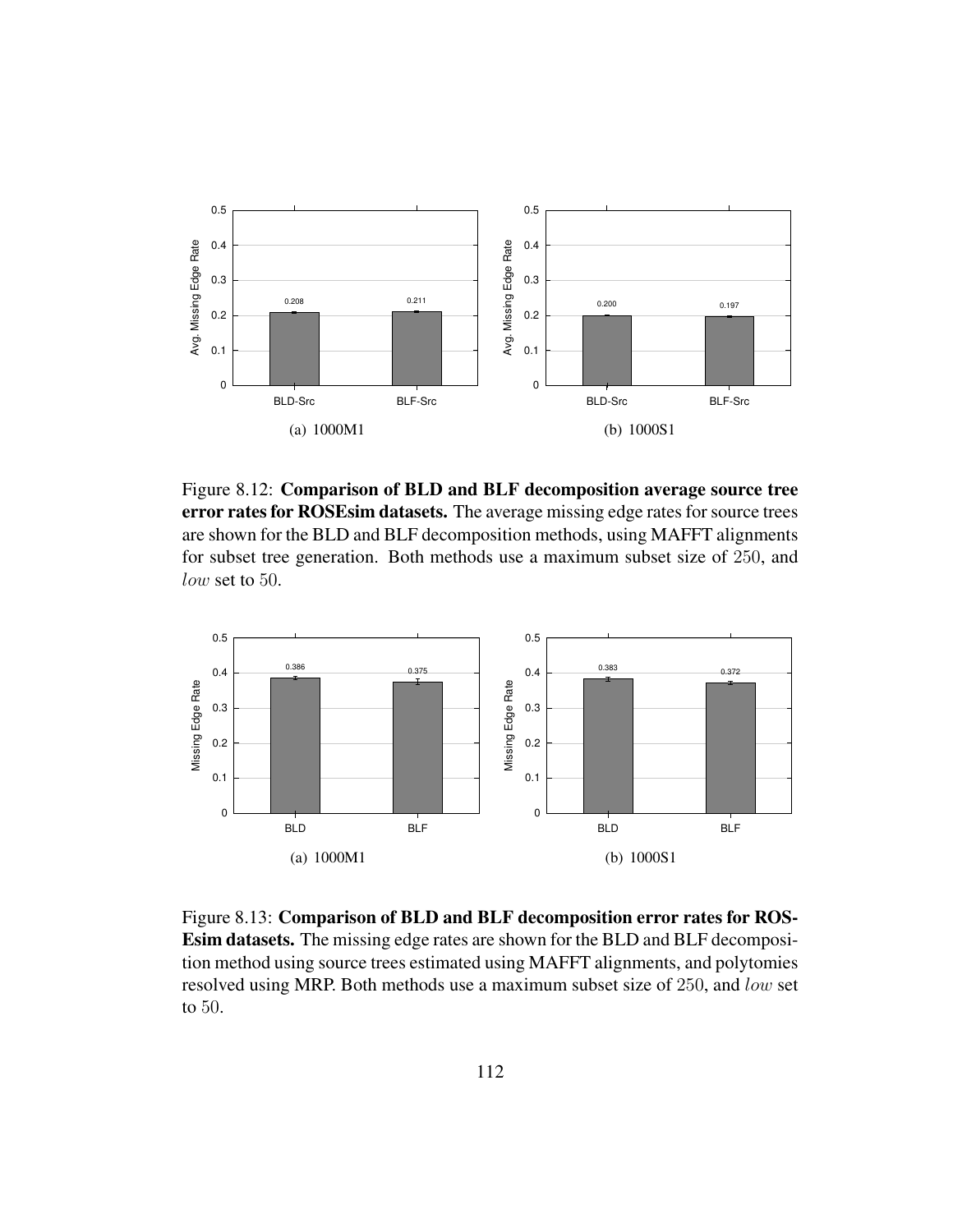Figure 8.12: **Comparison of BLD and BLF decomposition average source tree error rates for ROSEsim datasets.** The average missing edge rates for source trees are shown for the BLD and BLF decomposition methods, using MAFFT alignments for subset tree generation. Both methods use a maximum subset size of 250, and *low* set to 50.

Figure 8.13: **Comparison of BLD and BLF decomposition error rates for ROSEsim datasets.** The missing edge rates are shown for the BLD and BLF decomposition method using source trees estimated using MAFFT alignments, and polytomies resolved using MRP. Both methods use a maximum subset size of 250, and *low* set to 50.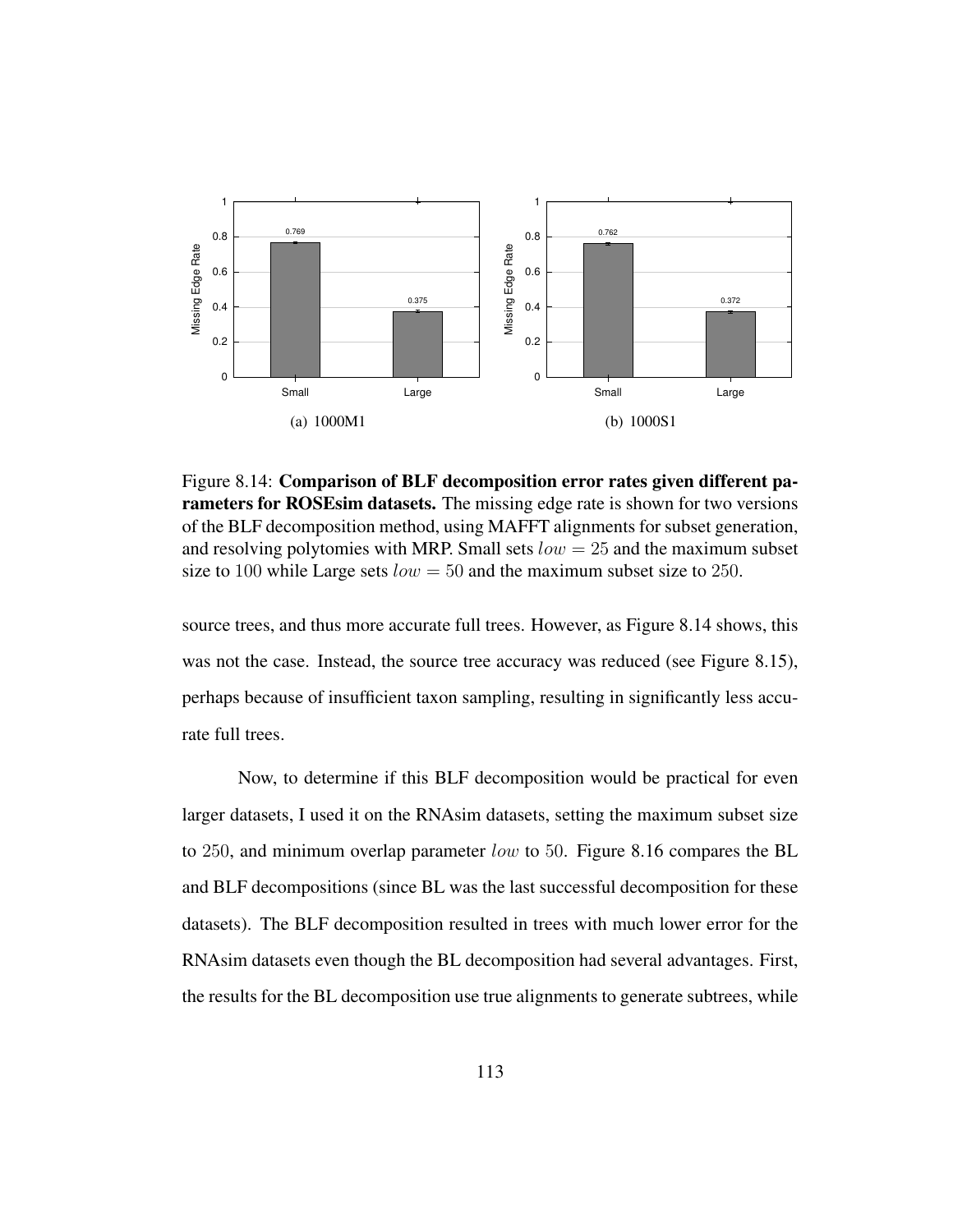Figure 8.14: **Comparison of BLF decomposition error rates given different parameters for ROSEsim datasets.** The missing edge rate is shown for two versions of the BLF decomposition method, using MAFFT alignments for subset generation, and resolving polytomies with MRP. Small sets $low = 25$ and the maximum subset size to $100$ while Large sets $low = 50$ and the maximum subset size to $250$.

source trees, and thus more accurate full trees. However, as Figure 8.14 shows, this was not the case. Instead, the source tree accuracy was reduced (see Figure 8.15), perhaps because of insufficient taxon sampling, resulting in significantly less accurate full trees.

Now, to determine if this BLF decomposition would be practical for even larger datasets, I used it on the RNAsim datasets, setting the maximum subset size to $250$, and minimum overlap parameter $low$ to $50$. Figure 8.16 compares the BL and BLF decompositions (since BL was the last successful decomposition for these datasets). The BLF decomposition resulted in trees with much lower error for the RNAsim datasets even though the BL decomposition had several advantages. First, the results for the BL decomposition use true alignments to generate subtrees, while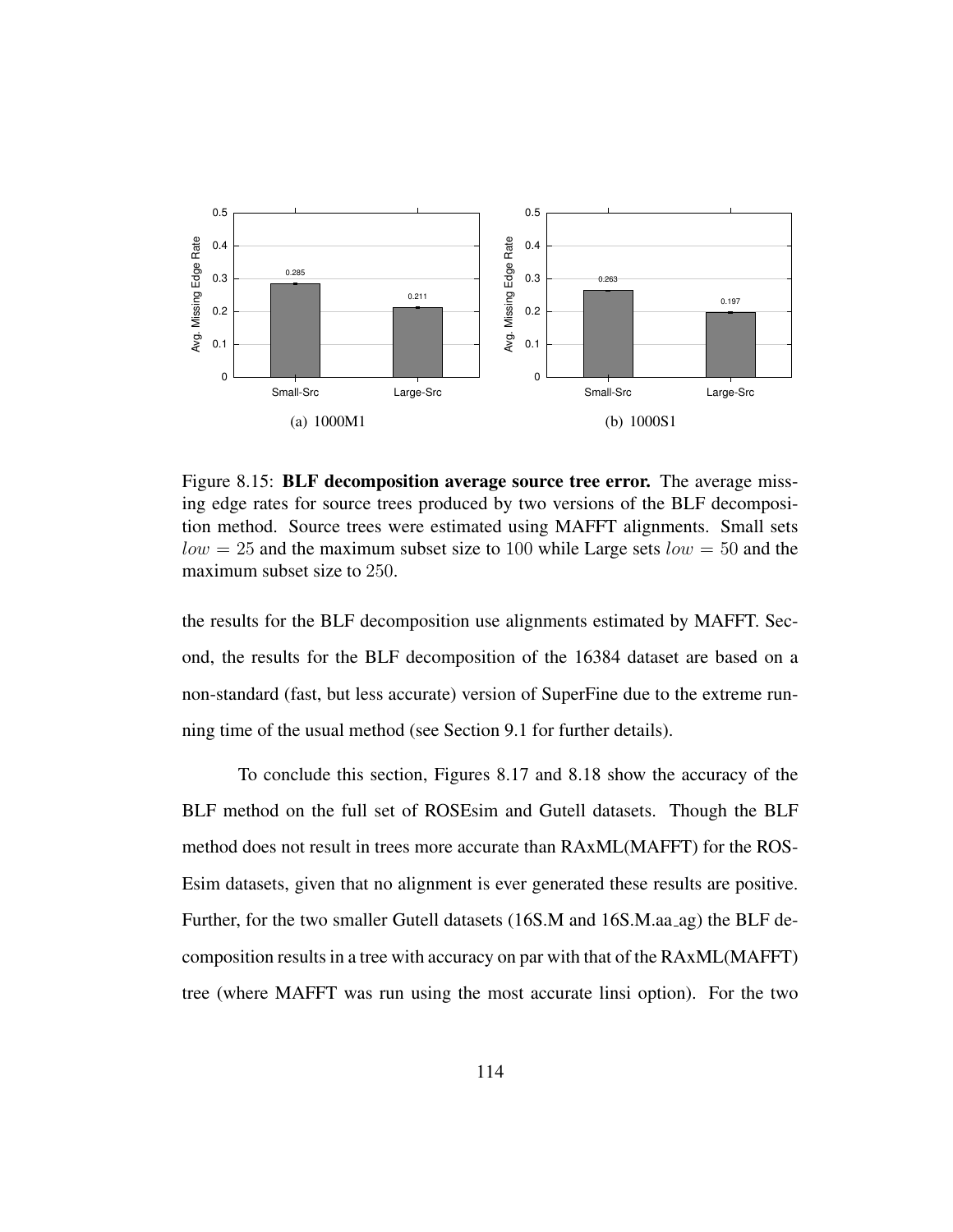Figure 8.15: **BLF decomposition average source tree error.** The average missing edge rates for source trees produced by two versions of the BLF decomposition method. Source trees were estimated using MAFFT alignments. Small sets $low = 25$ and the maximum subset size to $100$ while Large sets $low = 50$ and the maximum subset size to $250$.

the results for the BLF decomposition use alignments estimated by MAFFT. Second, the results for the BLF decomposition of the 16384 dataset are based on a non-standard (fast, but less accurate) version of SuperFine due to the extreme running time of the usual method (see Section 9.1 for further details).

To conclude this section, Figures 8.17 and 8.18 show the accuracy of the BLF method on the full set of ROSEsim and Gutell datasets. Though the BLF method does not result in trees more accurate than RAxML(MAFFT) for the ROSEsim datasets, given that no alignment is ever generated these results are positive. Further, for the two smaller Gutell datasets (16S.M and 16S.M.aa_ag) the BLF decomposition results in a tree with accuracy on par with that of the RAxML(MAFFT) tree (where MAFFT was run using the most accurate linsi option). For the two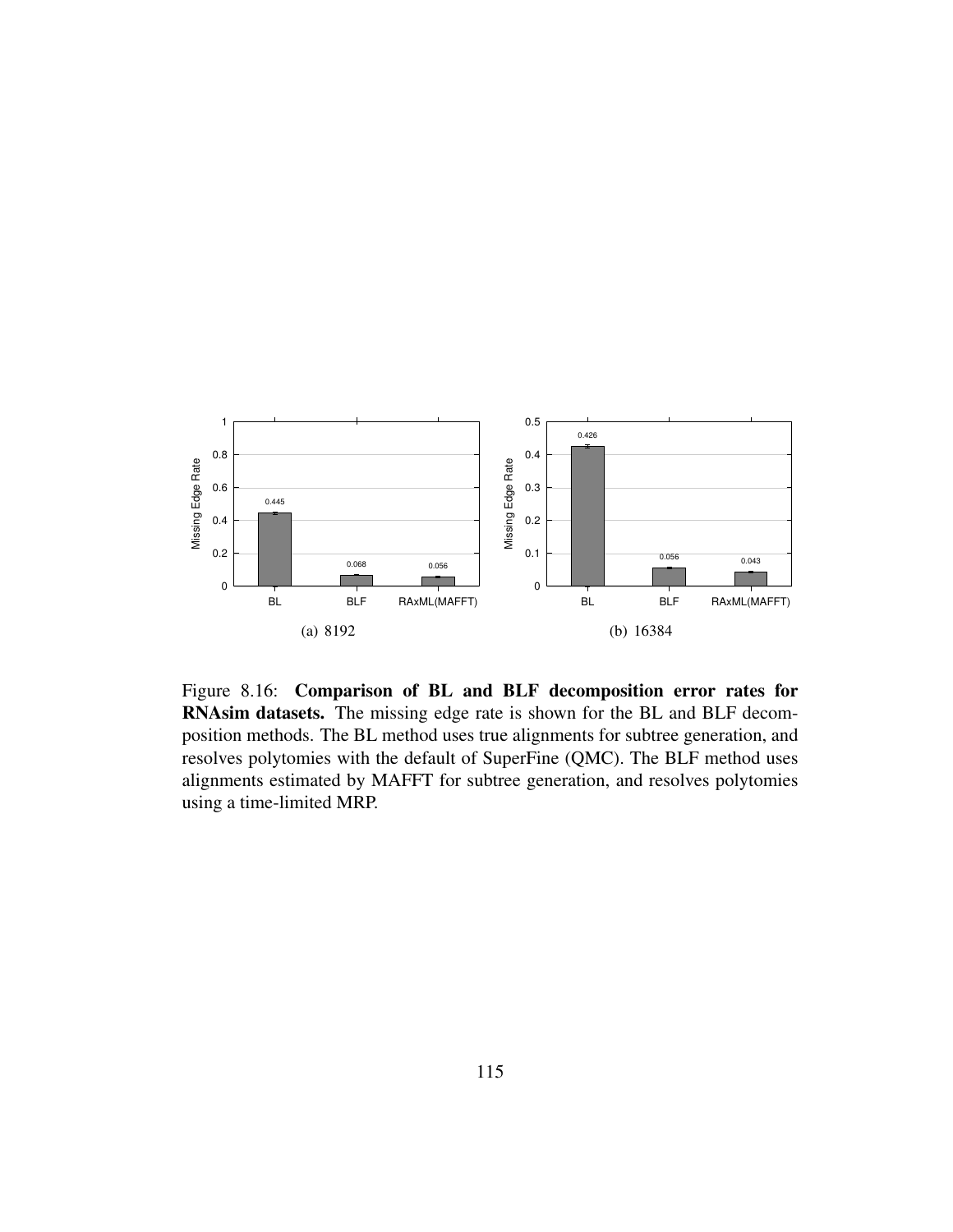Figure 8.16: **Comparison of BL and BLF decomposition error rates for RNAsim datasets.** The missing edge rate is shown for the BL and BLF decomposition methods. The BL method uses true alignments for subtree generation, and resolves polytomies with the default of SuperFine (QMC). The BLF method uses alignments estimated by MAFFT for subtree generation, and resolves polytomies using a time-limited MRP.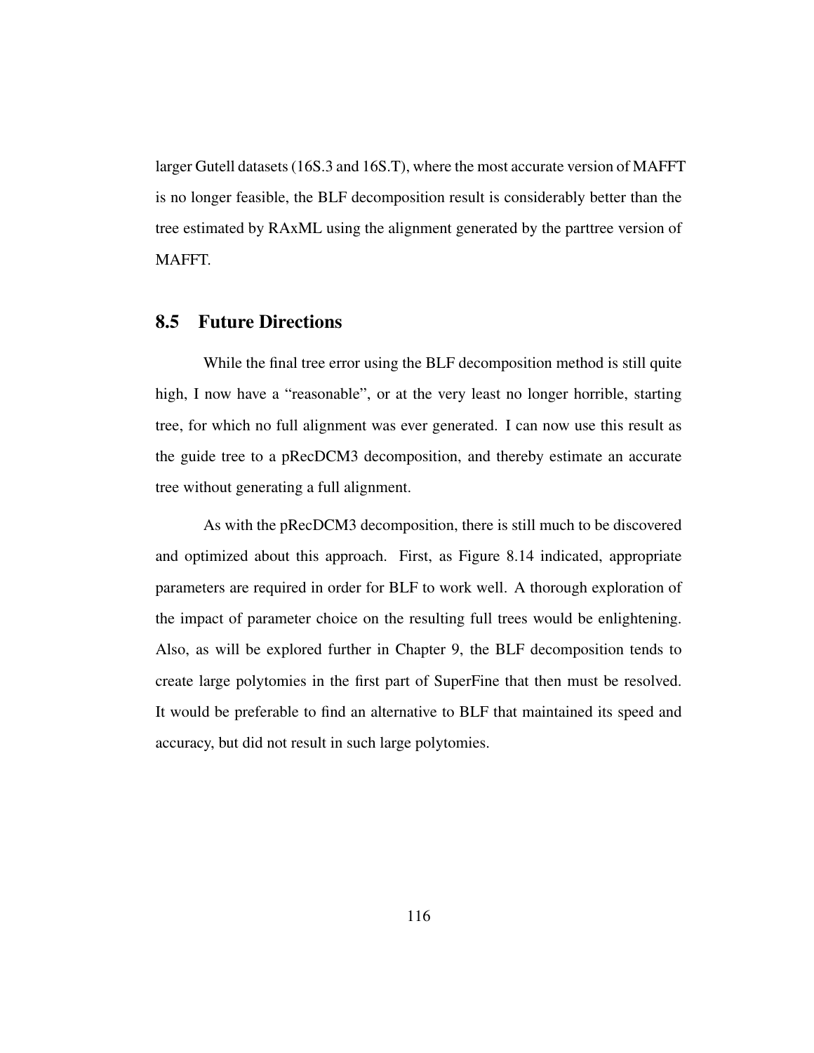larger Gutell datasets (16S.3 and 16S.T), where the most accurate version of MAFFT is no longer feasible, the BLF decomposition result is considerably better than the tree estimated by RAxML using the alignment generated by the parttree version of MAFFT.

## 8.5 Future Directions

While the final tree error using the BLF decomposition method is still quite high, I now have a "reasonable", or at the very least no longer horrible, starting tree, for which no full alignment was ever generated. I can now use this result as the guide tree to a pRecDCM3 decomposition, and thereby estimate an accurate tree without generating a full alignment.

As with the pRecDCM3 decomposition, there is still much to be discovered and optimized about this approach. First, as Figure 8.14 indicated, appropriate parameters are required in order for BLF to work well. A thorough exploration of the impact of parameter choice on the resulting full trees would be enlightening. Also, as will be explored further in Chapter 9, the BLF decomposition tends to create large polytomies in the first part of SuperFine that then must be resolved. It would be preferable to find an alternative to BLF that maintained its speed and accuracy, but did not result in such large polytomies.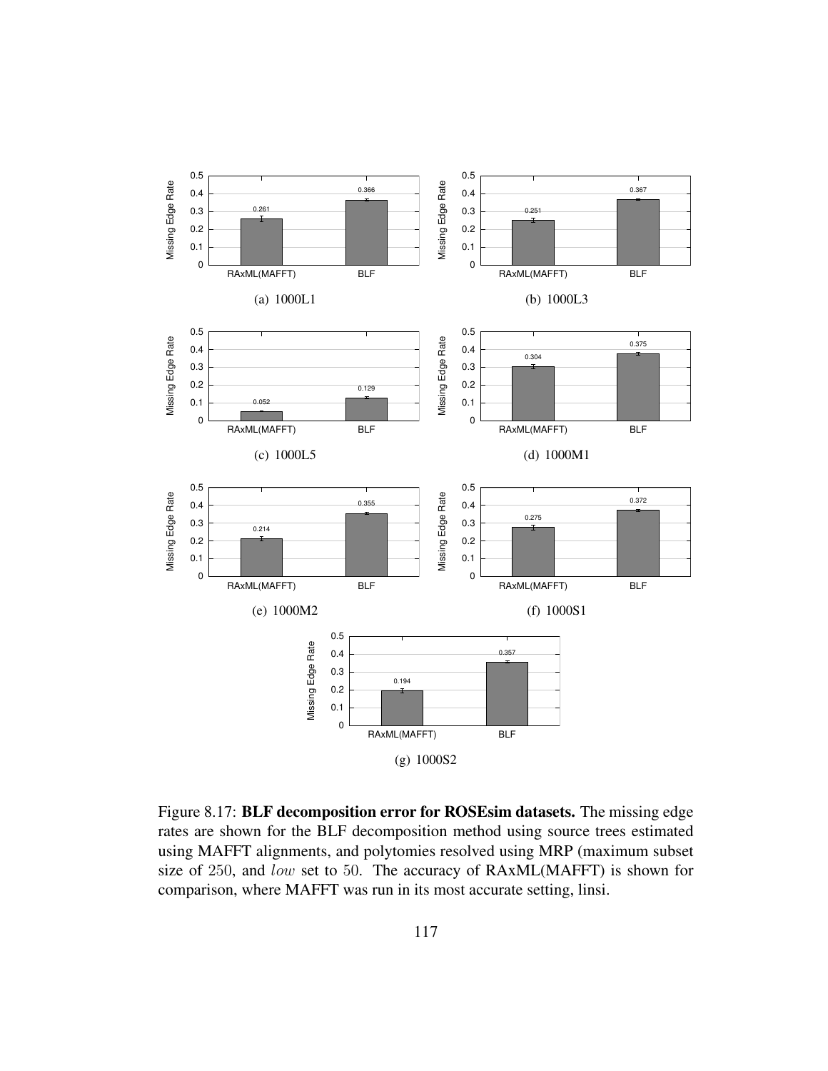(a) 1000L1

(b) 1000L3

(c) 1000L5

(d) 1000M1

(e) 1000M2

(f) 1000S1

(g) 1000S2

Figure 8.17: **BLF decomposition error for ROSEsim datasets.** The missing edge rates are shown for the BLF decomposition method using source trees estimated using MAFFT alignments, and polytomies resolved using MRP (maximum subset size of 250, and $low$ set to 50. The accuracy of RAxML(MAFFT) is shown for comparison, where MAFFT was run in its most accurate setting, linsi.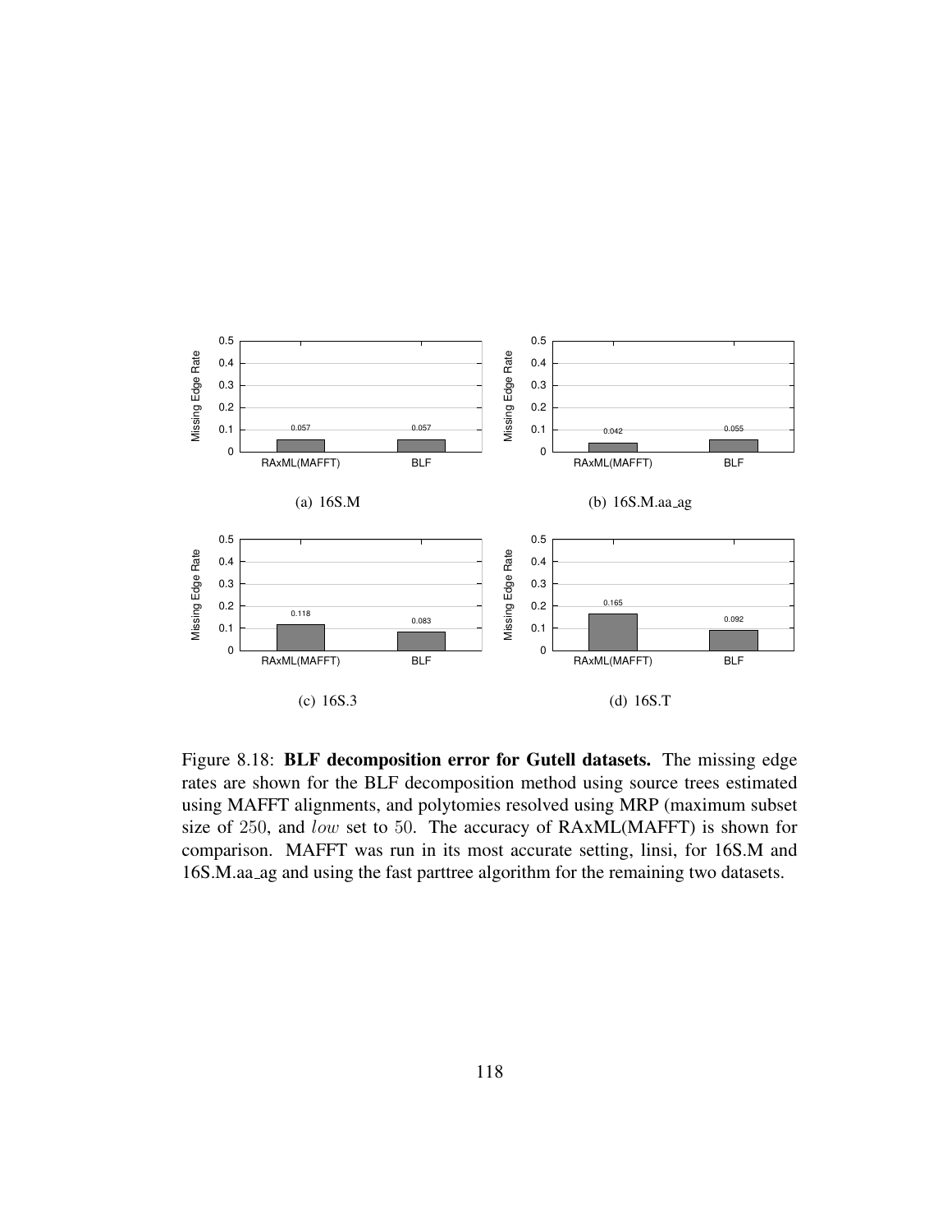| | RAxML(MAFFT) | BLF |
|---|---|---|
| (a) 16S.M | 0.057 | 0.057 |
| (b) 16S.M.aa_ag | 0.042 | 0.055 |
| (c) 16S.3 | 0.118 | 0.083 |
| (d) 16S.T | 0.165 | 0.092 |

Figure 8.18: **BLF decomposition error for Gutell datasets.** The missing edge rates are shown for the BLF decomposition method using source trees estimated using MAFFT alignments, and polytomies resolved using MRP (maximum subset size of 250, and $low$ set to 50. The accuracy of RAxML(MAFFT) is shown for comparison. MAFFT was run in its most accurate setting, linsi, for 16S.M and 16S.M.aa_ag and using the fast parttree algorithm for the remaining two datasets.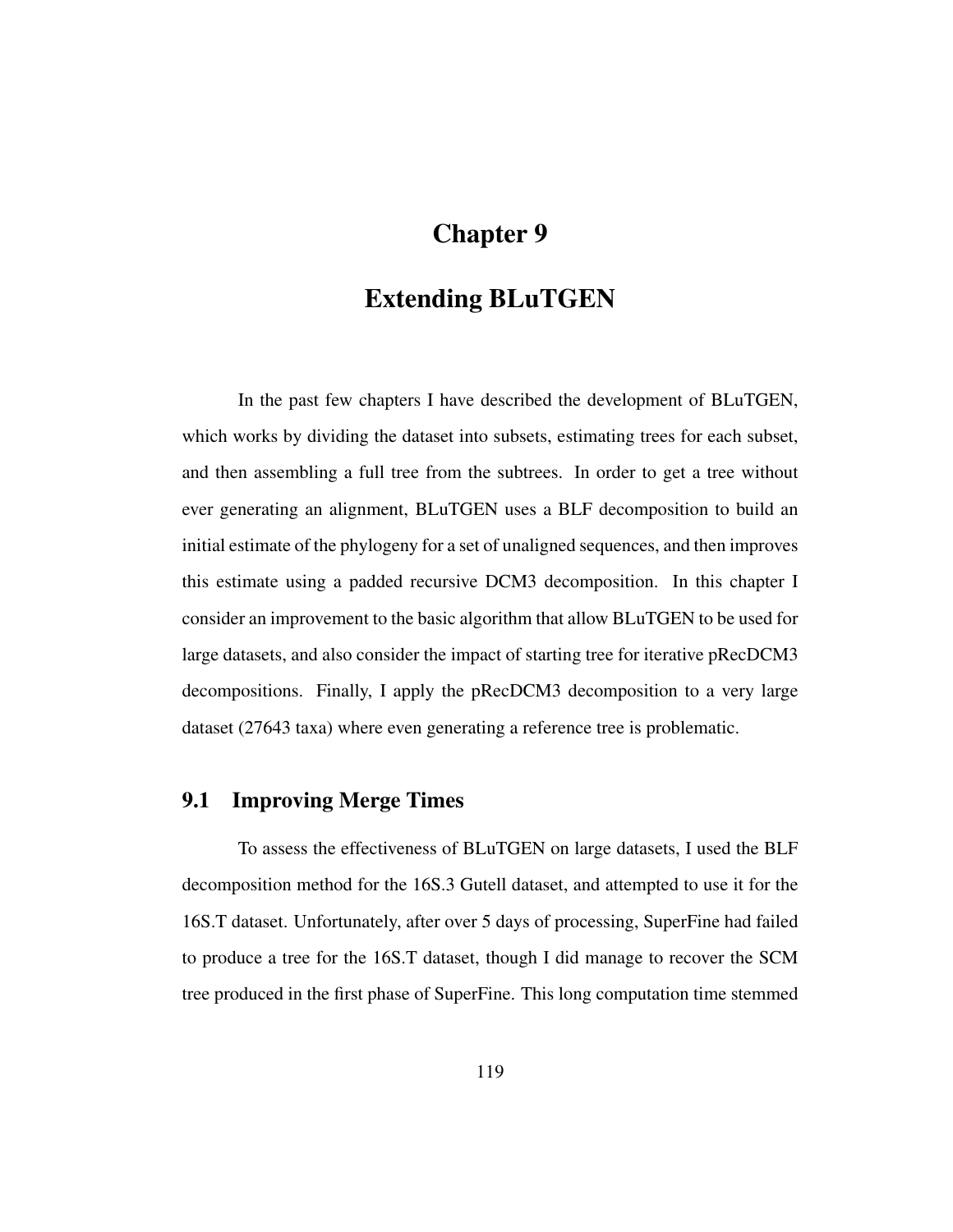# Chapter 9

# Extending BLuTGEN

In the past few chapters I have described the development of BLuTGEN, which works by dividing the dataset into subsets, estimating trees for each subset, and then assembling a full tree from the subtrees. In order to get a tree without ever generating an alignment, BLuTGEN uses a BLF decomposition to build an initial estimate of the phylogeny for a set of unaligned sequences, and then improves this estimate using a padded recursive DCM3 decomposition. In this chapter I consider an improvement to the basic algorithm that allow BLuTGEN to be used for large datasets, and also consider the impact of starting tree for iterative pRecDCM3 decompositions. Finally, I apply the pRecDCM3 decomposition to a very large dataset (27643 taxa) where even generating a reference tree is problematic.

## 9.1 Improving Merge Times

To assess the effectiveness of BLuTGEN on large datasets, I used the BLF decomposition method for the 16S.3 Gutell dataset, and attempted to use it for the 16S.T dataset. Unfortunately, after over 5 days of processing, SuperFine had failed to produce a tree for the 16S.T dataset, though I did manage to recover the SCM tree produced in the first phase of SuperFine. This long computation time stemmed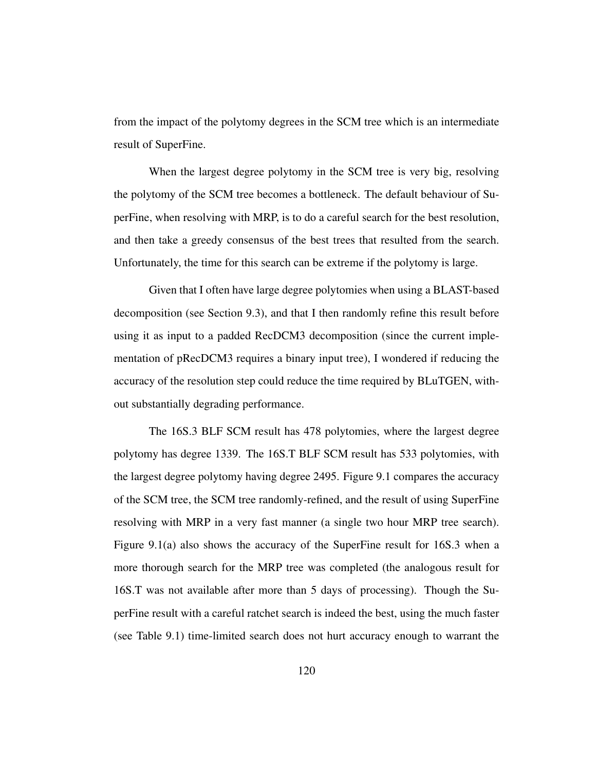from the impact of the polytomy degrees in the SCM tree which is an intermediate result of SuperFine.

When the largest degree polytomy in the SCM tree is very big, resolving the polytomy of the SCM tree becomes a bottleneck. The default behaviour of SuperFine, when resolving with MRP, is to do a careful search for the best resolution, and then take a greedy consensus of the best trees that resulted from the search. Unfortunately, the time for this search can be extreme if the polytomy is large.

Given that I often have large degree polytomies when using a BLAST-based decomposition (see Section 9.3), and that I then randomly refine this result before using it as input to a padded RecDCM3 decomposition (since the current implementation of pRecDCM3 requires a binary input tree), I wondered if reducing the accuracy of the resolution step could reduce the time required by BLuTGEN, without substantially degrading performance.

The 16S.3 BLF SCM result has 478 polytomies, where the largest degree polytomy has degree 1339. The 16S.T BLF SCM result has 533 polytomies, with the largest degree polytomy having degree 2495. Figure 9.1 compares the accuracy of the SCM tree, the SCM tree randomly-refined, and the result of using SuperFine resolving with MRP in a very fast manner (a single two hour MRP tree search). Figure 9.1(a) also shows the accuracy of the SuperFine result for 16S.3 when a more thorough search for the MRP tree was completed (the analogous result for 16S.T was not available after more than 5 days of processing). Though the SuperFine result with a careful ratchet search is indeed the best, using the much faster (see Table 9.1) time-limited search does not hurt accuracy enough to warrant the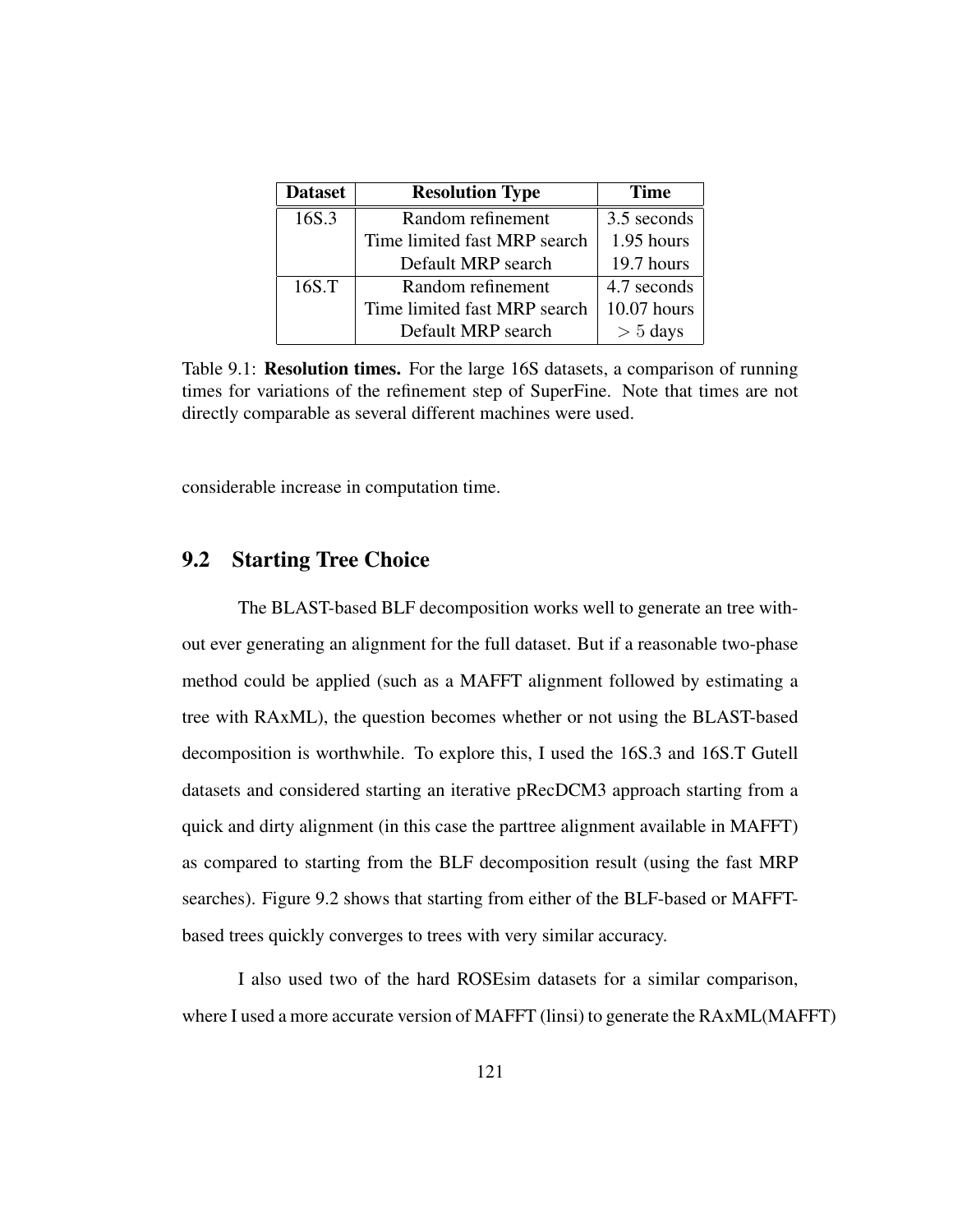| Dataset | Resolution Type | Time |
| --- | --- | --- |
| 16S.3 | Random refinement | 3.5 seconds |
| | Time limited fast MRP search | 1.95 hours |
| | Default MRP search | 19.7 hours |
| 16S.T | Random refinement | 4.7 seconds |
| | Time limited fast MRP search | 10.07 hours |
| | Default MRP search | $> 5$ days |

Table 9.1: **Resolution times.** For the large 16S datasets, a comparison of running times for variations of the refinement step of SuperFine. Note that times are not directly comparable as several different machines were used.

considerable increase in computation time.

## 9.2 Starting Tree Choice

The BLAST-based BLF decomposition works well to generate an tree without ever generating an alignment for the full dataset. But if a reasonable two-phase method could be applied (such as a MAFFT alignment followed by estimating a tree with RAxML), the question becomes whether or not using the BLAST-based decomposition is worthwhile. To explore this, I used the 16S.3 and 16S.T Gutell datasets and considered starting an iterative pRecDCM3 approach starting from a quick and dirty alignment (in this case the parttree alignment available in MAFFT) as compared to starting from the BLF decomposition result (using the fast MRP searches). Figure 9.2 shows that starting from either of the BLF-based or MAFFT-based trees quickly converges to trees with very similar accuracy.

I also used two of the hard ROSEsim datasets for a similar comparison, where I used a more accurate version of MAFFT (linsi) to generate the RAxML(MAFFT)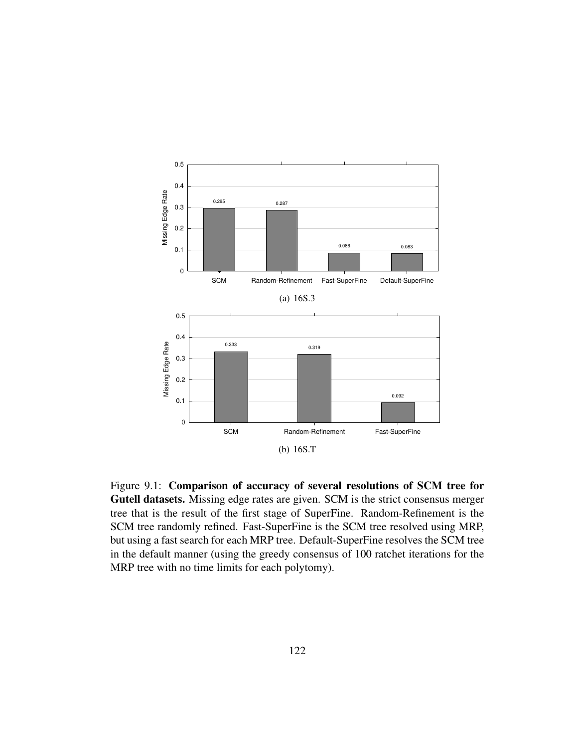Figure 9.1: **Comparison of accuracy of several resolutions of SCM tree for Gutell datasets.** Missing edge rates are given. SCM is the strict consensus merger tree that is the result of the first stage of SuperFine. Random-Refinement is the SCM tree randomly refined. Fast-SuperFine is the SCM tree resolved using MRP, but using a fast search for each MRP tree. Default-SuperFine resolves the SCM tree in the default manner (using the greedy consensus of 100 ratchet iterations for the MRP tree with no time limits for each polytomy).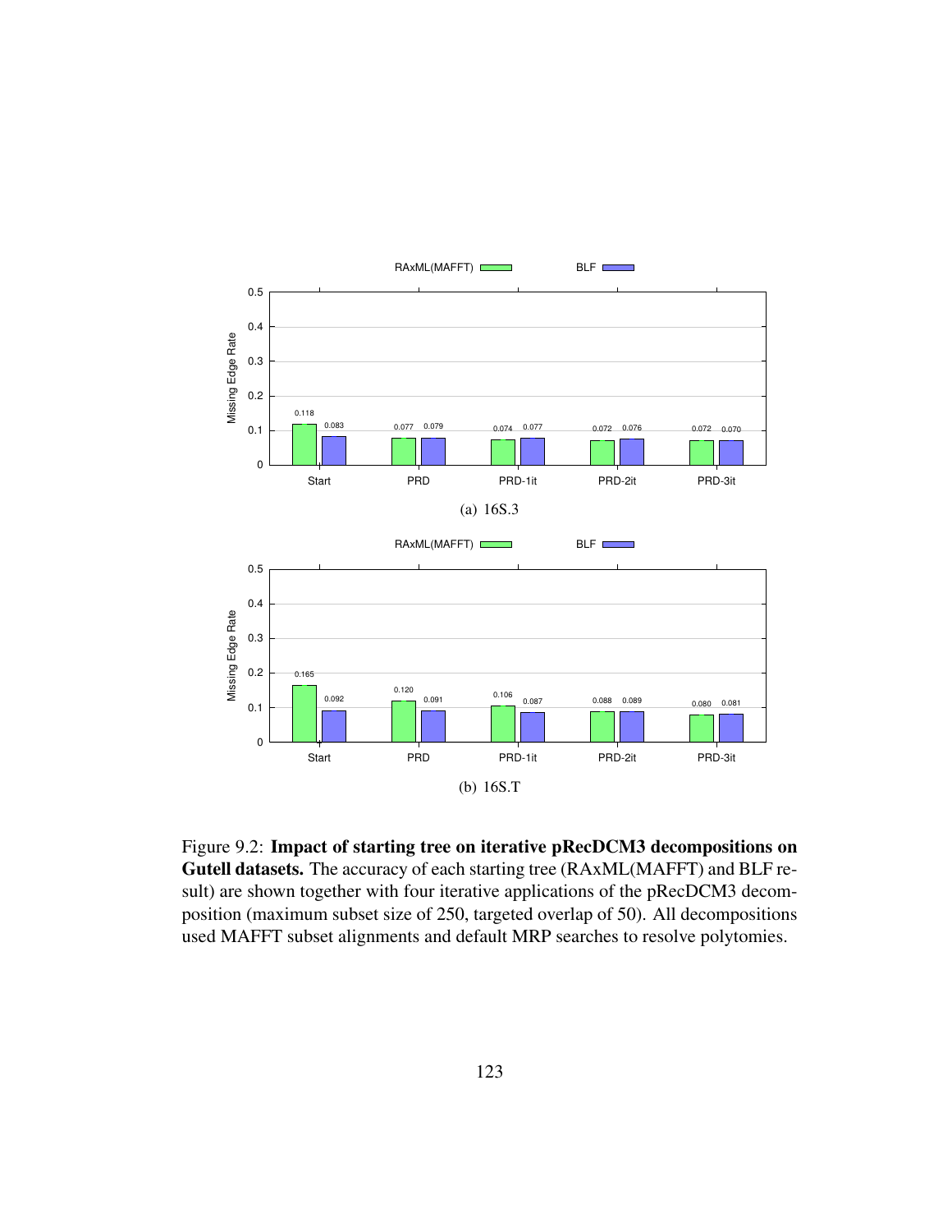Figure 9.2: **Impact of starting tree on iterative pRecDCM3 decompositions on Gutell datasets.** The accuracy of each starting tree (RAxML(MAFFT) and BLF result) are shown together with four iterative applications of the pRecDCM3 decomposition (maximum subset size of 250, targeted overlap of 50). All decompositions used MAFFT subset alignments and default MRP searches to resolve polytomies.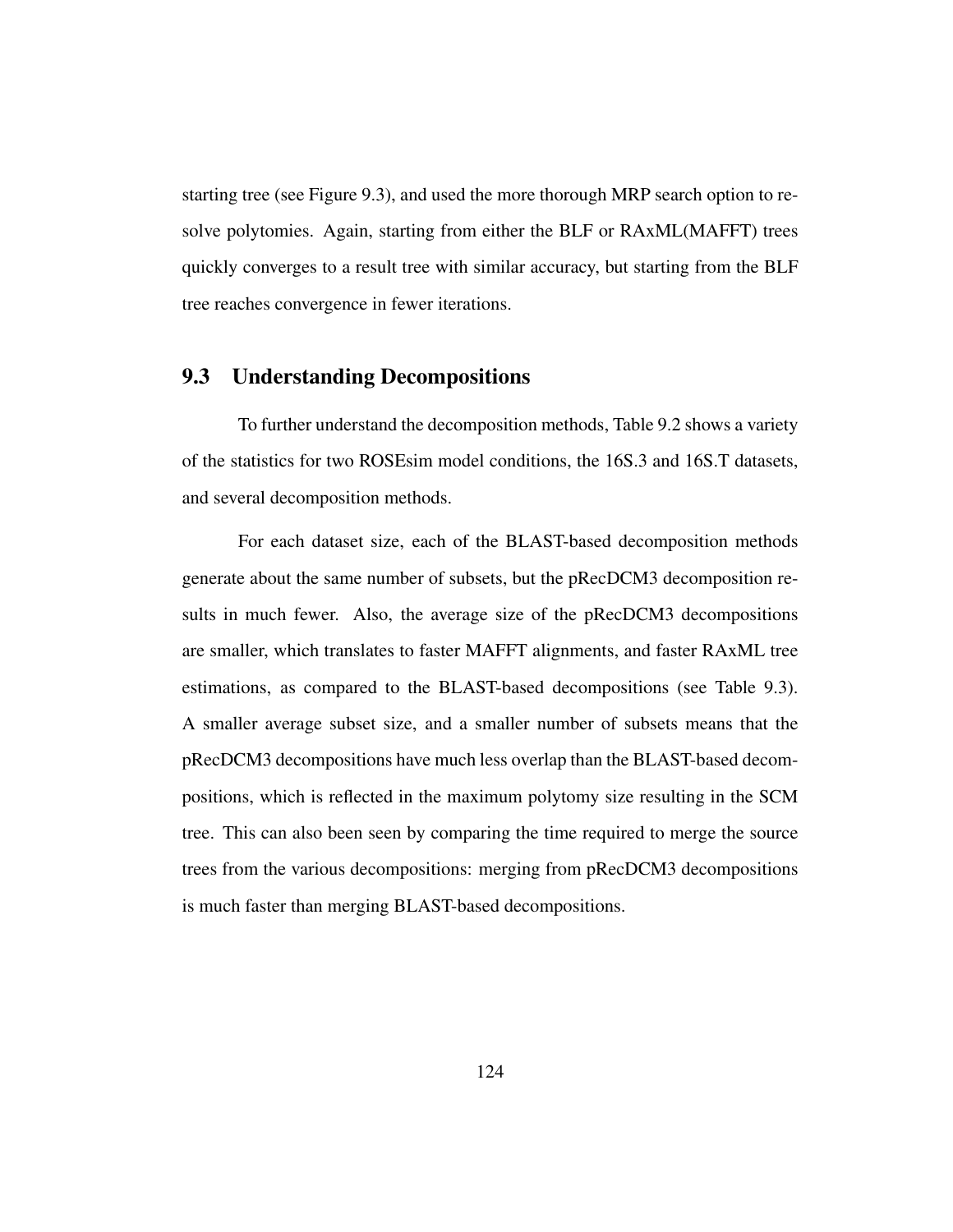starting tree (see Figure 9.3), and used the more thorough MRP search option to resolve polytomies. Again, starting from either the BLF or RAxML(MAFFT) trees quickly converges to a result tree with similar accuracy, but starting from the BLF tree reaches convergence in fewer iterations.

## 9.3 Understanding Decompositions

To further understand the decomposition methods, Table 9.2 shows a variety of the statistics for two ROSEsim model conditions, the 16S.3 and 16S.T datasets, and several decomposition methods.

For each dataset size, each of the BLAST-based decomposition methods generate about the same number of subsets, but the pRecDCM3 decomposition results in much fewer. Also, the average size of the pRecDCM3 decompositions are smaller, which translates to faster MAFFT alignments, and faster RAxML tree estimations, as compared to the BLAST-based decompositions (see Table 9.3). A smaller average subset size, and a smaller number of subsets means that the pRecDCM3 decompositions have much less overlap than the BLAST-based decompositions, which is reflected in the maximum polytomy size resulting in the SCM tree. This can also been seen by comparing the time required to merge the source trees from the various decompositions: merging from pRecDCM3 decompositions is much faster than merging BLAST-based decompositions.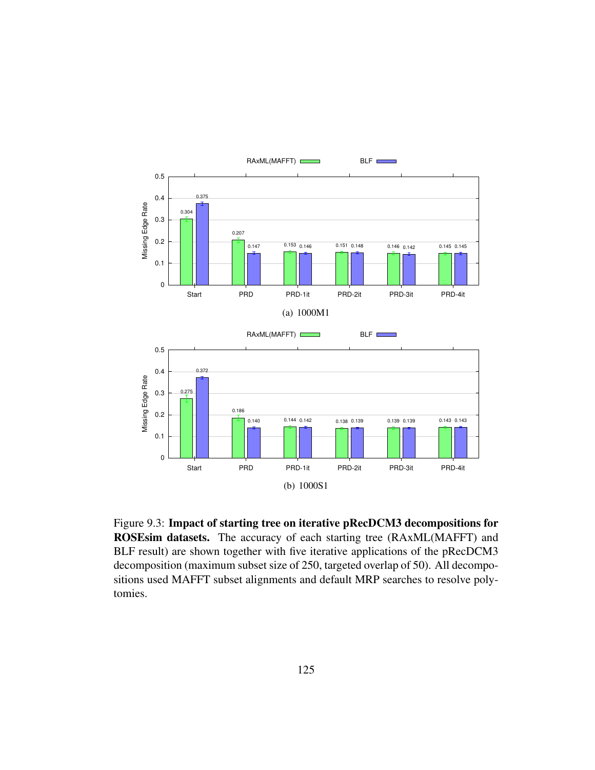Figure 9.3: **Impact of starting tree on iterative pRecDCM3 decompositions for ROSEsim datasets.** The accuracy of each starting tree (RAxML(MAFFT) and BLF result) are shown together with five iterative applications of the pRecDCM3 decomposition (maximum subset size of 250, targeted overlap of 50). All decompositions used MAFFT subset alignments and default MRP searches to resolve polytomies.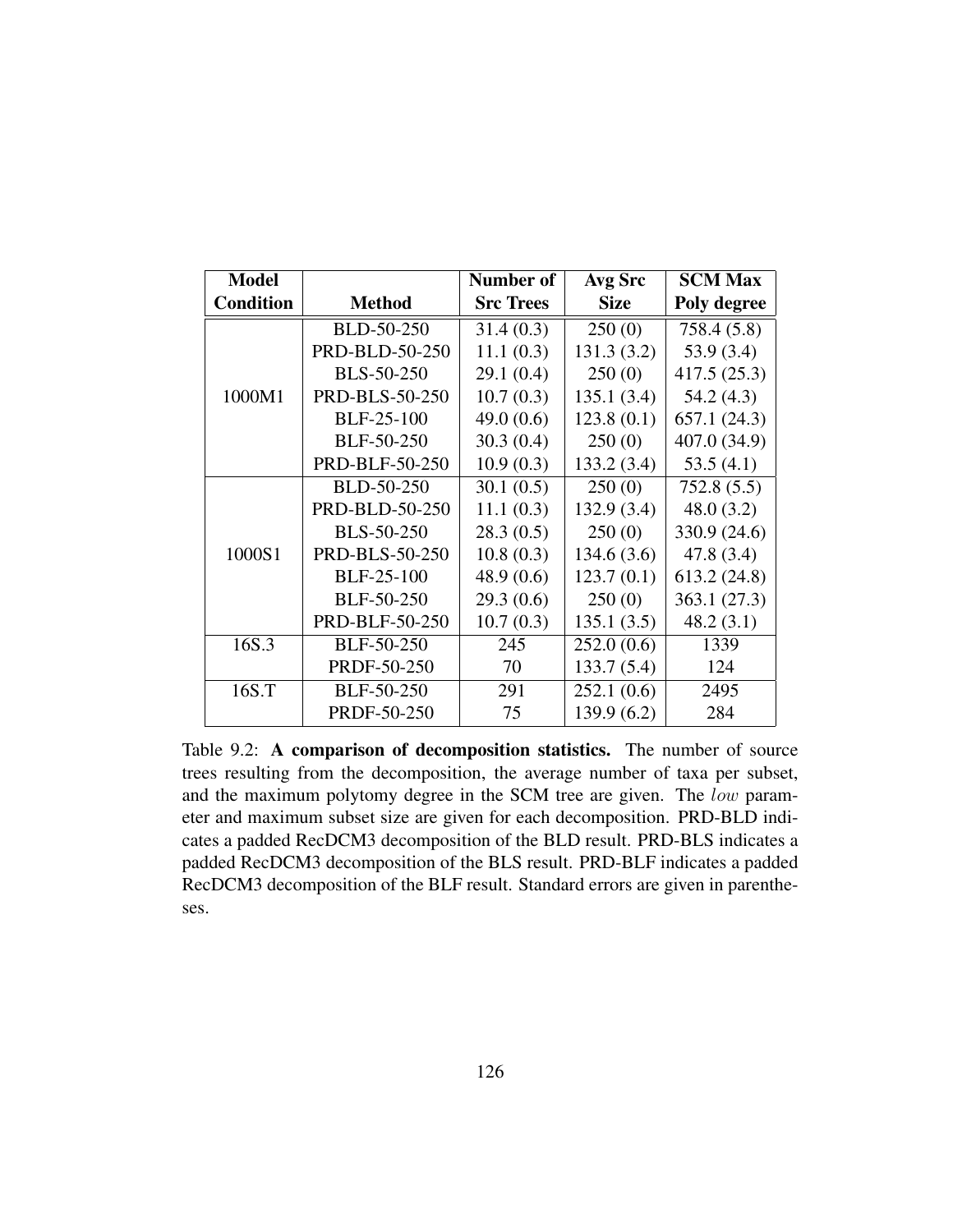| Model Condition | Method | Number of Src Trees | Avg Src Size | SCM Max Poly degree |
|---|---|---|---|---|
| 1000M1 | BLD-50-250 | 31.4 (0.3) | 250 (0) | 758.4 (5.8) |
| | PRD-BLD-50-250 | 11.1 (0.3) | 131.3 (3.2) | 53.9 (3.4) |
| | BLS-50-250 | 29.1 (0.4) | 250 (0) | 417.5 (25.3) |
| | PRD-BLS-50-250 | 10.7 (0.3) | 135.1 (3.4) | 54.2 (4.3) |
| | BLF-25-100 | 49.0 (0.6) | 123.8 (0.1) | 657.1 (24.3) |
| | BLF-50-250 | 30.3 (0.4) | 250 (0) | 407.0 (34.9) |
| | PRD-BLF-50-250 | 10.9 (0.3) | 133.2 (3.4) | 53.5 (4.1) |
| 1000S1 | BLD-50-250 | 30.1 (0.5) | 250 (0) | 752.8 (5.5) |
| | PRD-BLD-50-250 | 11.1 (0.3) | 132.9 (3.4) | 48.0 (3.2) |
| | BLS-50-250 | 28.3 (0.5) | 250 (0) | 330.9 (24.6) |
| | PRD-BLS-50-250 | 10.8 (0.3) | 134.6 (3.6) | 47.8 (3.4) |
| | BLF-25-100 | 48.9 (0.6) | 123.7 (0.1) | 613.2 (24.8) |
| | BLF-50-250 | 29.3 (0.6) | 250 (0) | 363.1 (27.3) |
| | PRD-BLF-50-250 | 10.7 (0.3) | 135.1 (3.5) | 48.2 (3.1) |
| 16S.3 | BLF-50-250 | 245 | 252.0 (0.6) | 1339 |
| | PRDF-50-250 | 70 | 133.7 (5.4) | 124 |
| 16S.T | BLF-50-250 | 291 | 252.1 (0.6) | 2495 |
| | PRDF-50-250 | 75 | 139.9 (6.2) | 284 |

Table 9.2: **A comparison of decomposition statistics.** The number of source trees resulting from the decomposition, the average number of taxa per subset, and the maximum polytomy degree in the SCM tree are given. The $low$ parameter and maximum subset size are given for each decomposition. PRD-BLD indicates a padded RecDCM3 decomposition of the BLD result. PRD-BLS indicates a padded RecDCM3 decomposition of the BLS result. PRD-BLF indicates a padded RecDCM3 decomposition of the BLF result. Standard errors are given in parentheses.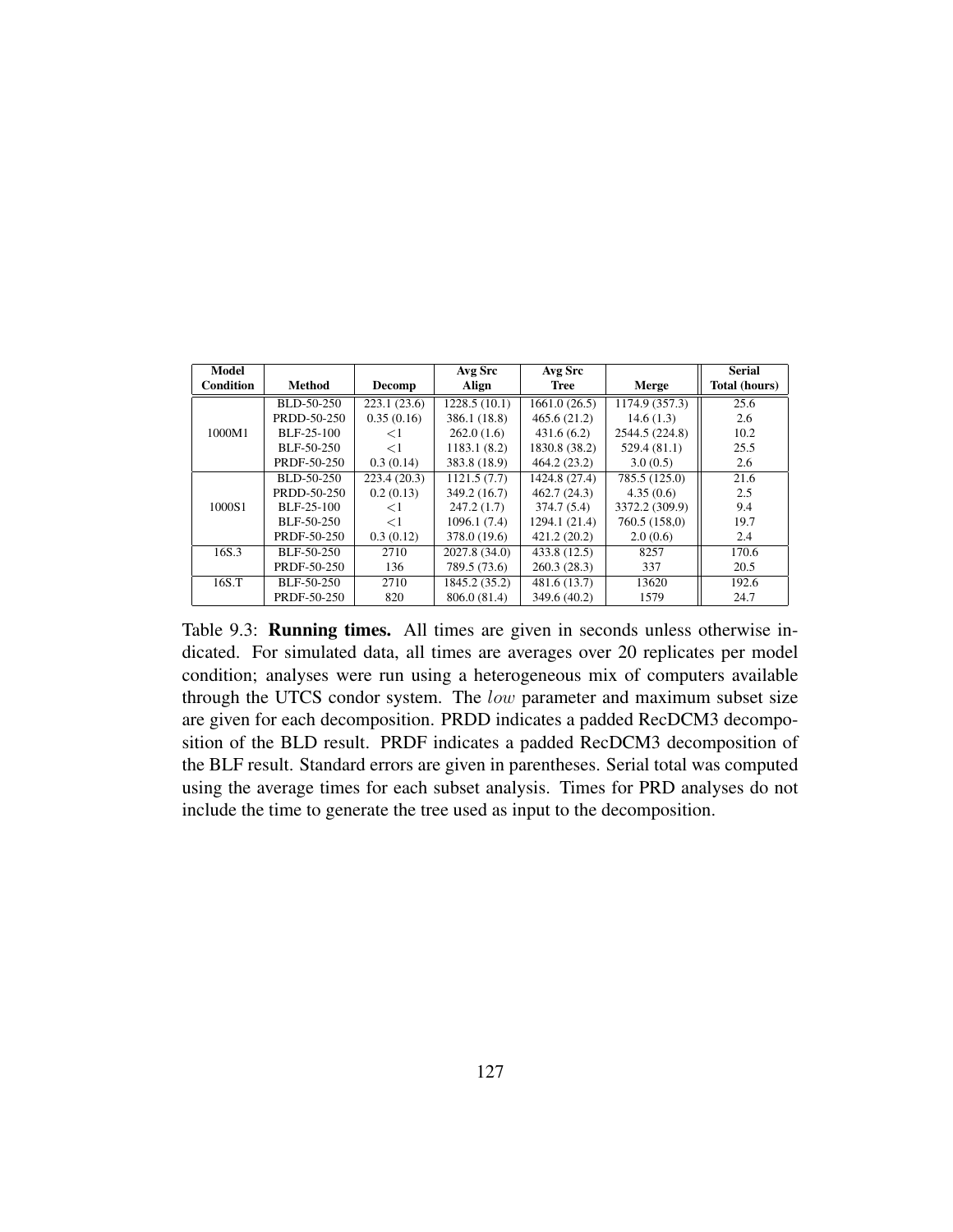| Model Condition | Method | Decomp | Avg Src Align | Avg Src Tree | Merge | Serial Total (hours) |
|---|---|---|---|---|---|---|
| 1000M1 | BLD-50-250 | 223.1 (23.6) | 1228.5 (10.1) | 1661.0 (26.5) | 1174.9 (357.3) | 25.6 |
| | PRDD-50-250 | 0.35 (0.16) | 386.1 (18.8) | 465.6 (21.2) | 14.6 (1.3) | 2.6 |
| | BLF-25-100 | <1 | 262.0 (1.6) | 431.6 (6.2) | 2544.5 (224.8) | 10.2 |
| | BLF-50-250 | <1 | 1183.1 (8.2) | 1830.8 (38.2) | 529.4 (81.1) | 25.5 |
| | PRDF-50-250 | 0.3 (0.14) | 383.8 (18.9) | 464.2 (23.2) | 3.0 (0.5) | 2.6 |
| 1000S1 | BLD-50-250 | 223.4 (20.3) | 1121.5 (7.7) | 1424.8 (27.4) | 785.5 (125.0) | 21.6 |
| | PRDD-50-250 | 0.2 (0.13) | 349.2 (16.7) | 462.7 (24.3) | 4.35 (0.6) | 2.5 |
| | BLF-25-100 | <1 | 247.2 (1.7) | 374.7 (5.4) | 3372.2 (309.9) | 9.4 |
| | BLF-50-250 | <1 | 1096.1 (7.4) | 1294.1 (21.4) | 760.5 (158,0) | 19.7 |
| | PRDF-50-250 | 0.3 (0.12) | 378.0 (19.6) | 421.2 (20.2) | 2.0 (0.6) | 2.4 |
| 16S.3 | BLF-50-250 | 2710 | 2027.8 (34.0) | 433.8 (12.5) | 8257 | 170.6 |
| | PRDF-50-250 | 136 | 789.5 (73.6) | 260.3 (28.3) | 337 | 20.5 |
| 16S.T | BLF-50-250 | 2710 | 1845.2 (35.2) | 481.6 (13.7) | 13620 | 192.6 |
| | PRDF-50-250 | 820 | 806.0 (81.4) | 349.6 (40.2) | 1579 | 24.7 |

Table 9.3: **Running times.** All times are given in seconds unless otherwise indicated. For simulated data, all times are averages over 20 replicates per model condition; analyses were run using a heterogeneous mix of computers available through the UTCS condor system. The $low$ parameter and maximum subset size are given for each decomposition. PRDD indicates a padded RecDCM3 decomposition of the BLD result. PRDF indicates a padded RecDCM3 decomposition of the BLF result. Standard errors are given in parentheses. Serial total was computed using the average times for each subset analysis. Times for PRD analyses do not include the time to generate the tree used as input to the decomposition.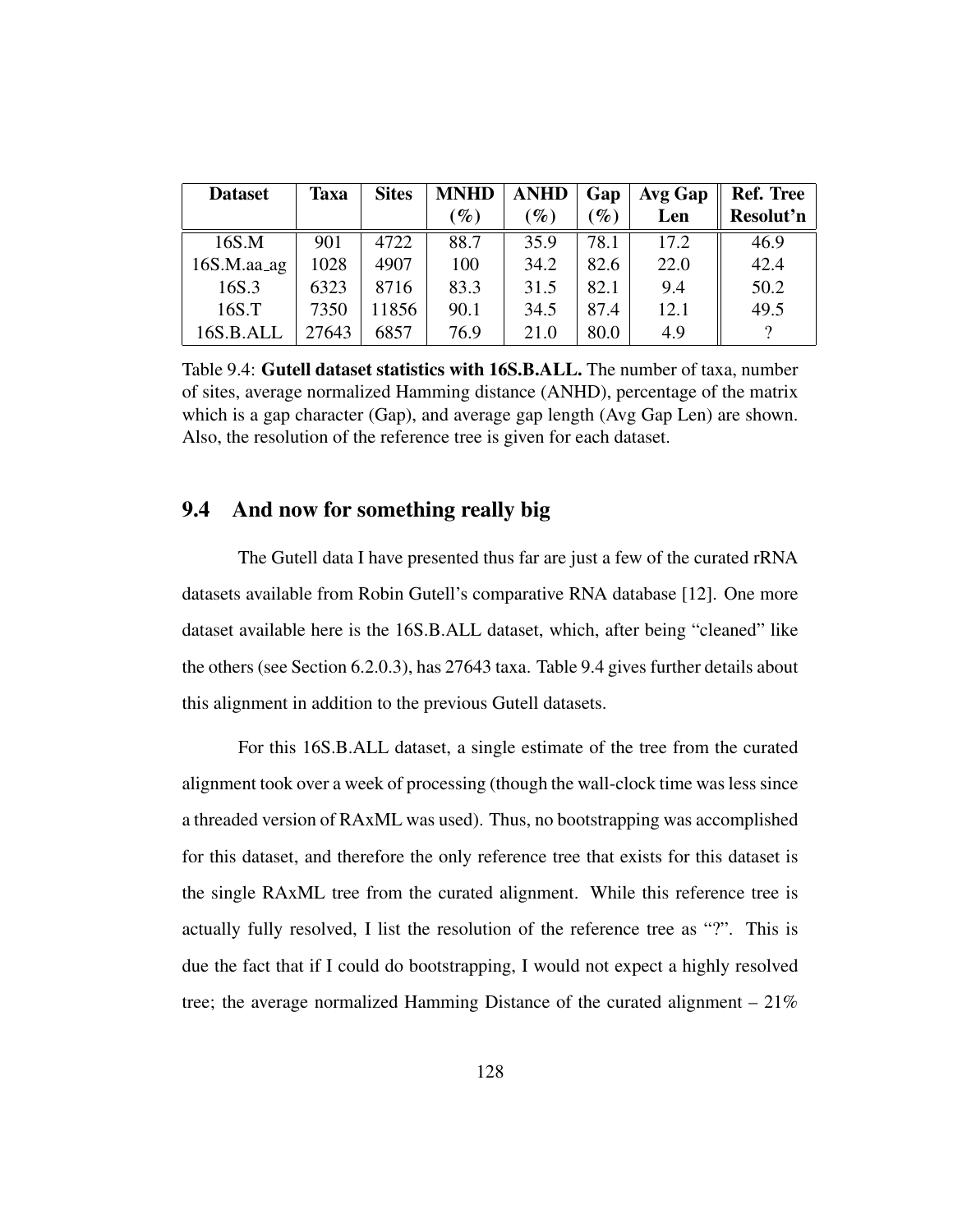| Dataset | Taxa | Sites | MNHD (%) | ANHD (%) | Gap (%) | Avg Gap Len | Ref. Tree Resolut'n |
|---|---|---|---|---|---|---|---|
| 16S.M | 901 | 4722 | 88.7 | 35.9 | 78.1 | 17.2 | 46.9 |
| 16S.M.aa_ag | 1028 | 4907 | 100 | 34.2 | 82.6 | 22.0 | 42.4 |
| 16S.3 | 6323 | 8716 | 83.3 | 31.5 | 82.1 | 9.4 | 50.2 |
| 16S.T | 7350 | 11856 | 90.1 | 34.5 | 87.4 | 12.1 | 49.5 |
| 16S.B.ALL | 27643 | 6857 | 76.9 | 21.0 | 80.0 | 4.9 | ? |

Table 9.4: **Gutell dataset statistics with 16S.B.ALL.** The number of taxa, number of sites, average normalized Hamming distance (ANHD), percentage of the matrix which is a gap character (Gap), and average gap length (Avg Gap Len) are shown. Also, the resolution of the reference tree is given for each dataset.

## 9.4 And now for something really big

The Gutell data I have presented thus far are just a few of the curated rRNA datasets available from Robin Gutell's comparative RNA database [12]. One more dataset available here is the 16S.B.ALL dataset, which, after being "cleaned" like the others (see Section 6.2.0.3), has 27643 taxa. Table 9.4 gives further details about this alignment in addition to the previous Gutell datasets.

For this 16S.B.ALL dataset, a single estimate of the tree from the curated alignment took over a week of processing (though the wall-clock time was less since a threaded version of RAxML was used). Thus, no bootstrapping was accomplished for this dataset, and therefore the only reference tree that exists for this dataset is the single RAxML tree from the curated alignment. While this reference tree is actually fully resolved, I list the resolution of the reference tree as "?". This is due the fact that if I could do bootstrapping, I would not expect a highly resolved tree; the average normalized Hamming Distance of the curated alignment – 21%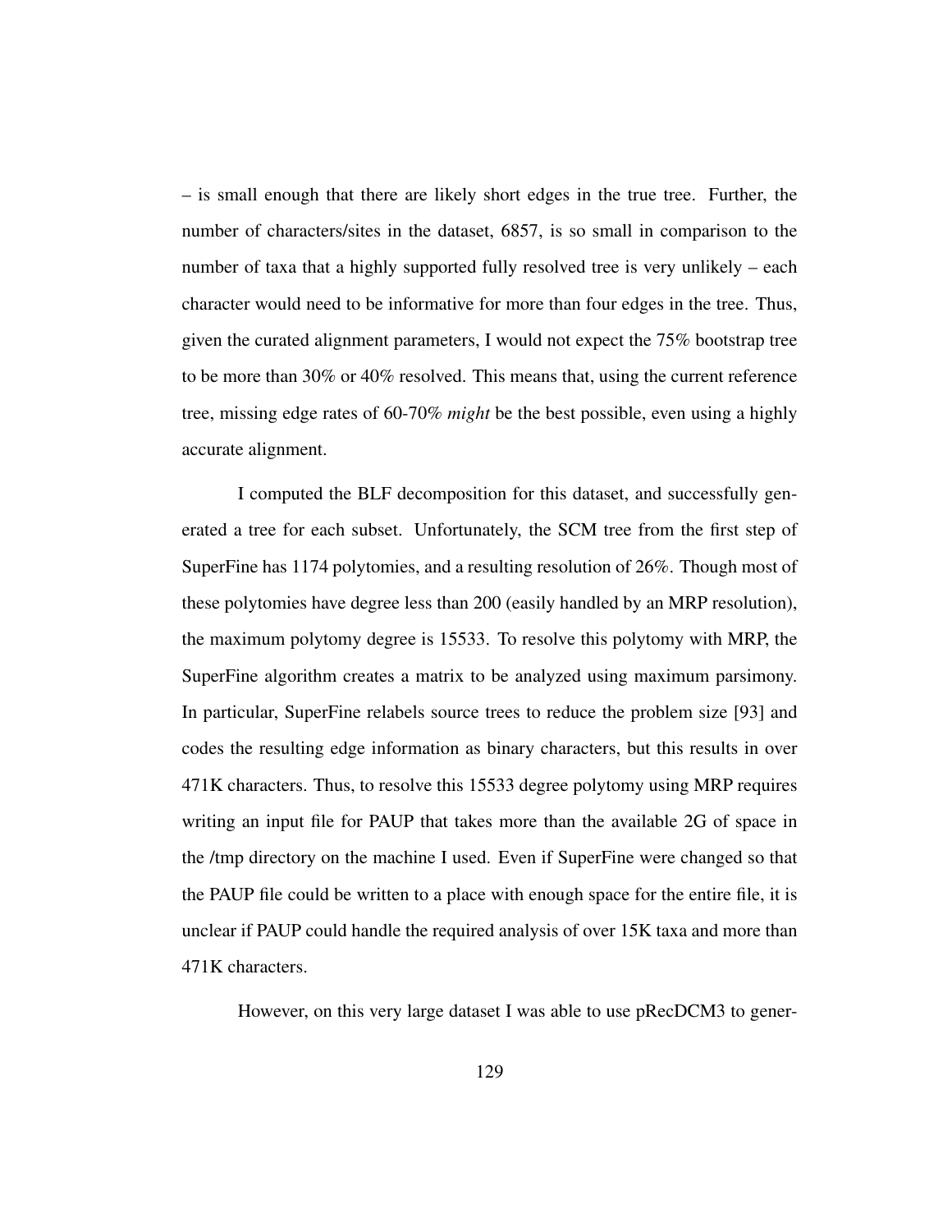– is small enough that there are likely short edges in the true tree. Further, the number of characters/sites in the dataset, 6857, is so small in comparison to the number of taxa that a highly supported fully resolved tree is very unlikely – each character would need to be informative for more than four edges in the tree. Thus, given the curated alignment parameters, I would not expect the 75% bootstrap tree to be more than 30% or 40% resolved. This means that, using the current reference tree, missing edge rates of 60-70% *might* be the best possible, even using a highly accurate alignment.

I computed the BLF decomposition for this dataset, and successfully generated a tree for each subset. Unfortunately, the SCM tree from the first step of SuperFine has 1174 polytomies, and a resulting resolution of 26%. Though most of these polytomies have degree less than 200 (easily handled by an MRP resolution), the maximum polytomy degree is 15533. To resolve this polytomy with MRP, the SuperFine algorithm creates a matrix to be analyzed using maximum parsimony. In particular, SuperFine relabels source trees to reduce the problem size [93] and codes the resulting edge information as binary characters, but this results in over 471K characters. Thus, to resolve this 15533 degree polytomy using MRP requires writing an input file for PAUP that takes more than the available 2G of space in the /tmp directory on the machine I used. Even if SuperFine were changed so that the PAUP file could be written to a place with enough space for the entire file, it is unclear if PAUP could handle the required analysis of over 15K taxa and more than 471K characters.

However, on this very large dataset I was able to use pRecDCM3 to gener-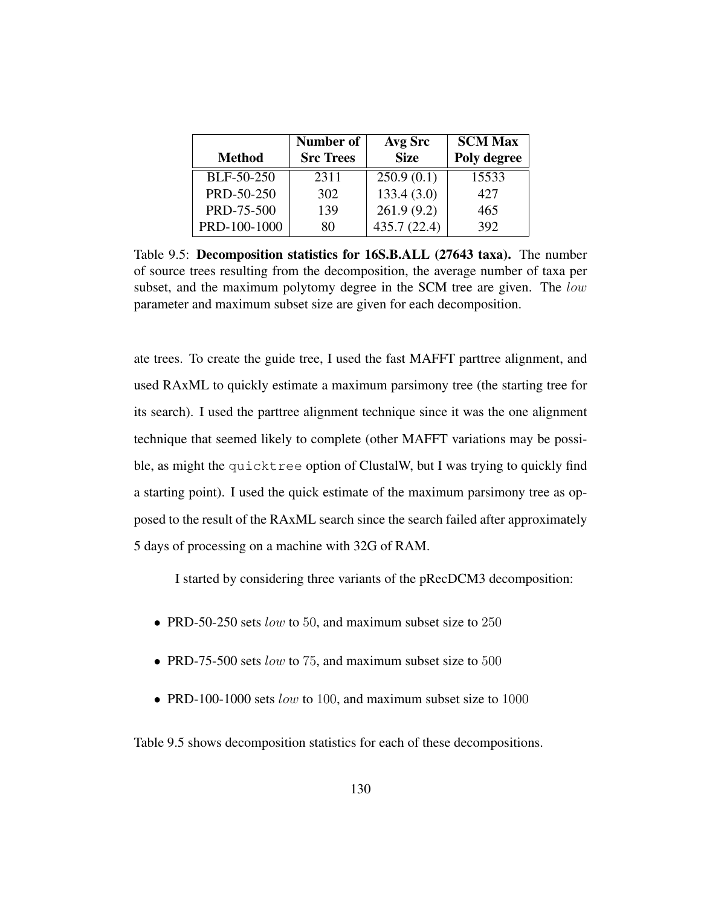| Method | Number of Src Trees | Avg Src Size | SCM Max Poly degree |
|---|---|---|---|
| BLF-50-250 | 2311 | 250.9 (0.1) | 15533 |
| PRD-50-250 | 302 | 133.4 (3.0) | 427 |
| PRD-75-500 | 139 | 261.9 (9.2) | 465 |
| PRD-100-1000 | 80 | 435.7 (22.4) | 392 |

Table 9.5: **Decomposition statistics for 16S.B.ALL (27643 taxa).** The number of source trees resulting from the decomposition, the average number of taxa per subset, and the maximum polytomy degree in the SCM tree are given. The $low$ parameter and maximum subset size are given for each decomposition.

ate trees. To create the guide tree, I used the fast MAFFT parttree alignment, and used RAxML to quickly estimate a maximum parsimony tree (the starting tree for its search). I used the parttree alignment technique since it was the one alignment technique that seemed likely to complete (other MAFFT variations may be possible, as might the `quicktree` option of ClustalW, but I was trying to quickly find a starting point). I used the quick estimate of the maximum parsimony tree as opposed to the result of the RAxML search since the search failed after approximately 5 days of processing on a machine with 32G of RAM.

I started by considering three variants of the pRecDCM3 decomposition:

- PRD-50-250 sets $low$ to $50$, and maximum subset size to $250$
- PRD-75-500 sets $low$ to $75$, and maximum subset size to $500$
- PRD-100-1000 sets $low$ to $100$, and maximum subset size to $1000$

Table 9.5 shows decomposition statistics for each of these decompositions.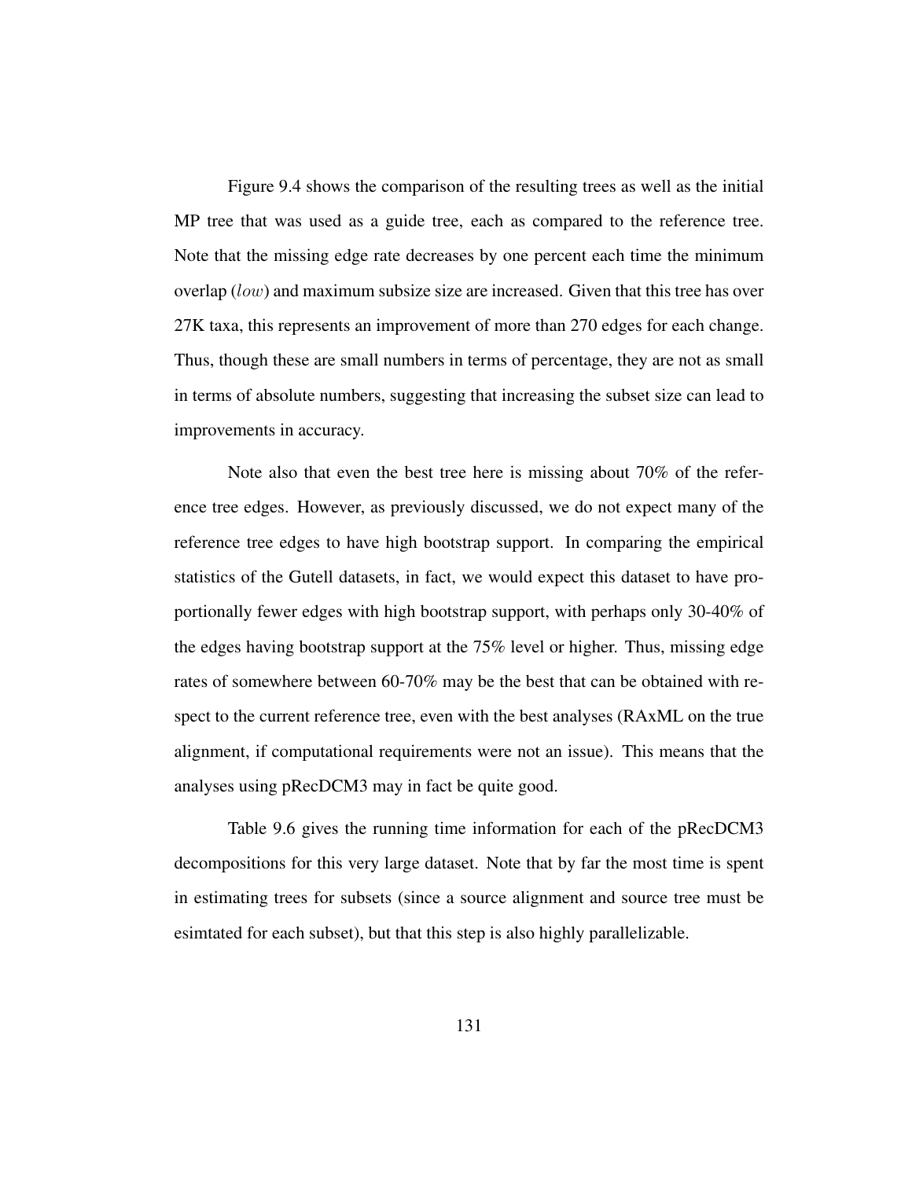Figure 9.4 shows the comparison of the resulting trees as well as the initial MP tree that was used as a guide tree, each as compared to the reference tree. Note that the missing edge rate decreases by one percent each time the minimum overlap ($low$) and maximum subsize size are increased. Given that this tree has over 27K taxa, this represents an improvement of more than 270 edges for each change. Thus, though these are small numbers in terms of percentage, they are not as small in terms of absolute numbers, suggesting that increasing the subset size can lead to improvements in accuracy.

Note also that even the best tree here is missing about 70% of the reference tree edges. However, as previously discussed, we do not expect many of the reference tree edges to have high bootstrap support. In comparing the empirical statistics of the Gutell datasets, in fact, we would expect this dataset to have proportionally fewer edges with high bootstrap support, with perhaps only 30-40% of the edges having bootstrap support at the 75% level or higher. Thus, missing edge rates of somewhere between 60-70% may be the best that can be obtained with respect to the current reference tree, even with the best analyses (RAxML on the true alignment, if computational requirements were not an issue). This means that the analyses using pRecDCM3 may in fact be quite good.

Table 9.6 gives the running time information for each of the pRecDCM3 decompositions for this very large dataset. Note that by far the most time is spent in estimating trees for subsets (since a source alignment and source tree must be esimtated for each subset), but that this step is also highly parallelizable.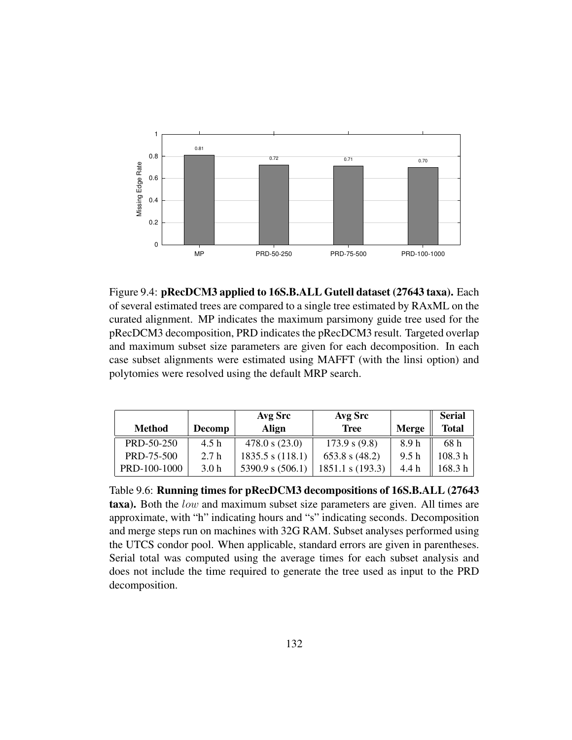Figure 9.4: **pRecDCM3 applied to 16S.B.ALL Gutell dataset (27643 taxa).** Each of several estimated trees are compared to a single tree estimated by RAxML on the curated alignment. MP indicates the maximum parsimony guide tree used for the pRecDCM3 decomposition, PRD indicates the pRecDCM3 result. Targeted overlap and maximum subset size parameters are given for each decomposition. In each case subset alignments were estimated using MAFFT (with the linsi option) and polytomies were resolved using the default MRP search.

| Method | Decomp | Avg Src Align | Avg Src Tree | Merge | Serial Total |
|---|---|---|---|---|---|
| PRD-50-250 | 4.5 h | 478.0 s (23.0) | 173.9 s (9.8) | 8.9 h | 68 h |
| PRD-75-500 | 2.7 h | 1835.5 s (118.1) | 653.8 s (48.2) | 9.5 h | 108.3 h |
| PRD-100-1000 | 3.0 h | 5390.9 s (506.1) | 1851.1 s (193.3) | 4.4 h | 168.3 h |

Table 9.6: **Running times for pRecDCM3 decompositions of 16S.B.ALL (27643 taxa).** Both the $low$ and maximum subset size parameters are given. All times are approximate, with "h" indicating hours and "s" indicating seconds. Decomposition and merge steps run on machines with 32G RAM. Subset analyses performed using the UTCS condor pool. When applicable, standard errors are given in parentheses. Serial total was computed using the average times for each subset analysis and does not include the time required to generate the tree used as input to the PRD decomposition.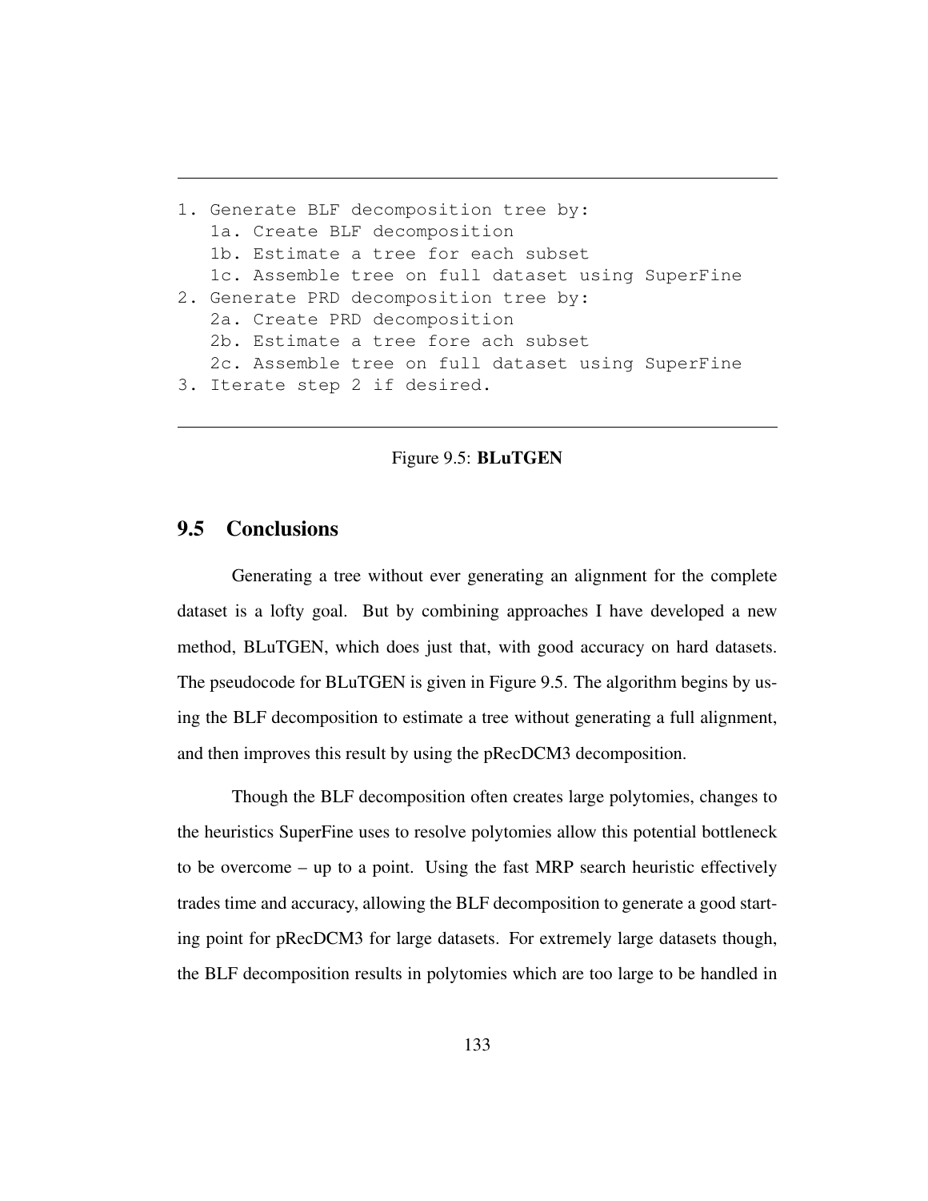```
1. Generate BLF decomposition tree by:
   1a. Create BLF decomposition
   1b. Estimate a tree for each subset
   1c. Assemble tree on full dataset using SuperFine
2. Generate PRD decomposition tree by:
   2a. Create PRD decomposition
   2b. Estimate a tree fore ach subset
   2c. Assemble tree on full dataset using SuperFine
3. Iterate step 2 if desired.
```

Figure 9.5: **BLuTGEN**

## 9.5 Conclusions

Generating a tree without ever generating an alignment for the complete dataset is a lofty goal. But by combining approaches I have developed a new method, BLuTGEN, which does just that, with good accuracy on hard datasets. The pseudocode for BLuTGEN is given in Figure 9.5. The algorithm begins by using the BLF decomposition to estimate a tree without generating a full alignment, and then improves this result by using the pRecDCM3 decomposition.

Though the BLF decomposition often creates large polytomies, changes to the heuristics SuperFine uses to resolve polytomies allow this potential bottleneck to be overcome – up to a point. Using the fast MRP search heuristic effectively trades time and accuracy, allowing the BLF decomposition to generate a good starting point for pRecDCM3 for large datasets. For extremely large datasets though, the BLF decomposition results in polytomies which are too large to be handled in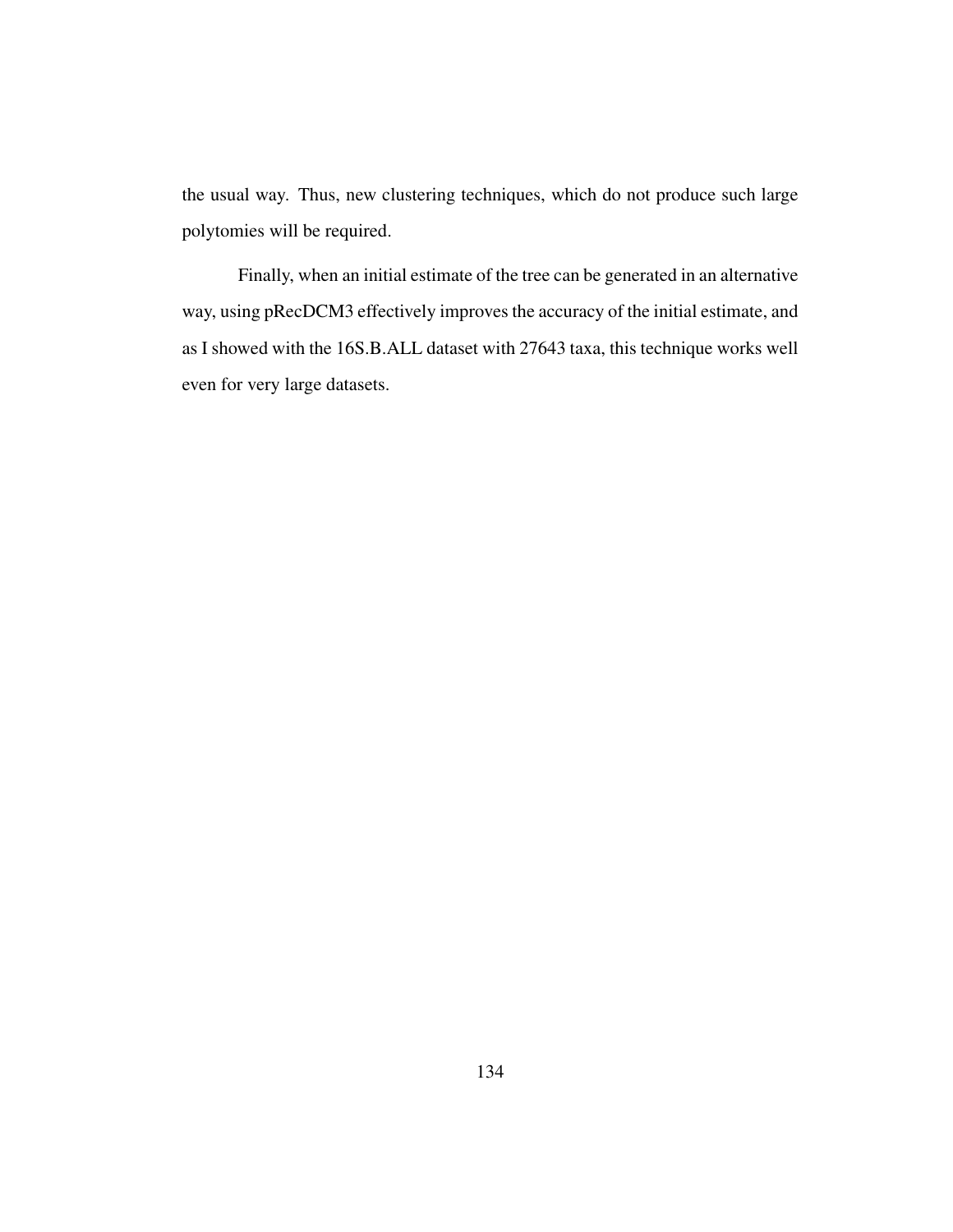the usual way. Thus, new clustering techniques, which do not produce such large polytomies will be required.

Finally, when an initial estimate of the tree can be generated in an alternative way, using pRecDCM3 effectively improves the accuracy of the initial estimate, and as I showed with the 16S.B.ALL dataset with 27643 taxa, this technique works well even for very large datasets.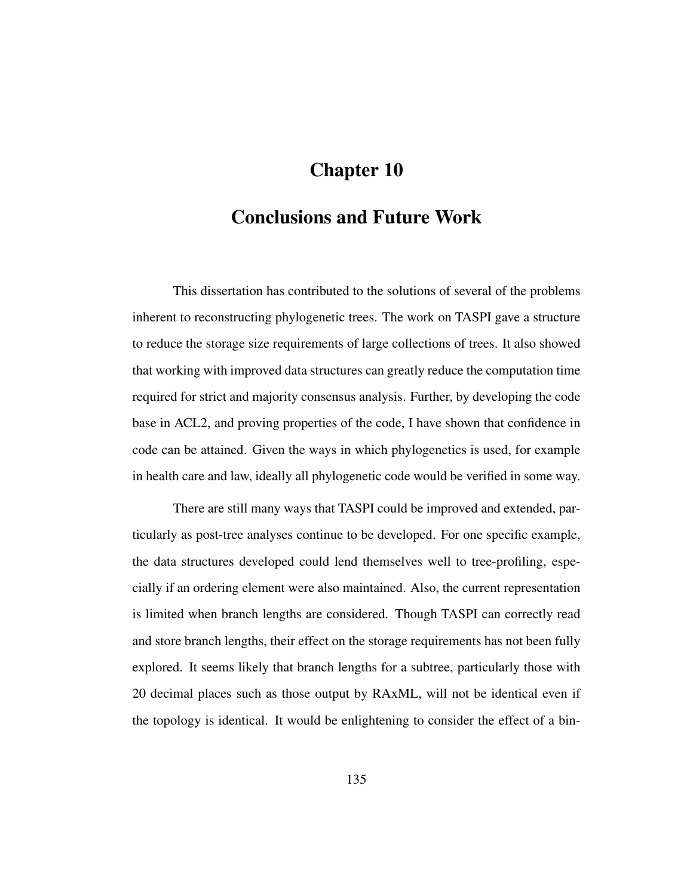# Chapter 10

# Conclusions and Future Work

This dissertation has contributed to the solutions of several of the problems inherent to reconstructing phylogenetic trees. The work on TASPI gave a structure to reduce the storage size requirements of large collections of trees. It also showed that working with improved data structures can greatly reduce the computation time required for strict and majority consensus analysis. Further, by developing the code base in ACL2, and proving properties of the code, I have shown that confidence in code can be attained. Given the ways in which phylogenetics is used, for example in health care and law, ideally all phylogenetic code would be verified in some way.

There are still many ways that TASPI could be improved and extended, particularly as post-tree analyses continue to be developed. For one specific example, the data structures developed could lend themselves well to tree-profiling, especially if an ordering element were also maintained. Also, the current representation is limited when branch lengths are considered. Though TASPI can correctly read and store branch lengths, their effect on the storage requirements has not been fully explored. It seems likely that branch lengths for a subtree, particularly those with 20 decimal places such as those output by RAxML, will not be identical even if the topology is identical. It would be enlightening to consider the effect of a bin-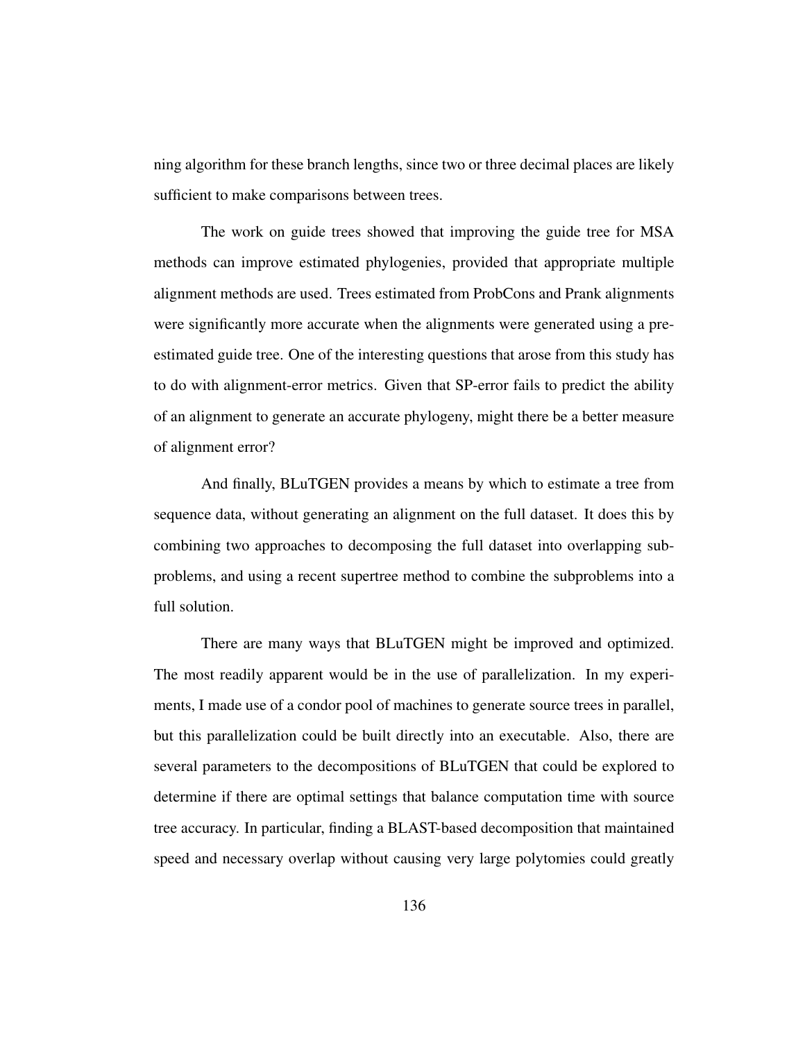ning algorithm for these branch lengths, since two or three decimal places are likely sufficient to make comparisons between trees.

The work on guide trees showed that improving the guide tree for MSA methods can improve estimated phylogenies, provided that appropriate multiple alignment methods are used. Trees estimated from ProbCons and Prank alignments were significantly more accurate when the alignments were generated using a pre-estimated guide tree. One of the interesting questions that arose from this study has to do with alignment-error metrics. Given that SP-error fails to predict the ability of an alignment to generate an accurate phylogeny, might there be a better measure of alignment error?

And finally, BLuTGEN provides a means by which to estimate a tree from sequence data, without generating an alignment on the full dataset. It does this by combining two approaches to decomposing the full dataset into overlapping subproblems, and using a recent supertree method to combine the subproblems into a full solution.

There are many ways that BLuTGEN might be improved and optimized. The most readily apparent would be in the use of parallelization. In my experiments, I made use of a condor pool of machines to generate source trees in parallel, but this parallelization could be built directly into an executable. Also, there are several parameters to the decompositions of BLuTGEN that could be explored to determine if there are optimal settings that balance computation time with source tree accuracy. In particular, finding a BLAST-based decomposition that maintained speed and necessary overlap without causing very large polytomies could greatly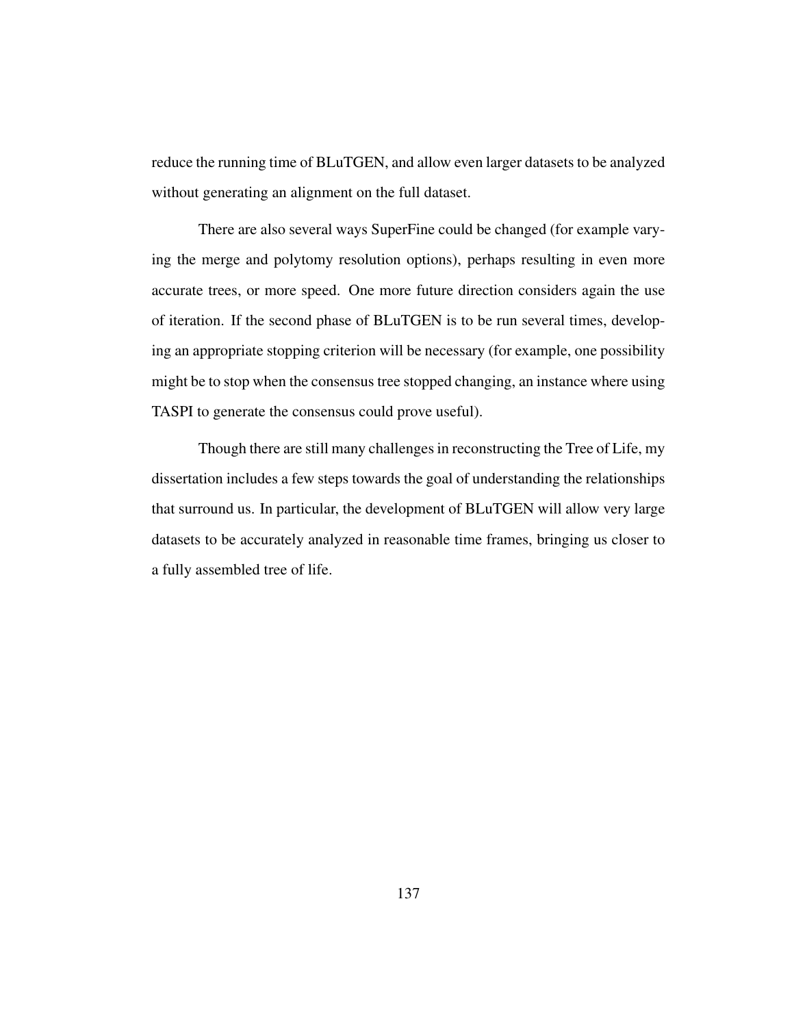reduce the running time of BLuTGEN, and allow even larger datasets to be analyzed without generating an alignment on the full dataset.

There are also several ways SuperFine could be changed (for example varying the merge and polytomy resolution options), perhaps resulting in even more accurate trees, or more speed. One more future direction considers again the use of iteration. If the second phase of BLuTGEN is to be run several times, developing an appropriate stopping criterion will be necessary (for example, one possibility might be to stop when the consensus tree stopped changing, an instance where using TASPI to generate the consensus could prove useful).

Though there are still many challenges in reconstructing the Tree of Life, my dissertation includes a few steps towards the goal of understanding the relationships that surround us. In particular, the development of BLuTGEN will allow very large datasets to be accurately analyzed in reasonable time frames, bringing us closer to a fully assembled tree of life.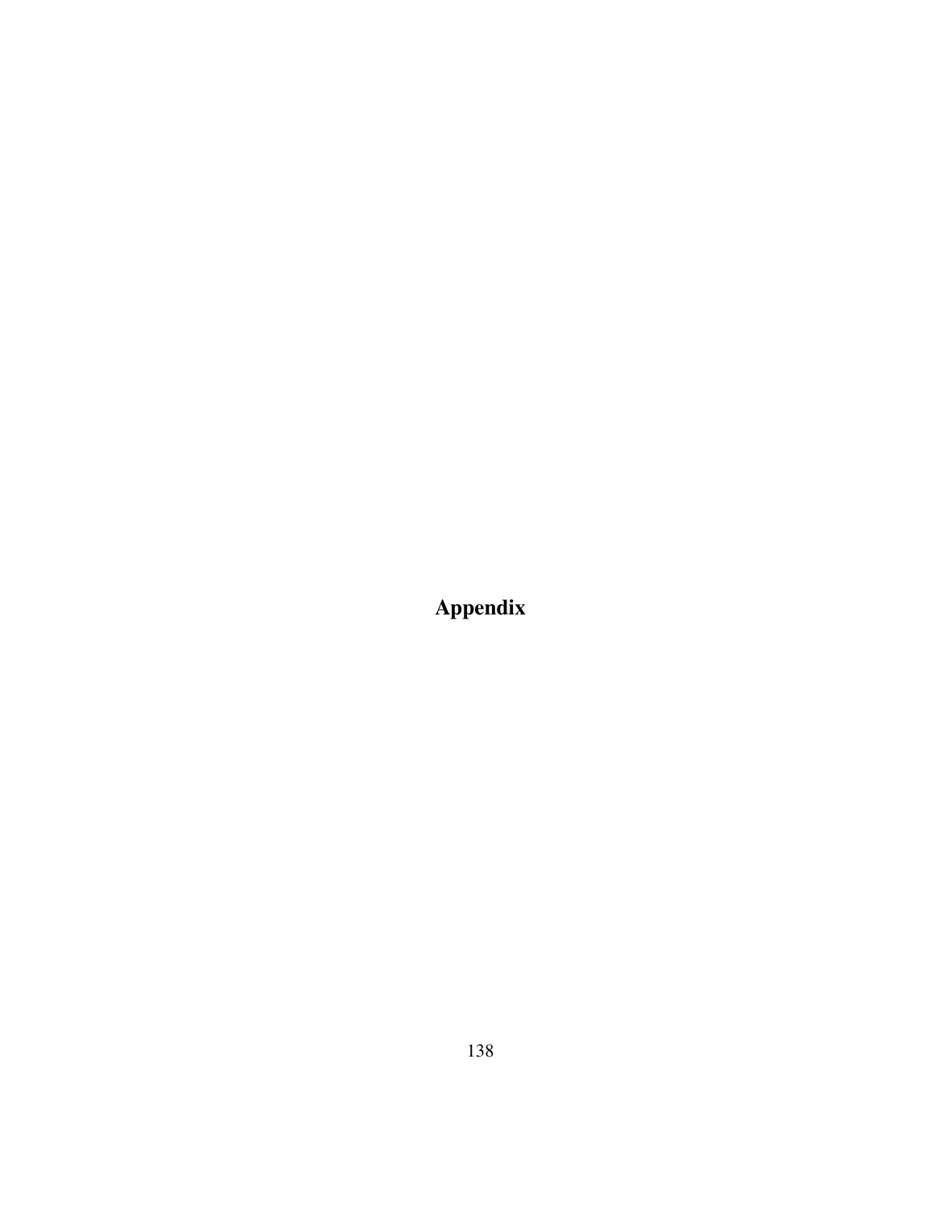# Appendix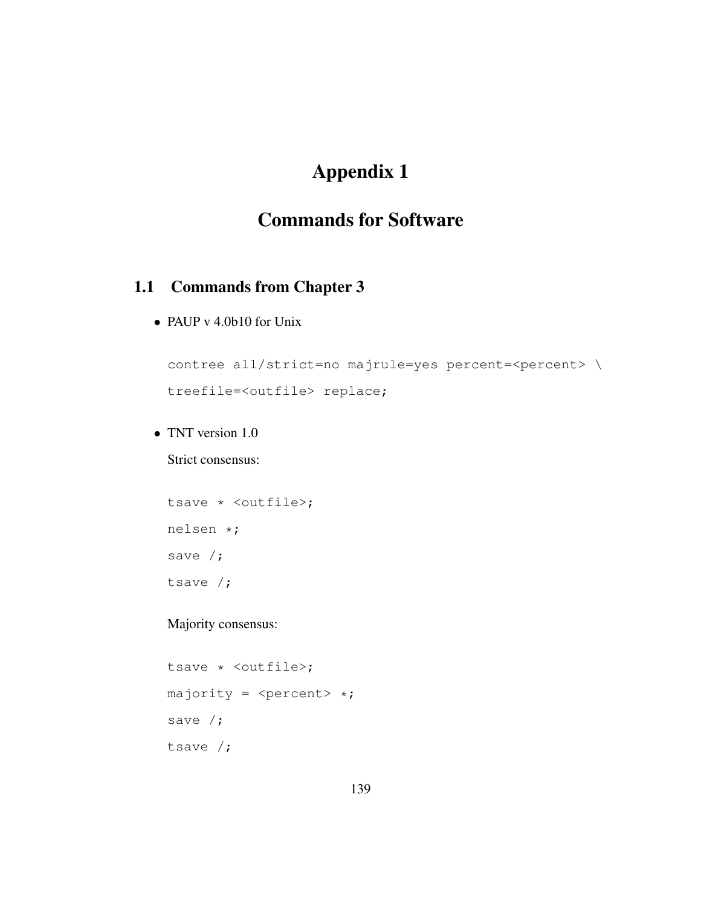# Appendix 1

# Commands for Software

## 1.1 Commands from Chapter 3

- PAUP v 4.0b10 for Unix

```
contree all/strict=no majrule=yes percent=<percent> \
treefile=<outfile> replace;
```

- TNT version 1.0

  Strict consensus:

```
tsave * <outfile>;
nelsen *;
save /;
tsave /;
```

  Majority consensus:

```
tsave * <outfile>;
majority = <percent> *;
save /;
tsave /;
```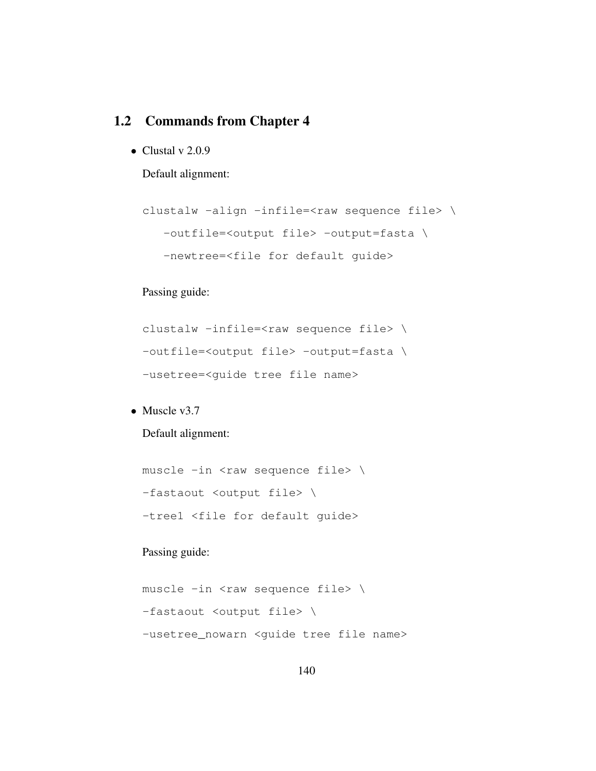## 1.2 Commands from Chapter 4

- Clustal v 2.0.9

  Default alignment:

  ```
  clustalw -align -infile=<raw sequence file> \
     -outfile=<output file> -output=fasta \
     -newtree=<file for default guide>
  ```

  Passing guide:

  ```
  clustalw -infile=<raw sequence file> \
  -outfile=<output file> -output=fasta \
  -usetree=<guide tree file name>
  ```

- Muscle v3.7

  Default alignment:

  ```
  muscle -in <raw sequence file> \
  -fastaout <output file> \
  -tree1 <file for default guide>
  ```

  Passing guide:

  ```
  muscle -in <raw sequence file> \
  -fastaout <output file> \
  -usetree_nowarn <guide tree file name>
  ```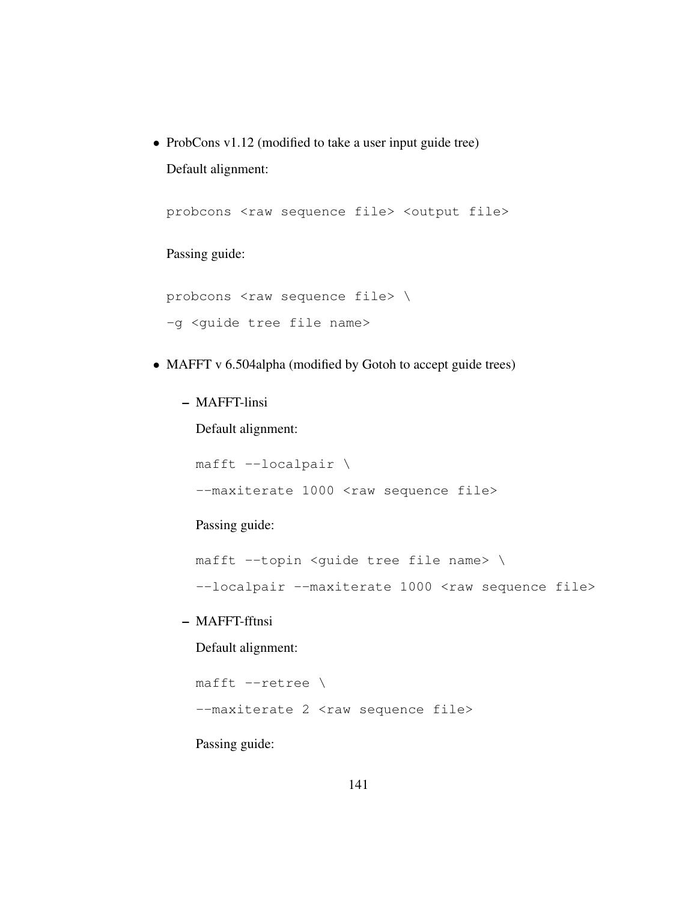- ProbCons v1.12 (modified to take a user input guide tree)

  Default alignment:

  ```
  probcons <raw sequence file> <output file>
  ```

  Passing guide:

  ```
  probcons <raw sequence file> \
  -g <guide tree file name>
  ```

- MAFFT v 6.504alpha (modified by Gotoh to accept guide trees)

  - MAFFT-linsi

    Default alignment:

    ```
    mafft --localpair \
    --maxiterate 1000 <raw sequence file>
    ```

    Passing guide:

    ```
    mafft --topin <guide tree file name> \
    --localpair --maxiterate 1000 <raw sequence file>
    ```

  - MAFFT-fftnsi

    Default alignment:

    ```
    mafft --retree \
    --maxiterate 2 <raw sequence file>
    ```

    Passing guide: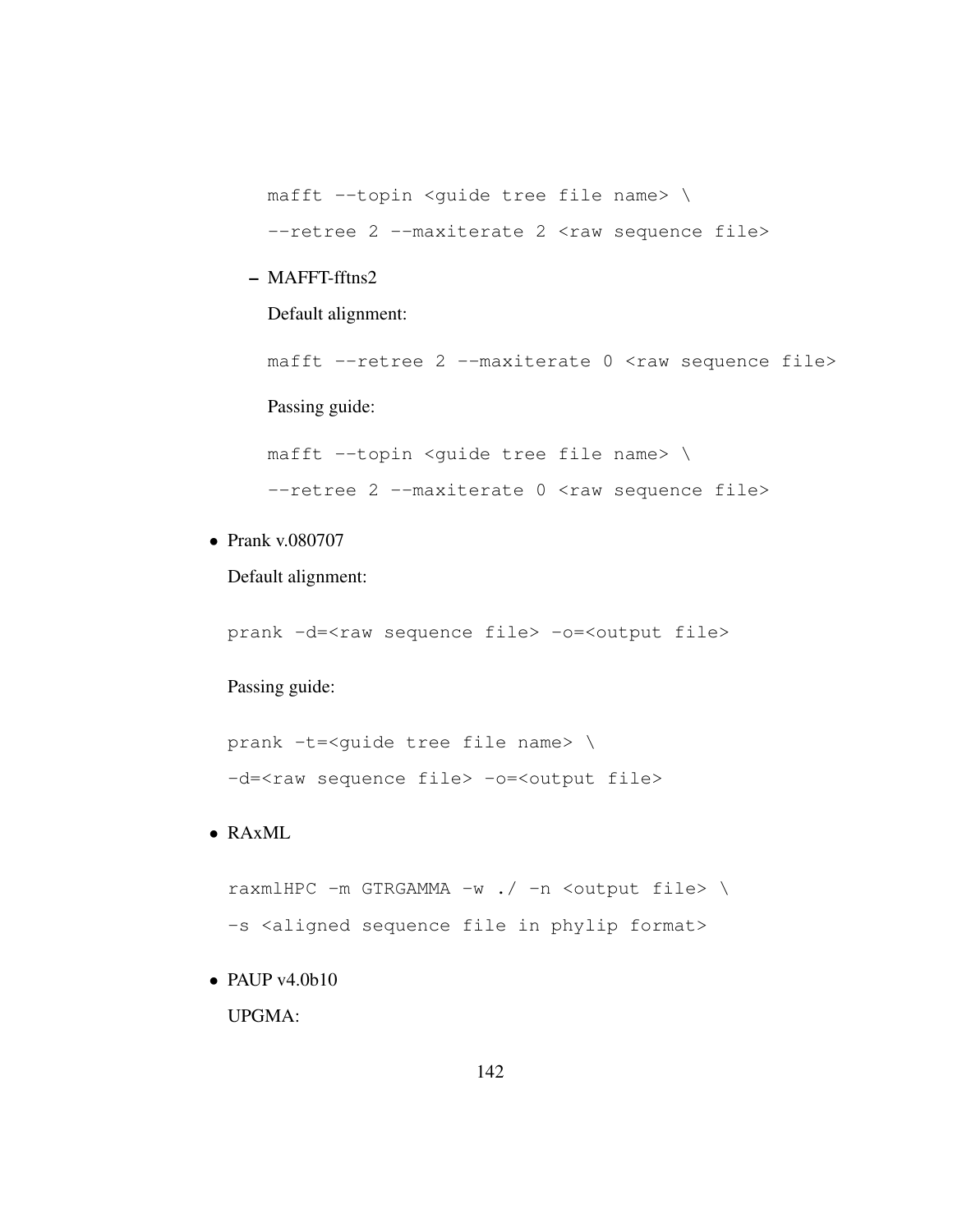```
mafft --topin <guide tree file name> \
--retree 2 --maxiterate 2 <raw sequence file>
```

  - MAFFT-fftns2

    Default alignment:

    ```
    mafft --retree 2 --maxiterate 0 <raw sequence file>
    ```

    Passing guide:

    ```
    mafft --topin <guide tree file name> \
    --retree 2 --maxiterate 0 <raw sequence file>
    ```

- Prank v.080707

  Default alignment:

  ```
  prank -d=<raw sequence file> -o=<output file>
  ```

  Passing guide:

  ```
  prank -t=<guide tree file name> \
  -d=<raw sequence file> -o=<output file>
  ```

- RAxML

  ```
  raxmlHPC -m GTRGAMMA -w ./ -n <output file> \
  -s <aligned sequence file in phylip format>
  ```

- PAUP v4.0b10

  UPGMA: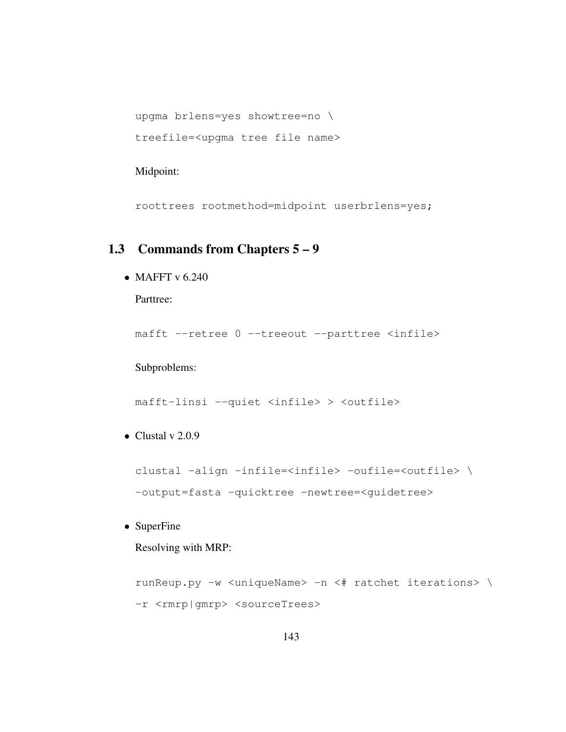```
upgma brlens=yes showtree=no \
treefile=<upgma tree file name>
```

Midpoint:

```
roottrees rootmethod=midpoint userbrlens=yes;
```

## 1.3 Commands from Chapters 5 – 9

- MAFFT v 6.240

  Parttree:

  ```
  mafft --retree 0 --treeout --parttree <infile>
  ```

  Subproblems:

  ```
  mafft-linsi --quiet <infile> > <outfile>
  ```

- Clustal v 2.0.9

  ```
  clustal -align -infile=<infile> -oufile=<outfile> \
  -output=fasta -quicktree -newtree=<guidetree>
  ```

- SuperFine

  Resolving with MRP:

  ```
  runReup.py -w <uniqueName> -n <# ratchet iterations> \
  -r <rmrp|gmrp> <sourceTrees>
  ```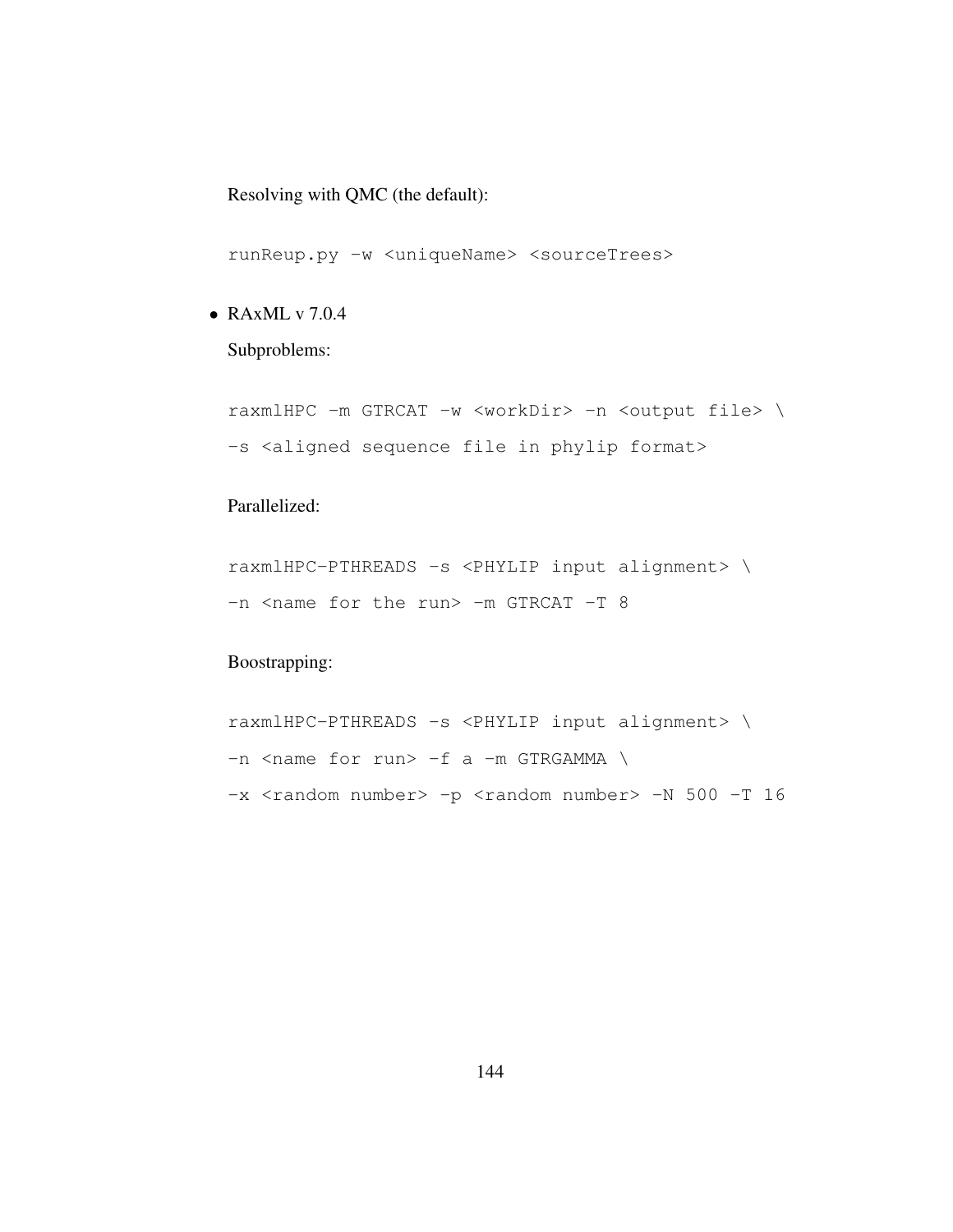Resolving with QMC (the default):

```
runReup.py -w <uniqueName> <sourceTrees>
```

- RAxML v 7.0.4

  Subproblems:

  ```
  raxmlHPC -m GTRCAT -w <workDir> -n <output file> \
  -s <aligned sequence file in phylip format>
  ```

  Parallelized:

  ```
  raxmlHPC-PTHREADS -s <PHYLIP input alignment> \
  -n <name for the run> -m GTRCAT -T 8
  ```

  Boostrapping:

  ```
  raxmlHPC-PTHREADS -s <PHYLIP input alignment> \
  -n <name for run> -f a -m GTRGAMMA \
  -x <random number> -p <random number> -N 500 -T 16
  ```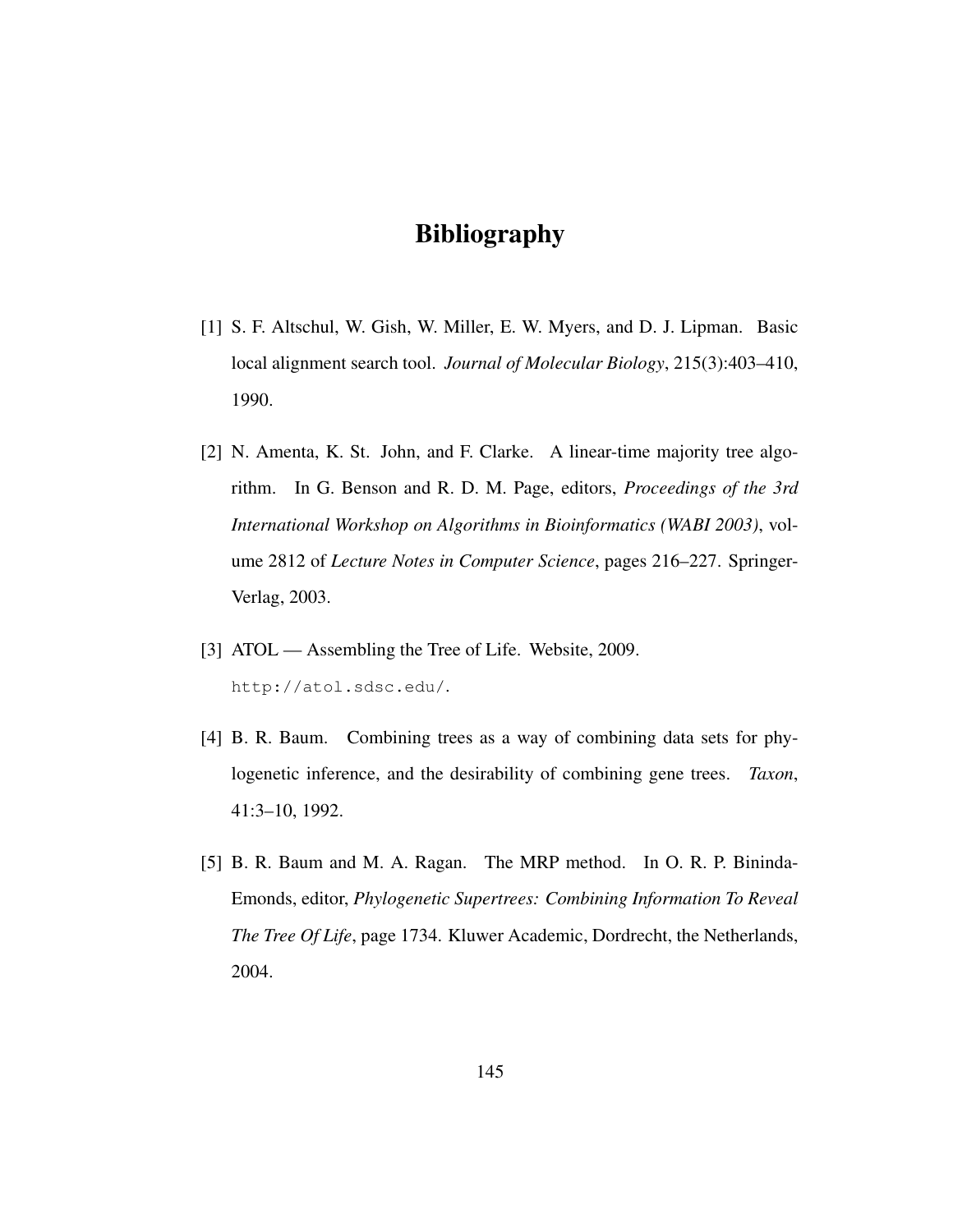# Bibliography

[1] S. F. Altschul, W. Gish, W. Miller, E. W. Myers, and D. J. Lipman. Basic local alignment search tool. *Journal of Molecular Biology*, 215(3):403–410, 1990.

[2] N. Amenta, K. St. John, and F. Clarke. A linear-time majority tree algorithm. In G. Benson and R. D. M. Page, editors, *Proceedings of the 3rd International Workshop on Algorithms in Bioinformatics (WABI 2003)*, volume 2812 of *Lecture Notes in Computer Science*, pages 216–227. Springer-Verlag, 2003.

[3] ATOL — Assembling the Tree of Life. Website, 2009. `http://atol.sdsc.edu/`.

[4] B. R. Baum. Combining trees as a way of combining data sets for phylogenetic inference, and the desirability of combining gene trees. *Taxon*, 41:3–10, 1992.

[5] B. R. Baum and M. A. Ragan. The MRP method. In O. R. P. Bininda-Emonds, editor, *Phylogenetic Supertrees: Combining Information To Reveal The Tree Of Life*, page 1734. Kluwer Academic, Dordrecht, the Netherlands, 2004.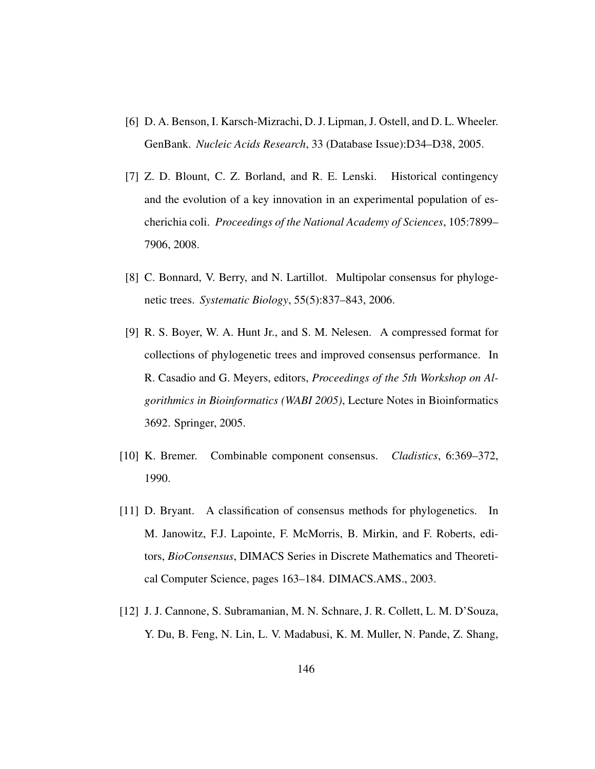[6] D. A. Benson, I. Karsch-Mizrachi, D. J. Lipman, J. Ostell, and D. L. Wheeler. GenBank. *Nucleic Acids Research*, 33 (Database Issue):D34–D38, 2005.

[7] Z. D. Blount, C. Z. Borland, and R. E. Lenski. Historical contingency and the evolution of a key innovation in an experimental population of escherichia coli. *Proceedings of the National Academy of Sciences*, 105:7899–7906, 2008.

[8] C. Bonnard, V. Berry, and N. Lartillot. Multipolar consensus for phylogenetic trees. *Systematic Biology*, 55(5):837–843, 2006.

[9] R. S. Boyer, W. A. Hunt Jr., and S. M. Nelesen. A compressed format for collections of phylogenetic trees and improved consensus performance. In R. Casadio and G. Meyers, editors, *Proceedings of the 5th Workshop on Algorithmics in Bioinformatics (WABI 2005)*, Lecture Notes in Bioinformatics 3692. Springer, 2005.

[10] K. Bremer. Combinable component consensus. *Cladistics*, 6:369–372, 1990.

[11] D. Bryant. A classification of consensus methods for phylogenetics. In M. Janowitz, F.J. Lapointe, F. McMorris, B. Mirkin, and F. Roberts, editors, *BioConsensus*, DIMACS Series in Discrete Mathematics and Theoretical Computer Science, pages 163–184. DIMACS.AMS., 2003.

[12] J. J. Cannone, S. Subramanian, M. N. Schnare, J. R. Collett, L. M. D'Souza, Y. Du, B. Feng, N. Lin, L. V. Madabusi, K. M. Muller, N. Pande, Z. Shang,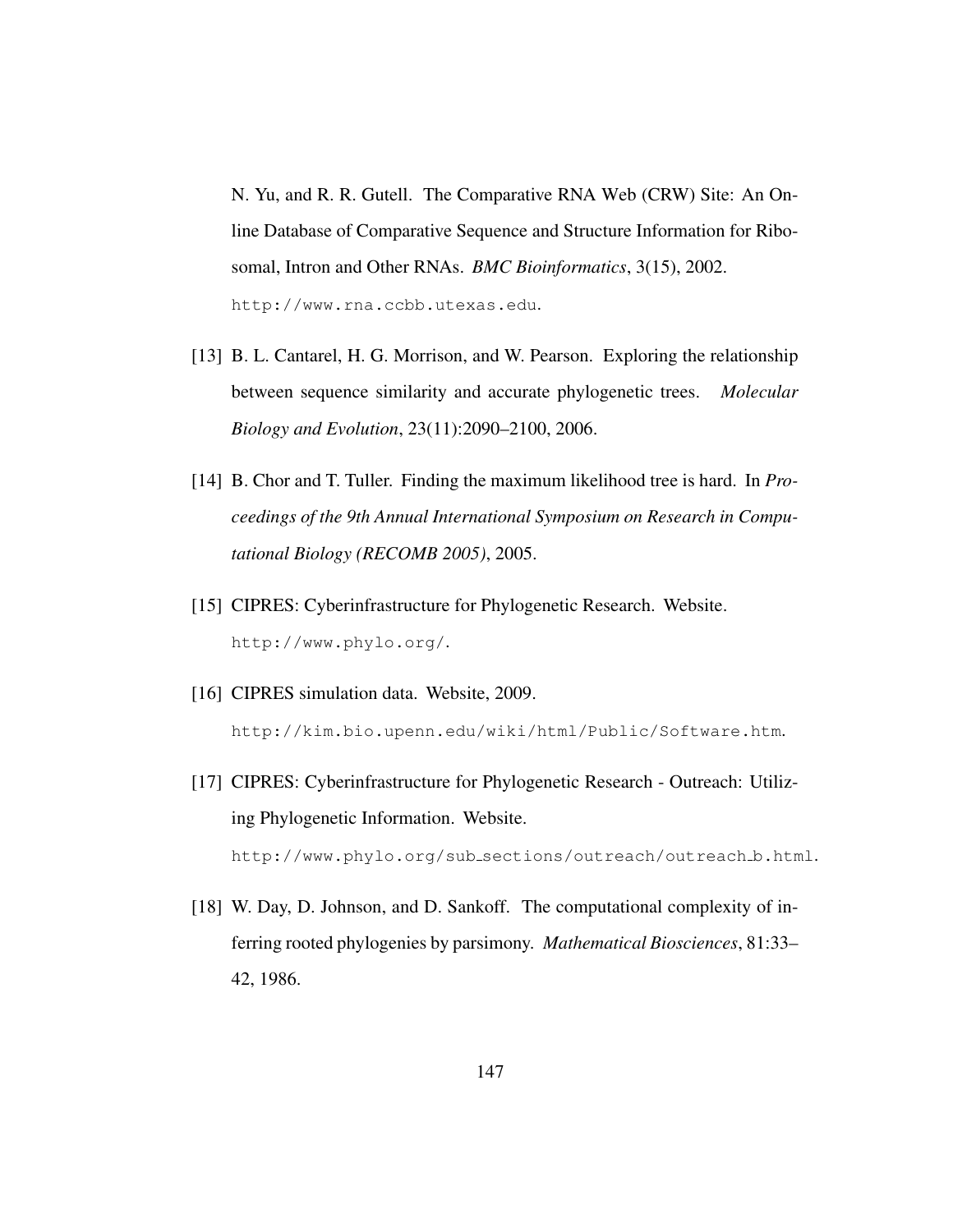N. Yu, and R. R. Gutell. The Comparative RNA Web (CRW) Site: An Online Database of Comparative Sequence and Structure Information for Ribosomal, Intron and Other RNAs. *BMC Bioinformatics*, 3(15), 2002. `http://www.rna.ccbb.utexas.edu`.

[13] B. L. Cantarel, H. G. Morrison, and W. Pearson. Exploring the relationship between sequence similarity and accurate phylogenetic trees. *Molecular Biology and Evolution*, 23(11):2090–2100, 2006.

[14] B. Chor and T. Tuller. Finding the maximum likelihood tree is hard. In *Proceedings of the 9th Annual International Symposium on Research in Computational Biology (RECOMB 2005)*, 2005.

[15] CIPRES: Cyberinfrastructure for Phylogenetic Research. Website. `http://www.phylo.org/`.

[16] CIPRES simulation data. Website, 2009. `http://kim.bio.upenn.edu/wiki/html/Public/Software.htm`.

[17] CIPRES: Cyberinfrastructure for Phylogenetic Research - Outreach: Utilizing Phylogenetic Information. Website. `http://www.phylo.org/sub_sections/outreach/outreach_b.html`.

[18] W. Day, D. Johnson, and D. Sankoff. The computational complexity of inferring rooted phylogenies by parsimony. *Mathematical Biosciences*, 81:33–42, 1986.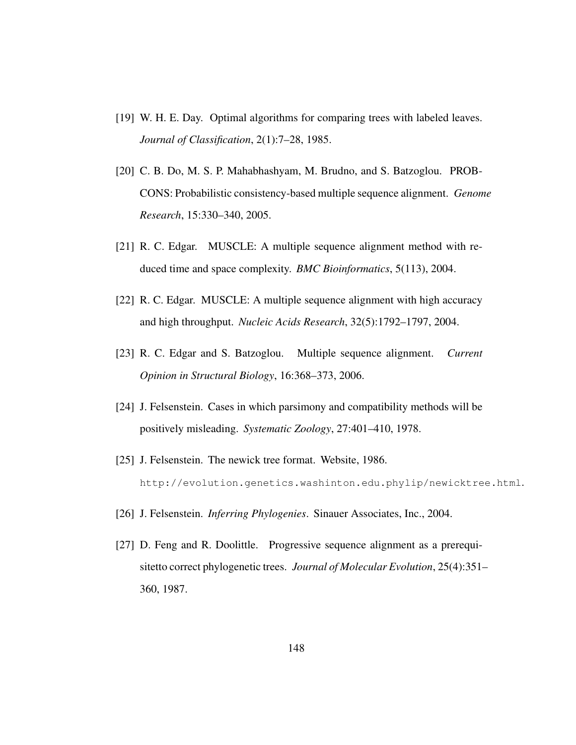[19] W. H. E. Day. Optimal algorithms for comparing trees with labeled leaves. *Journal of Classification*, 2(1):7–28, 1985.

[20] C. B. Do, M. S. P. Mahabhashyam, M. Brudno, and S. Batzoglou. PROBCONS: Probabilistic consistency-based multiple sequence alignment. *Genome Research*, 15:330–340, 2005.

[21] R. C. Edgar. MUSCLE: A multiple sequence alignment method with reduced time and space complexity. *BMC Bioinformatics*, 5(113), 2004.

[22] R. C. Edgar. MUSCLE: A multiple sequence alignment with high accuracy and high throughput. *Nucleic Acids Research*, 32(5):1792–1797, 2004.

[23] R. C. Edgar and S. Batzoglou. Multiple sequence alignment. *Current Opinion in Structural Biology*, 16:368–373, 2006.

[24] J. Felsenstein. Cases in which parsimony and compatibility methods will be positively misleading. *Systematic Zoology*, 27:401–410, 1978.

[25] J. Felsenstein. The newick tree format. Website, 1986. `http://evolution.genetics.washinton.edu.phylip/newicktree.html`.

[26] J. Felsenstein. *Inferring Phylogenies*. Sinauer Associates, Inc., 2004.

[27] D. Feng and R. Doolittle. Progressive sequence alignment as a prerequisitetto correct phylogenetic trees. *Journal of Molecular Evolution*, 25(4):351–360, 1987.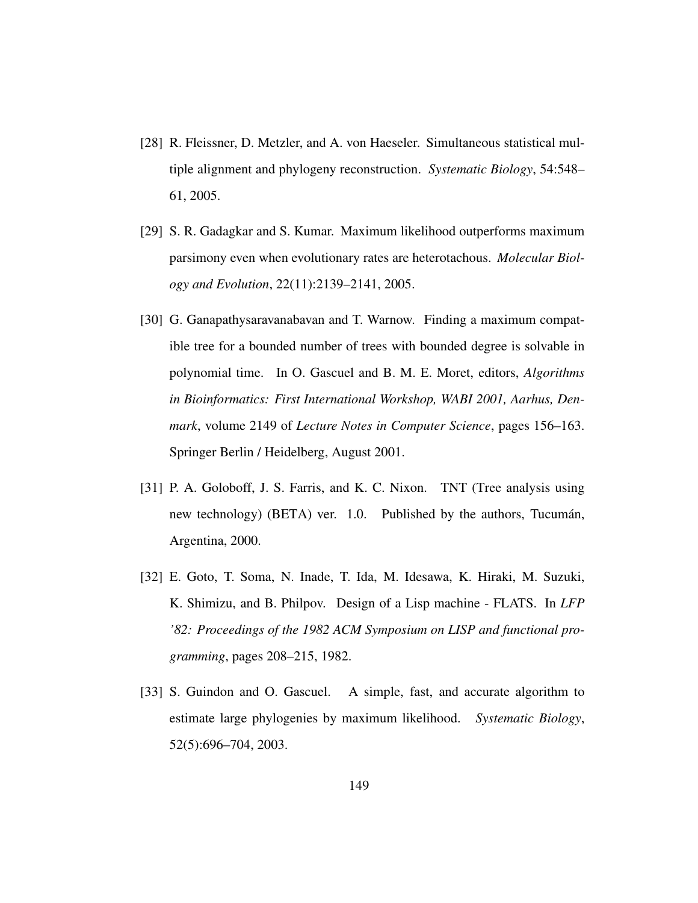[28] R. Fleissner, D. Metzler, and A. von Haeseler. Simultaneous statistical multiple alignment and phylogeny reconstruction. *Systematic Biology*, 54:548–61, 2005.

[29] S. R. Gadagkar and S. Kumar. Maximum likelihood outperforms maximum parsimony even when evolutionary rates are heterotachous. *Molecular Biology and Evolution*, 22(11):2139–2141, 2005.

[30] G. Ganapathysaravanabavan and T. Warnow. Finding a maximum compatible tree for a bounded number of trees with bounded degree is solvable in polynomial time. In O. Gascuel and B. M. E. Moret, editors, *Algorithms in Bioinformatics: First International Workshop, WABI 2001, Aarhus, Denmark*, volume 2149 of *Lecture Notes in Computer Science*, pages 156–163. Springer Berlin / Heidelberg, August 2001.

[31] P. A. Goloboff, J. S. Farris, and K. C. Nixon. TNT (Tree analysis using new technology) (BETA) ver. 1.0. Published by the authors, Tucumán, Argentina, 2000.

[32] E. Goto, T. Soma, N. Inade, T. Ida, M. Idesawa, K. Hiraki, M. Suzuki, K. Shimizu, and B. Philpov. Design of a Lisp machine - FLATS. In *LFP '82: Proceedings of the 1982 ACM Symposium on LISP and functional programming*, pages 208–215, 1982.

[33] S. Guindon and O. Gascuel. A simple, fast, and accurate algorithm to estimate large phylogenies by maximum likelihood. *Systematic Biology*, 52(5):696–704, 2003.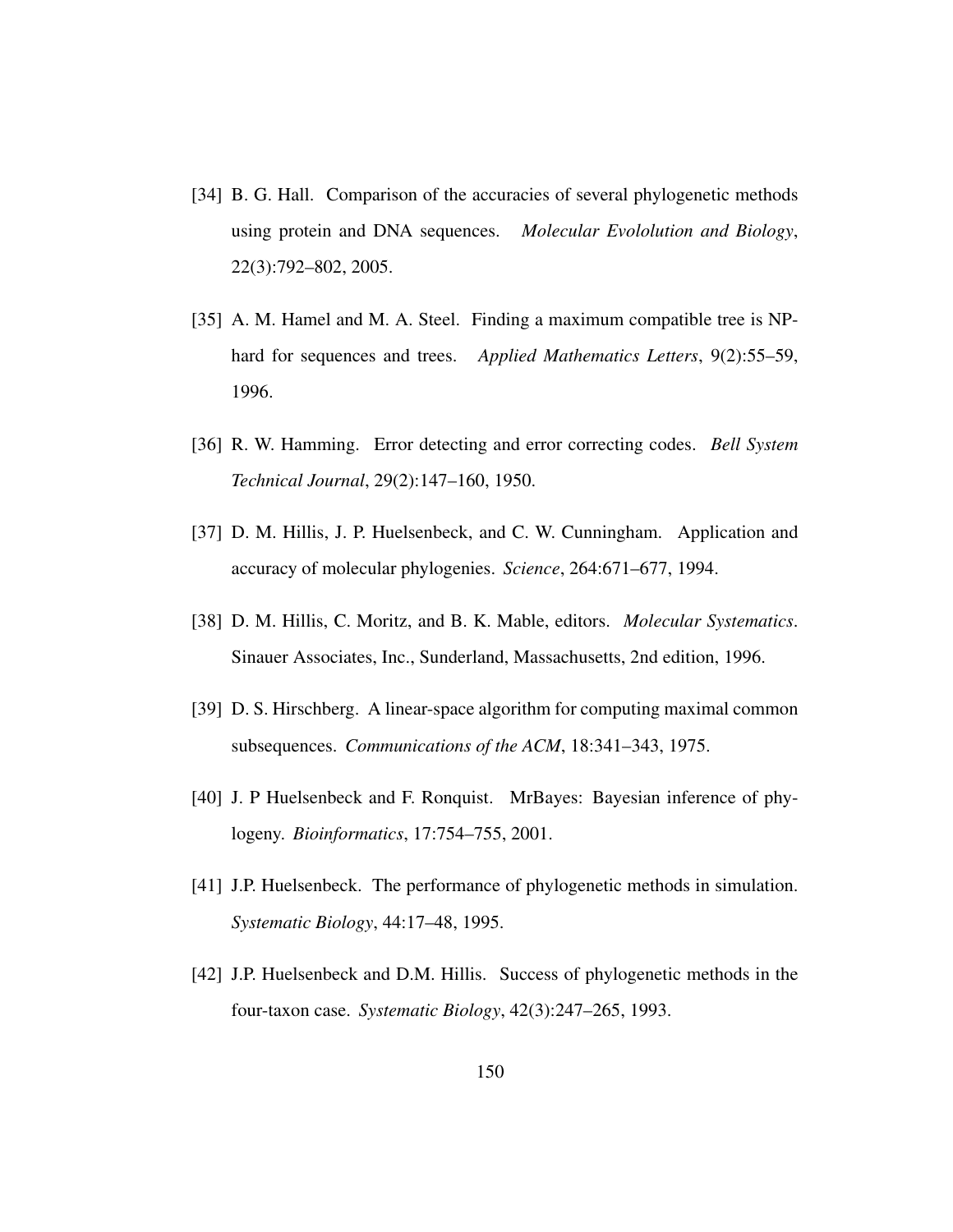[34] B. G. Hall. Comparison of the accuracies of several phylogenetic methods using protein and DNA sequences. *Molecular Evololution and Biology*, 22(3):792–802, 2005.

[35] A. M. Hamel and M. A. Steel. Finding a maximum compatible tree is NP-hard for sequences and trees. *Applied Mathematics Letters*, 9(2):55–59, 1996.

[36] R. W. Hamming. Error detecting and error correcting codes. *Bell System Technical Journal*, 29(2):147–160, 1950.

[37] D. M. Hillis, J. P. Huelsenbeck, and C. W. Cunningham. Application and accuracy of molecular phylogenies. *Science*, 264:671–677, 1994.

[38] D. M. Hillis, C. Moritz, and B. K. Mable, editors. *Molecular Systematics*. Sinauer Associates, Inc., Sunderland, Massachusetts, 2nd edition, 1996.

[39] D. S. Hirschberg. A linear-space algorithm for computing maximal common subsequences. *Communications of the ACM*, 18:341–343, 1975.

[40] J. P Huelsenbeck and F. Ronquist. MrBayes: Bayesian inference of phylogeny. *Bioinformatics*, 17:754–755, 2001.

[41] J.P. Huelsenbeck. The performance of phylogenetic methods in simulation. *Systematic Biology*, 44:17–48, 1995.

[42] J.P. Huelsenbeck and D.M. Hillis. Success of phylogenetic methods in the four-taxon case. *Systematic Biology*, 42(3):247–265, 1993.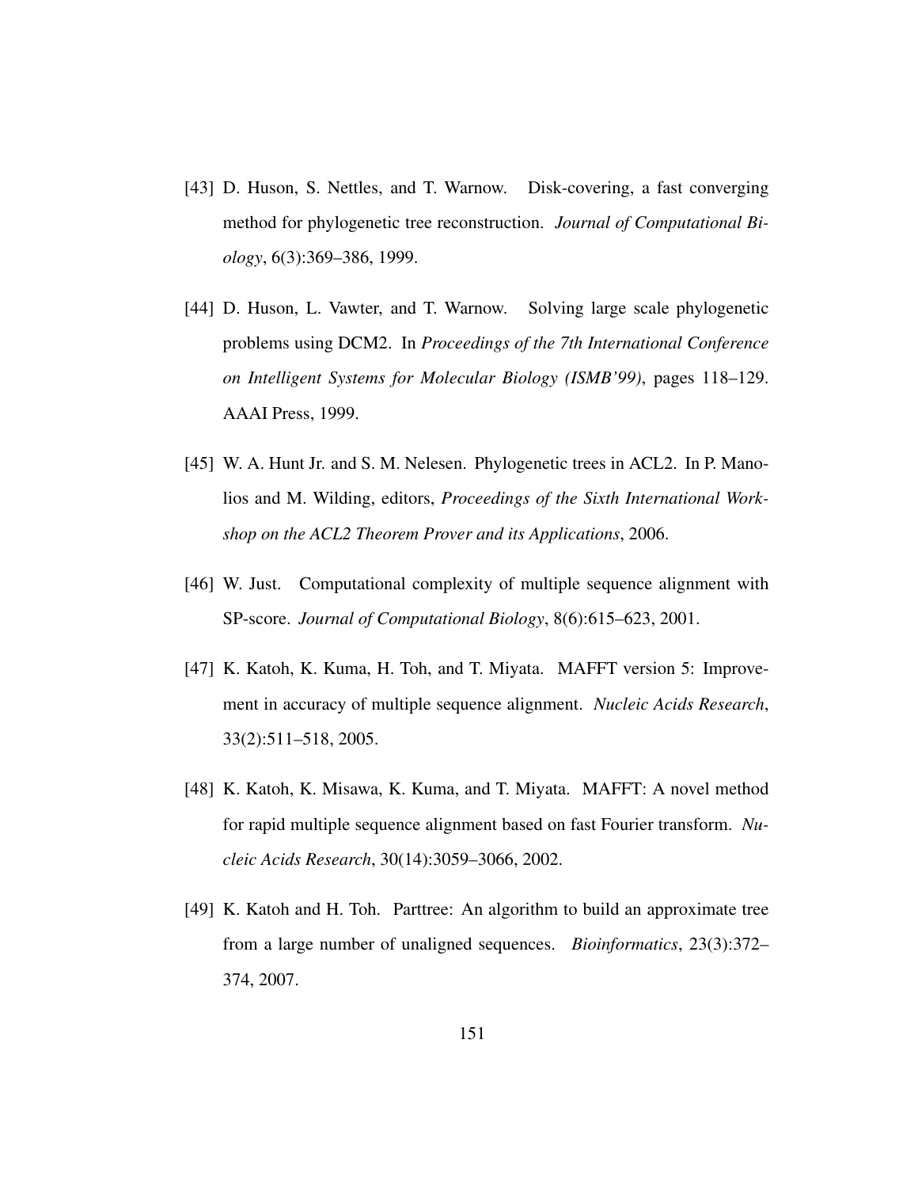[43] D. Huson, S. Nettles, and T. Warnow. Disk-covering, a fast converging method for phylogenetic tree reconstruction. *Journal of Computational Biology*, 6(3):369–386, 1999.

[44] D. Huson, L. Vawter, and T. Warnow. Solving large scale phylogenetic problems using DCM2. In *Proceedings of the 7th International Conference on Intelligent Systems for Molecular Biology (ISMB'99)*, pages 118–129. AAAI Press, 1999.

[45] W. A. Hunt Jr. and S. M. Nelesen. Phylogenetic trees in ACL2. In P. Manolios and M. Wilding, editors, *Proceedings of the Sixth International Workshop on the ACL2 Theorem Prover and its Applications*, 2006.

[46] W. Just. Computational complexity of multiple sequence alignment with SP-score. *Journal of Computational Biology*, 8(6):615–623, 2001.

[47] K. Katoh, K. Kuma, H. Toh, and T. Miyata. MAFFT version 5: Improvement in accuracy of multiple sequence alignment. *Nucleic Acids Research*, 33(2):511–518, 2005.

[48] K. Katoh, K. Misawa, K. Kuma, and T. Miyata. MAFFT: A novel method for rapid multiple sequence alignment based on fast Fourier transform. *Nucleic Acids Research*, 30(14):3059–3066, 2002.

[49] K. Katoh and H. Toh. Parttree: An algorithm to build an approximate tree from a large number of unaligned sequences. *Bioinformatics*, 23(3):372–374, 2007.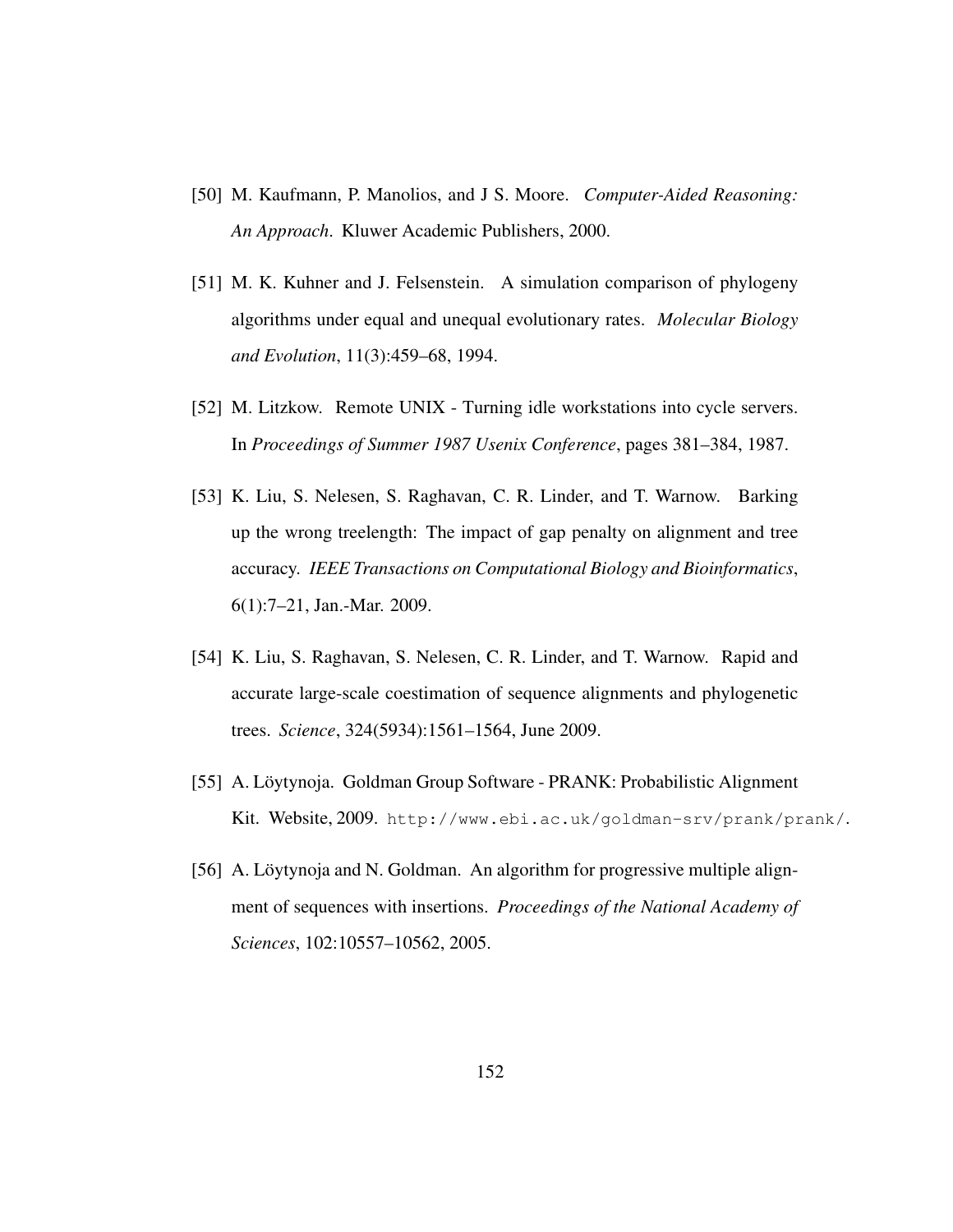[50] M. Kaufmann, P. Manolios, and J S. Moore. *Computer-Aided Reasoning: An Approach*. Kluwer Academic Publishers, 2000.

[51] M. K. Kuhner and J. Felsenstein. A simulation comparison of phylogeny algorithms under equal and unequal evolutionary rates. *Molecular Biology and Evolution*, 11(3):459–68, 1994.

[52] M. Litzkow. Remote UNIX - Turning idle workstations into cycle servers. In *Proceedings of Summer 1987 Usenix Conference*, pages 381–384, 1987.

[53] K. Liu, S. Nelesen, S. Raghavan, C. R. Linder, and T. Warnow. Barking up the wrong treelength: The impact of gap penalty on alignment and tree accuracy. *IEEE Transactions on Computational Biology and Bioinformatics*, 6(1):7–21, Jan.-Mar. 2009.

[54] K. Liu, S. Raghavan, S. Nelesen, C. R. Linder, and T. Warnow. Rapid and accurate large-scale coestimation of sequence alignments and phylogenetic trees. *Science*, 324(5934):1561–1564, June 2009.

[55] A. Löytynoja. Goldman Group Software - PRANK: Probabilistic Alignment Kit. Website, 2009. `http://www.ebi.ac.uk/goldman-srv/prank/prank/`.

[56] A. Löytynoja and N. Goldman. An algorithm for progressive multiple alignment of sequences with insertions. *Proceedings of the National Academy of Sciences*, 102:10557–10562, 2005.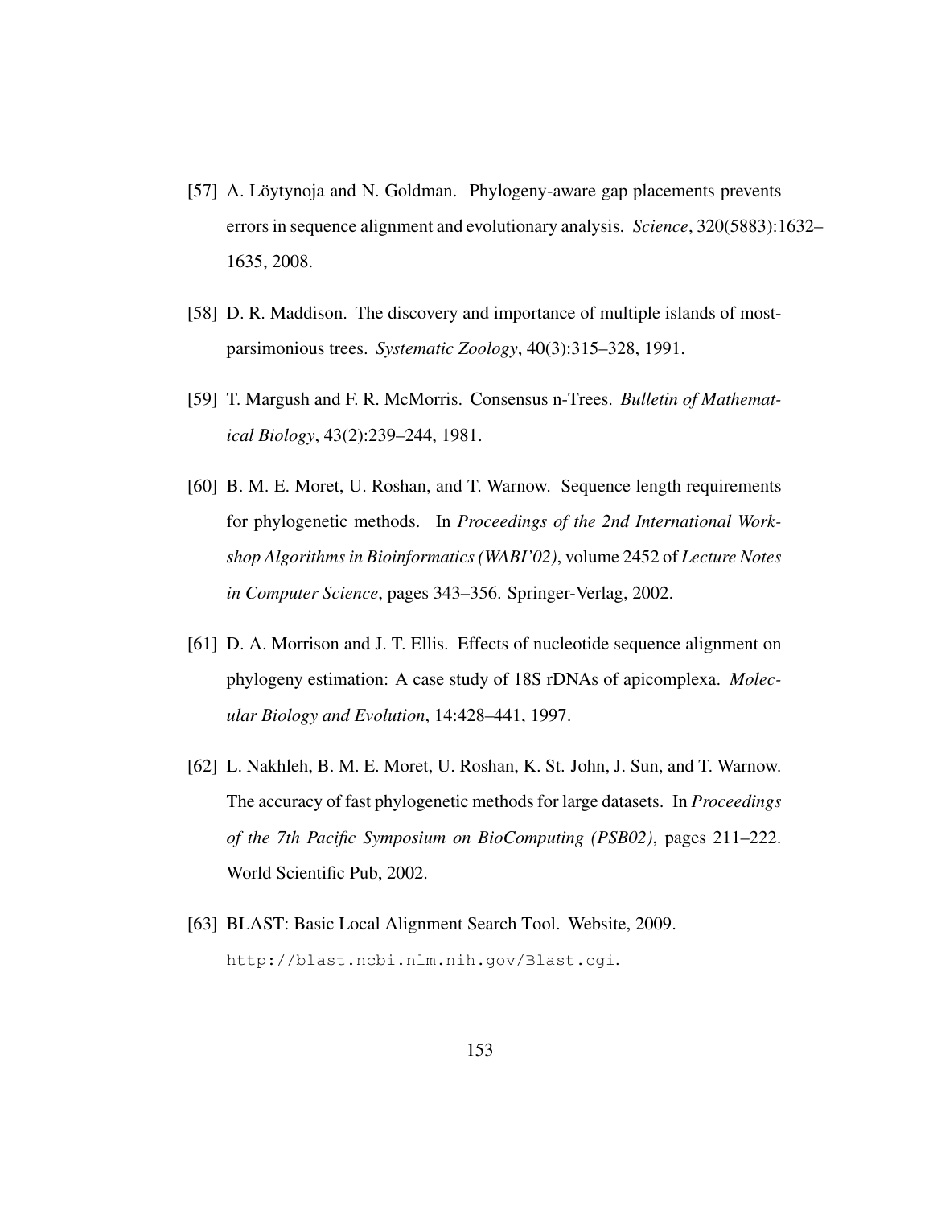[57] A. Löytynoja and N. Goldman. Phylogeny-aware gap placements prevents errors in sequence alignment and evolutionary analysis. *Science*, 320(5883):1632–1635, 2008.

[58] D. R. Maddison. The discovery and importance of multiple islands of most-parsimonious trees. *Systematic Zoology*, 40(3):315–328, 1991.

[59] T. Margush and F. R. McMorris. Consensus n-Trees. *Bulletin of Mathematical Biology*, 43(2):239–244, 1981.

[60] B. M. E. Moret, U. Roshan, and T. Warnow. Sequence length requirements for phylogenetic methods. In *Proceedings of the 2nd International Workshop Algorithms in Bioinformatics (WABI'02)*, volume 2452 of *Lecture Notes in Computer Science*, pages 343–356. Springer-Verlag, 2002.

[61] D. A. Morrison and J. T. Ellis. Effects of nucleotide sequence alignment on phylogeny estimation: A case study of 18S rDNAs of apicomplexa. *Molecular Biology and Evolution*, 14:428–441, 1997.

[62] L. Nakhleh, B. M. E. Moret, U. Roshan, K. St. John, J. Sun, and T. Warnow. The accuracy of fast phylogenetic methods for large datasets. In *Proceedings of the 7th Pacific Symposium on BioComputing (PSB02)*, pages 211–222. World Scientific Pub, 2002.

[63] BLAST: Basic Local Alignment Search Tool. Website, 2009. `http://blast.ncbi.nlm.nih.gov/Blast.cgi`.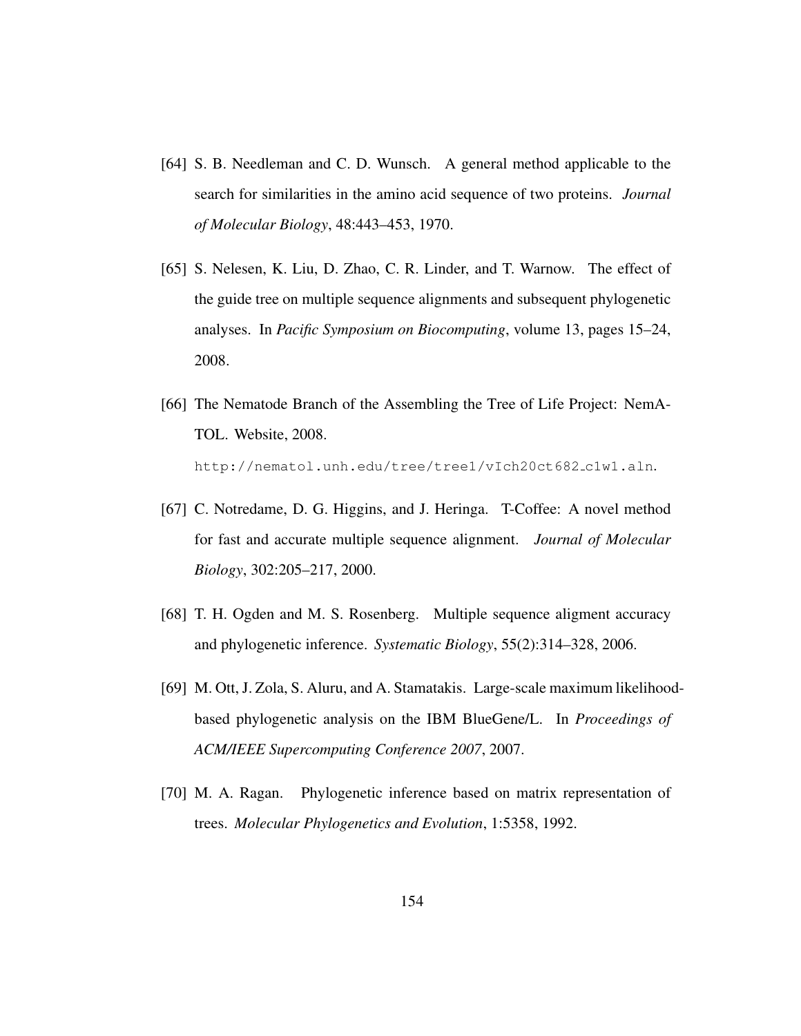[64] S. B. Needleman and C. D. Wunsch. A general method applicable to the search for similarities in the amino acid sequence of two proteins. *Journal of Molecular Biology*, 48:443–453, 1970.

[65] S. Nelesen, K. Liu, D. Zhao, C. R. Linder, and T. Warnow. The effect of the guide tree on multiple sequence alignments and subsequent phylogenetic analyses. In *Pacific Symposium on Biocomputing*, volume 13, pages 15–24, 2008.

[66] The Nematode Branch of the Assembling the Tree of Life Project: NemATOL. Website, 2008. `http://nematol.unh.edu/tree/tree1/vIch20ct682_c1w1.aln`.

[67] C. Notredame, D. G. Higgins, and J. Heringa. T-Coffee: A novel method for fast and accurate multiple sequence alignment. *Journal of Molecular Biology*, 302:205–217, 2000.

[68] T. H. Ogden and M. S. Rosenberg. Multiple sequence aligment accuracy and phylogenetic inference. *Systematic Biology*, 55(2):314–328, 2006.

[69] M. Ott, J. Zola, S. Aluru, and A. Stamatakis. Large-scale maximum likelihood-based phylogenetic analysis on the IBM BlueGene/L. In *Proceedings of ACM/IEEE Supercomputing Conference 2007*, 2007.

[70] M. A. Ragan. Phylogenetic inference based on matrix representation of trees. *Molecular Phylogenetics and Evolution*, 1:5358, 1992.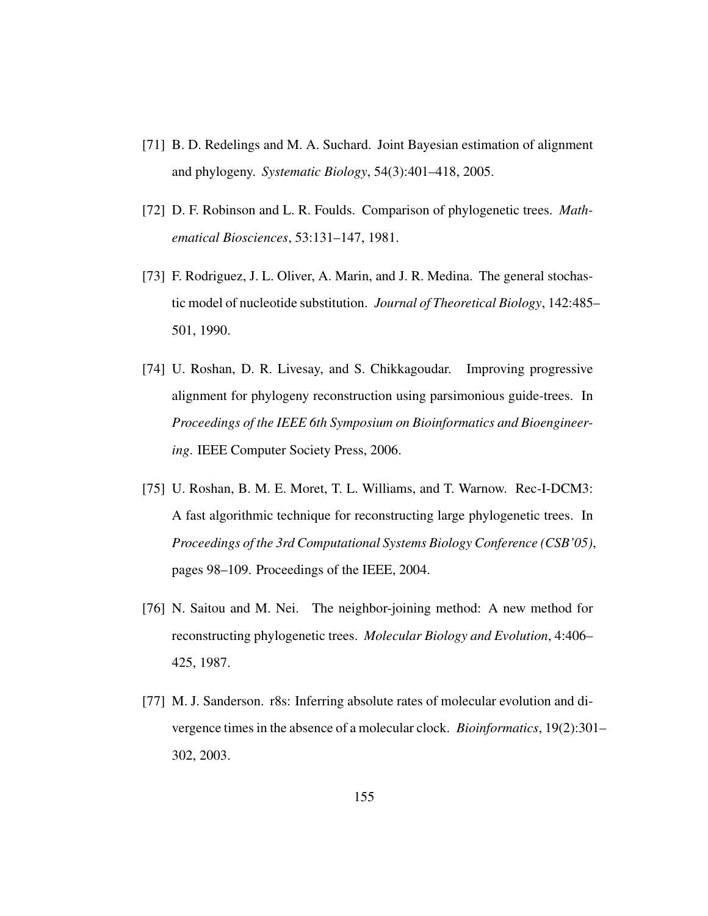[71] B. D. Redelings and M. A. Suchard. Joint Bayesian estimation of alignment and phylogeny. *Systematic Biology*, 54(3):401–418, 2005.

[72] D. F. Robinson and L. R. Foulds. Comparison of phylogenetic trees. *Mathematical Biosciences*, 53:131–147, 1981.

[73] F. Rodriguez, J. L. Oliver, A. Marin, and J. R. Medina. The general stochastic model of nucleotide substitution. *Journal of Theoretical Biology*, 142:485–501, 1990.

[74] U. Roshan, D. R. Livesay, and S. Chikkagoudar. Improving progressive alignment for phylogeny reconstruction using parsimonious guide-trees. In *Proceedings of the IEEE 6th Symposium on Bioinformatics and Bioengineering*. IEEE Computer Society Press, 2006.

[75] U. Roshan, B. M. E. Moret, T. L. Williams, and T. Warnow. Rec-I-DCM3: A fast algorithmic technique for reconstructing large phylogenetic trees. In *Proceedings of the 3rd Computational Systems Biology Conference (CSB'05)*, pages 98–109. Proceedings of the IEEE, 2004.

[76] N. Saitou and M. Nei. The neighbor-joining method: A new method for reconstructing phylogenetic trees. *Molecular Biology and Evolution*, 4:406–425, 1987.

[77] M. J. Sanderson. r8s: Inferring absolute rates of molecular evolution and divergence times in the absence of a molecular clock. *Bioinformatics*, 19(2):301–302, 2003.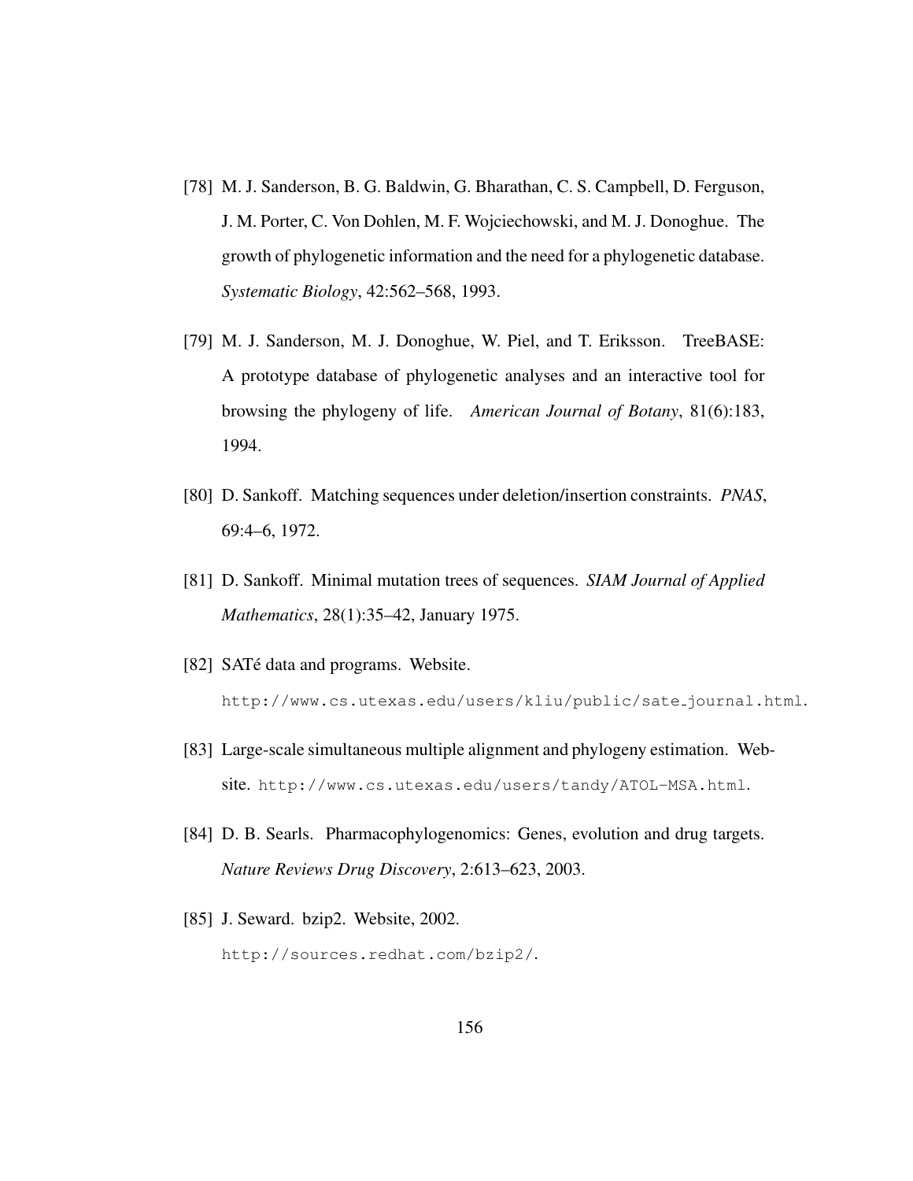[78] M. J. Sanderson, B. G. Baldwin, G. Bharathan, C. S. Campbell, D. Ferguson, J. M. Porter, C. Von Dohlen, M. F. Wojciechowski, and M. J. Donoghue. The growth of phylogenetic information and the need for a phylogenetic database. *Systematic Biology*, 42:562–568, 1993.

[79] M. J. Sanderson, M. J. Donoghue, W. Piel, and T. Eriksson. TreeBASE: A prototype database of phylogenetic analyses and an interactive tool for browsing the phylogeny of life. *American Journal of Botany*, 81(6):183, 1994.

[80] D. Sankoff. Matching sequences under deletion/insertion constraints. *PNAS*, 69:4–6, 1972.

[81] D. Sankoff. Minimal mutation trees of sequences. *SIAM Journal of Applied Mathematics*, 28(1):35–42, January 1975.

[82] SATé data and programs. Website. `http://www.cs.utexas.edu/users/kliu/public/sate_journal.html`.

[83] Large-scale simultaneous multiple alignment and phylogeny estimation. Website. `http://www.cs.utexas.edu/users/tandy/ATOL-MSA.html`.

[84] D. B. Searls. Pharmacophylogenomics: Genes, evolution and drug targets. *Nature Reviews Drug Discovery*, 2:613–623, 2003.

[85] J. Seward. bzip2. Website, 2002. `http://sources.redhat.com/bzip2/`.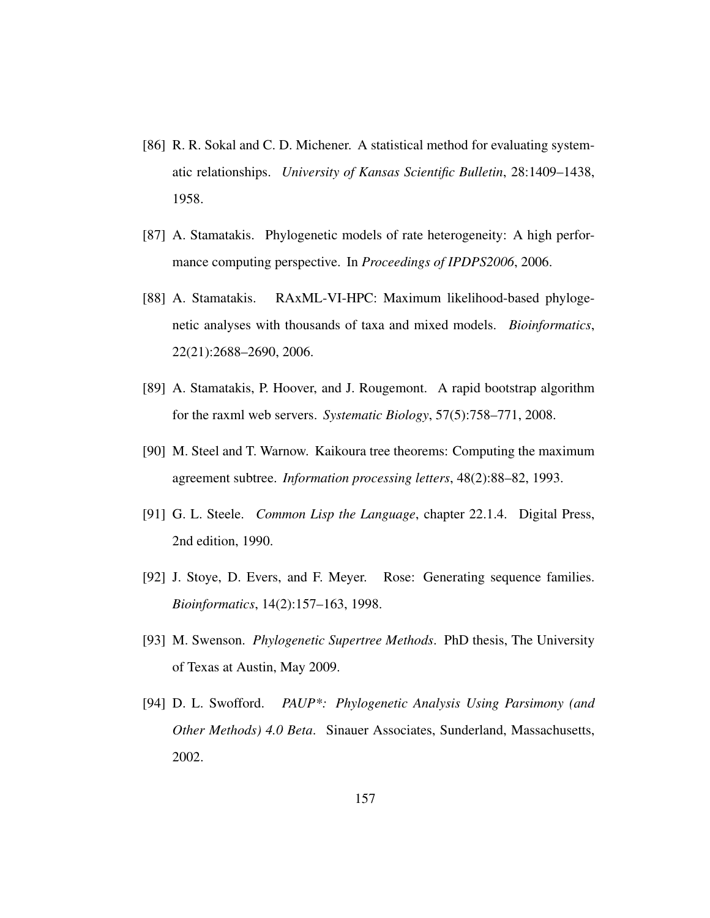[86] R. R. Sokal and C. D. Michener. A statistical method for evaluating systematic relationships. *University of Kansas Scientific Bulletin*, 28:1409–1438, 1958.

[87] A. Stamatakis. Phylogenetic models of rate heterogeneity: A high performance computing perspective. In *Proceedings of IPDPS2006*, 2006.

[88] A. Stamatakis. RAxML-VI-HPC: Maximum likelihood-based phylogenetic analyses with thousands of taxa and mixed models. *Bioinformatics*, 22(21):2688–2690, 2006.

[89] A. Stamatakis, P. Hoover, and J. Rougemont. A rapid bootstrap algorithm for the raxml web servers. *Systematic Biology*, 57(5):758–771, 2008.

[90] M. Steel and T. Warnow. Kaikoura tree theorems: Computing the maximum agreement subtree. *Information processing letters*, 48(2):88–82, 1993.

[91] G. L. Steele. *Common Lisp the Language*, chapter 22.1.4. Digital Press, 2nd edition, 1990.

[92] J. Stoye, D. Evers, and F. Meyer. Rose: Generating sequence families. *Bioinformatics*, 14(2):157–163, 1998.

[93] M. Swenson. *Phylogenetic Supertree Methods*. PhD thesis, The University of Texas at Austin, May 2009.

[94] D. L. Swofford. *PAUP*: Phylogenetic Analysis Using Parsimony (and Other Methods) 4.0 Beta*. Sinauer Associates, Sunderland, Massachusetts, 2002.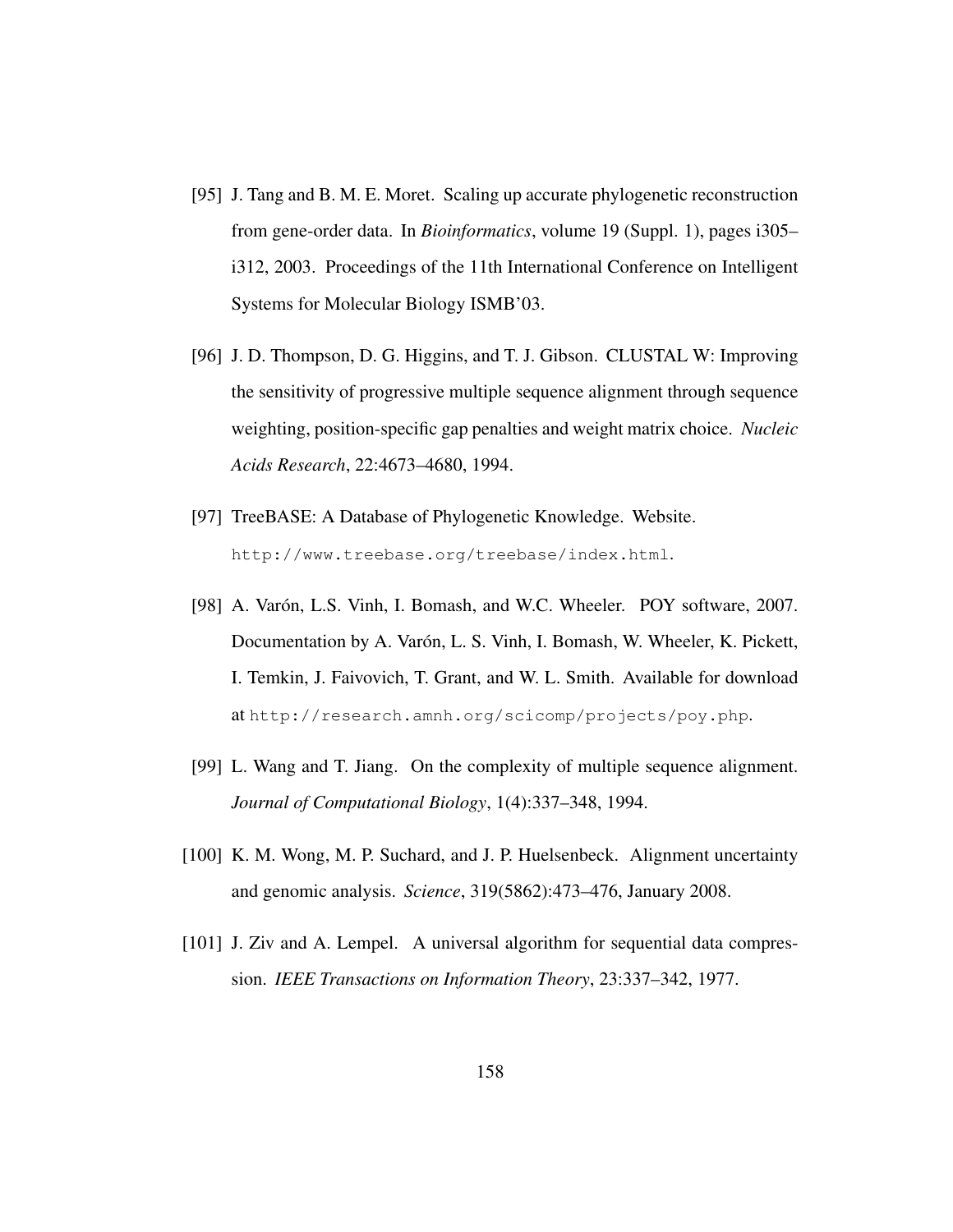[95] J. Tang and B. M. E. Moret. Scaling up accurate phylogenetic reconstruction from gene-order data. In *Bioinformatics*, volume 19 (Suppl. 1), pages i305–i312, 2003. Proceedings of the 11th International Conference on Intelligent Systems for Molecular Biology ISMB'03.

[96] J. D. Thompson, D. G. Higgins, and T. J. Gibson. CLUSTAL W: Improving the sensitivity of progressive multiple sequence alignment through sequence weighting, position-specific gap penalties and weight matrix choice. *Nucleic Acids Research*, 22:4673–4680, 1994.

[97] TreeBASE: A Database of Phylogenetic Knowledge. Website. `http://www.treebase.org/treebase/index.html`.

[98] A. Varón, L.S. Vinh, I. Bomash, and W.C. Wheeler. POY software, 2007. Documentation by A. Varón, L. S. Vinh, I. Bomash, W. Wheeler, K. Pickett, I. Temkin, J. Faivovich, T. Grant, and W. L. Smith. Available for download at `http://research.amnh.org/scicomp/projects/poy.php`.

[99] L. Wang and T. Jiang. On the complexity of multiple sequence alignment. *Journal of Computational Biology*, 1(4):337–348, 1994.

[100] K. M. Wong, M. P. Suchard, and J. P. Huelsenbeck. Alignment uncertainty and genomic analysis. *Science*, 319(5862):473–476, January 2008.

[101] J. Ziv and A. Lempel. A universal algorithm for sequential data compression. *IEEE Transactions on Information Theory*, 23:337–342, 1977.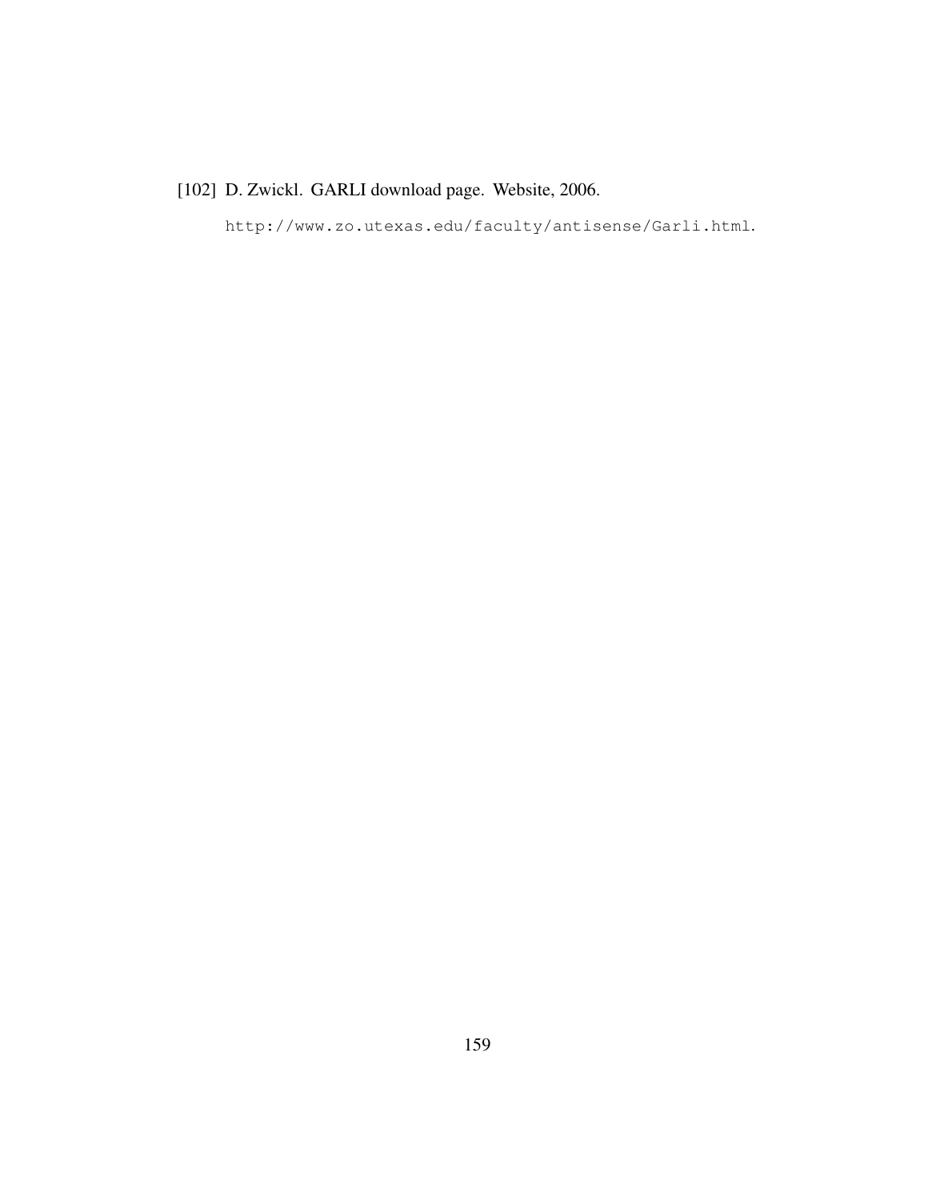[102] D. Zwickl. GARLI download page. Website, 2006.

`http://www.zo.utexas.edu/faculty/antisense/Garli.html`.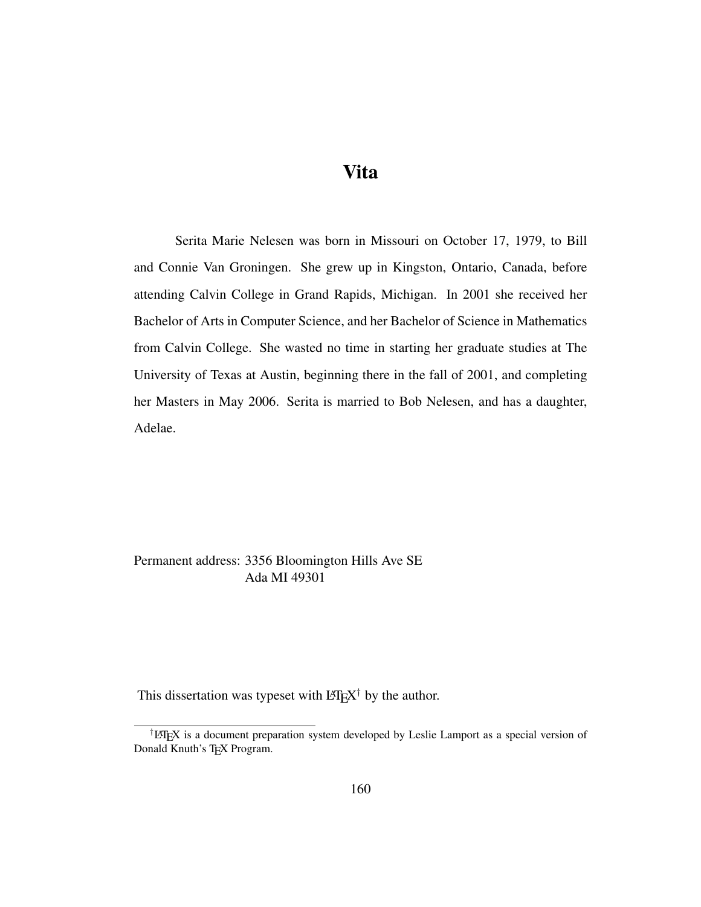# Vita

Serita Marie Nelesen was born in Missouri on October 17, 1979, to Bill and Connie Van Groningen. She grew up in Kingston, Ontario, Canada, before attending Calvin College in Grand Rapids, Michigan. In 2001 she received her Bachelor of Arts in Computer Science, and her Bachelor of Science in Mathematics from Calvin College. She wasted no time in starting her graduate studies at The University of Texas at Austin, beginning there in the fall of 2001, and completing her Masters in May 2006. Serita is married to Bob Nelesen, and has a daughter, Adelae.

Permanent address: 3356 Bloomington Hills Ave SE
Ada MI 49301

This dissertation was typeset with LaTeX[†] by the author.

[†] LaTeX is a document preparation system developed by Leslie Lamport as a special version of Donald Knuth's TeX Program.